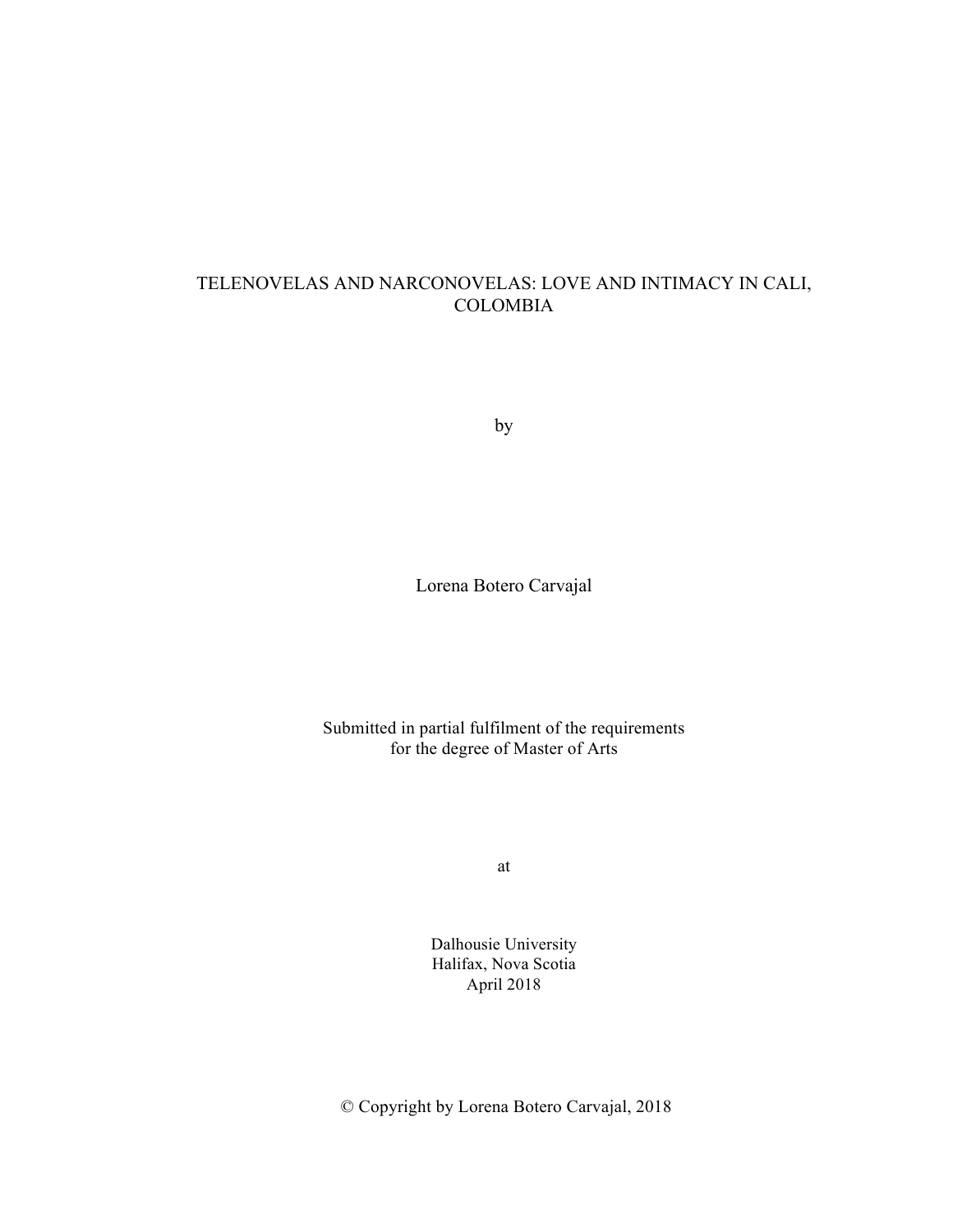# TELENOVELAS AND NARCONOVELAS: LOVE AND INTIMACY IN CALI, COLOMBIA

by

Lorena Botero Carvajal

Submitted in partial fulfilment of the requirements
for the degree of Master of Arts

at

Dalhousie University
Halifax, Nova Scotia
April 2018

© Copyright by Lorena Botero Carvajal, 2018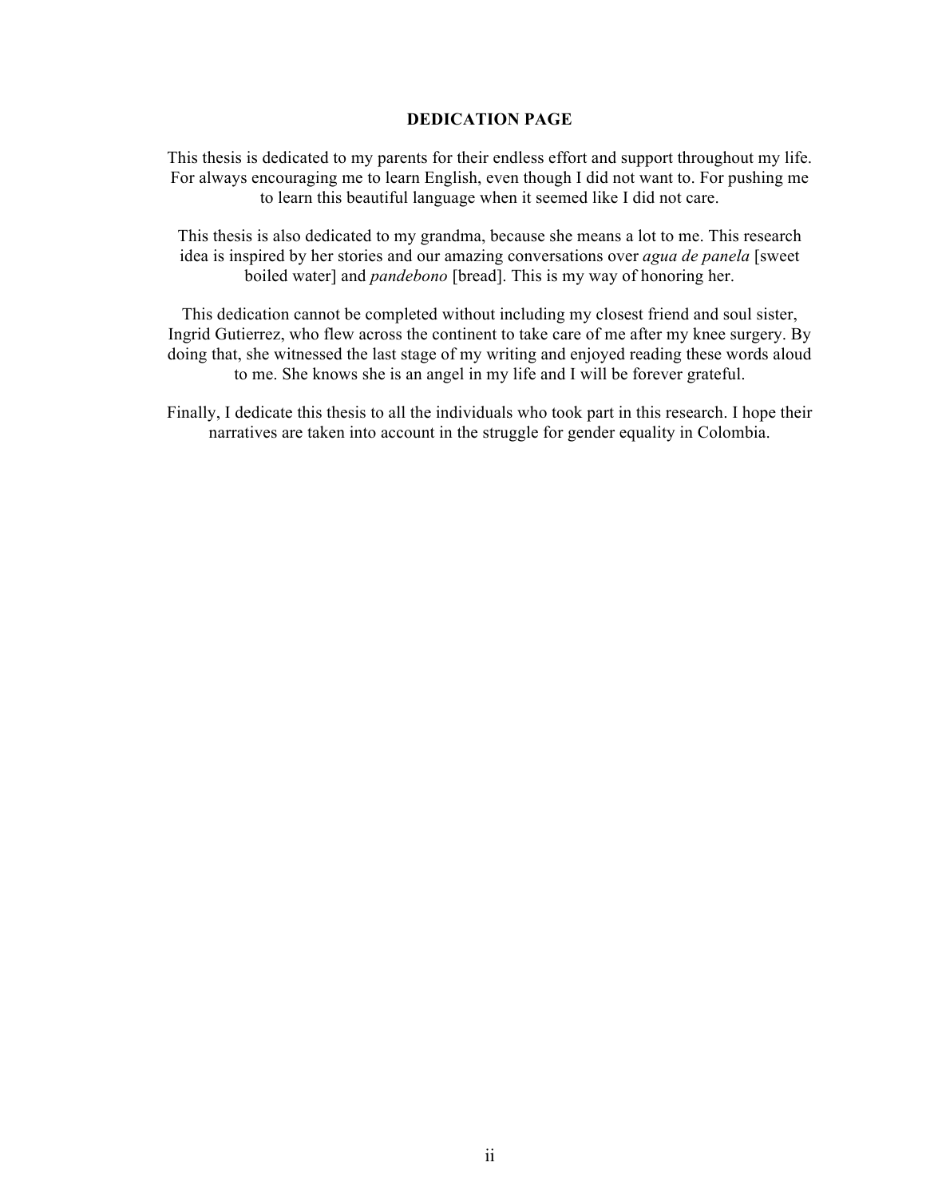# DEDICATION PAGE

This thesis is dedicated to my parents for their endless effort and support throughout my life. For always encouraging me to learn English, even though I did not want to. For pushing me to learn this beautiful language when it seemed like I did not care.

This thesis is also dedicated to my grandma, because she means a lot to me. This research idea is inspired by her stories and our amazing conversations over *agua de panela* [sweet boiled water] and *pandebono* [bread]. This is my way of honoring her.

This dedication cannot be completed without including my closest friend and soul sister, Ingrid Gutierrez, who flew across the continent to take care of me after my knee surgery. By doing that, she witnessed the last stage of my writing and enjoyed reading these words aloud to me. She knows she is an angel in my life and I will be forever grateful.

Finally, I dedicate this thesis to all the individuals who took part in this research. I hope their narratives are taken into account in the struggle for gender equality in Colombia.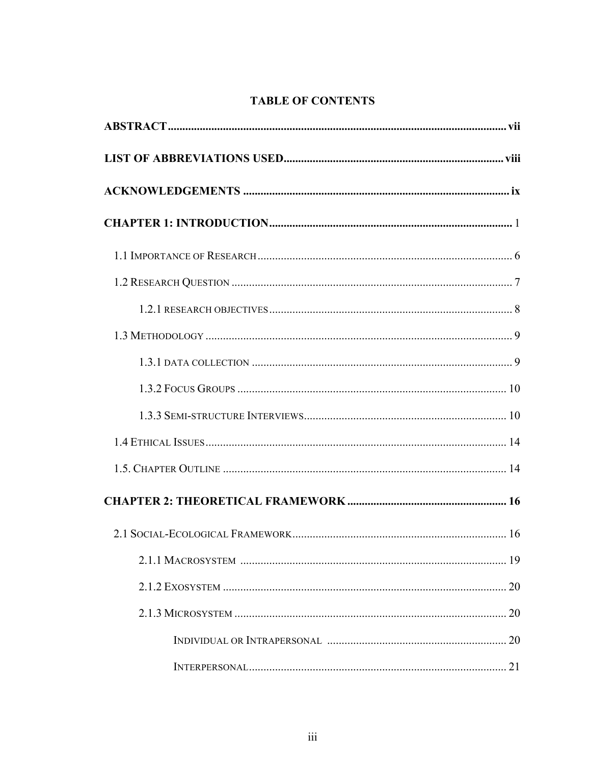# TABLE OF CONTENTS

**ABSTRACT** ........................................................................ **vii**

**LIST OF ABBREVIATIONS USED** ........................................................................ **viii**

**ACKNOWLEDGEMENTS** ........................................................................ **ix**

**CHAPTER 1: INTRODUCTION** ........................................................................ 1

1.1 Importance of Research ........................................................................ 6

1.2 Research Question ........................................................................ 7

1.2.1 research objectives ........................................................................ 8

1.3 Methodology ........................................................................ 9

1.3.1 data collection ........................................................................ 9

1.3.2 Focus Groups ........................................................................ 10

1.3.3 Semi-structure Interviews ........................................................................ 10

1.4 Ethical Issues ........................................................................ 14

1.5. Chapter Outline ........................................................................ 14

**CHAPTER 2: THEORETICAL FRAMEWORK** ........................................................................ **16**

2.1 Social-Ecological Framework ........................................................................ 16

2.1.1 Macrosystem ........................................................................ 19

2.1.2 Exosystem ........................................................................ 20

2.1.3 Microsystem ........................................................................ 20

Individual or Intrapersonal ........................................................................ 20

Interpersonal ........................................................................ 21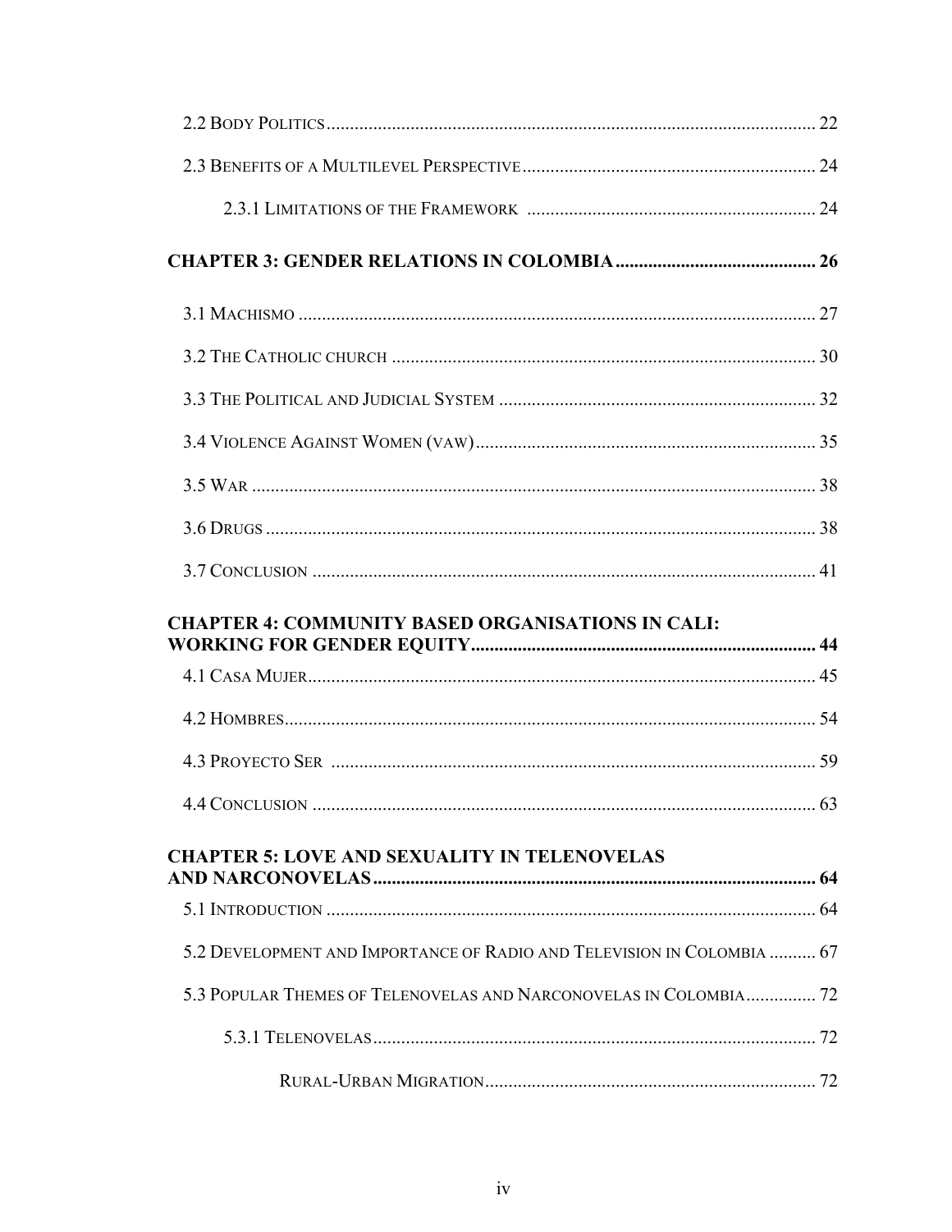2.2 Body Politics ........................................................................................................ 22

2.3 Benefits of a Multilevel Perspective .............................................................. 24

2.3.1 Limitations of the Framework ............................................................ 24

**CHAPTER 3: GENDER RELATIONS IN COLOMBIA .......................................... 26**

3.1 Machismo ............................................................................................................. 27

3.2 The Catholic church .......................................................................................... 30

3.3 The Political and Judicial System ................................................................... 32

3.4 Violence Against Women (vaw) ......................................................................... 35

3.5 War ........................................................................................................................ 38

3.6 Drugs ..................................................................................................................... 38

3.7 Conclusion ........................................................................................................... 41

**CHAPTER 4: COMMUNITY BASED ORGANISATIONS IN CALI: WORKING FOR GENDER EQUITY ......................................................................... 44**

4.1 Casa Mujer ............................................................................................................ 45

4.2 Hombres ................................................................................................................. 54

4.3 Proyecto Ser ......................................................................................................... 59

4.4 Conclusion ........................................................................................................... 63

**CHAPTER 5: LOVE AND SEXUALITY IN TELENOVELAS AND NARCONOVELAS ............................................................................................. 64**

5.1 Introduction ........................................................................................................ 64

5.2 Development and Importance of Radio and Television in Colombia .......... 67

5.3 Popular Themes of Telenovelas and Narconovelas in Colombia ............... 72

5.3.1 Telenovelas .............................................................................................. 72

Rural-Urban Migration ....................................................................... 72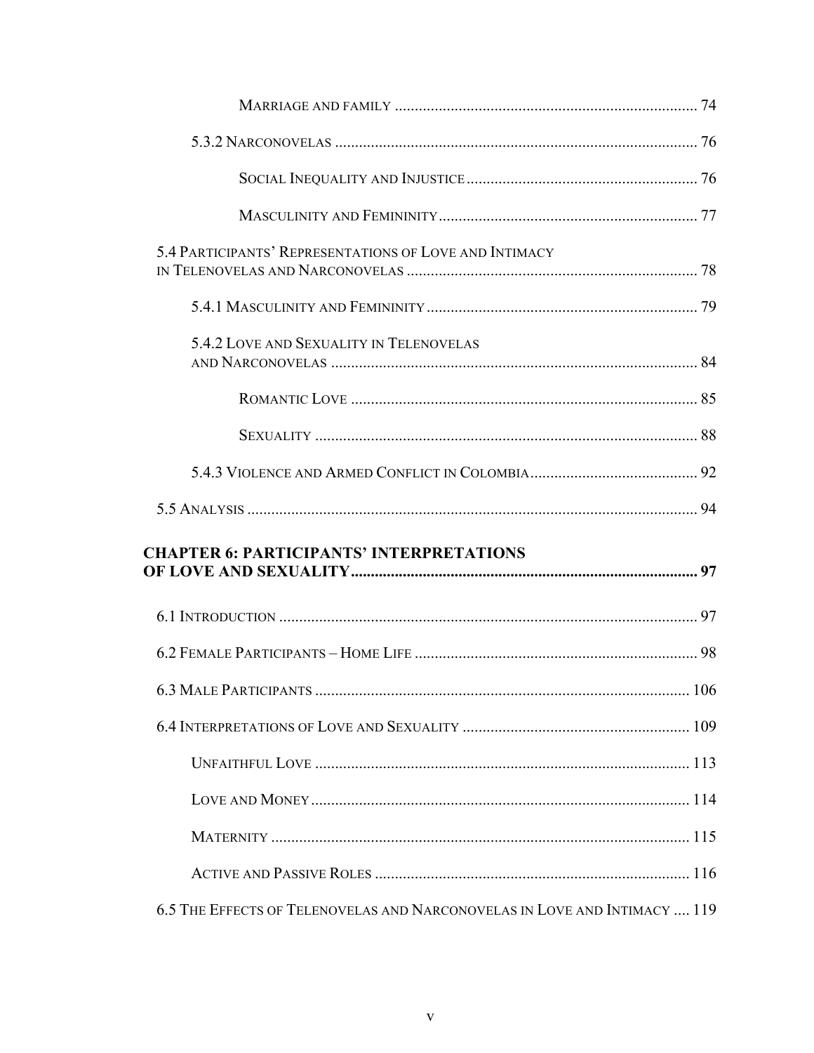Marriage and family ........................................................................... 74

5.3.2 Narconovelas .......................................................................................... 76

Social Inequality and Injustice ......................................................... 76

Masculinity and Femininity ................................................................ 77

5.4 Participants' Representations of Love and Intimacy in Telenovelas and Narconovelas ........................................................................ 78

5.4.1 Masculinity and Femininity ................................................................... 79

5.4.2 Love and Sexuality in Telenovelas and Narconovelas .......................................................................................... 84

Romantic Love ...................................................................................... 85

Sexuality ............................................................................................... 88

5.4.3 Violence and Armed Conflict in Colombia .......................................... 92

5.5 Analysis ................................................................................................................ 94

**CHAPTER 6: PARTICIPANTS' INTERPRETATIONS OF LOVE AND SEXUALITY....................................................................................... 97**

6.1 Introduction ........................................................................................................ 97

6.2 Female Participants – Home Life ...................................................................... 98

6.3 Male Participants ............................................................................................. 106

6.4 Interpretations of Love and Sexuality ......................................................... 109

Unfaithful Love ............................................................................................. 113

Love and Money ............................................................................................. 114

Maternity ........................................................................................................ 115

Active and Passive Roles ............................................................................... 116

6.5 The Effects of Telenovelas and Narconovelas in Love and Intimacy .... 119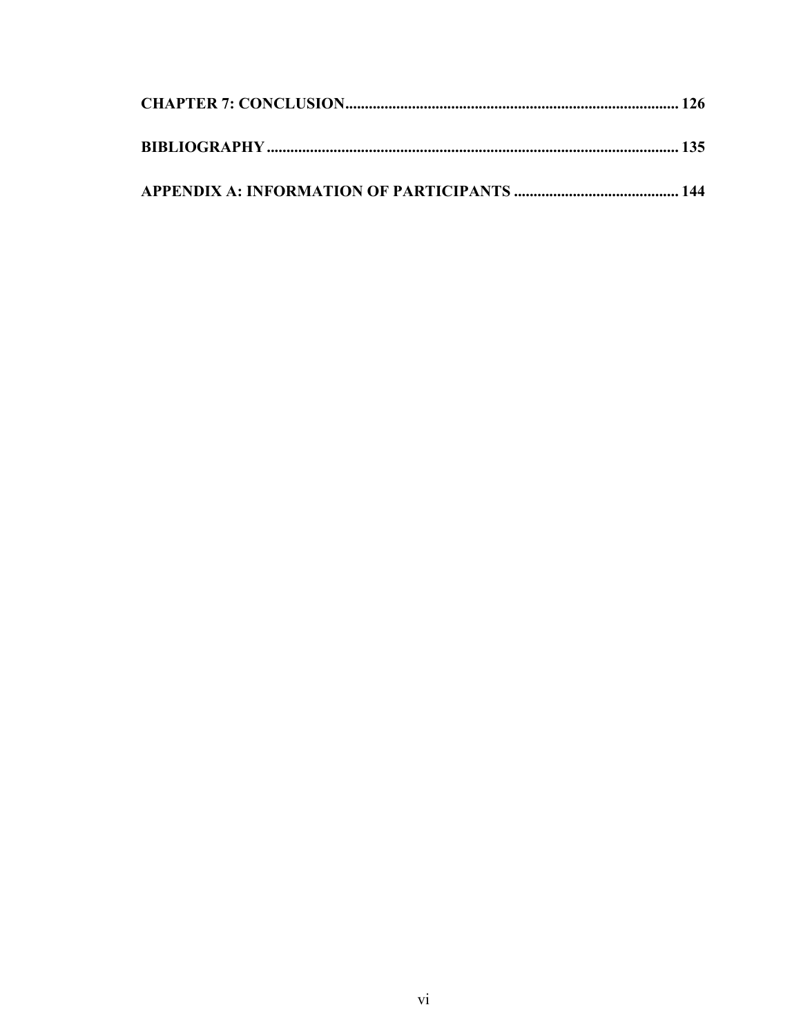**CHAPTER 7: CONCLUSION** .................................................................................... **126**

**BIBLIOGRAPHY** ........................................................................................................ **135**

**APPENDIX A: INFORMATION OF PARTICIPANTS** ........................................... **144**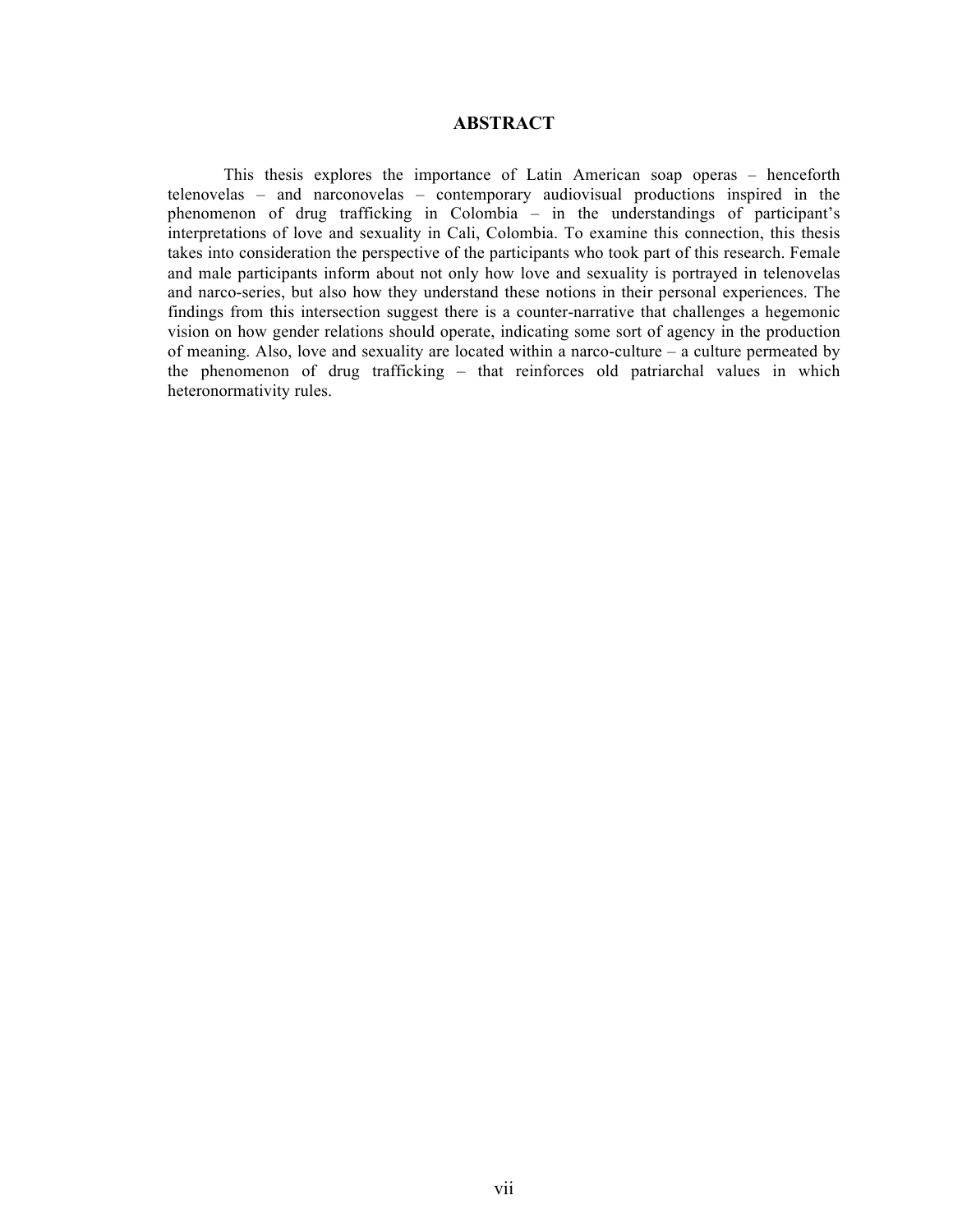# ABSTRACT

This thesis explores the importance of Latin American soap operas – henceforth telenovelas – and narconovelas – contemporary audiovisual productions inspired in the phenomenon of drug trafficking in Colombia – in the understandings of participant's interpretations of love and sexuality in Cali, Colombia. To examine this connection, this thesis takes into consideration the perspective of the participants who took part of this research. Female and male participants inform about not only how love and sexuality is portrayed in telenovelas and narco-series, but also how they understand these notions in their personal experiences. The findings from this intersection suggest there is a counter-narrative that challenges a hegemonic vision on how gender relations should operate, indicating some sort of agency in the production of meaning. Also, love and sexuality are located within a narco-culture – a culture permeated by the phenomenon of drug trafficking – that reinforces old patriarchal values in which heteronormativity rules.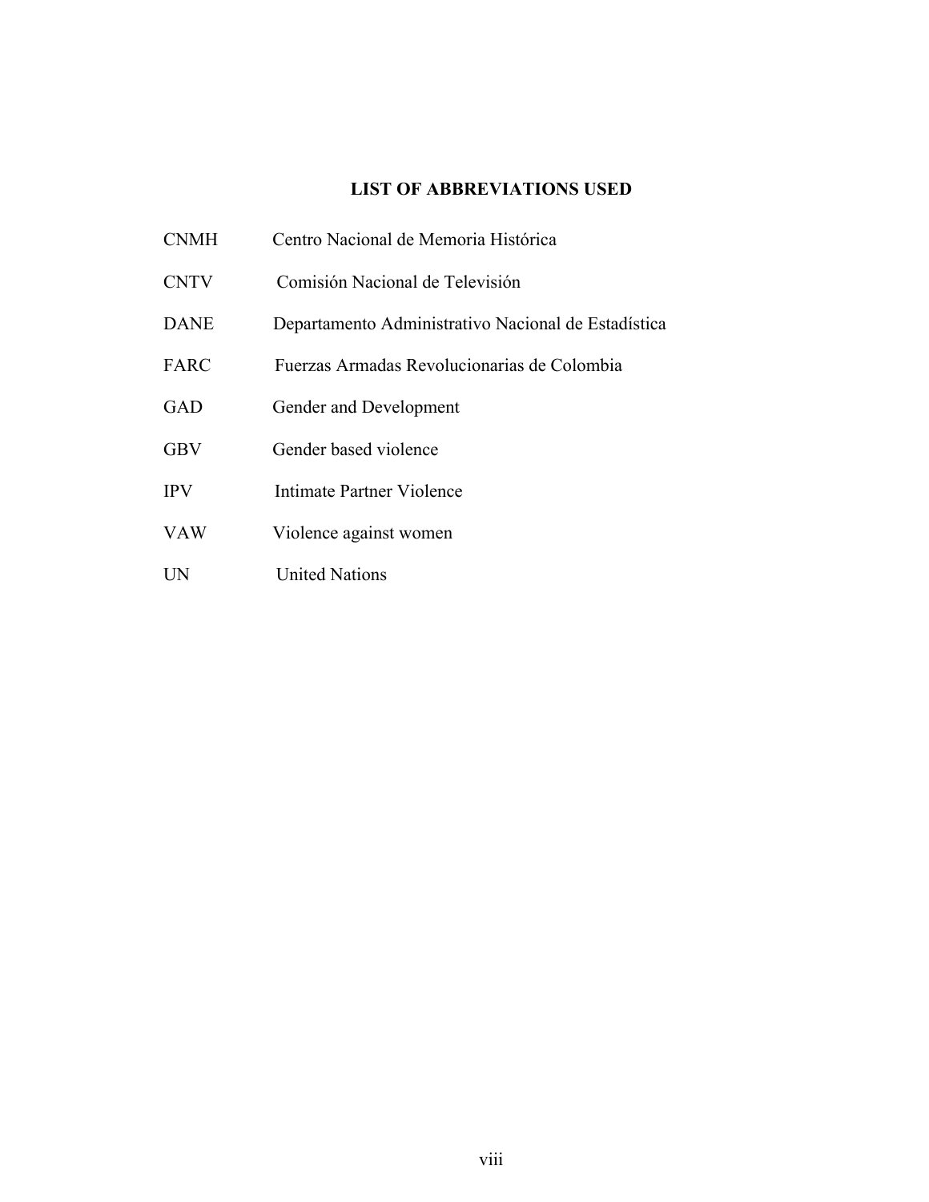## LIST OF ABBREVIATIONS USED

| | |
|---|---|
| CNMH | Centro Nacional de Memoria Histórica |
| CNTV | Comisión Nacional de Televisión |
| DANE | Departamento Administrativo Nacional de Estadística |
| FARC | Fuerzas Armadas Revolucionarias de Colombia |
| GAD | Gender and Development |
| GBV | Gender based violence |
| IPV | Intimate Partner Violence |
| VAW | Violence against women |
| UN | United Nations |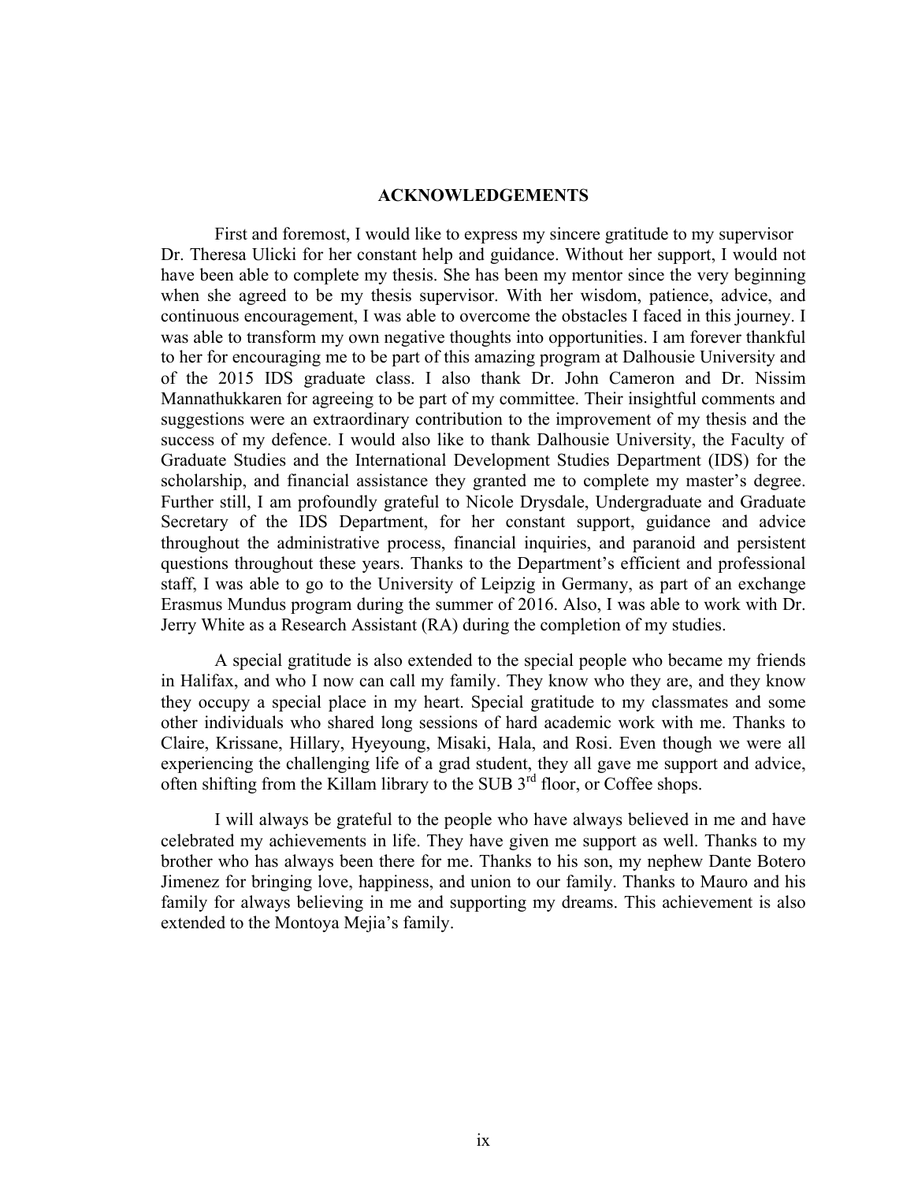## ACKNOWLEDGEMENTS

First and foremost, I would like to express my sincere gratitude to my supervisor Dr. Theresa Ulicki for her constant help and guidance. Without her support, I would not have been able to complete my thesis. She has been my mentor since the very beginning when she agreed to be my thesis supervisor. With her wisdom, patience, advice, and continuous encouragement, I was able to overcome the obstacles I faced in this journey. I was able to transform my own negative thoughts into opportunities. I am forever thankful to her for encouraging me to be part of this amazing program at Dalhousie University and of the 2015 IDS graduate class. I also thank Dr. John Cameron and Dr. Nissim Mannathukkaren for agreeing to be part of my committee. Their insightful comments and suggestions were an extraordinary contribution to the improvement of my thesis and the success of my defence. I would also like to thank Dalhousie University, the Faculty of Graduate Studies and the International Development Studies Department (IDS) for the scholarship, and financial assistance they granted me to complete my master's degree. Further still, I am profoundly grateful to Nicole Drysdale, Undergraduate and Graduate Secretary of the IDS Department, for her constant support, guidance and advice throughout the administrative process, financial inquiries, and paranoid and persistent questions throughout these years. Thanks to the Department's efficient and professional staff, I was able to go to the University of Leipzig in Germany, as part of an exchange Erasmus Mundus program during the summer of 2016. Also, I was able to work with Dr. Jerry White as a Research Assistant (RA) during the completion of my studies.

A special gratitude is also extended to the special people who became my friends in Halifax, and who I now can call my family. They know who they are, and they know they occupy a special place in my heart. Special gratitude to my classmates and some other individuals who shared long sessions of hard academic work with me. Thanks to Claire, Krissane, Hillary, Hyeyoung, Misaki, Hala, and Rosi. Even though we were all experiencing the challenging life of a grad student, they all gave me support and advice, often shifting from the Killam library to the SUB 3rd floor, or Coffee shops.

I will always be grateful to the people who have always believed in me and have celebrated my achievements in life. They have given me support as well. Thanks to my brother who has always been there for me. Thanks to his son, my nephew Dante Botero Jimenez for bringing love, happiness, and union to our family. Thanks to Mauro and his family for always believing in me and supporting my dreams. This achievement is also extended to the Montoya Mejia's family.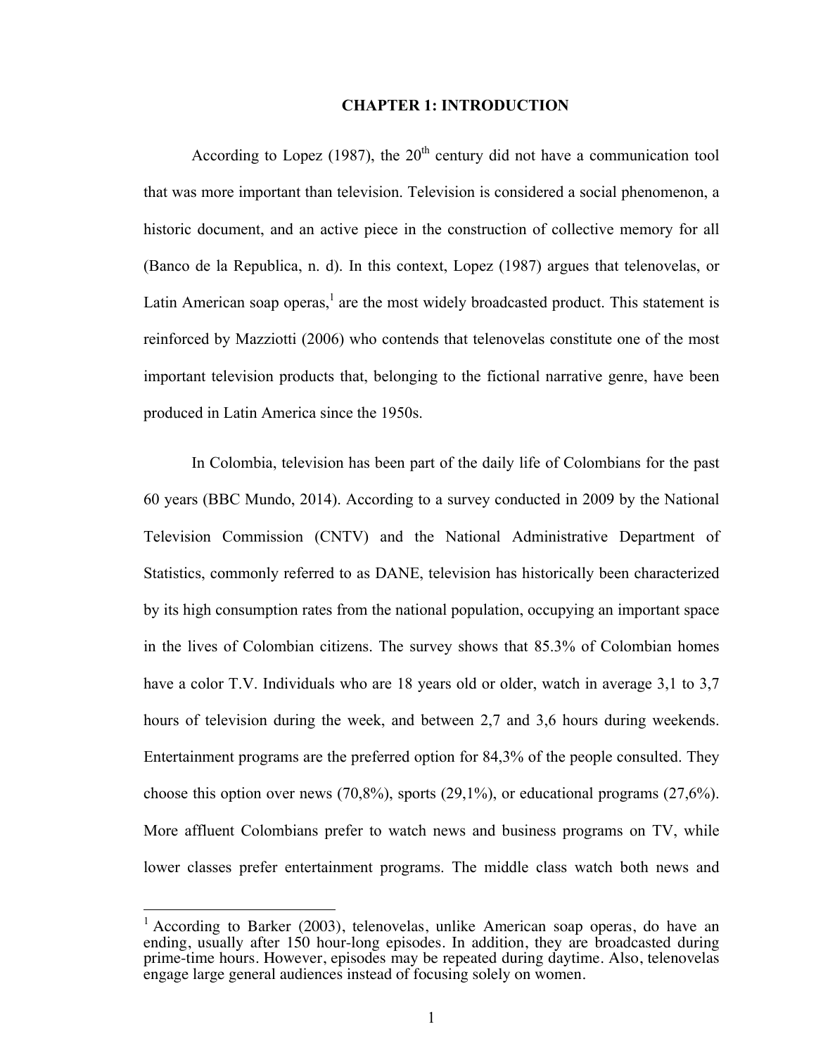# CHAPTER 1: INTRODUCTION

According to Lopez (1987), the 20$^{th}$ century did not have a communication tool that was more important than television. Television is considered a social phenomenon, a historic document, and an active piece in the construction of collective memory for all (Banco de la Republica, n. d). In this context, Lopez (1987) argues that telenovelas, or Latin American soap operas,[1] are the most widely broadcasted product. This statement is reinforced by Mazziotti (2006) who contends that telenovelas constitute one of the most important television products that, belonging to the fictional narrative genre, have been produced in Latin America since the 1950s.

In Colombia, television has been part of the daily life of Colombians for the past 60 years (BBC Mundo, 2014). According to a survey conducted in 2009 by the National Television Commission (CNTV) and the National Administrative Department of Statistics, commonly referred to as DANE, television has historically been characterized by its high consumption rates from the national population, occupying an important space in the lives of Colombian citizens. The survey shows that 85.3% of Colombian homes have a color T.V. Individuals who are 18 years old or older, watch in average 3,1 to 3,7 hours of television during the week, and between 2,7 and 3,6 hours during weekends. Entertainment programs are the preferred option for 84,3% of the people consulted. They choose this option over news (70,8%), sports (29,1%), or educational programs (27,6%). More affluent Colombians prefer to watch news and business programs on TV, while lower classes prefer entertainment programs. The middle class watch both news and

[1] According to Barker (2003), telenovelas, unlike American soap operas, do have an ending, usually after 150 hour-long episodes. In addition, they are broadcasted during prime-time hours. However, episodes may be repeated during daytime. Also, telenovelas engage large general audiences instead of focusing solely on women.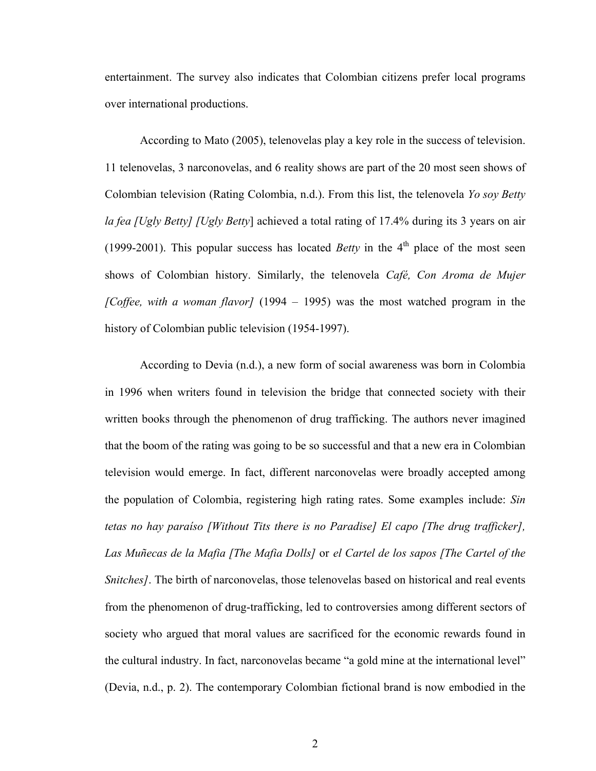entertainment. The survey also indicates that Colombian citizens prefer local programs over international productions.

According to Mato (2005), telenovelas play a key role in the success of television. 11 telenovelas, 3 narconovelas, and 6 reality shows are part of the 20 most seen shows of Colombian television (Rating Colombia, n.d.). From this list, the telenovela *Yo soy Betty la fea [Ugly Betty] [Ugly Betty*] achieved a total rating of 17.4% during its 3 years on air (1999-2001). This popular success has located *Betty* in the 4th place of the most seen shows of Colombian history. Similarly, the telenovela *Café, Con Aroma de Mujer [Coffee, with a woman flavor]* (1994 – 1995) was the most watched program in the history of Colombian public television (1954-1997).

According to Devia (n.d.), a new form of social awareness was born in Colombia in 1996 when writers found in television the bridge that connected society with their written books through the phenomenon of drug trafficking. The authors never imagined that the boom of the rating was going to be so successful and that a new era in Colombian television would emerge. In fact, different narconovelas were broadly accepted among the population of Colombia, registering high rating rates. Some examples include: *Sin tetas no hay paraíso [Without Tits there is no Paradise] El capo [The drug trafficker], Las Muñecas de la Mafia [The Mafia Dolls]* or *el Cartel de los sapos [The Cartel of the Snitches]*. The birth of narconovelas, those telenovelas based on historical and real events from the phenomenon of drug-trafficking, led to controversies among different sectors of society who argued that moral values are sacrificed for the economic rewards found in the cultural industry. In fact, narconovelas became "a gold mine at the international level" (Devia, n.d., p. 2). The contemporary Colombian fictional brand is now embodied in the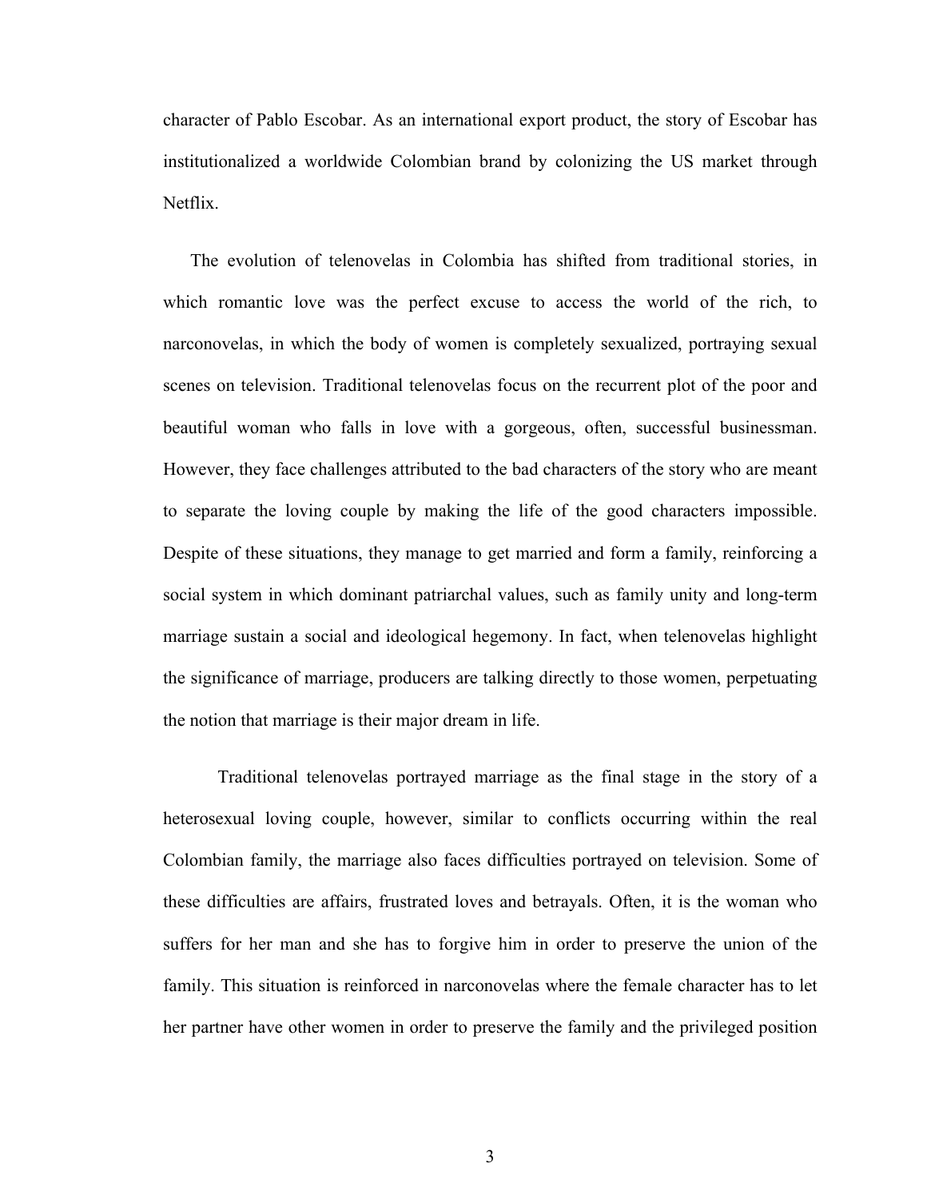character of Pablo Escobar. As an international export product, the story of Escobar has institutionalized a worldwide Colombian brand by colonizing the US market through Netflix.

The evolution of telenovelas in Colombia has shifted from traditional stories, in which romantic love was the perfect excuse to access the world of the rich, to narconovelas, in which the body of women is completely sexualized, portraying sexual scenes on television. Traditional telenovelas focus on the recurrent plot of the poor and beautiful woman who falls in love with a gorgeous, often, successful businessman. However, they face challenges attributed to the bad characters of the story who are meant to separate the loving couple by making the life of the good characters impossible. Despite of these situations, they manage to get married and form a family, reinforcing a social system in which dominant patriarchal values, such as family unity and long-term marriage sustain a social and ideological hegemony. In fact, when telenovelas highlight the significance of marriage, producers are talking directly to those women, perpetuating the notion that marriage is their major dream in life.

Traditional telenovelas portrayed marriage as the final stage in the story of a heterosexual loving couple, however, similar to conflicts occurring within the real Colombian family, the marriage also faces difficulties portrayed on television. Some of these difficulties are affairs, frustrated loves and betrayals. Often, it is the woman who suffers for her man and she has to forgive him in order to preserve the union of the family. This situation is reinforced in narconovelas where the female character has to let her partner have other women in order to preserve the family and the privileged position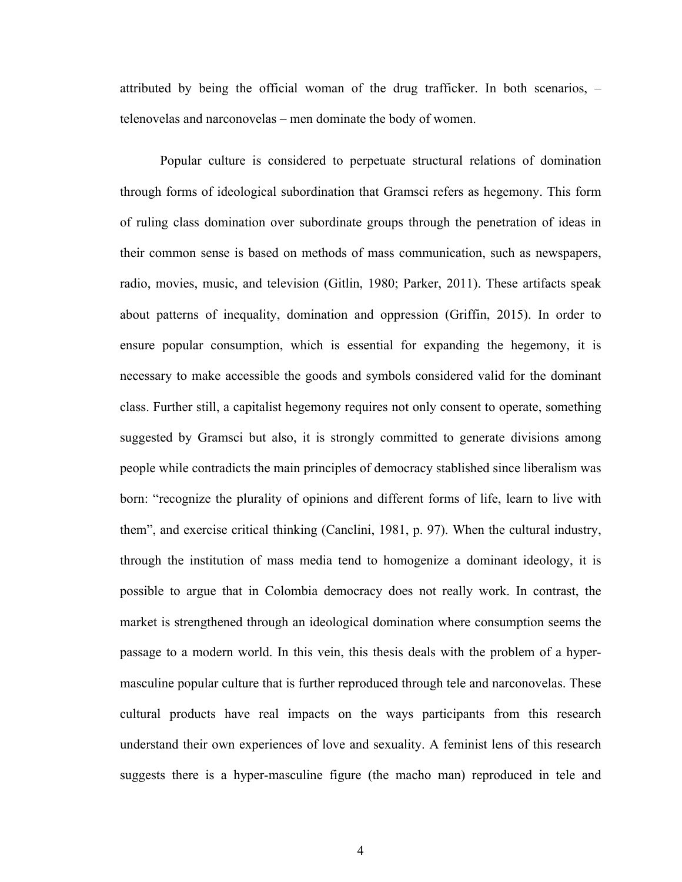attributed by being the official woman of the drug trafficker. In both scenarios, – telenovelas and narconovelas – men dominate the body of women.

Popular culture is considered to perpetuate structural relations of domination through forms of ideological subordination that Gramsci refers as hegemony. This form of ruling class domination over subordinate groups through the penetration of ideas in their common sense is based on methods of mass communication, such as newspapers, radio, movies, music, and television (Gitlin, 1980; Parker, 2011). These artifacts speak about patterns of inequality, domination and oppression (Griffin, 2015). In order to ensure popular consumption, which is essential for expanding the hegemony, it is necessary to make accessible the goods and symbols considered valid for the dominant class. Further still, a capitalist hegemony requires not only consent to operate, something suggested by Gramsci but also, it is strongly committed to generate divisions among people while contradicts the main principles of democracy stablished since liberalism was born: "recognize the plurality of opinions and different forms of life, learn to live with them", and exercise critical thinking (Canclini, 1981, p. 97). When the cultural industry, through the institution of mass media tend to homogenize a dominant ideology, it is possible to argue that in Colombia democracy does not really work. In contrast, the market is strengthened through an ideological domination where consumption seems the passage to a modern world. In this vein, this thesis deals with the problem of a hyper-masculine popular culture that is further reproduced through tele and narconovelas. These cultural products have real impacts on the ways participants from this research understand their own experiences of love and sexuality. A feminist lens of this research suggests there is a hyper-masculine figure (the macho man) reproduced in tele and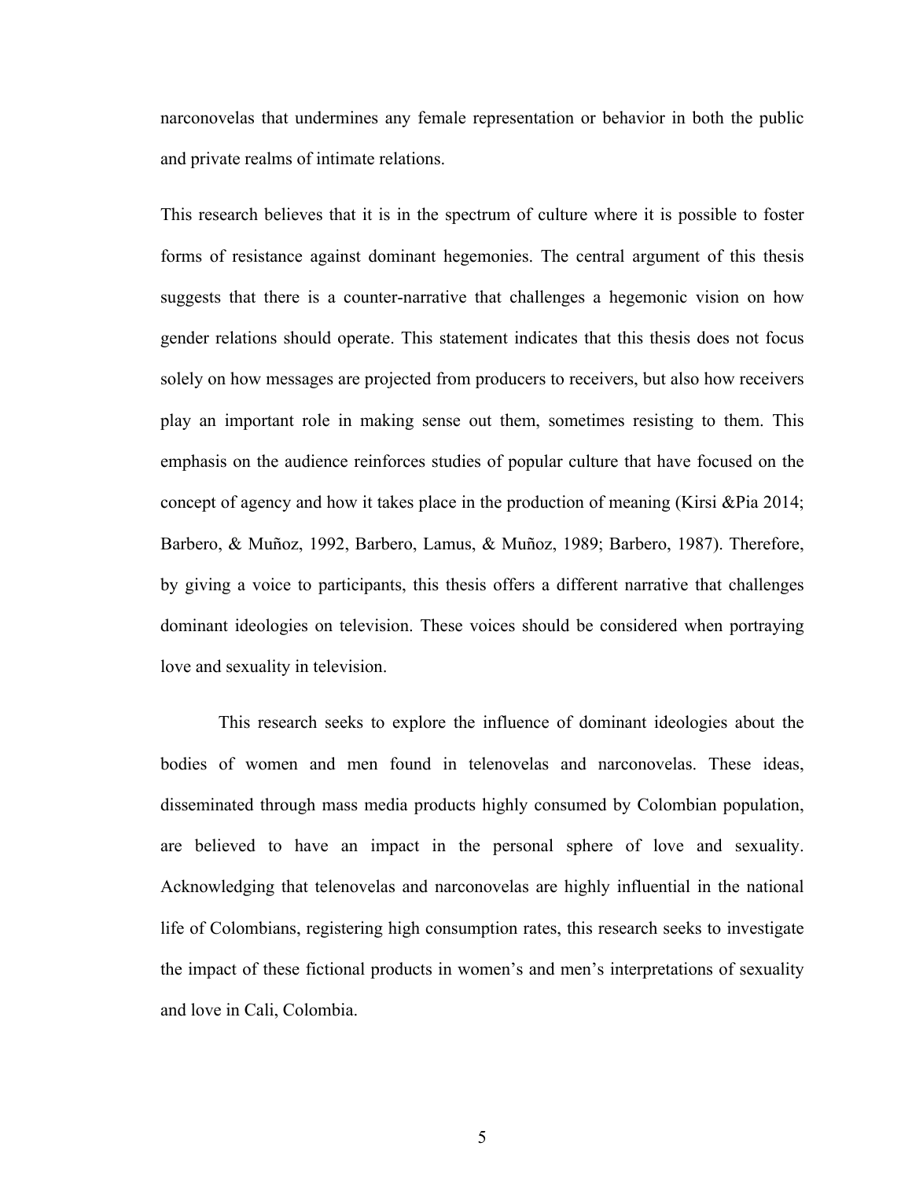narconovelas that undermines any female representation or behavior in both the public and private realms of intimate relations.

This research believes that it is in the spectrum of culture where it is possible to foster forms of resistance against dominant hegemonies. The central argument of this thesis suggests that there is a counter-narrative that challenges a hegemonic vision on how gender relations should operate. This statement indicates that this thesis does not focus solely on how messages are projected from producers to receivers, but also how receivers play an important role in making sense out them, sometimes resisting to them. This emphasis on the audience reinforces studies of popular culture that have focused on the concept of agency and how it takes place in the production of meaning (Kirsi &Pia 2014; Barbero, & Muñoz, 1992, Barbero, Lamus, & Muñoz, 1989; Barbero, 1987). Therefore, by giving a voice to participants, this thesis offers a different narrative that challenges dominant ideologies on television. These voices should be considered when portraying love and sexuality in television.

This research seeks to explore the influence of dominant ideologies about the bodies of women and men found in telenovelas and narconovelas. These ideas, disseminated through mass media products highly consumed by Colombian population, are believed to have an impact in the personal sphere of love and sexuality. Acknowledging that telenovelas and narconovelas are highly influential in the national life of Colombians, registering high consumption rates, this research seeks to investigate the impact of these fictional products in women's and men's interpretations of sexuality and love in Cali, Colombia.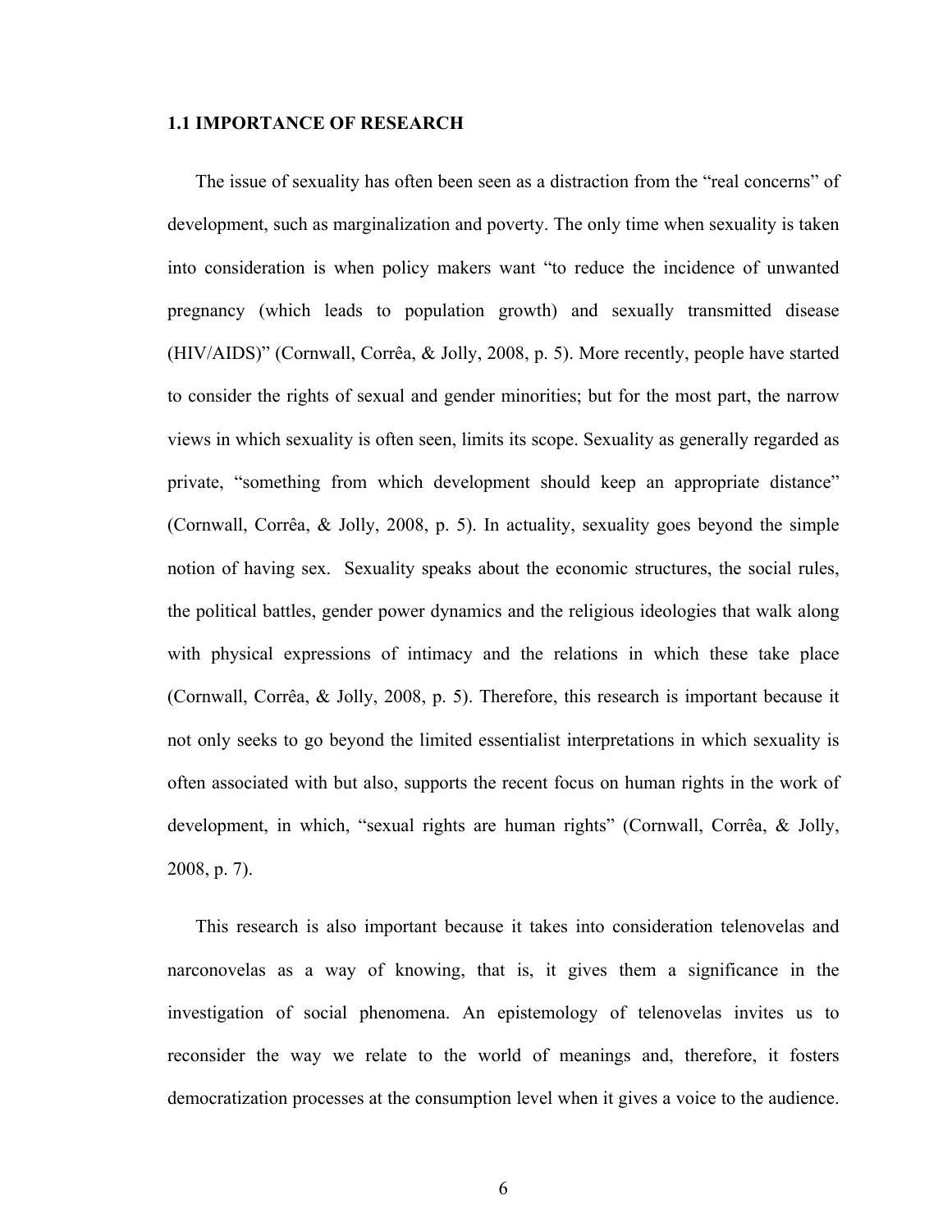### 1.1 IMPORTANCE OF RESEARCH

The issue of sexuality has often been seen as a distraction from the "real concerns" of development, such as marginalization and poverty. The only time when sexuality is taken into consideration is when policy makers want "to reduce the incidence of unwanted pregnancy (which leads to population growth) and sexually transmitted disease (HIV/AIDS)" (Cornwall, Corrêa, & Jolly, 2008, p. 5). More recently, people have started to consider the rights of sexual and gender minorities; but for the most part, the narrow views in which sexuality is often seen, limits its scope. Sexuality as generally regarded as private, "something from which development should keep an appropriate distance" (Cornwall, Corrêa, & Jolly, 2008, p. 5). In actuality, sexuality goes beyond the simple notion of having sex. Sexuality speaks about the economic structures, the social rules, the political battles, gender power dynamics and the religious ideologies that walk along with physical expressions of intimacy and the relations in which these take place (Cornwall, Corrêa, & Jolly, 2008, p. 5). Therefore, this research is important because it not only seeks to go beyond the limited essentialist interpretations in which sexuality is often associated with but also, supports the recent focus on human rights in the work of development, in which, "sexual rights are human rights" (Cornwall, Corrêa, & Jolly, 2008, p. 7).

This research is also important because it takes into consideration telenovelas and narconovelas as a way of knowing, that is, it gives them a significance in the investigation of social phenomena. An epistemology of telenovelas invites us to reconsider the way we relate to the world of meanings and, therefore, it fosters democratization processes at the consumption level when it gives a voice to the audience.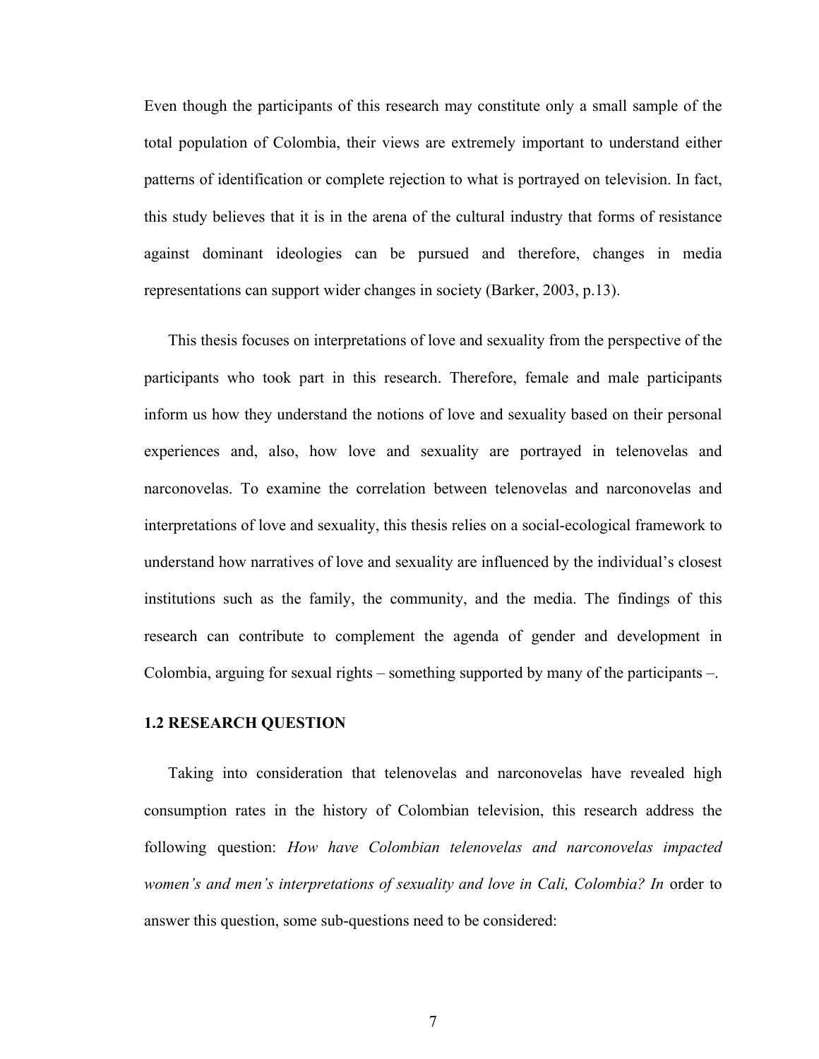Even though the participants of this research may constitute only a small sample of the total population of Colombia, their views are extremely important to understand either patterns of identification or complete rejection to what is portrayed on television. In fact, this study believes that it is in the arena of the cultural industry that forms of resistance against dominant ideologies can be pursued and therefore, changes in media representations can support wider changes in society (Barker, 2003, p.13).

This thesis focuses on interpretations of love and sexuality from the perspective of the participants who took part in this research. Therefore, female and male participants inform us how they understand the notions of love and sexuality based on their personal experiences and, also, how love and sexuality are portrayed in telenovelas and narconovelas. To examine the correlation between telenovelas and narconovelas and interpretations of love and sexuality, this thesis relies on a social-ecological framework to understand how narratives of love and sexuality are influenced by the individual's closest institutions such as the family, the community, and the media. The findings of this research can contribute to complement the agenda of gender and development in Colombia, arguing for sexual rights – something supported by many of the participants –.

### 1.2 RESEARCH QUESTION

Taking into consideration that telenovelas and narconovelas have revealed high consumption rates in the history of Colombian television, this research address the following question: *How have Colombian telenovelas and narconovelas impacted women's and men's interpretations of sexuality and love in Cali, Colombia? In* order to answer this question, some sub-questions need to be considered: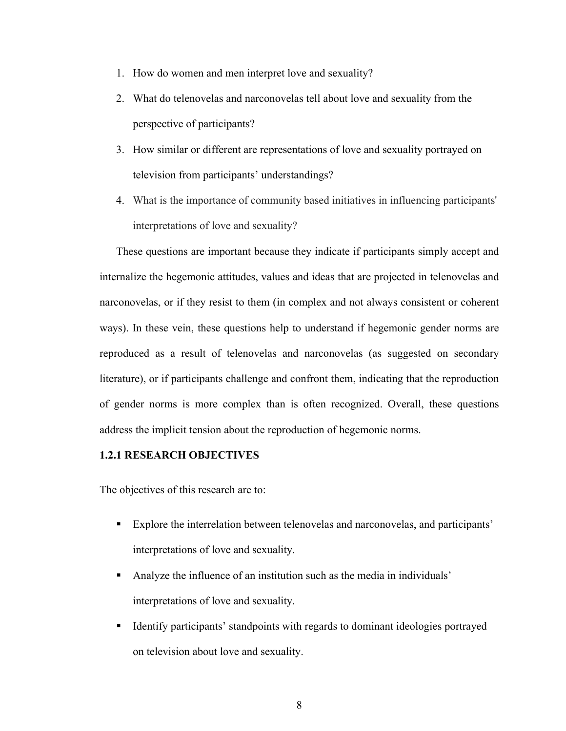1. How do women and men interpret love and sexuality?
2. What do telenovelas and narconovelas tell about love and sexuality from the perspective of participants?
3. How similar or different are representations of love and sexuality portrayed on television from participants' understandings?
4. What is the importance of community based initiatives in influencing participants' interpretations of love and sexuality?

These questions are important because they indicate if participants simply accept and internalize the hegemonic attitudes, values and ideas that are projected in telenovelas and narconovelas, or if they resist to them (in complex and not always consistent or coherent ways). In these vein, these questions help to understand if hegemonic gender norms are reproduced as a result of telenovelas and narconovelas (as suggested on secondary literature), or if participants challenge and confront them, indicating that the reproduction of gender norms is more complex than is often recognized. Overall, these questions address the implicit tension about the reproduction of hegemonic norms.

### 1.2.1 RESEARCH OBJECTIVES

The objectives of this research are to:

- Explore the interrelation between telenovelas and narconovelas, and participants' interpretations of love and sexuality.
- Analyze the influence of an institution such as the media in individuals' interpretations of love and sexuality.
- Identify participants' standpoints with regards to dominant ideologies portrayed on television about love and sexuality.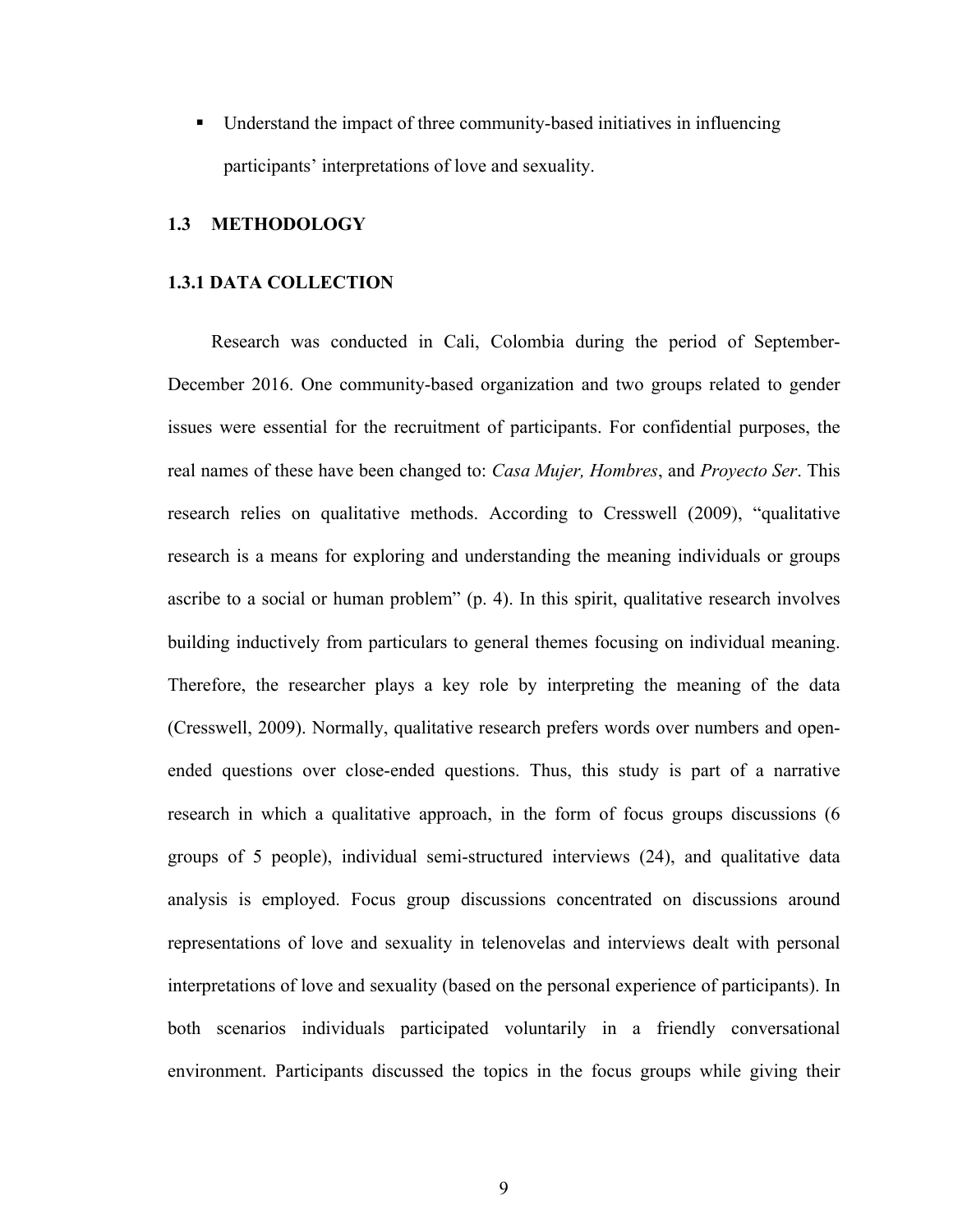- Understand the impact of three community-based initiatives in influencing participants' interpretations of love and sexuality.

## 1.3 METHODOLOGY

### 1.3.1 DATA COLLECTION

Research was conducted in Cali, Colombia during the period of September-December 2016. One community-based organization and two groups related to gender issues were essential for the recruitment of participants. For confidential purposes, the real names of these have been changed to: *Casa Mujer, Hombres*, and *Proyecto Ser*. This research relies on qualitative methods. According to Cresswell (2009), "qualitative research is a means for exploring and understanding the meaning individuals or groups ascribe to a social or human problem" (p. 4). In this spirit, qualitative research involves building inductively from particulars to general themes focusing on individual meaning. Therefore, the researcher plays a key role by interpreting the meaning of the data (Cresswell, 2009). Normally, qualitative research prefers words over numbers and open-ended questions over close-ended questions. Thus, this study is part of a narrative research in which a qualitative approach, in the form of focus groups discussions (6 groups of 5 people), individual semi-structured interviews (24), and qualitative data analysis is employed. Focus group discussions concentrated on discussions around representations of love and sexuality in telenovelas and interviews dealt with personal interpretations of love and sexuality (based on the personal experience of participants). In both scenarios individuals participated voluntarily in a friendly conversational environment. Participants discussed the topics in the focus groups while giving their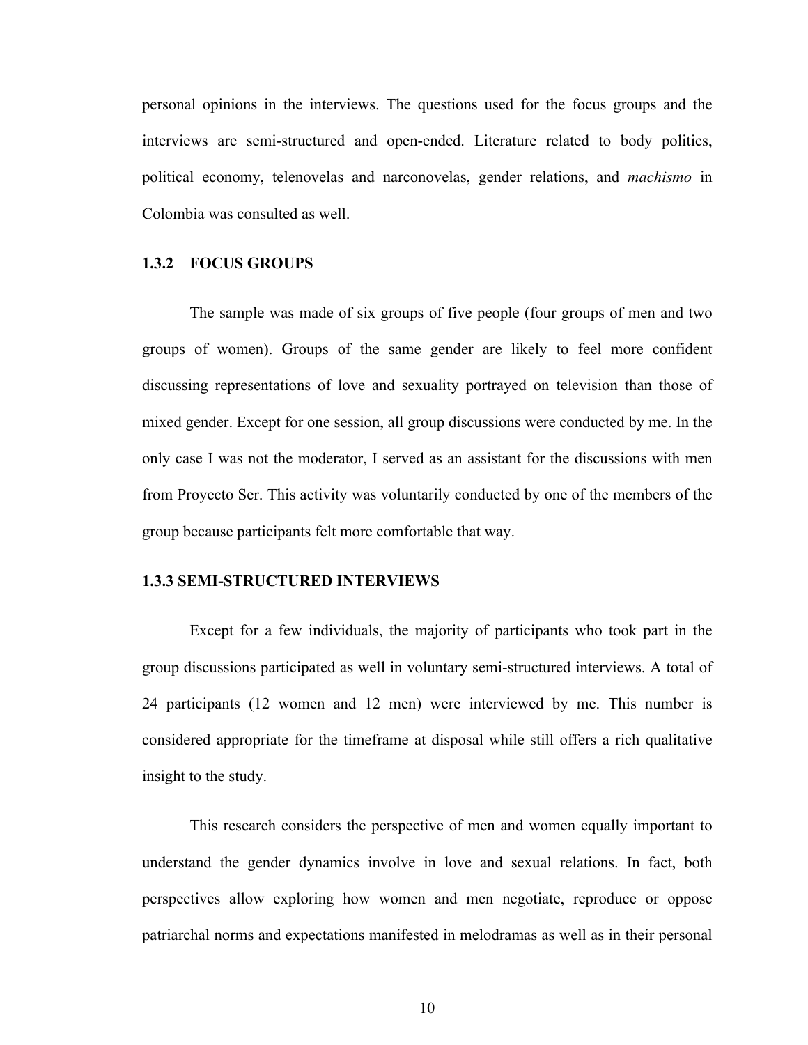personal opinions in the interviews. The questions used for the focus groups and the interviews are semi-structured and open-ended. Literature related to body politics, political economy, telenovelas and narconovelas, gender relations, and *machismo* in Colombia was consulted as well.

### 1.3.2 FOCUS GROUPS

The sample was made of six groups of five people (four groups of men and two groups of women). Groups of the same gender are likely to feel more confident discussing representations of love and sexuality portrayed on television than those of mixed gender. Except for one session, all group discussions were conducted by me. In the only case I was not the moderator, I served as an assistant for the discussions with men from Proyecto Ser. This activity was voluntarily conducted by one of the members of the group because participants felt more comfortable that way.

### 1.3.3 SEMI-STRUCTURED INTERVIEWS

Except for a few individuals, the majority of participants who took part in the group discussions participated as well in voluntary semi-structured interviews. A total of 24 participants (12 women and 12 men) were interviewed by me. This number is considered appropriate for the timeframe at disposal while still offers a rich qualitative insight to the study.

This research considers the perspective of men and women equally important to understand the gender dynamics involve in love and sexual relations. In fact, both perspectives allow exploring how women and men negotiate, reproduce or oppose patriarchal norms and expectations manifested in melodramas as well as in their personal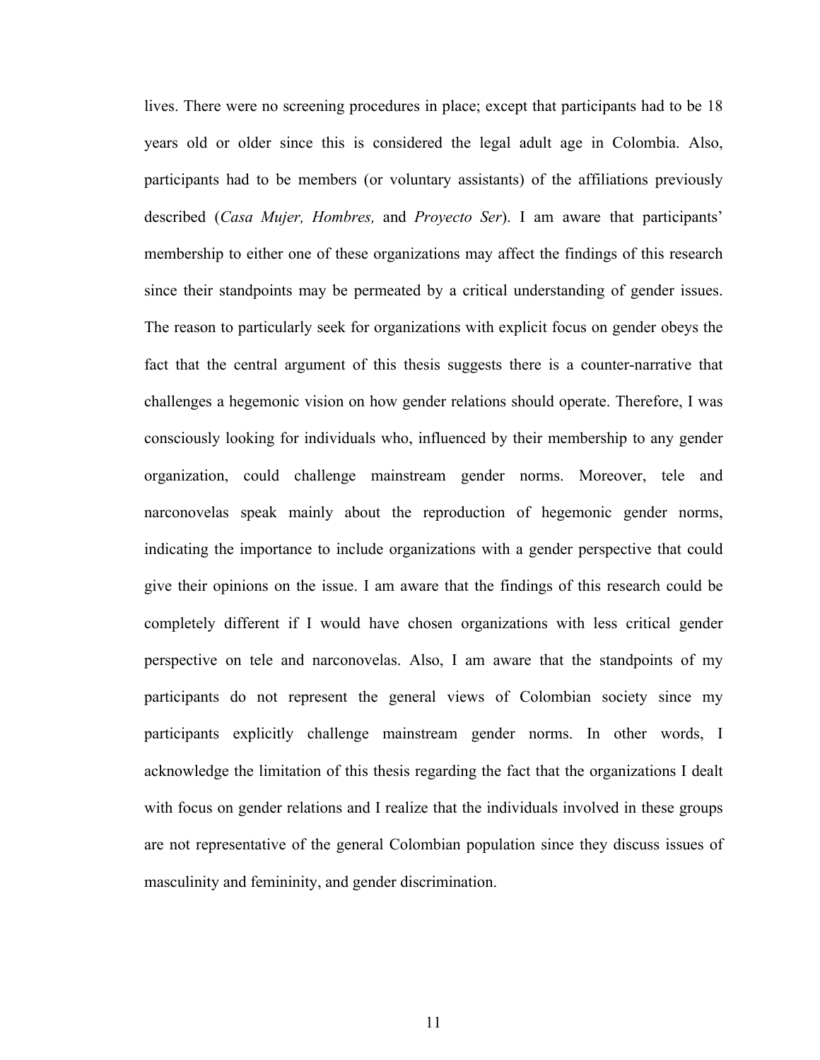lives. There were no screening procedures in place; except that participants had to be 18 years old or older since this is considered the legal adult age in Colombia. Also, participants had to be members (or voluntary assistants) of the affiliations previously described (*Casa Mujer, Hombres,* and *Proyecto Ser*). I am aware that participants' membership to either one of these organizations may affect the findings of this research since their standpoints may be permeated by a critical understanding of gender issues. The reason to particularly seek for organizations with explicit focus on gender obeys the fact that the central argument of this thesis suggests there is a counter-narrative that challenges a hegemonic vision on how gender relations should operate. Therefore, I was consciously looking for individuals who, influenced by their membership to any gender organization, could challenge mainstream gender norms. Moreover, tele and narconovelas speak mainly about the reproduction of hegemonic gender norms, indicating the importance to include organizations with a gender perspective that could give their opinions on the issue. I am aware that the findings of this research could be completely different if I would have chosen organizations with less critical gender perspective on tele and narconovelas. Also, I am aware that the standpoints of my participants do not represent the general views of Colombian society since my participants explicitly challenge mainstream gender norms. In other words, I acknowledge the limitation of this thesis regarding the fact that the organizations I dealt with focus on gender relations and I realize that the individuals involved in these groups are not representative of the general Colombian population since they discuss issues of masculinity and femininity, and gender discrimination.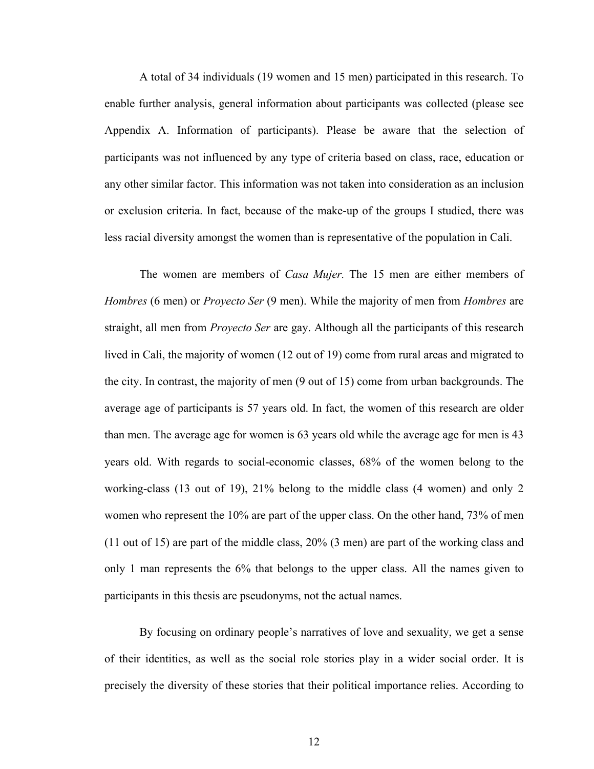A total of 34 individuals (19 women and 15 men) participated in this research. To enable further analysis, general information about participants was collected (please see Appendix A. Information of participants). Please be aware that the selection of participants was not influenced by any type of criteria based on class, race, education or any other similar factor. This information was not taken into consideration as an inclusion or exclusion criteria. In fact, because of the make-up of the groups I studied, there was less racial diversity amongst the women than is representative of the population in Cali.

The women are members of *Casa Mujer.* The 15 men are either members of *Hombres* (6 men) or *Proyecto Ser* (9 men). While the majority of men from *Hombres* are straight, all men from *Proyecto Ser* are gay. Although all the participants of this research lived in Cali, the majority of women (12 out of 19) come from rural areas and migrated to the city. In contrast, the majority of men (9 out of 15) come from urban backgrounds. The average age of participants is 57 years old. In fact, the women of this research are older than men. The average age for women is 63 years old while the average age for men is 43 years old. With regards to social-economic classes, 68% of the women belong to the working-class (13 out of 19), 21% belong to the middle class (4 women) and only 2 women who represent the 10% are part of the upper class. On the other hand, 73% of men (11 out of 15) are part of the middle class, 20% (3 men) are part of the working class and only 1 man represents the 6% that belongs to the upper class. All the names given to participants in this thesis are pseudonyms, not the actual names.

By focusing on ordinary people's narratives of love and sexuality, we get a sense of their identities, as well as the social role stories play in a wider social order. It is precisely the diversity of these stories that their political importance relies. According to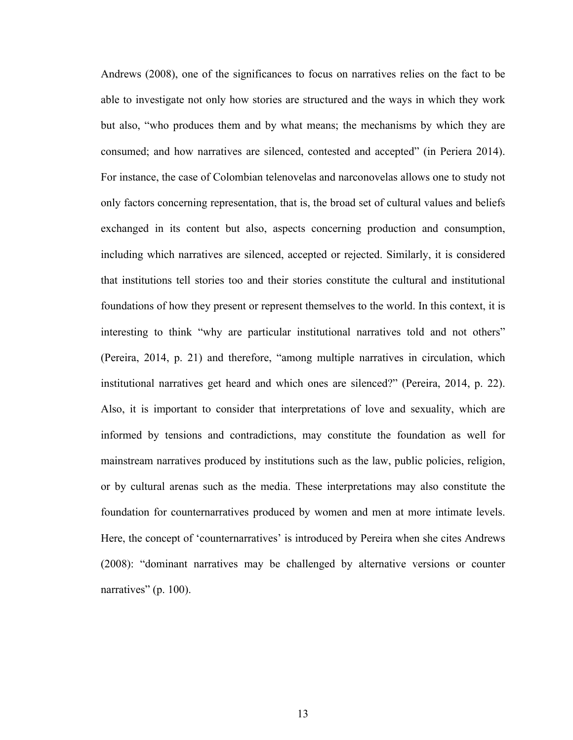Andrews (2008), one of the significances to focus on narratives relies on the fact to be able to investigate not only how stories are structured and the ways in which they work but also, "who produces them and by what means; the mechanisms by which they are consumed; and how narratives are silenced, contested and accepted" (in Periera 2014). For instance, the case of Colombian telenovelas and narconovelas allows one to study not only factors concerning representation, that is, the broad set of cultural values and beliefs exchanged in its content but also, aspects concerning production and consumption, including which narratives are silenced, accepted or rejected. Similarly, it is considered that institutions tell stories too and their stories constitute the cultural and institutional foundations of how they present or represent themselves to the world. In this context, it is interesting to think "why are particular institutional narratives told and not others" (Pereira, 2014, p. 21) and therefore, "among multiple narratives in circulation, which institutional narratives get heard and which ones are silenced?" (Pereira, 2014, p. 22). Also, it is important to consider that interpretations of love and sexuality, which are informed by tensions and contradictions, may constitute the foundation as well for mainstream narratives produced by institutions such as the law, public policies, religion, or by cultural arenas such as the media. These interpretations may also constitute the foundation for counternarratives produced by women and men at more intimate levels. Here, the concept of 'counternarratives' is introduced by Pereira when she cites Andrews (2008): "dominant narratives may be challenged by alternative versions or counter narratives" (p. 100).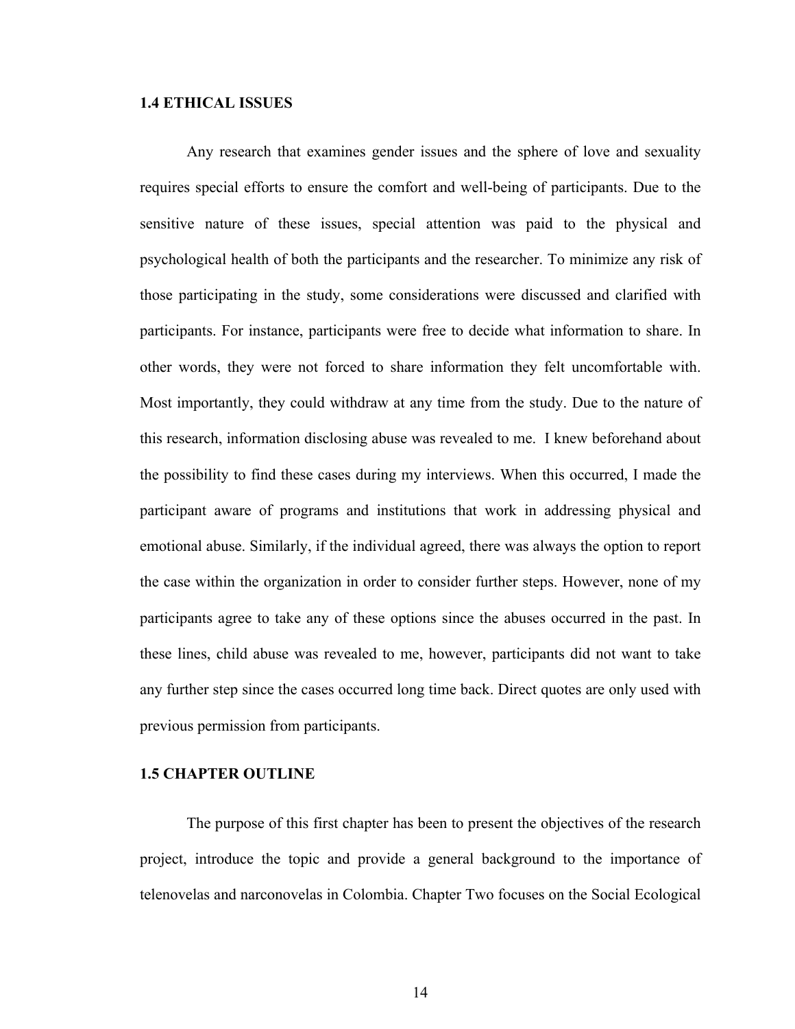### 1.4 ETHICAL ISSUES

Any research that examines gender issues and the sphere of love and sexuality requires special efforts to ensure the comfort and well-being of participants. Due to the sensitive nature of these issues, special attention was paid to the physical and psychological health of both the participants and the researcher. To minimize any risk of those participating in the study, some considerations were discussed and clarified with participants. For instance, participants were free to decide what information to share. In other words, they were not forced to share information they felt uncomfortable with. Most importantly, they could withdraw at any time from the study. Due to the nature of this research, information disclosing abuse was revealed to me. I knew beforehand about the possibility to find these cases during my interviews. When this occurred, I made the participant aware of programs and institutions that work in addressing physical and emotional abuse. Similarly, if the individual agreed, there was always the option to report the case within the organization in order to consider further steps. However, none of my participants agree to take any of these options since the abuses occurred in the past. In these lines, child abuse was revealed to me, however, participants did not want to take any further step since the cases occurred long time back. Direct quotes are only used with previous permission from participants.

### 1.5 CHAPTER OUTLINE

The purpose of this first chapter has been to present the objectives of the research project, introduce the topic and provide a general background to the importance of telenovelas and narconovelas in Colombia. Chapter Two focuses on the Social Ecological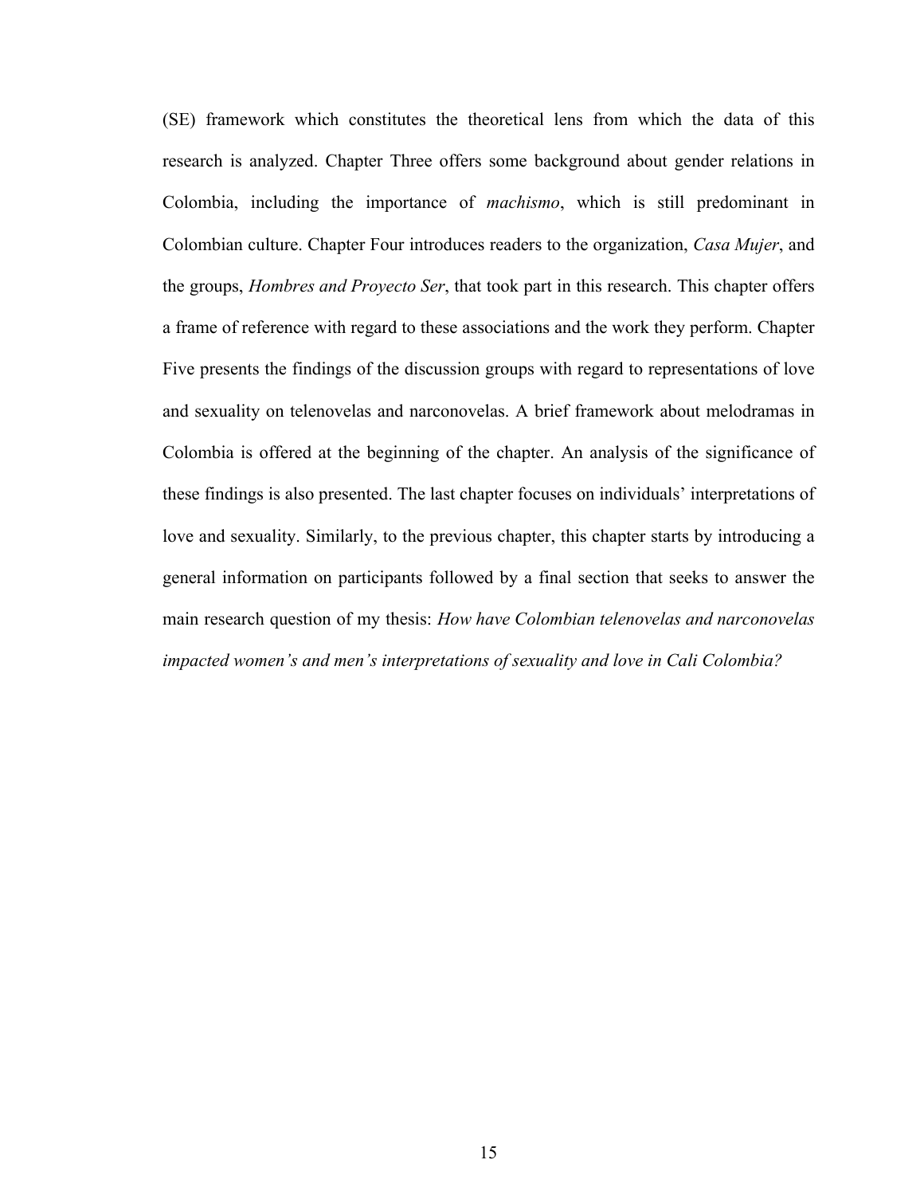(SE) framework which constitutes the theoretical lens from which the data of this research is analyzed. Chapter Three offers some background about gender relations in Colombia, including the importance of *machismo*, which is still predominant in Colombian culture. Chapter Four introduces readers to the organization, *Casa Mujer*, and the groups, *Hombres and Proyecto Ser*, that took part in this research. This chapter offers a frame of reference with regard to these associations and the work they perform. Chapter Five presents the findings of the discussion groups with regard to representations of love and sexuality on telenovelas and narconovelas. A brief framework about melodramas in Colombia is offered at the beginning of the chapter. An analysis of the significance of these findings is also presented. The last chapter focuses on individuals' interpretations of love and sexuality. Similarly, to the previous chapter, this chapter starts by introducing a general information on participants followed by a final section that seeks to answer the main research question of my thesis: *How have Colombian telenovelas and narconovelas impacted women's and men's interpretations of sexuality and love in Cali Colombia?*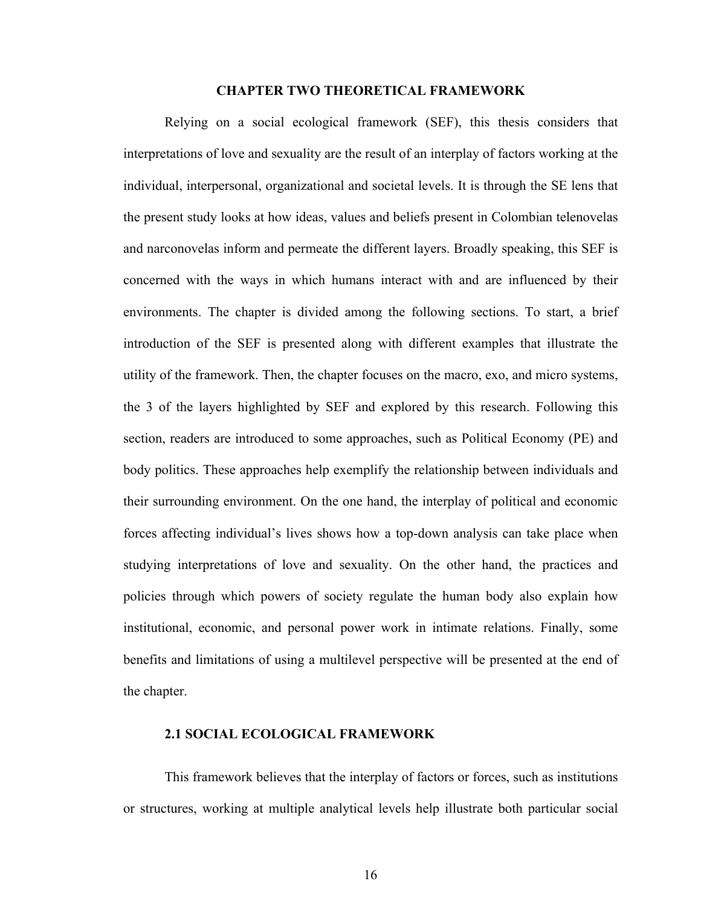# CHAPTER TWO THEORETICAL FRAMEWORK

Relying on a social ecological framework (SEF), this thesis considers that interpretations of love and sexuality are the result of an interplay of factors working at the individual, interpersonal, organizational and societal levels. It is through the SE lens that the present study looks at how ideas, values and beliefs present in Colombian telenovelas and narconovelas inform and permeate the different layers. Broadly speaking, this SEF is concerned with the ways in which humans interact with and are influenced by their environments. The chapter is divided among the following sections. To start, a brief introduction of the SEF is presented along with different examples that illustrate the utility of the framework. Then, the chapter focuses on the macro, exo, and micro systems, the 3 of the layers highlighted by SEF and explored by this research. Following this section, readers are introduced to some approaches, such as Political Economy (PE) and body politics. These approaches help exemplify the relationship between individuals and their surrounding environment. On the one hand, the interplay of political and economic forces affecting individual's lives shows how a top-down analysis can take place when studying interpretations of love and sexuality. On the other hand, the practices and policies through which powers of society regulate the human body also explain how institutional, economic, and personal power work in intimate relations. Finally, some benefits and limitations of using a multilevel perspective will be presented at the end of the chapter.

## 2.1 SOCIAL ECOLOGICAL FRAMEWORK

This framework believes that the interplay of factors or forces, such as institutions or structures, working at multiple analytical levels help illustrate both particular social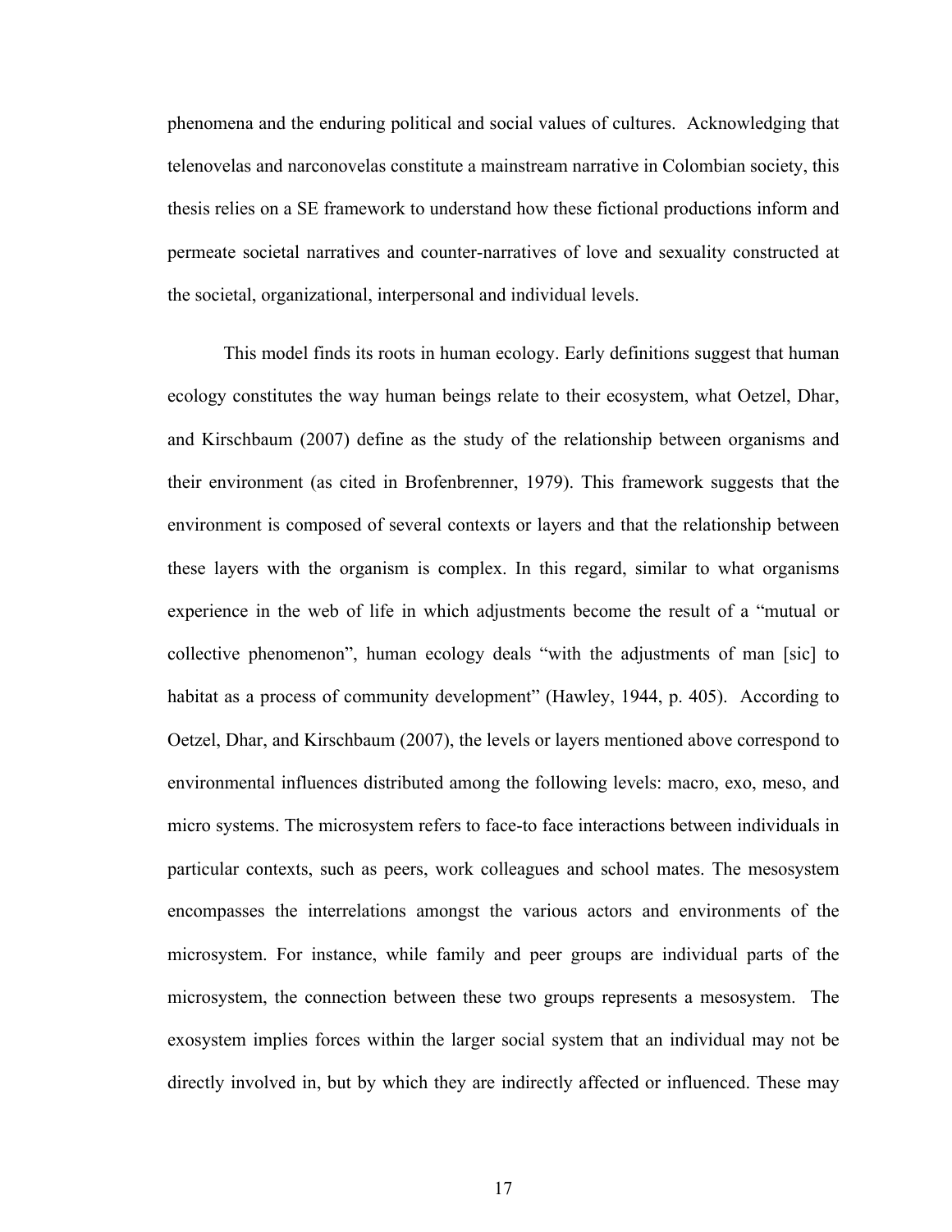phenomena and the enduring political and social values of cultures. Acknowledging that telenovelas and narconovelas constitute a mainstream narrative in Colombian society, this thesis relies on a SE framework to understand how these fictional productions inform and permeate societal narratives and counter-narratives of love and sexuality constructed at the societal, organizational, interpersonal and individual levels.

This model finds its roots in human ecology. Early definitions suggest that human ecology constitutes the way human beings relate to their ecosystem, what Oetzel, Dhar, and Kirschbaum (2007) define as the study of the relationship between organisms and their environment (as cited in Brofenbrenner, 1979). This framework suggests that the environment is composed of several contexts or layers and that the relationship between these layers with the organism is complex. In this regard, similar to what organisms experience in the web of life in which adjustments become the result of a "mutual or collective phenomenon", human ecology deals "with the adjustments of man [sic] to habitat as a process of community development" (Hawley, 1944, p. 405). According to Oetzel, Dhar, and Kirschbaum (2007), the levels or layers mentioned above correspond to environmental influences distributed among the following levels: macro, exo, meso, and micro systems. The microsystem refers to face-to face interactions between individuals in particular contexts, such as peers, work colleagues and school mates. The mesosystem encompasses the interrelations amongst the various actors and environments of the microsystem. For instance, while family and peer groups are individual parts of the microsystem, the connection between these two groups represents a mesosystem. The exosystem implies forces within the larger social system that an individual may not be directly involved in, but by which they are indirectly affected or influenced. These may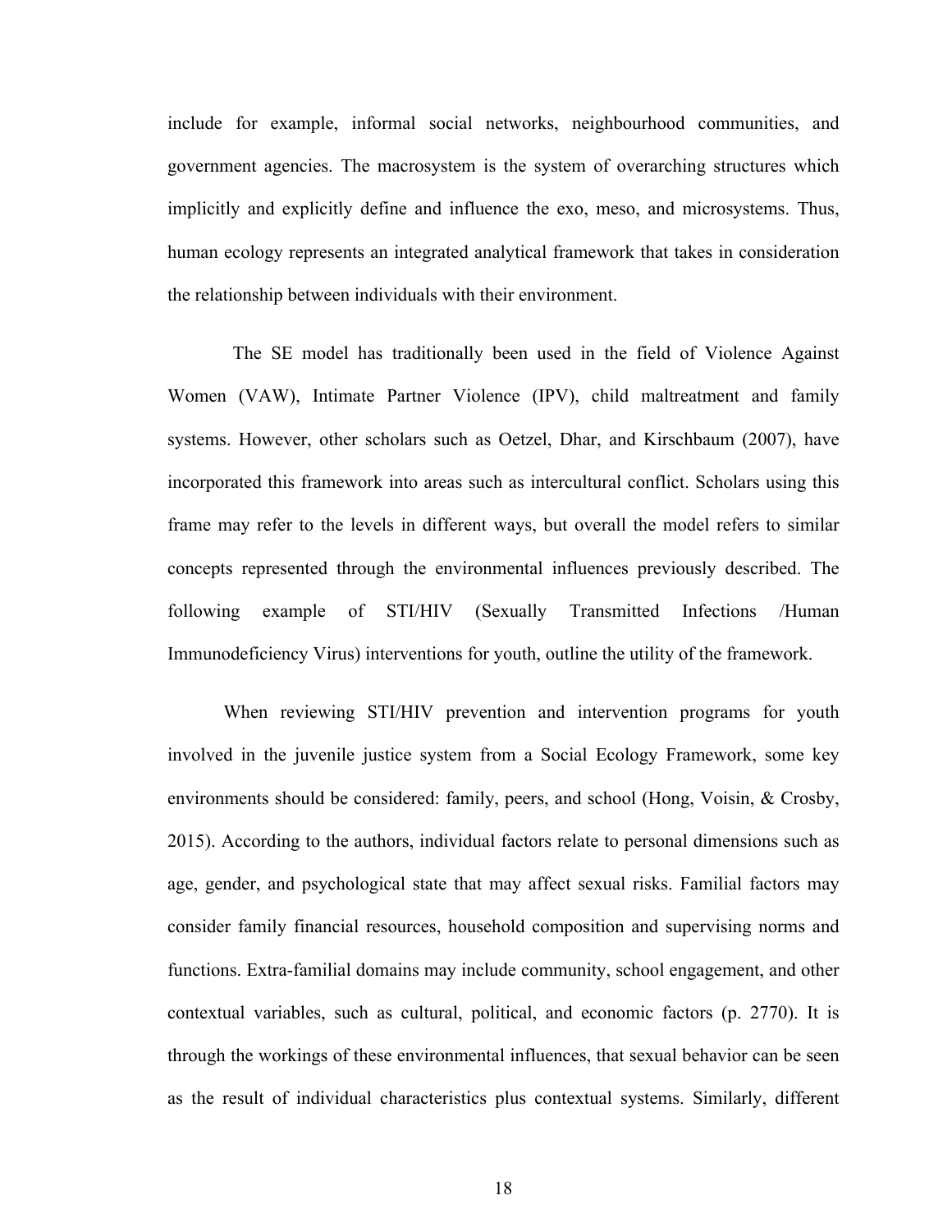include for example, informal social networks, neighbourhood communities, and government agencies. The macrosystem is the system of overarching structures which implicitly and explicitly define and influence the exo, meso, and microsystems. Thus, human ecology represents an integrated analytical framework that takes in consideration the relationship between individuals with their environment.

The SE model has traditionally been used in the field of Violence Against Women (VAW), Intimate Partner Violence (IPV), child maltreatment and family systems. However, other scholars such as Oetzel, Dhar, and Kirschbaum (2007), have incorporated this framework into areas such as intercultural conflict. Scholars using this frame may refer to the levels in different ways, but overall the model refers to similar concepts represented through the environmental influences previously described. The following example of STI/HIV (Sexually Transmitted Infections /Human Immunodeficiency Virus) interventions for youth, outline the utility of the framework.

When reviewing STI/HIV prevention and intervention programs for youth involved in the juvenile justice system from a Social Ecology Framework, some key environments should be considered: family, peers, and school (Hong, Voisin, & Crosby, 2015). According to the authors, individual factors relate to personal dimensions such as age, gender, and psychological state that may affect sexual risks. Familial factors may consider family financial resources, household composition and supervising norms and functions. Extra-familial domains may include community, school engagement, and other contextual variables, such as cultural, political, and economic factors (p. 2770). It is through the workings of these environmental influences, that sexual behavior can be seen as the result of individual characteristics plus contextual systems. Similarly, different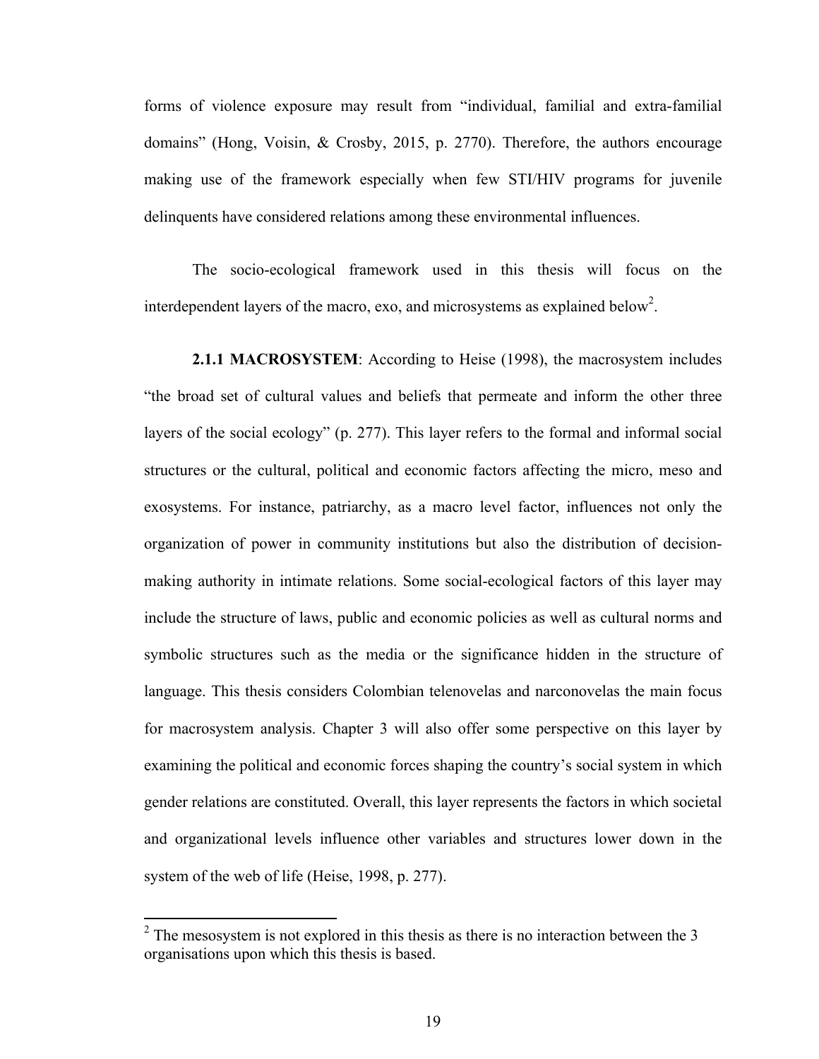forms of violence exposure may result from "individual, familial and extra-familial domains" (Hong, Voisin, & Crosby, 2015, p. 2770). Therefore, the authors encourage making use of the framework especially when few STI/HIV programs for juvenile delinquents have considered relations among these environmental influences.

The socio-ecological framework used in this thesis will focus on the interdependent layers of the macro, exo, and microsystems as explained below[2].

**2.1.1 MACROSYSTEM**: According to Heise (1998), the macrosystem includes "the broad set of cultural values and beliefs that permeate and inform the other three layers of the social ecology" (p. 277). This layer refers to the formal and informal social structures or the cultural, political and economic factors affecting the micro, meso and exosystems. For instance, patriarchy, as a macro level factor, influences not only the organization of power in community institutions but also the distribution of decision-making authority in intimate relations. Some social-ecological factors of this layer may include the structure of laws, public and economic policies as well as cultural norms and symbolic structures such as the media or the significance hidden in the structure of language. This thesis considers Colombian telenovelas and narconovelas the main focus for macrosystem analysis. Chapter 3 will also offer some perspective on this layer by examining the political and economic forces shaping the country's social system in which gender relations are constituted. Overall, this layer represents the factors in which societal and organizational levels influence other variables and structures lower down in the system of the web of life (Heise, 1998, p. 277).

[2] The mesosystem is not explored in this thesis as there is no interaction between the 3 organisations upon which this thesis is based.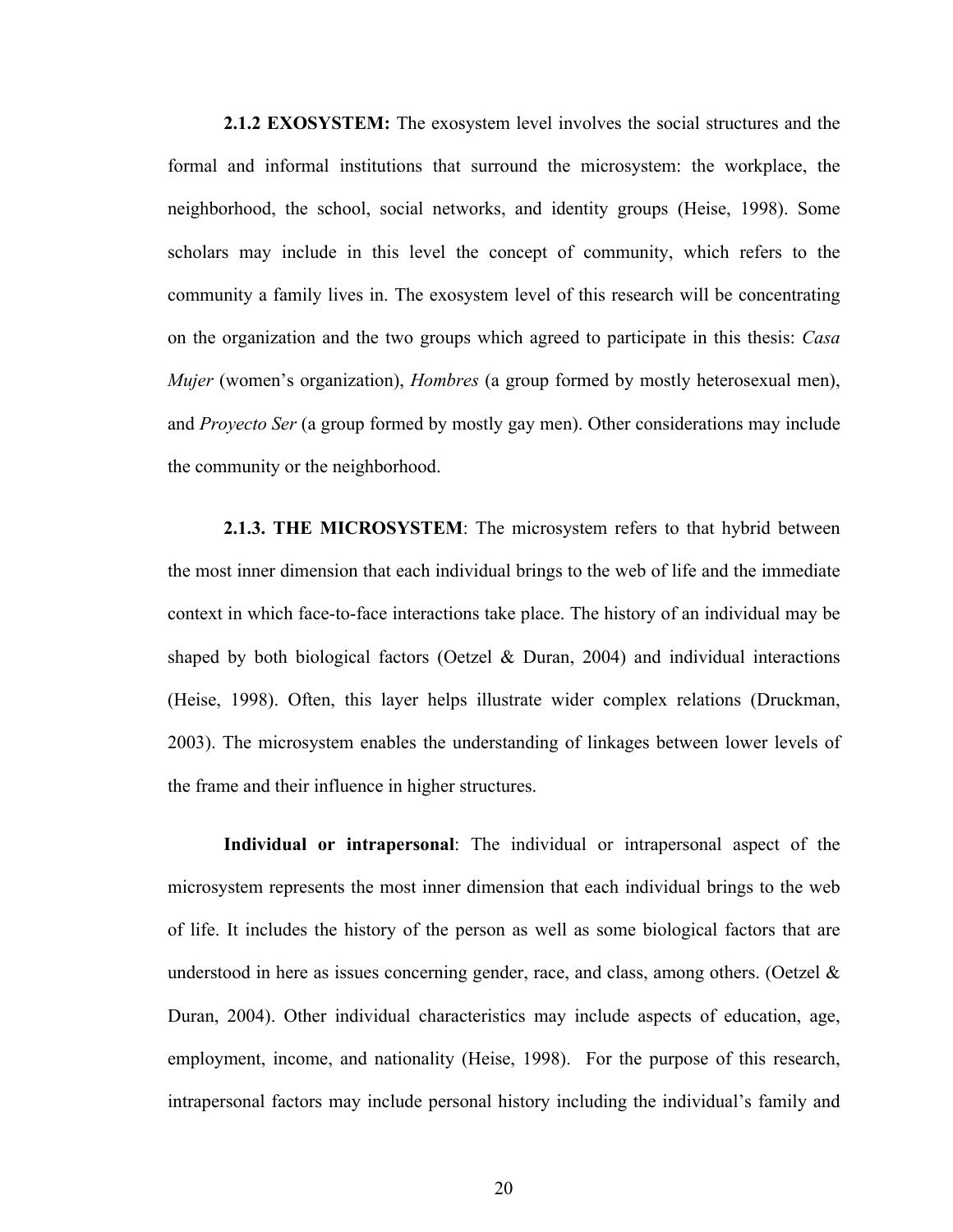**2.1.2 EXOSYSTEM:** The exosystem level involves the social structures and the formal and informal institutions that surround the microsystem: the workplace, the neighborhood, the school, social networks, and identity groups (Heise, 1998). Some scholars may include in this level the concept of community, which refers to the community a family lives in. The exosystem level of this research will be concentrating on the organization and the two groups which agreed to participate in this thesis: *Casa Mujer* (women's organization), *Hombres* (a group formed by mostly heterosexual men), and *Proyecto Ser* (a group formed by mostly gay men). Other considerations may include the community or the neighborhood.

**2.1.3. THE MICROSYSTEM**: The microsystem refers to that hybrid between the most inner dimension that each individual brings to the web of life and the immediate context in which face-to-face interactions take place. The history of an individual may be shaped by both biological factors (Oetzel & Duran, 2004) and individual interactions (Heise, 1998). Often, this layer helps illustrate wider complex relations (Druckman, 2003). The microsystem enables the understanding of linkages between lower levels of the frame and their influence in higher structures.

**Individual or intrapersonal**: The individual or intrapersonal aspect of the microsystem represents the most inner dimension that each individual brings to the web of life. It includes the history of the person as well as some biological factors that are understood in here as issues concerning gender, race, and class, among others. (Oetzel & Duran, 2004). Other individual characteristics may include aspects of education, age, employment, income, and nationality (Heise, 1998). For the purpose of this research, intrapersonal factors may include personal history including the individual's family and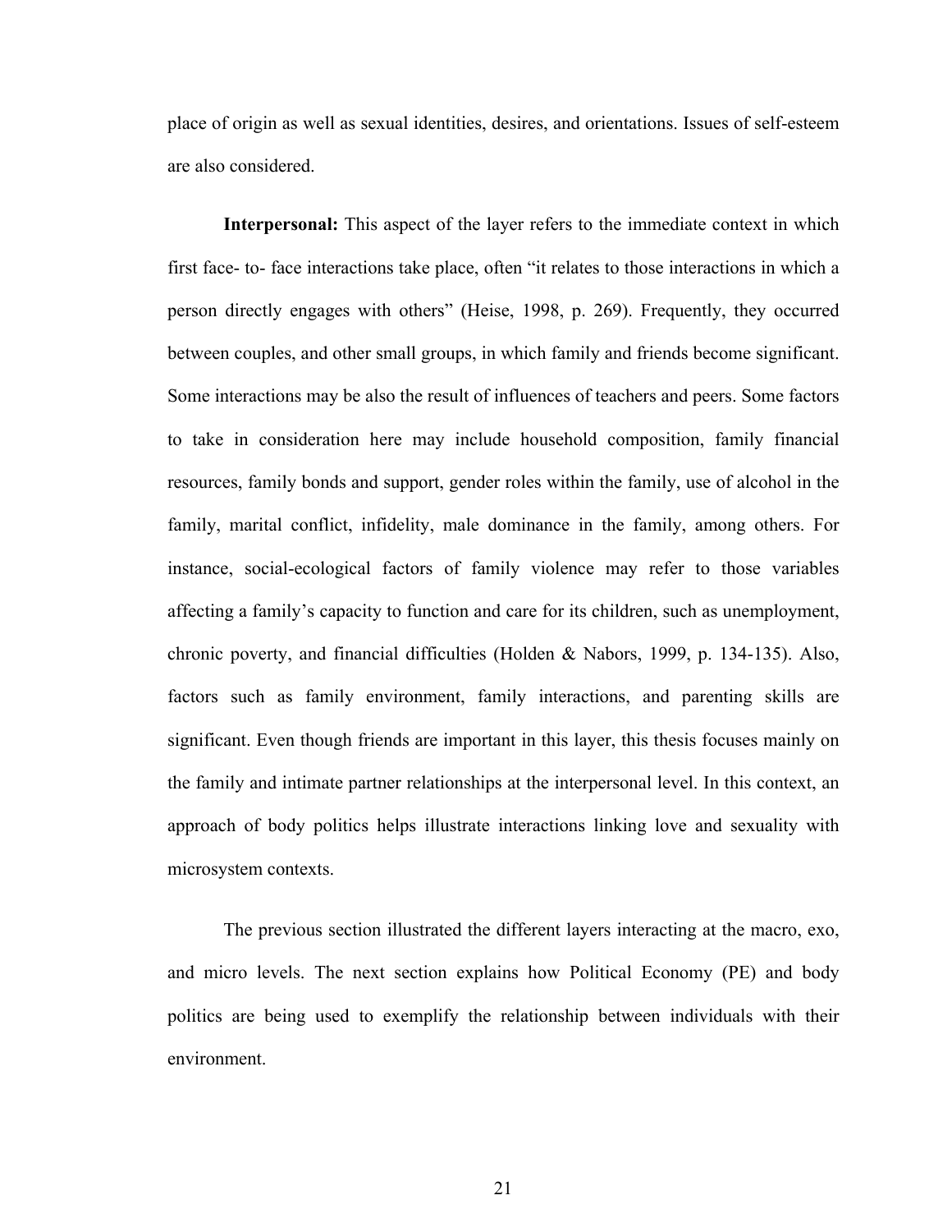place of origin as well as sexual identities, desires, and orientations. Issues of self-esteem are also considered.

**Interpersonal:** This aspect of the layer refers to the immediate context in which first face- to- face interactions take place, often "it relates to those interactions in which a person directly engages with others" (Heise, 1998, p. 269). Frequently, they occurred between couples, and other small groups, in which family and friends become significant. Some interactions may be also the result of influences of teachers and peers. Some factors to take in consideration here may include household composition, family financial resources, family bonds and support, gender roles within the family, use of alcohol in the family, marital conflict, infidelity, male dominance in the family, among others. For instance, social-ecological factors of family violence may refer to those variables affecting a family's capacity to function and care for its children, such as unemployment, chronic poverty, and financial difficulties (Holden & Nabors, 1999, p. 134-135). Also, factors such as family environment, family interactions, and parenting skills are significant. Even though friends are important in this layer, this thesis focuses mainly on the family and intimate partner relationships at the interpersonal level. In this context, an approach of body politics helps illustrate interactions linking love and sexuality with microsystem contexts.

The previous section illustrated the different layers interacting at the macro, exo, and micro levels. The next section explains how Political Economy (PE) and body politics are being used to exemplify the relationship between individuals with their environment.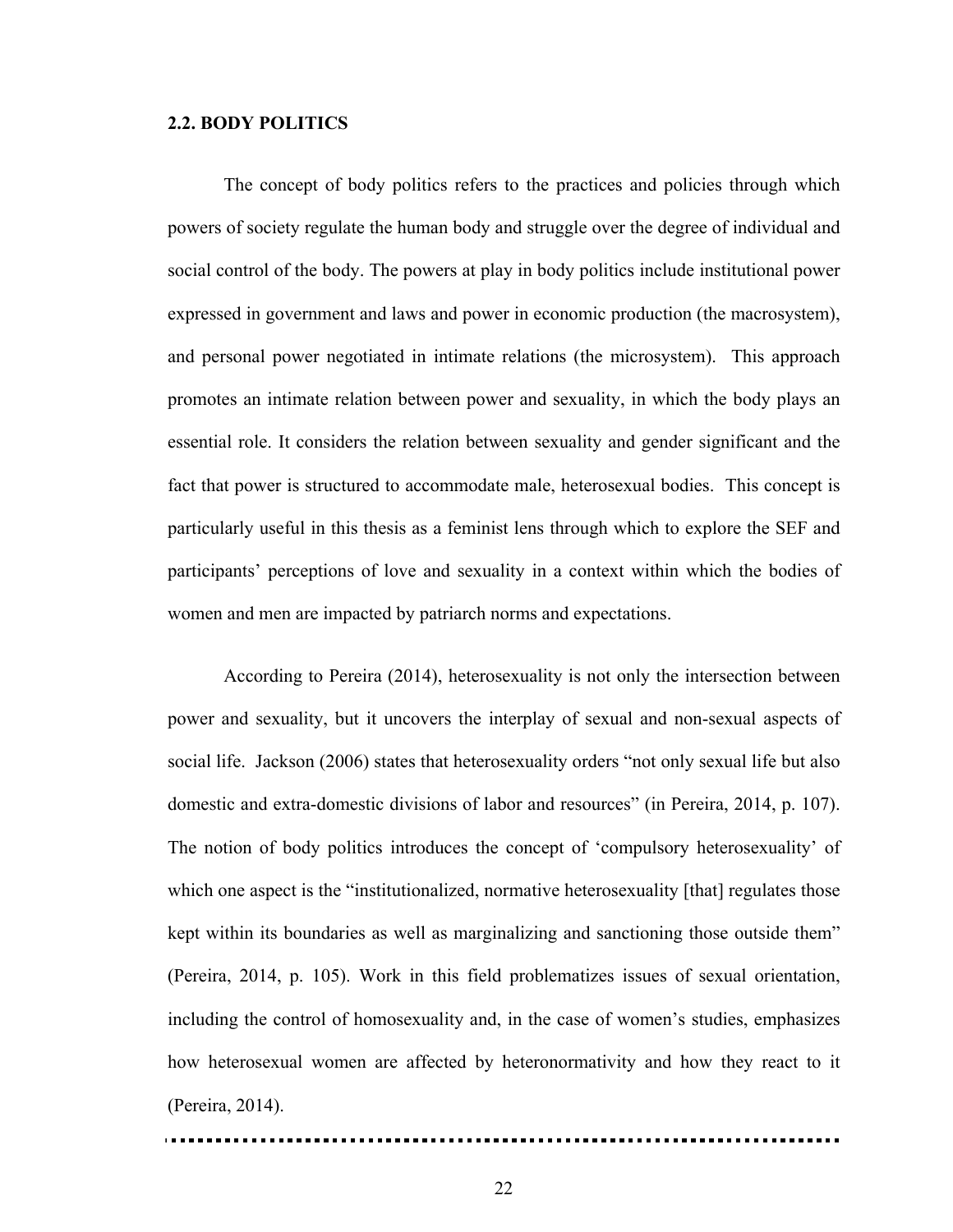## 2.2. BODY POLITICS

The concept of body politics refers to the practices and policies through which powers of society regulate the human body and struggle over the degree of individual and social control of the body. The powers at play in body politics include institutional power expressed in government and laws and power in economic production (the macrosystem), and personal power negotiated in intimate relations (the microsystem). This approach promotes an intimate relation between power and sexuality, in which the body plays an essential role. It considers the relation between sexuality and gender significant and the fact that power is structured to accommodate male, heterosexual bodies. This concept is particularly useful in this thesis as a feminist lens through which to explore the SEF and participants' perceptions of love and sexuality in a context within which the bodies of women and men are impacted by patriarch norms and expectations.

According to Pereira (2014), heterosexuality is not only the intersection between power and sexuality, but it uncovers the interplay of sexual and non-sexual aspects of social life. Jackson (2006) states that heterosexuality orders "not only sexual life but also domestic and extra-domestic divisions of labor and resources" (in Pereira, 2014, p. 107). The notion of body politics introduces the concept of 'compulsory heterosexuality' of which one aspect is the "institutionalized, normative heterosexuality [that] regulates those kept within its boundaries as well as marginalizing and sanctioning those outside them" (Pereira, 2014, p. 105). Work in this field problematizes issues of sexual orientation, including the control of homosexuality and, in the case of women's studies, emphasizes how heterosexual women are affected by heteronormativity and how they react to it (Pereira, 2014).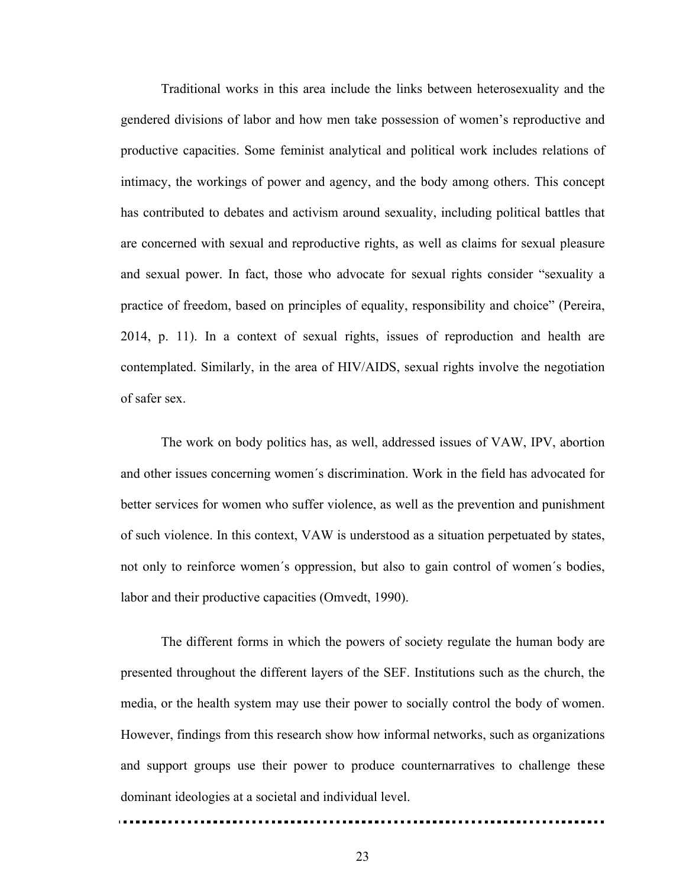Traditional works in this area include the links between heterosexuality and the gendered divisions of labor and how men take possession of women's reproductive and productive capacities. Some feminist analytical and political work includes relations of intimacy, the workings of power and agency, and the body among others. This concept has contributed to debates and activism around sexuality, including political battles that are concerned with sexual and reproductive rights, as well as claims for sexual pleasure and sexual power. In fact, those who advocate for sexual rights consider "sexuality a practice of freedom, based on principles of equality, responsibility and choice" (Pereira, 2014, p. 11). In a context of sexual rights, issues of reproduction and health are contemplated. Similarly, in the area of HIV/AIDS, sexual rights involve the negotiation of safer sex.

The work on body politics has, as well, addressed issues of VAW, IPV, abortion and other issues concerning women´s discrimination. Work in the field has advocated for better services for women who suffer violence, as well as the prevention and punishment of such violence. In this context, VAW is understood as a situation perpetuated by states, not only to reinforce women´s oppression, but also to gain control of women´s bodies, labor and their productive capacities (Omvedt, 1990).

The different forms in which the powers of society regulate the human body are presented throughout the different layers of the SEF. Institutions such as the church, the media, or the health system may use their power to socially control the body of women. However, findings from this research show how informal networks, such as organizations and support groups use their power to produce counternarratives to challenge these dominant ideologies at a societal and individual level.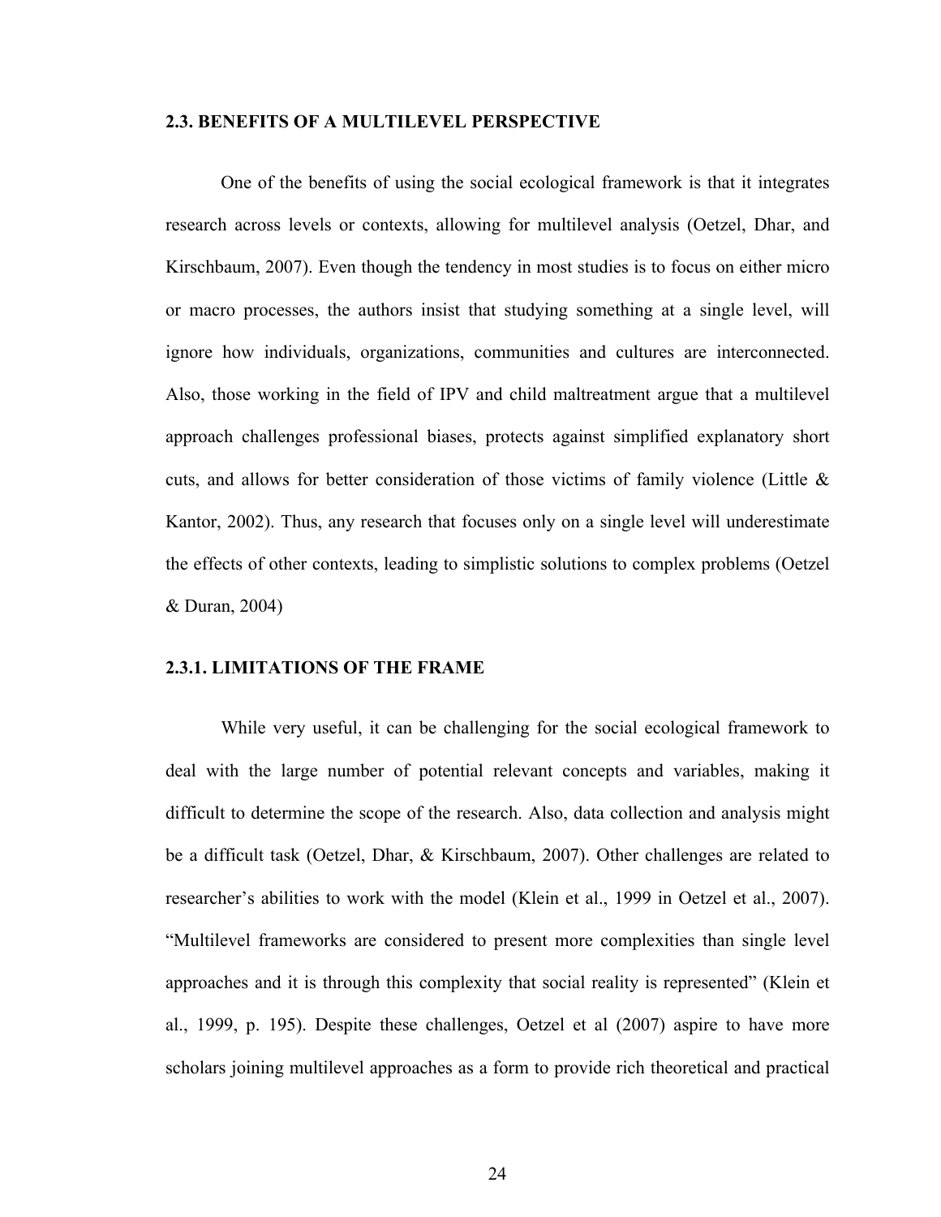## 2.3. BENEFITS OF A MULTILEVEL PERSPECTIVE

One of the benefits of using the social ecological framework is that it integrates research across levels or contexts, allowing for multilevel analysis (Oetzel, Dhar, and Kirschbaum, 2007). Even though the tendency in most studies is to focus on either micro or macro processes, the authors insist that studying something at a single level, will ignore how individuals, organizations, communities and cultures are interconnected. Also, those working in the field of IPV and child maltreatment argue that a multilevel approach challenges professional biases, protects against simplified explanatory short cuts, and allows for better consideration of those victims of family violence (Little & Kantor, 2002). Thus, any research that focuses only on a single level will underestimate the effects of other contexts, leading to simplistic solutions to complex problems (Oetzel & Duran, 2004)

### 2.3.1. LIMITATIONS OF THE FRAME

While very useful, it can be challenging for the social ecological framework to deal with the large number of potential relevant concepts and variables, making it difficult to determine the scope of the research. Also, data collection and analysis might be a difficult task (Oetzel, Dhar, & Kirschbaum, 2007). Other challenges are related to researcher's abilities to work with the model (Klein et al., 1999 in Oetzel et al., 2007). "Multilevel frameworks are considered to present more complexities than single level approaches and it is through this complexity that social reality is represented" (Klein et al., 1999, p. 195). Despite these challenges, Oetzel et al (2007) aspire to have more scholars joining multilevel approaches as a form to provide rich theoretical and practical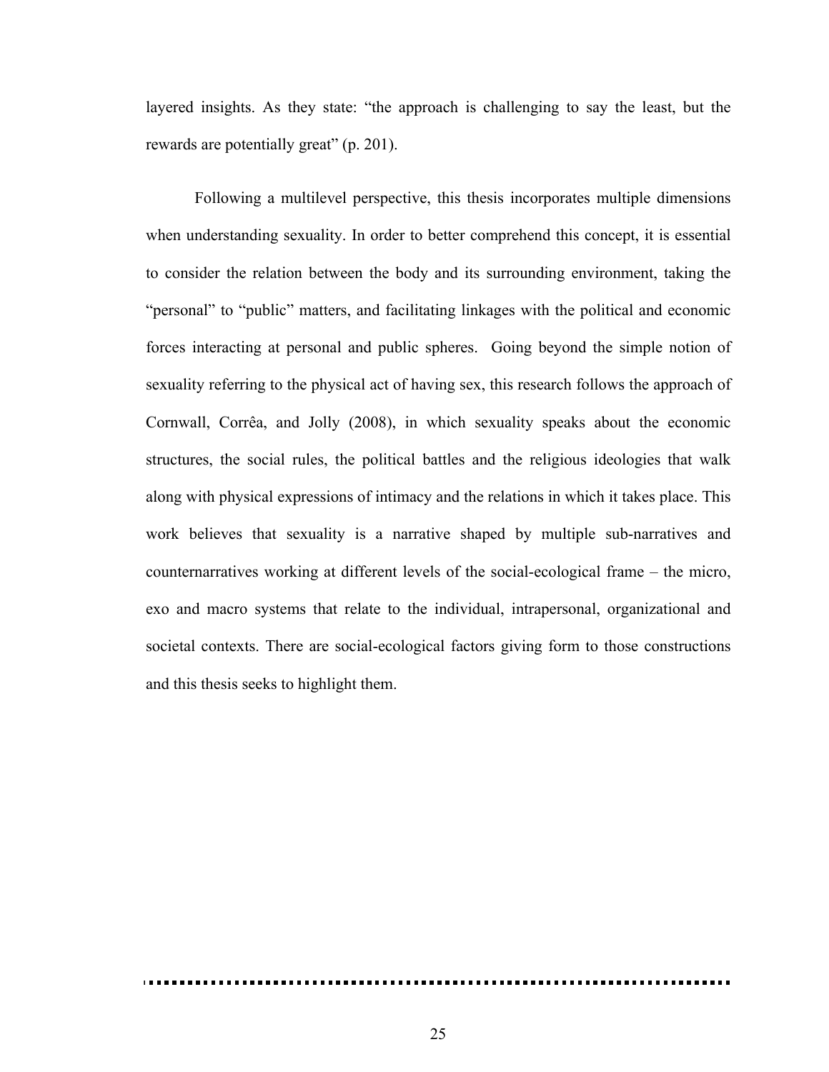layered insights. As they state: “the approach is challenging to say the least, but the rewards are potentially great” (p. 201).

Following a multilevel perspective, this thesis incorporates multiple dimensions when understanding sexuality. In order to better comprehend this concept, it is essential to consider the relation between the body and its surrounding environment, taking the “personal” to “public” matters, and facilitating linkages with the political and economic forces interacting at personal and public spheres. Going beyond the simple notion of sexuality referring to the physical act of having sex, this research follows the approach of Cornwall, Corrêa, and Jolly (2008), in which sexuality speaks about the economic structures, the social rules, the political battles and the religious ideologies that walk along with physical expressions of intimacy and the relations in which it takes place. This work believes that sexuality is a narrative shaped by multiple sub-narratives and counternarratives working at different levels of the social-ecological frame – the micro, exo and macro systems that relate to the individual, intrapersonal, organizational and societal contexts. There are social-ecological factors giving form to those constructions and this thesis seeks to highlight them.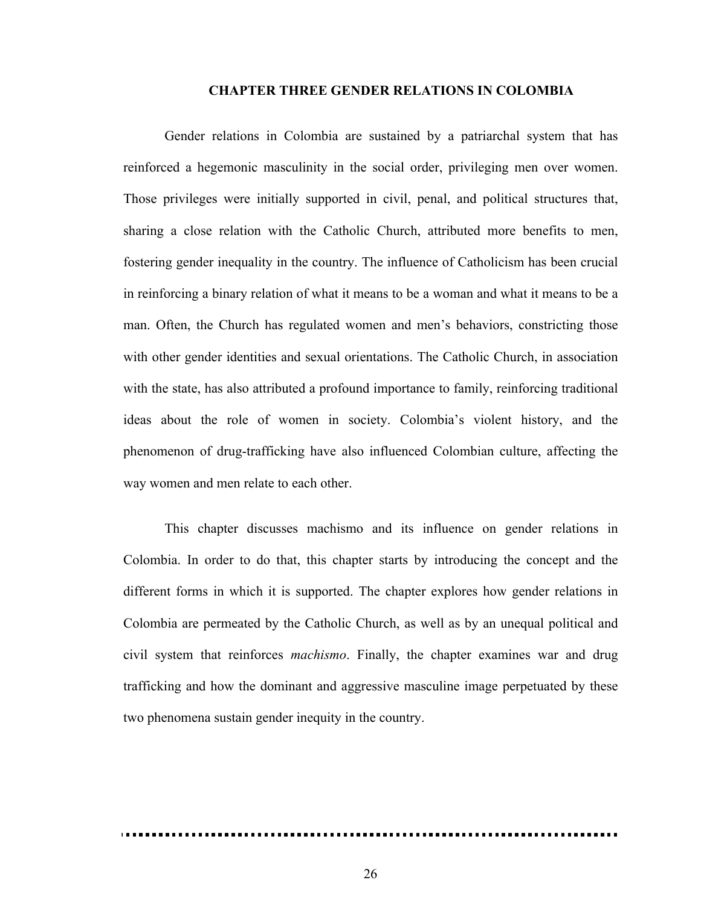# CHAPTER THREE GENDER RELATIONS IN COLOMBIA

Gender relations in Colombia are sustained by a patriarchal system that has reinforced a hegemonic masculinity in the social order, privileging men over women. Those privileges were initially supported in civil, penal, and political structures that, sharing a close relation with the Catholic Church, attributed more benefits to men, fostering gender inequality in the country. The influence of Catholicism has been crucial in reinforcing a binary relation of what it means to be a woman and what it means to be a man. Often, the Church has regulated women and men's behaviors, constricting those with other gender identities and sexual orientations. The Catholic Church, in association with the state, has also attributed a profound importance to family, reinforcing traditional ideas about the role of women in society. Colombia's violent history, and the phenomenon of drug-trafficking have also influenced Colombian culture, affecting the way women and men relate to each other.

This chapter discusses machismo and its influence on gender relations in Colombia. In order to do that, this chapter starts by introducing the concept and the different forms in which it is supported. The chapter explores how gender relations in Colombia are permeated by the Catholic Church, as well as by an unequal political and civil system that reinforces *machismo*. Finally, the chapter examines war and drug trafficking and how the dominant and aggressive masculine image perpetuated by these two phenomena sustain gender inequity in the country.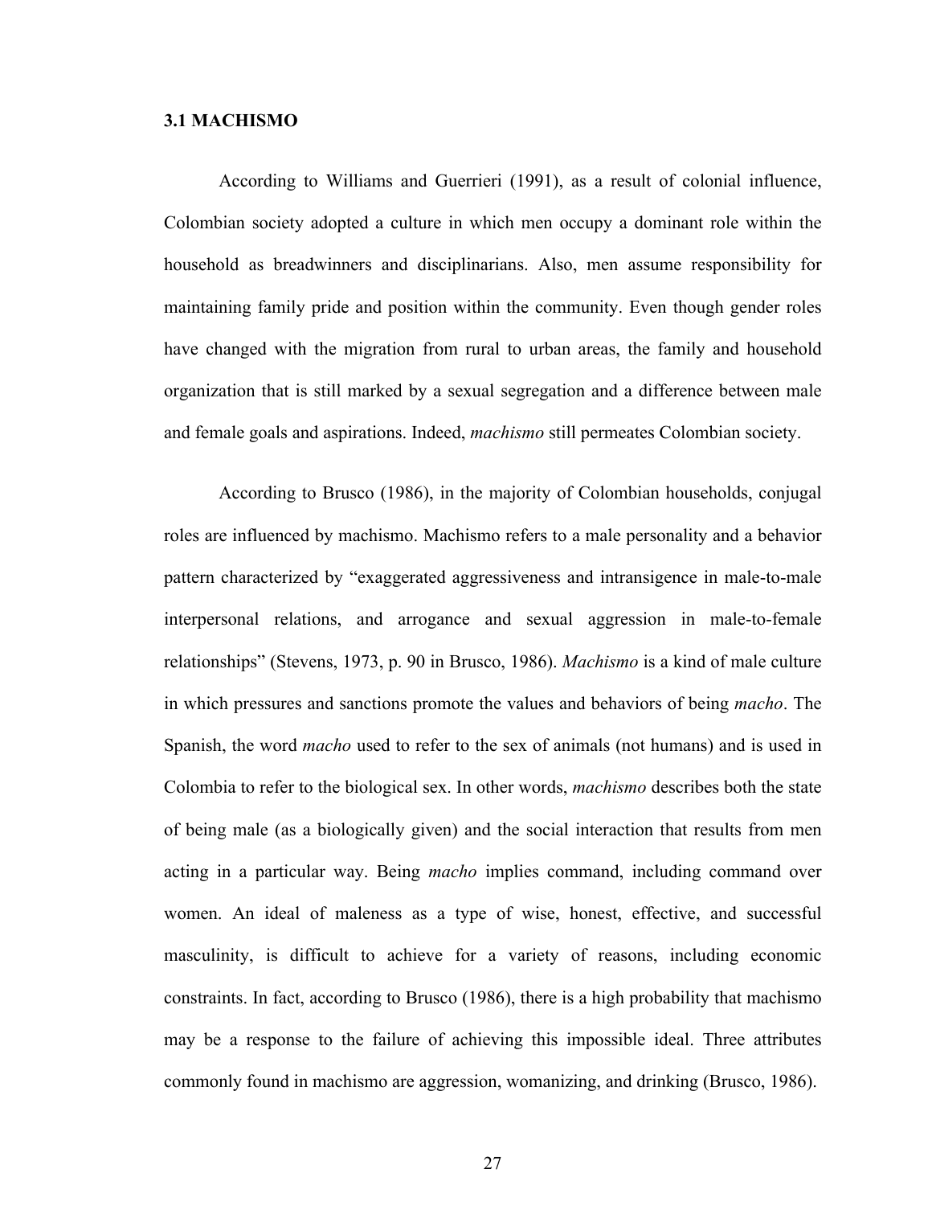### 3.1 MACHISMO

According to Williams and Guerrieri (1991), as a result of colonial influence, Colombian society adopted a culture in which men occupy a dominant role within the household as breadwinners and disciplinarians. Also, men assume responsibility for maintaining family pride and position within the community. Even though gender roles have changed with the migration from rural to urban areas, the family and household organization that is still marked by a sexual segregation and a difference between male and female goals and aspirations. Indeed, *machismo* still permeates Colombian society.

According to Brusco (1986), in the majority of Colombian households, conjugal roles are influenced by machismo. Machismo refers to a male personality and a behavior pattern characterized by "exaggerated aggressiveness and intransigence in male-to-male interpersonal relations, and arrogance and sexual aggression in male-to-female relationships" (Stevens, 1973, p. 90 in Brusco, 1986). *Machismo* is a kind of male culture in which pressures and sanctions promote the values and behaviors of being *macho*. The Spanish, the word *macho* used to refer to the sex of animals (not humans) and is used in Colombia to refer to the biological sex. In other words, *machismo* describes both the state of being male (as a biologically given) and the social interaction that results from men acting in a particular way. Being *macho* implies command, including command over women. An ideal of maleness as a type of wise, honest, effective, and successful masculinity, is difficult to achieve for a variety of reasons, including economic constraints. In fact, according to Brusco (1986), there is a high probability that machismo may be a response to the failure of achieving this impossible ideal. Three attributes commonly found in machismo are aggression, womanizing, and drinking (Brusco, 1986).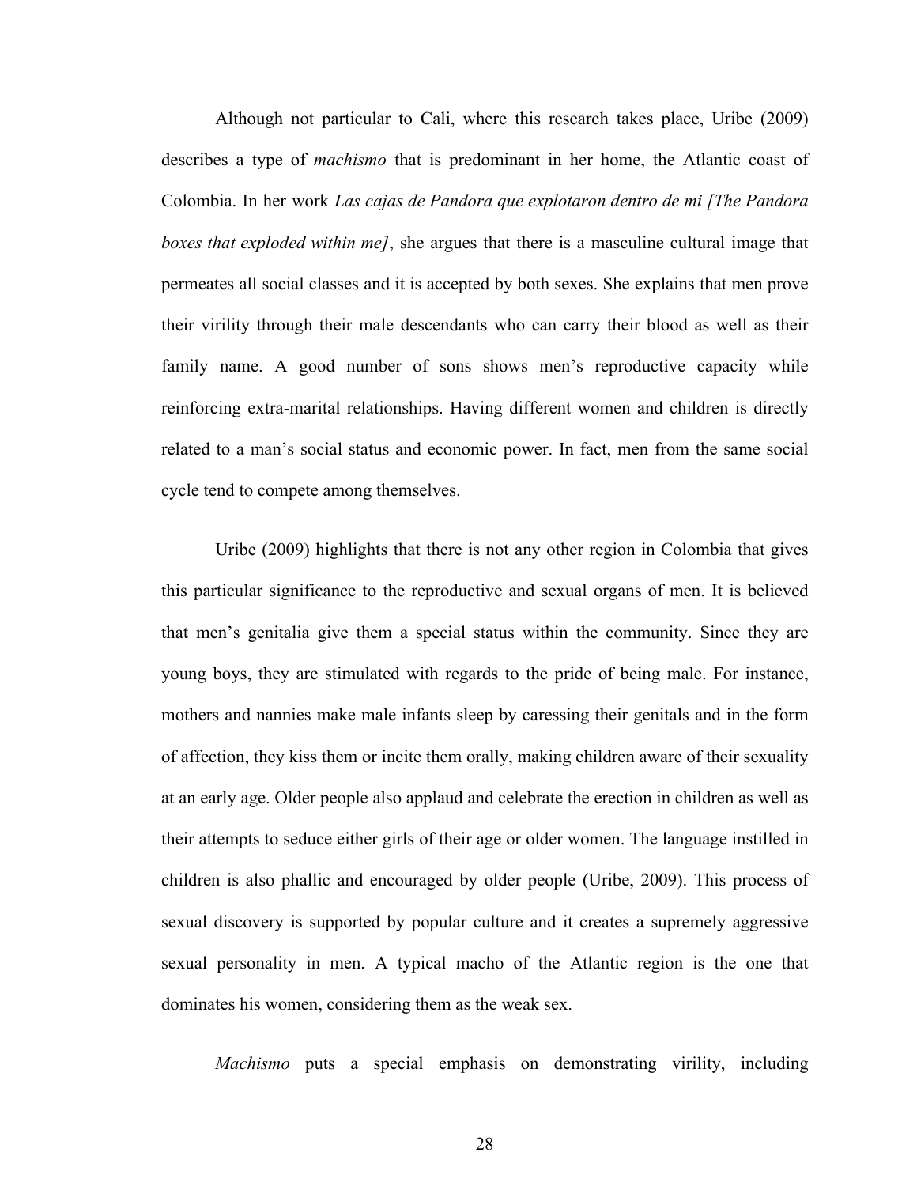Although not particular to Cali, where this research takes place, Uribe (2009) describes a type of *machismo* that is predominant in her home, the Atlantic coast of Colombia. In her work *Las cajas de Pandora que explotaron dentro de mi [The Pandora boxes that exploded within me]*, she argues that there is a masculine cultural image that permeates all social classes and it is accepted by both sexes. She explains that men prove their virility through their male descendants who can carry their blood as well as their family name. A good number of sons shows men's reproductive capacity while reinforcing extra-marital relationships. Having different women and children is directly related to a man's social status and economic power. In fact, men from the same social cycle tend to compete among themselves.

Uribe (2009) highlights that there is not any other region in Colombia that gives this particular significance to the reproductive and sexual organs of men. It is believed that men's genitalia give them a special status within the community. Since they are young boys, they are stimulated with regards to the pride of being male. For instance, mothers and nannies make male infants sleep by caressing their genitals and in the form of affection, they kiss them or incite them orally, making children aware of their sexuality at an early age. Older people also applaud and celebrate the erection in children as well as their attempts to seduce either girls of their age or older women. The language instilled in children is also phallic and encouraged by older people (Uribe, 2009). This process of sexual discovery is supported by popular culture and it creates a supremely aggressive sexual personality in men. A typical macho of the Atlantic region is the one that dominates his women, considering them as the weak sex.

*Machismo* puts a special emphasis on demonstrating virility, including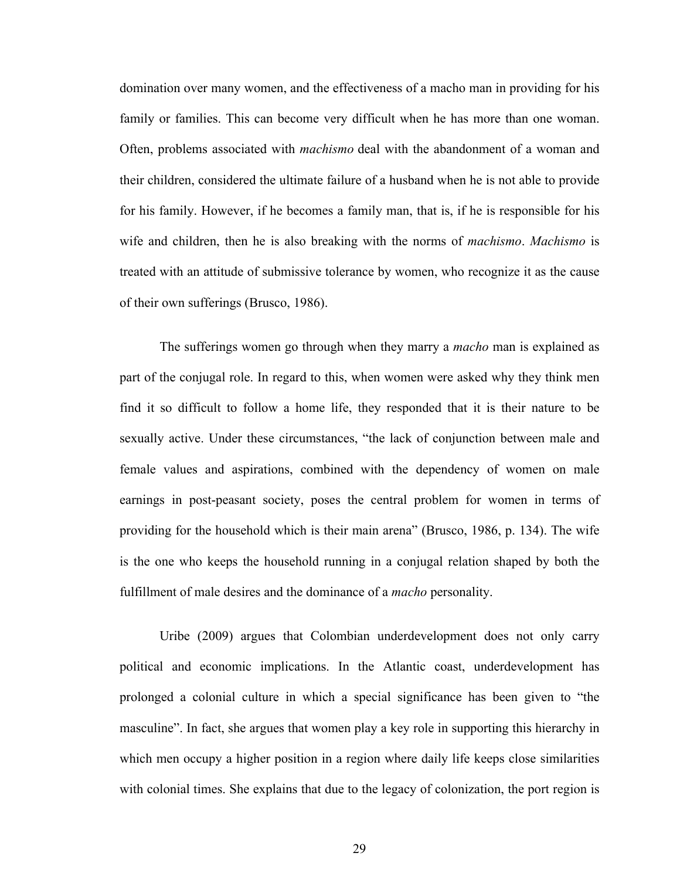domination over many women, and the effectiveness of a macho man in providing for his family or families. This can become very difficult when he has more than one woman. Often, problems associated with *machismo* deal with the abandonment of a woman and their children, considered the ultimate failure of a husband when he is not able to provide for his family. However, if he becomes a family man, that is, if he is responsible for his wife and children, then he is also breaking with the norms of *machismo*. *Machismo* is treated with an attitude of submissive tolerance by women, who recognize it as the cause of their own sufferings (Brusco, 1986).

The sufferings women go through when they marry a *macho* man is explained as part of the conjugal role. In regard to this, when women were asked why they think men find it so difficult to follow a home life, they responded that it is their nature to be sexually active. Under these circumstances, "the lack of conjunction between male and female values and aspirations, combined with the dependency of women on male earnings in post-peasant society, poses the central problem for women in terms of providing for the household which is their main arena" (Brusco, 1986, p. 134). The wife is the one who keeps the household running in a conjugal relation shaped by both the fulfillment of male desires and the dominance of a *macho* personality.

Uribe (2009) argues that Colombian underdevelopment does not only carry political and economic implications. In the Atlantic coast, underdevelopment has prolonged a colonial culture in which a special significance has been given to "the masculine". In fact, she argues that women play a key role in supporting this hierarchy in which men occupy a higher position in a region where daily life keeps close similarities with colonial times. She explains that due to the legacy of colonization, the port region is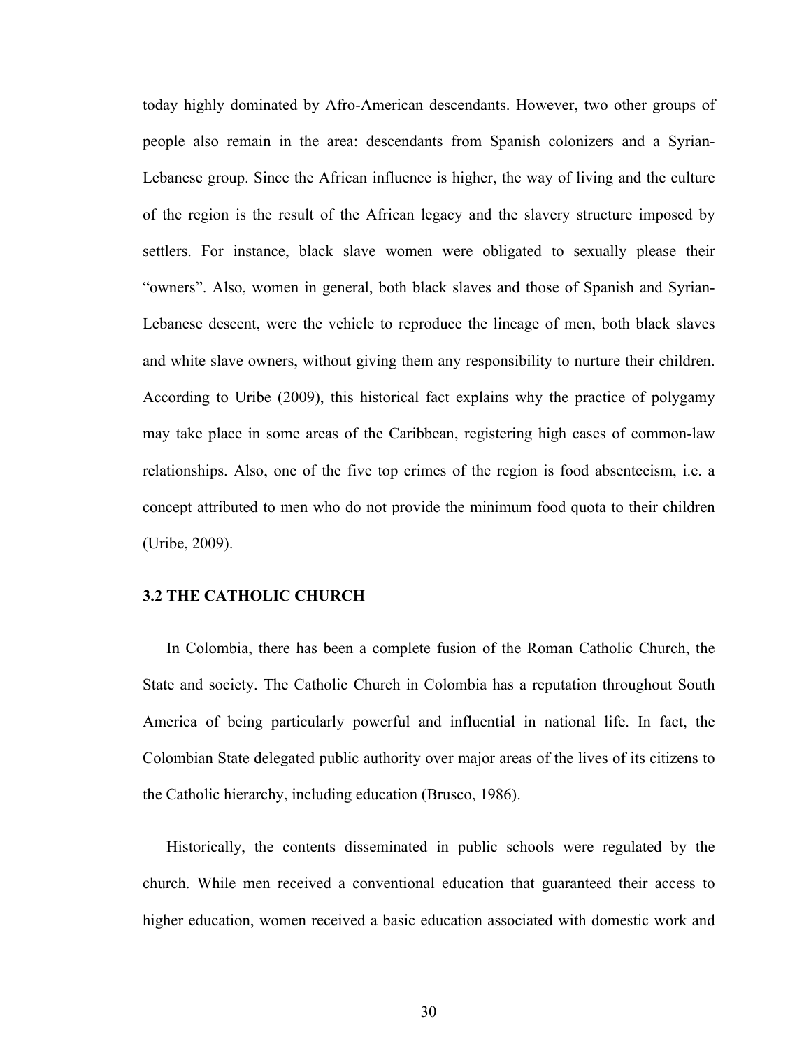today highly dominated by Afro-American descendants. However, two other groups of people also remain in the area: descendants from Spanish colonizers and a Syrian-Lebanese group. Since the African influence is higher, the way of living and the culture of the region is the result of the African legacy and the slavery structure imposed by settlers. For instance, black slave women were obligated to sexually please their "owners". Also, women in general, both black slaves and those of Spanish and Syrian-Lebanese descent, were the vehicle to reproduce the lineage of men, both black slaves and white slave owners, without giving them any responsibility to nurture their children. According to Uribe (2009), this historical fact explains why the practice of polygamy may take place in some areas of the Caribbean, registering high cases of common-law relationships. Also, one of the five top crimes of the region is food absenteeism, i.e. a concept attributed to men who do not provide the minimum food quota to their children (Uribe, 2009).

### 3.2 THE CATHOLIC CHURCH

In Colombia, there has been a complete fusion of the Roman Catholic Church, the State and society. The Catholic Church in Colombia has a reputation throughout South America of being particularly powerful and influential in national life. In fact, the Colombian State delegated public authority over major areas of the lives of its citizens to the Catholic hierarchy, including education (Brusco, 1986).

Historically, the contents disseminated in public schools were regulated by the church. While men received a conventional education that guaranteed their access to higher education, women received a basic education associated with domestic work and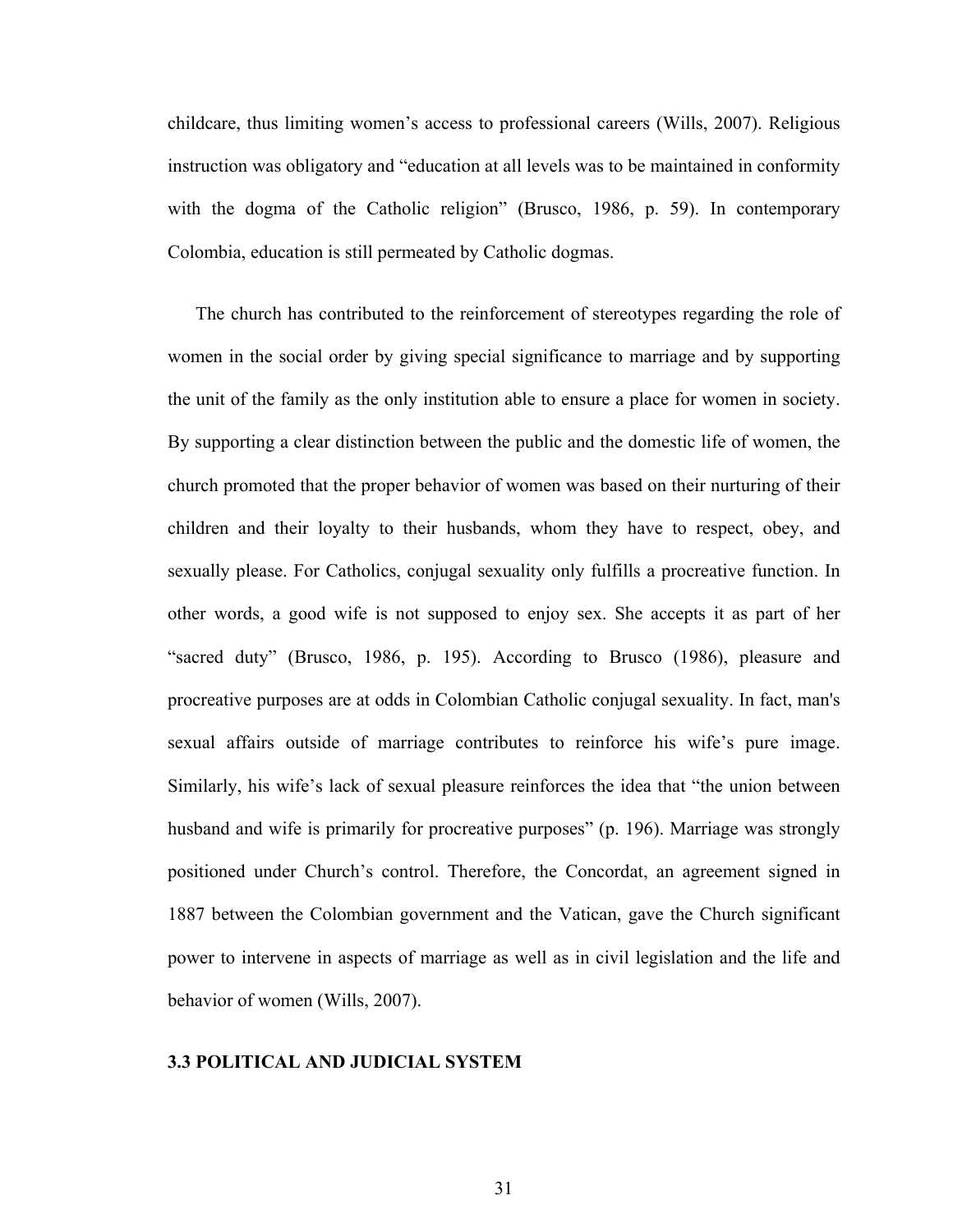childcare, thus limiting women's access to professional careers (Wills, 2007). Religious instruction was obligatory and "education at all levels was to be maintained in conformity with the dogma of the Catholic religion" (Brusco, 1986, p. 59). In contemporary Colombia, education is still permeated by Catholic dogmas.

The church has contributed to the reinforcement of stereotypes regarding the role of women in the social order by giving special significance to marriage and by supporting the unit of the family as the only institution able to ensure a place for women in society. By supporting a clear distinction between the public and the domestic life of women, the church promoted that the proper behavior of women was based on their nurturing of their children and their loyalty to their husbands, whom they have to respect, obey, and sexually please. For Catholics, conjugal sexuality only fulfills a procreative function. In other words, a good wife is not supposed to enjoy sex. She accepts it as part of her "sacred duty" (Brusco, 1986, p. 195). According to Brusco (1986), pleasure and procreative purposes are at odds in Colombian Catholic conjugal sexuality. In fact, man's sexual affairs outside of marriage contributes to reinforce his wife's pure image. Similarly, his wife's lack of sexual pleasure reinforces the idea that "the union between husband and wife is primarily for procreative purposes" (p. 196). Marriage was strongly positioned under Church's control. Therefore, the Concordat, an agreement signed in 1887 between the Colombian government and the Vatican, gave the Church significant power to intervene in aspects of marriage as well as in civil legislation and the life and behavior of women (Wills, 2007).

### 3.3 POLITICAL AND JUDICIAL SYSTEM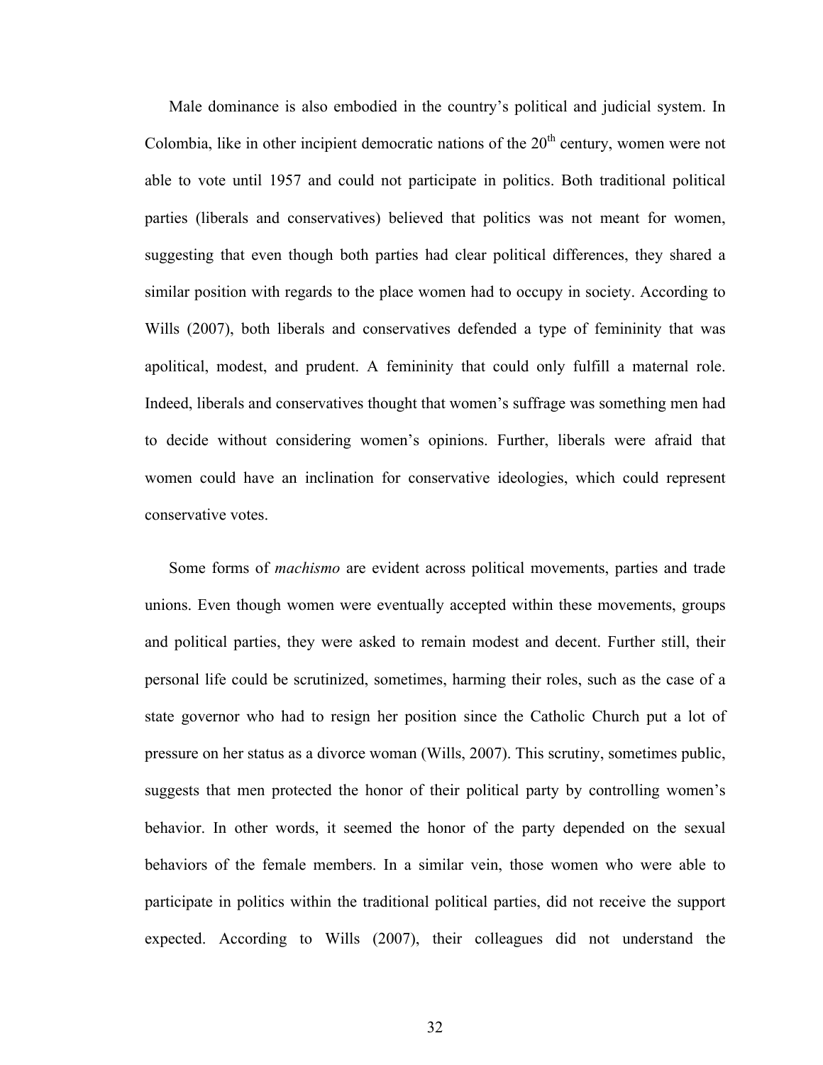Male dominance is also embodied in the country's political and judicial system. In Colombia, like in other incipient democratic nations of the 20th century, women were not able to vote until 1957 and could not participate in politics. Both traditional political parties (liberals and conservatives) believed that politics was not meant for women, suggesting that even though both parties had clear political differences, they shared a similar position with regards to the place women had to occupy in society. According to Wills (2007), both liberals and conservatives defended a type of femininity that was apolitical, modest, and prudent. A femininity that could only fulfill a maternal role. Indeed, liberals and conservatives thought that women's suffrage was something men had to decide without considering women's opinions. Further, liberals were afraid that women could have an inclination for conservative ideologies, which could represent conservative votes.

Some forms of *machismo* are evident across political movements, parties and trade unions. Even though women were eventually accepted within these movements, groups and political parties, they were asked to remain modest and decent. Further still, their personal life could be scrutinized, sometimes, harming their roles, such as the case of a state governor who had to resign her position since the Catholic Church put a lot of pressure on her status as a divorce woman (Wills, 2007). This scrutiny, sometimes public, suggests that men protected the honor of their political party by controlling women's behavior. In other words, it seemed the honor of the party depended on the sexual behaviors of the female members. In a similar vein, those women who were able to participate in politics within the traditional political parties, did not receive the support expected. According to Wills (2007), their colleagues did not understand the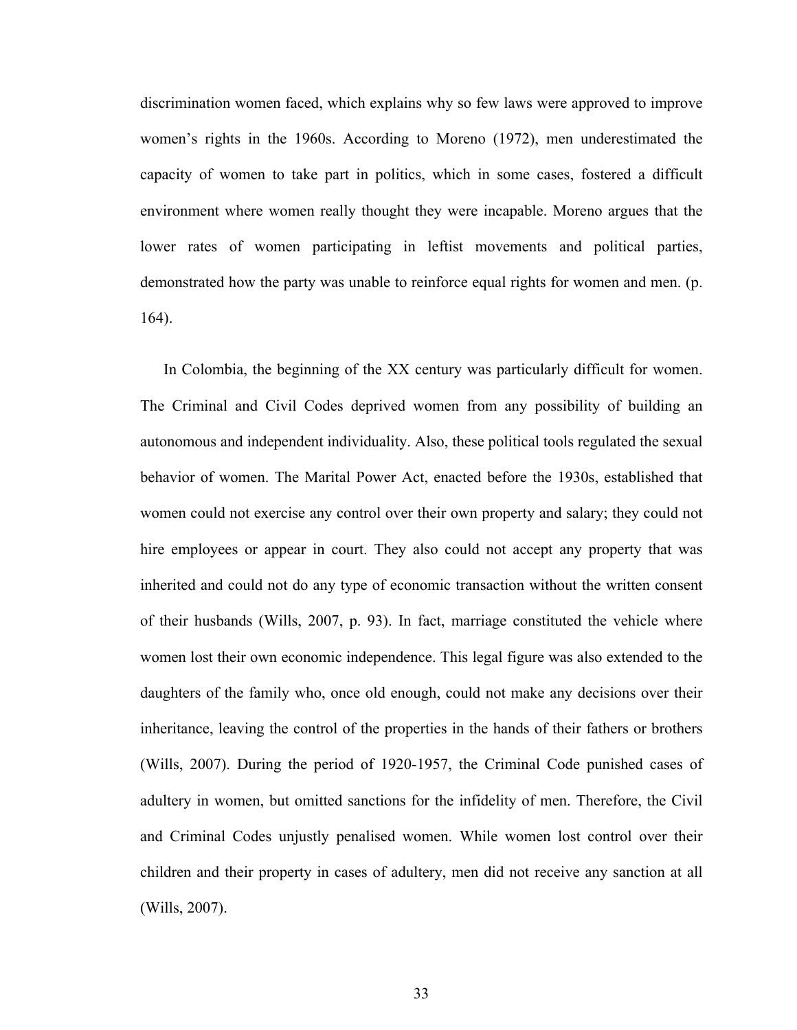discrimination women faced, which explains why so few laws were approved to improve women's rights in the 1960s. According to Moreno (1972), men underestimated the capacity of women to take part in politics, which in some cases, fostered a difficult environment where women really thought they were incapable. Moreno argues that the lower rates of women participating in leftist movements and political parties, demonstrated how the party was unable to reinforce equal rights for women and men. (p. 164).

In Colombia, the beginning of the XX century was particularly difficult for women. The Criminal and Civil Codes deprived women from any possibility of building an autonomous and independent individuality. Also, these political tools regulated the sexual behavior of women. The Marital Power Act, enacted before the 1930s, established that women could not exercise any control over their own property and salary; they could not hire employees or appear in court. They also could not accept any property that was inherited and could not do any type of economic transaction without the written consent of their husbands (Wills, 2007, p. 93). In fact, marriage constituted the vehicle where women lost their own economic independence. This legal figure was also extended to the daughters of the family who, once old enough, could not make any decisions over their inheritance, leaving the control of the properties in the hands of their fathers or brothers (Wills, 2007). During the period of 1920-1957, the Criminal Code punished cases of adultery in women, but omitted sanctions for the infidelity of men. Therefore, the Civil and Criminal Codes unjustly penalised women. While women lost control over their children and their property in cases of adultery, men did not receive any sanction at all (Wills, 2007).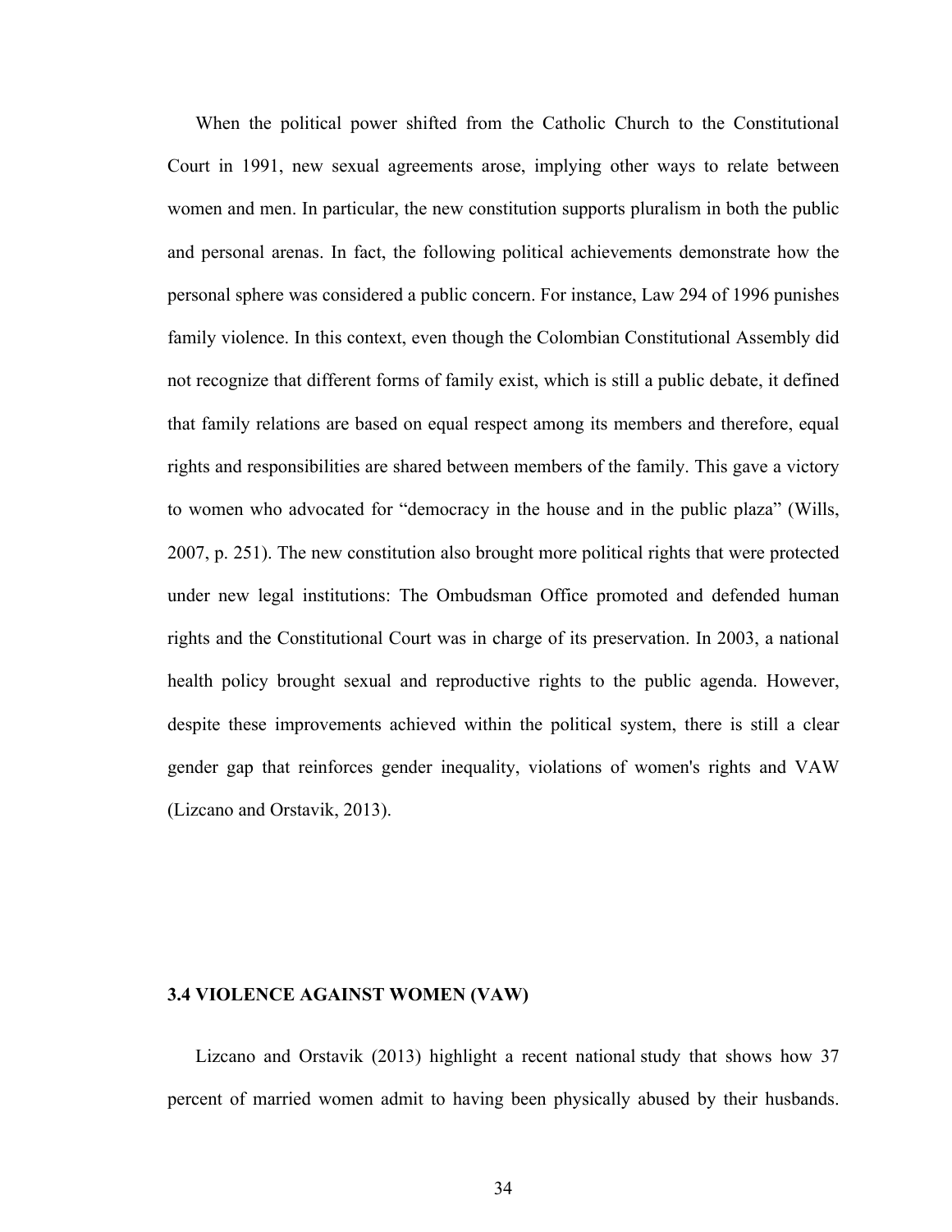When the political power shifted from the Catholic Church to the Constitutional Court in 1991, new sexual agreements arose, implying other ways to relate between women and men. In particular, the new constitution supports pluralism in both the public and personal arenas. In fact, the following political achievements demonstrate how the personal sphere was considered a public concern. For instance, Law 294 of 1996 punishes family violence. In this context, even though the Colombian Constitutional Assembly did not recognize that different forms of family exist, which is still a public debate, it defined that family relations are based on equal respect among its members and therefore, equal rights and responsibilities are shared between members of the family. This gave a victory to women who advocated for "democracy in the house and in the public plaza" (Wills, 2007, p. 251). The new constitution also brought more political rights that were protected under new legal institutions: The Ombudsman Office promoted and defended human rights and the Constitutional Court was in charge of its preservation. In 2003, a national health policy brought sexual and reproductive rights to the public agenda. However, despite these improvements achieved within the political system, there is still a clear gender gap that reinforces gender inequality, violations of women's rights and VAW (Lizcano and Orstavik, 2013).

### 3.4 VIOLENCE AGAINST WOMEN (VAW)

Lizcano and Orstavik (2013) highlight a recent national study that shows how 37 percent of married women admit to having been physically abused by their husbands.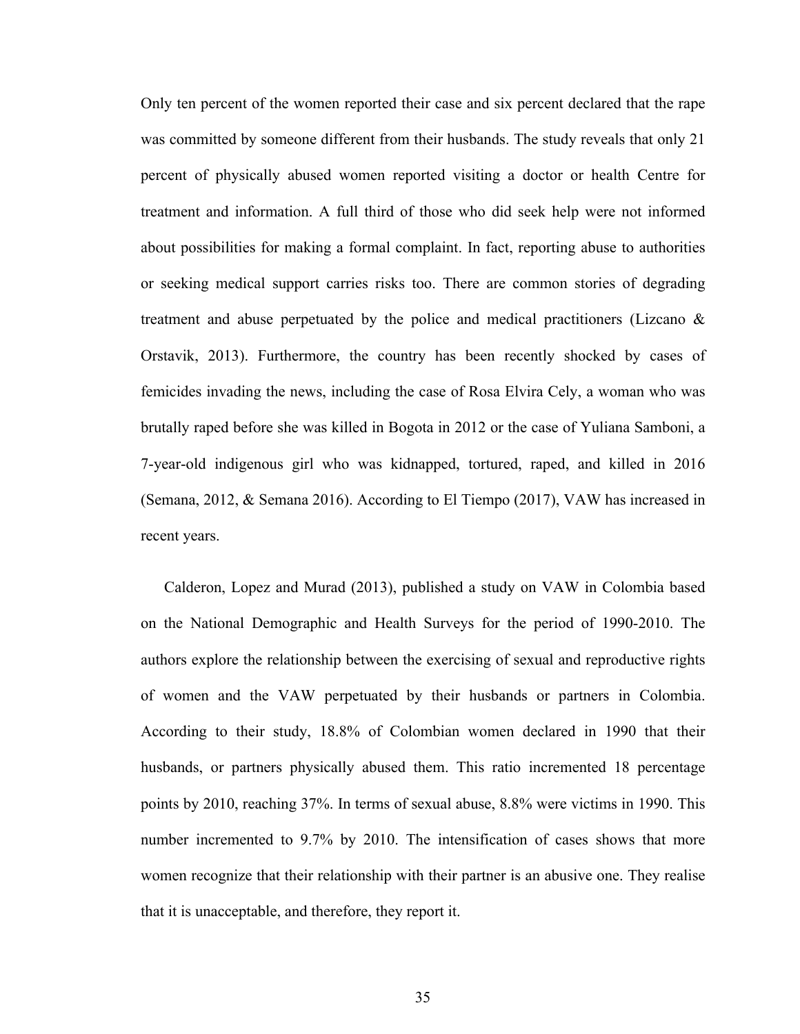Only ten percent of the women reported their case and six percent declared that the rape was committed by someone different from their husbands. The study reveals that only 21 percent of physically abused women reported visiting a doctor or health Centre for treatment and information. A full third of those who did seek help were not informed about possibilities for making a formal complaint. In fact, reporting abuse to authorities or seeking medical support carries risks too. There are common stories of degrading treatment and abuse perpetuated by the police and medical practitioners (Lizcano & Orstavik, 2013). Furthermore, the country has been recently shocked by cases of femicides invading the news, including the case of Rosa Elvira Cely, a woman who was brutally raped before she was killed in Bogota in 2012 or the case of Yuliana Samboni, a 7-year-old indigenous girl who was kidnapped, tortured, raped, and killed in 2016 (Semana, 2012, & Semana 2016). According to El Tiempo (2017), VAW has increased in recent years.

Calderon, Lopez and Murad (2013), published a study on VAW in Colombia based on the National Demographic and Health Surveys for the period of 1990-2010. The authors explore the relationship between the exercising of sexual and reproductive rights of women and the VAW perpetuated by their husbands or partners in Colombia. According to their study, 18.8% of Colombian women declared in 1990 that their husbands, or partners physically abused them. This ratio incremented 18 percentage points by 2010, reaching 37%. In terms of sexual abuse, 8.8% were victims in 1990. This number incremented to 9.7% by 2010. The intensification of cases shows that more women recognize that their relationship with their partner is an abusive one. They realise that it is unacceptable, and therefore, they report it.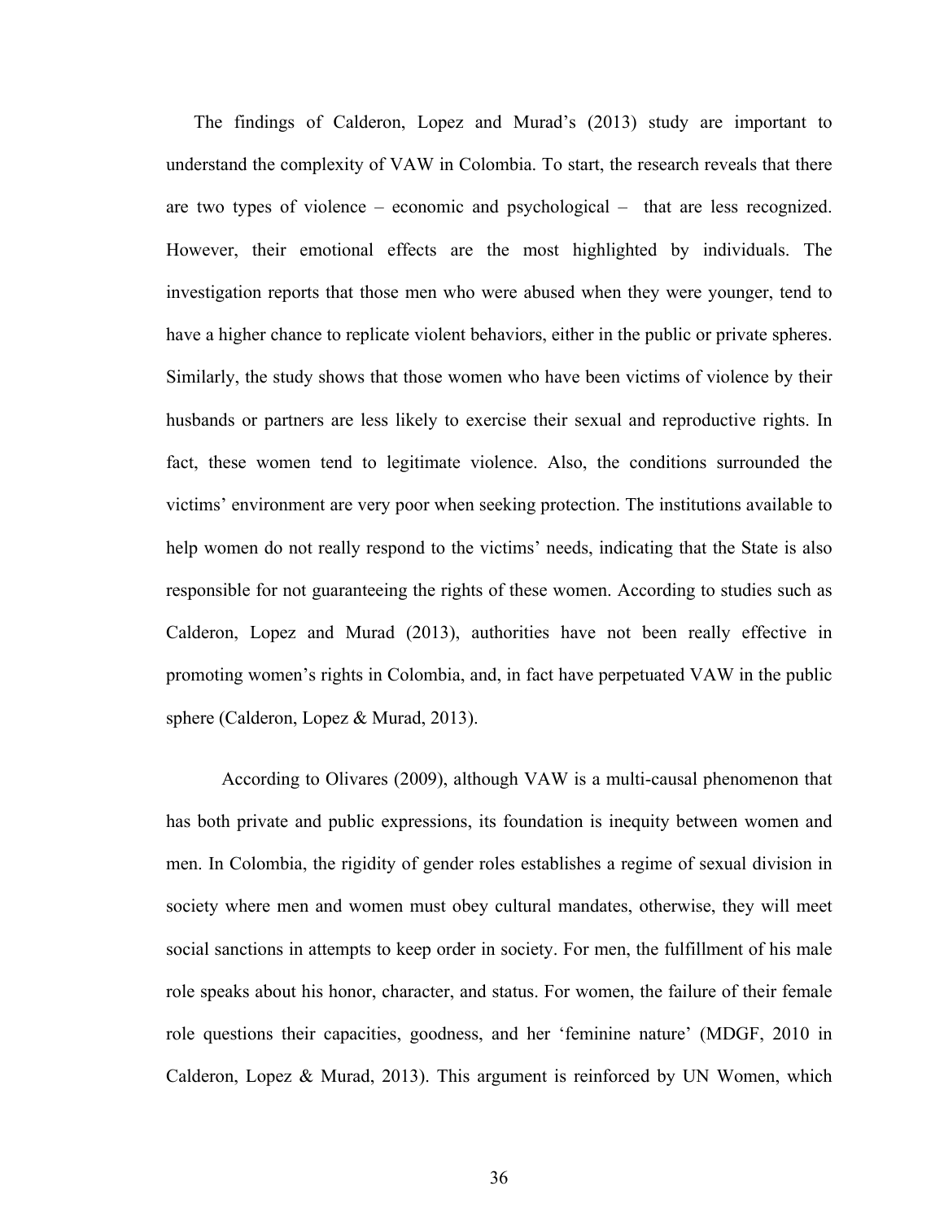The findings of Calderon, Lopez and Murad's (2013) study are important to understand the complexity of VAW in Colombia. To start, the research reveals that there are two types of violence – economic and psychological – that are less recognized. However, their emotional effects are the most highlighted by individuals. The investigation reports that those men who were abused when they were younger, tend to have a higher chance to replicate violent behaviors, either in the public or private spheres. Similarly, the study shows that those women who have been victims of violence by their husbands or partners are less likely to exercise their sexual and reproductive rights. In fact, these women tend to legitimate violence. Also, the conditions surrounded the victims' environment are very poor when seeking protection. The institutions available to help women do not really respond to the victims' needs, indicating that the State is also responsible for not guaranteeing the rights of these women. According to studies such as Calderon, Lopez and Murad (2013), authorities have not been really effective in promoting women's rights in Colombia, and, in fact have perpetuated VAW in the public sphere (Calderon, Lopez & Murad, 2013).

According to Olivares (2009), although VAW is a multi-causal phenomenon that has both private and public expressions, its foundation is inequity between women and men. In Colombia, the rigidity of gender roles establishes a regime of sexual division in society where men and women must obey cultural mandates, otherwise, they will meet social sanctions in attempts to keep order in society. For men, the fulfillment of his male role speaks about his honor, character, and status. For women, the failure of their female role questions their capacities, goodness, and her 'feminine nature' (MDGF, 2010 in Calderon, Lopez & Murad, 2013). This argument is reinforced by UN Women, which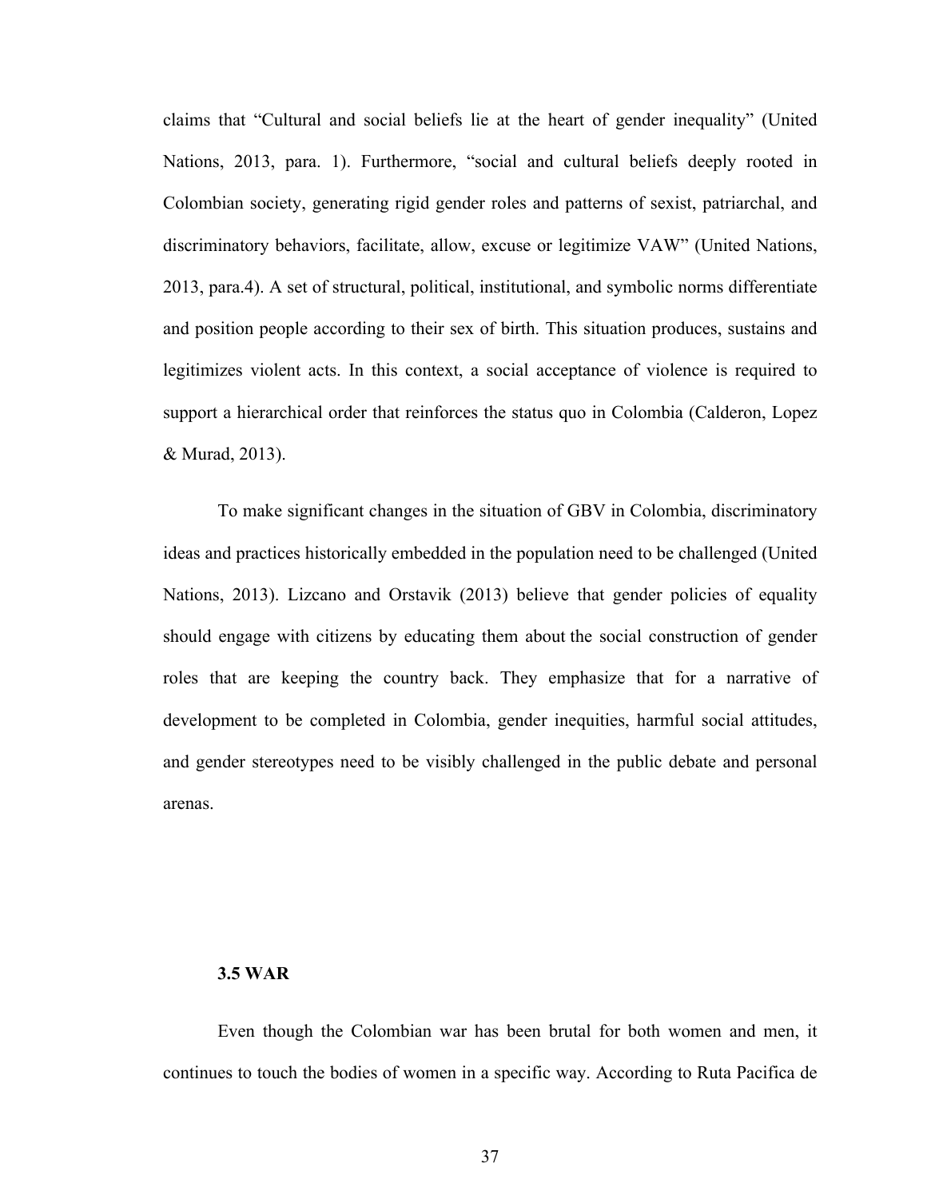claims that "Cultural and social beliefs lie at the heart of gender inequality" (United Nations, 2013, para. 1). Furthermore, "social and cultural beliefs deeply rooted in Colombian society, generating rigid gender roles and patterns of sexist, patriarchal, and discriminatory behaviors, facilitate, allow, excuse or legitimize VAW" (United Nations, 2013, para.4). A set of structural, political, institutional, and symbolic norms differentiate and position people according to their sex of birth. This situation produces, sustains and legitimizes violent acts. In this context, a social acceptance of violence is required to support a hierarchical order that reinforces the status quo in Colombia (Calderon, Lopez & Murad, 2013).

To make significant changes in the situation of GBV in Colombia, discriminatory ideas and practices historically embedded in the population need to be challenged (United Nations, 2013). Lizcano and Orstavik (2013) believe that gender policies of equality should engage with citizens by educating them about the social construction of gender roles that are keeping the country back. They emphasize that for a narrative of development to be completed in Colombia, gender inequities, harmful social attitudes, and gender stereotypes need to be visibly challenged in the public debate and personal arenas.

### 3.5 WAR

Even though the Colombian war has been brutal for both women and men, it continues to touch the bodies of women in a specific way. According to Ruta Pacifica de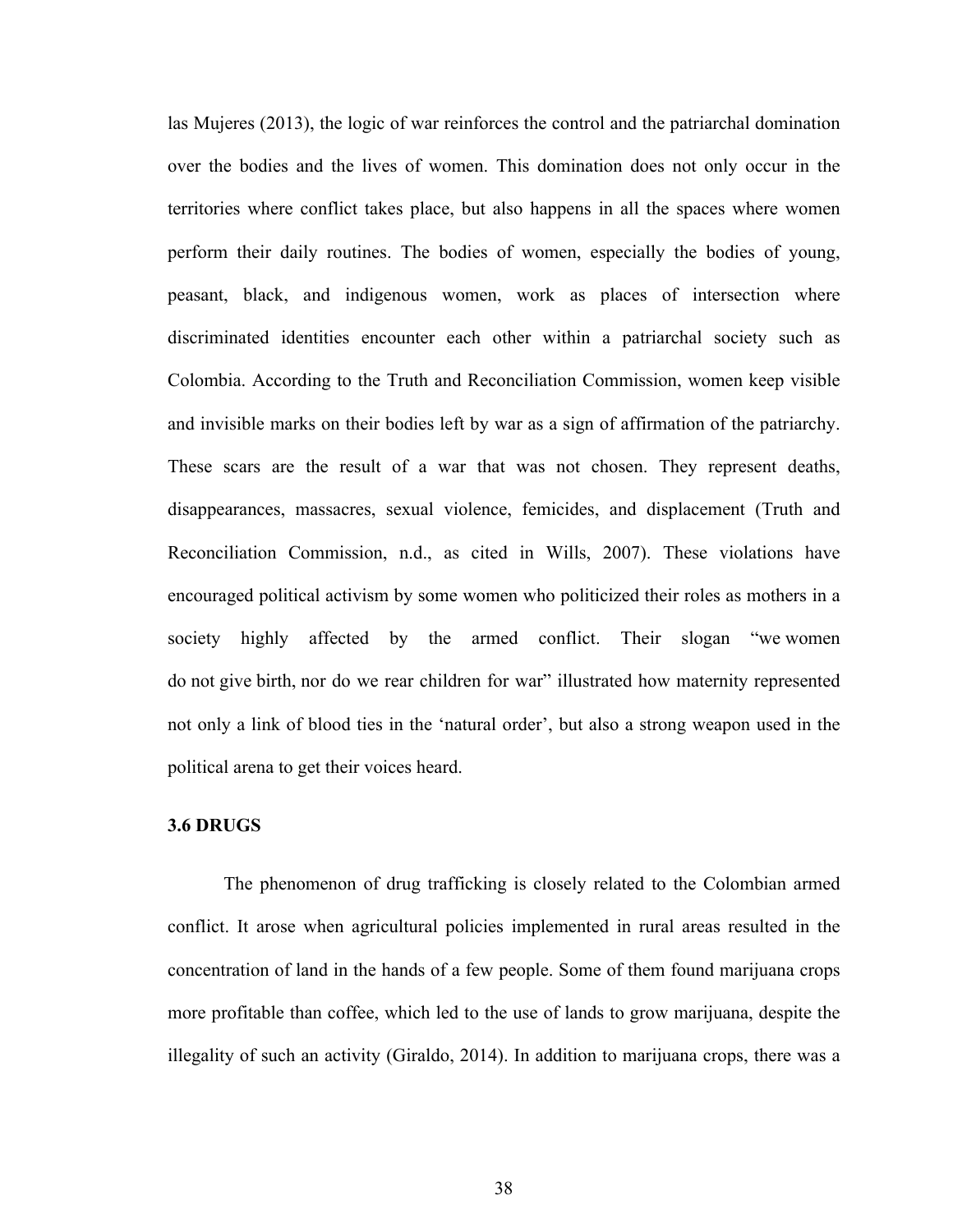las Mujeres (2013), the logic of war reinforces the control and the patriarchal domination over the bodies and the lives of women. This domination does not only occur in the territories where conflict takes place, but also happens in all the spaces where women perform their daily routines. The bodies of women, especially the bodies of young, peasant, black, and indigenous women, work as places of intersection where discriminated identities encounter each other within a patriarchal society such as Colombia. According to the Truth and Reconciliation Commission, women keep visible and invisible marks on their bodies left by war as a sign of affirmation of the patriarchy. These scars are the result of a war that was not chosen. They represent deaths, disappearances, massacres, sexual violence, femicides, and displacement (Truth and Reconciliation Commission, n.d., as cited in Wills, 2007). These violations have encouraged political activism by some women who politicized their roles as mothers in a society highly affected by the armed conflict. Their slogan "we women do not give birth, nor do we rear children for war" illustrated how maternity represented not only a link of blood ties in the 'natural order', but also a strong weapon used in the political arena to get their voices heard.

### 3.6 DRUGS

The phenomenon of drug trafficking is closely related to the Colombian armed conflict. It arose when agricultural policies implemented in rural areas resulted in the concentration of land in the hands of a few people. Some of them found marijuana crops more profitable than coffee, which led to the use of lands to grow marijuana, despite the illegality of such an activity (Giraldo, 2014). In addition to marijuana crops, there was a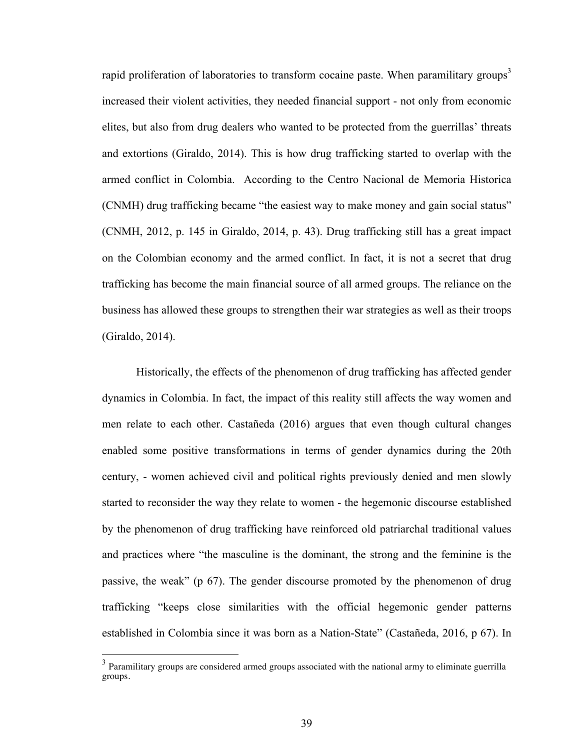rapid proliferation of laboratories to transform cocaine paste. When paramilitary groups[3] increased their violent activities, they needed financial support - not only from economic elites, but also from drug dealers who wanted to be protected from the guerrillas' threats and extortions (Giraldo, 2014). This is how drug trafficking started to overlap with the armed conflict in Colombia. According to the Centro Nacional de Memoria Historica (CNMH) drug trafficking became "the easiest way to make money and gain social status" (CNMH, 2012, p. 145 in Giraldo, 2014, p. 43). Drug trafficking still has a great impact on the Colombian economy and the armed conflict. In fact, it is not a secret that drug trafficking has become the main financial source of all armed groups. The reliance on the business has allowed these groups to strengthen their war strategies as well as their troops (Giraldo, 2014).

Historically, the effects of the phenomenon of drug trafficking has affected gender dynamics in Colombia. In fact, the impact of this reality still affects the way women and men relate to each other. Castañeda (2016) argues that even though cultural changes enabled some positive transformations in terms of gender dynamics during the 20th century, - women achieved civil and political rights previously denied and men slowly started to reconsider the way they relate to women - the hegemonic discourse established by the phenomenon of drug trafficking have reinforced old patriarchal traditional values and practices where "the masculine is the dominant, the strong and the feminine is the passive, the weak" (p 67). The gender discourse promoted by the phenomenon of drug trafficking "keeps close similarities with the official hegemonic gender patterns established in Colombia since it was born as a Nation-State" (Castañeda, 2016, p 67). In

[3] Paramilitary groups are considered armed groups associated with the national army to eliminate guerrilla groups.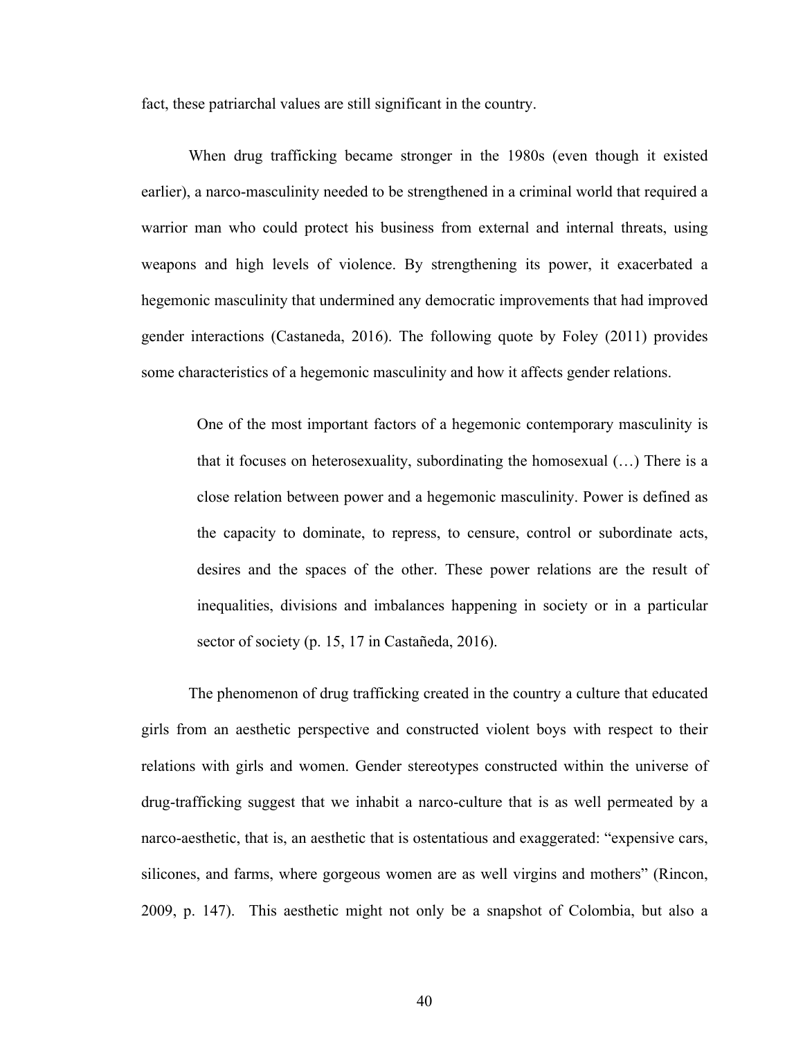fact, these patriarchal values are still significant in the country.

When drug trafficking became stronger in the 1980s (even though it existed earlier), a narco-masculinity needed to be strengthened in a criminal world that required a warrior man who could protect his business from external and internal threats, using weapons and high levels of violence. By strengthening its power, it exacerbated a hegemonic masculinity that undermined any democratic improvements that had improved gender interactions (Castaneda, 2016). The following quote by Foley (2011) provides some characteristics of a hegemonic masculinity and how it affects gender relations.

> One of the most important factors of a hegemonic contemporary masculinity is that it focuses on heterosexuality, subordinating the homosexual (…) There is a close relation between power and a hegemonic masculinity. Power is defined as the capacity to dominate, to repress, to censure, control or subordinate acts, desires and the spaces of the other. These power relations are the result of inequalities, divisions and imbalances happening in society or in a particular sector of society (p. 15, 17 in Castañeda, 2016).

The phenomenon of drug trafficking created in the country a culture that educated girls from an aesthetic perspective and constructed violent boys with respect to their relations with girls and women. Gender stereotypes constructed within the universe of drug-trafficking suggest that we inhabit a narco-culture that is as well permeated by a narco-aesthetic, that is, an aesthetic that is ostentatious and exaggerated: “expensive cars, silicones, and farms, where gorgeous women are as well virgins and mothers” (Rincon, 2009, p. 147). This aesthetic might not only be a snapshot of Colombia, but also a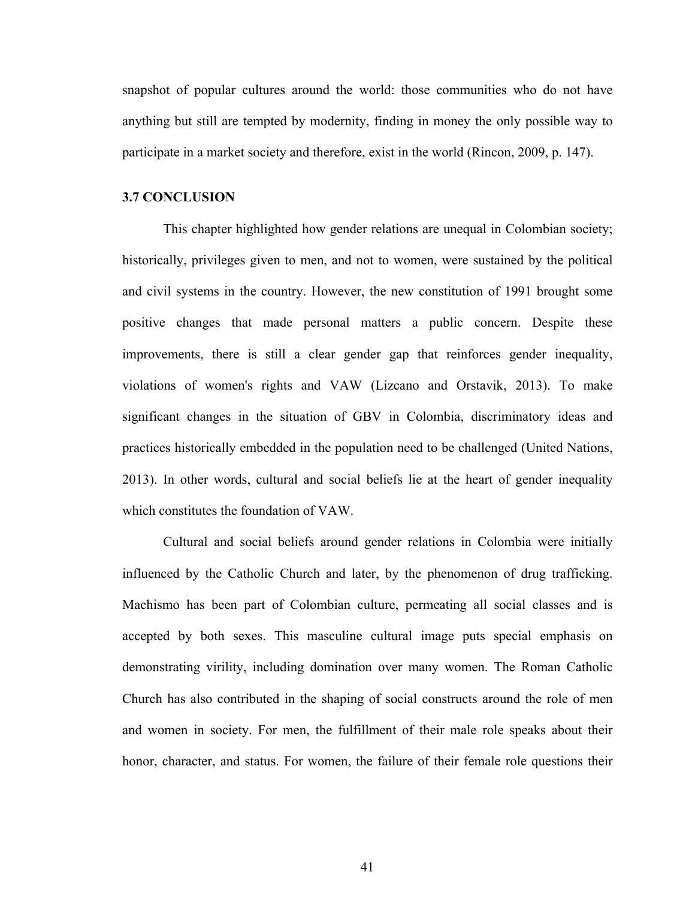snapshot of popular cultures around the world: those communities who do not have anything but still are tempted by modernity, finding in money the only possible way to participate in a market society and therefore, exist in the world (Rincon, 2009, p. 147).

### 3.7 CONCLUSION

This chapter highlighted how gender relations are unequal in Colombian society; historically, privileges given to men, and not to women, were sustained by the political and civil systems in the country. However, the new constitution of 1991 brought some positive changes that made personal matters a public concern. Despite these improvements, there is still a clear gender gap that reinforces gender inequality, violations of women's rights and VAW (Lizcano and Orstavik, 2013). To make significant changes in the situation of GBV in Colombia, discriminatory ideas and practices historically embedded in the population need to be challenged (United Nations, 2013). In other words, cultural and social beliefs lie at the heart of gender inequality which constitutes the foundation of VAW.

Cultural and social beliefs around gender relations in Colombia were initially influenced by the Catholic Church and later, by the phenomenon of drug trafficking. Machismo has been part of Colombian culture, permeating all social classes and is accepted by both sexes. This masculine cultural image puts special emphasis on demonstrating virility, including domination over many women. The Roman Catholic Church has also contributed in the shaping of social constructs around the role of men and women in society. For men, the fulfillment of their male role speaks about their honor, character, and status. For women, the failure of their female role questions their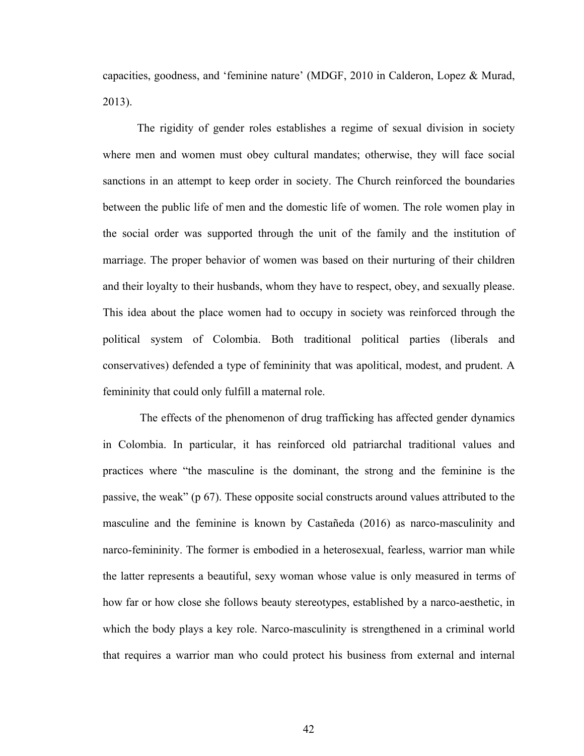capacities, goodness, and 'feminine nature' (MDGF, 2010 in Calderon, Lopez & Murad, 2013).

The rigidity of gender roles establishes a regime of sexual division in society where men and women must obey cultural mandates; otherwise, they will face social sanctions in an attempt to keep order in society. The Church reinforced the boundaries between the public life of men and the domestic life of women. The role women play in the social order was supported through the unit of the family and the institution of marriage. The proper behavior of women was based on their nurturing of their children and their loyalty to their husbands, whom they have to respect, obey, and sexually please. This idea about the place women had to occupy in society was reinforced through the political system of Colombia. Both traditional political parties (liberals and conservatives) defended a type of femininity that was apolitical, modest, and prudent. A femininity that could only fulfill a maternal role.

The effects of the phenomenon of drug trafficking has affected gender dynamics in Colombia. In particular, it has reinforced old patriarchal traditional values and practices where "the masculine is the dominant, the strong and the feminine is the passive, the weak" (p 67). These opposite social constructs around values attributed to the masculine and the feminine is known by Castañeda (2016) as narco-masculinity and narco-femininity. The former is embodied in a heterosexual, fearless, warrior man while the latter represents a beautiful, sexy woman whose value is only measured in terms of how far or how close she follows beauty stereotypes, established by a narco-aesthetic, in which the body plays a key role. Narco-masculinity is strengthened in a criminal world that requires a warrior man who could protect his business from external and internal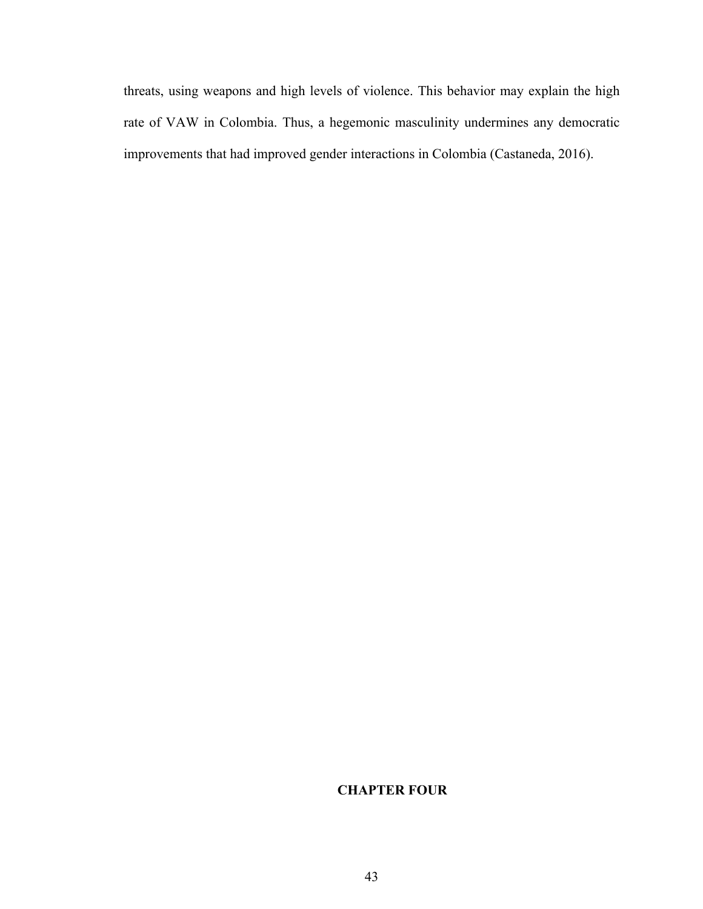threats, using weapons and high levels of violence. This behavior may explain the high rate of VAW in Colombia. Thus, a hegemonic masculinity undermines any democratic improvements that had improved gender interactions in Colombia (Castaneda, 2016).

# CHAPTER FOUR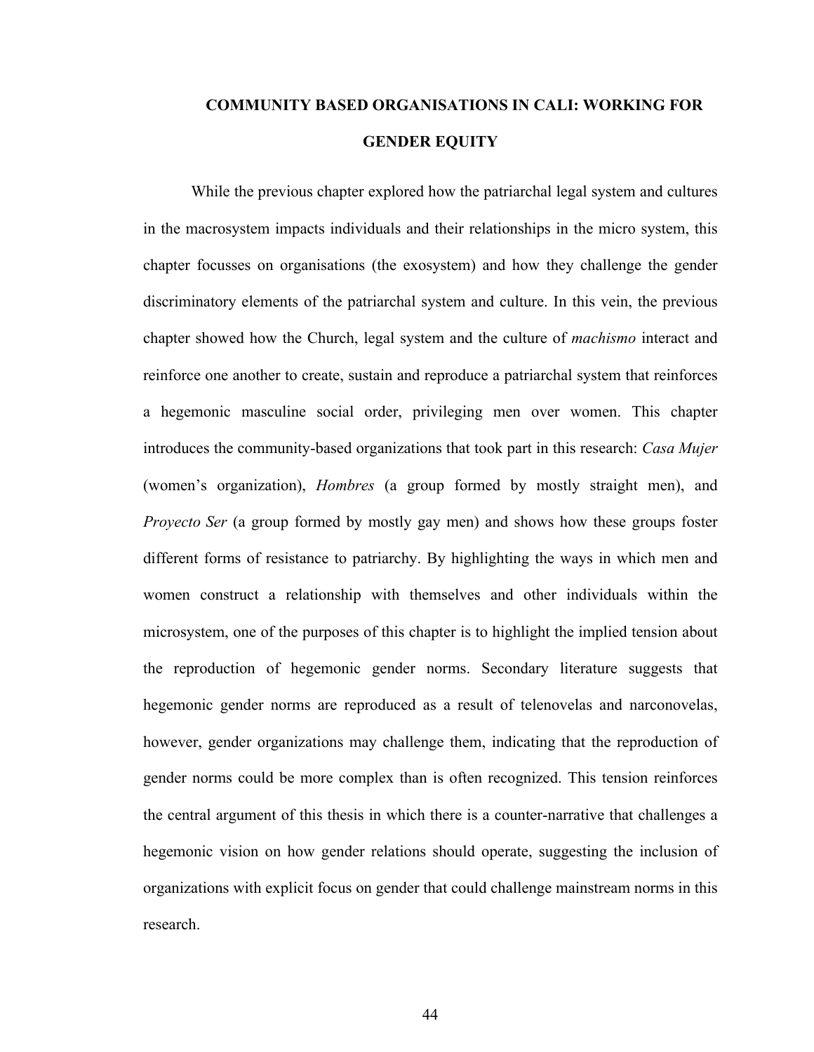# COMMUNITY BASED ORGANISATIONS IN CALI: WORKING FOR GENDER EQUITY

While the previous chapter explored how the patriarchal legal system and cultures in the macrosystem impacts individuals and their relationships in the micro system, this chapter focusses on organisations (the exosystem) and how they challenge the gender discriminatory elements of the patriarchal system and culture. In this vein, the previous chapter showed how the Church, legal system and the culture of *machismo* interact and reinforce one another to create, sustain and reproduce a patriarchal system that reinforces a hegemonic masculine social order, privileging men over women. This chapter introduces the community-based organizations that took part in this research: *Casa Mujer* (women's organization), *Hombres* (a group formed by mostly straight men), and *Proyecto Ser* (a group formed by mostly gay men) and shows how these groups foster different forms of resistance to patriarchy. By highlighting the ways in which men and women construct a relationship with themselves and other individuals within the microsystem, one of the purposes of this chapter is to highlight the implied tension about the reproduction of hegemonic gender norms. Secondary literature suggests that hegemonic gender norms are reproduced as a result of telenovelas and narconovelas, however, gender organizations may challenge them, indicating that the reproduction of gender norms could be more complex than is often recognized. This tension reinforces the central argument of this thesis in which there is a counter-narrative that challenges a hegemonic vision on how gender relations should operate, suggesting the inclusion of organizations with explicit focus on gender that could challenge mainstream norms in this research.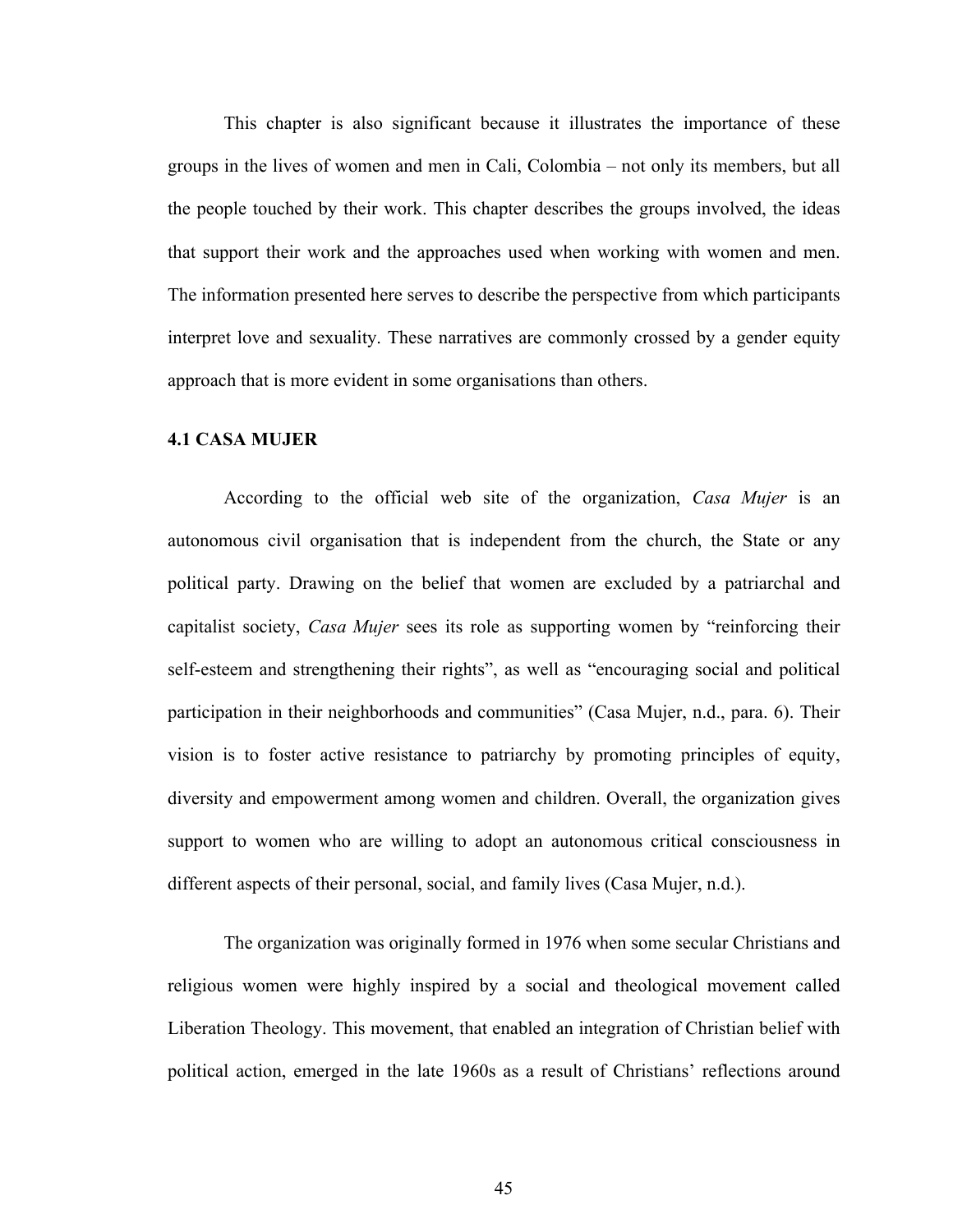This chapter is also significant because it illustrates the importance of these groups in the lives of women and men in Cali, Colombia – not only its members, but all the people touched by their work. This chapter describes the groups involved, the ideas that support their work and the approaches used when working with women and men. The information presented here serves to describe the perspective from which participants interpret love and sexuality. These narratives are commonly crossed by a gender equity approach that is more evident in some organisations than others.

### 4.1 CASA MUJER

According to the official web site of the organization, *Casa Mujer* is an autonomous civil organisation that is independent from the church, the State or any political party. Drawing on the belief that women are excluded by a patriarchal and capitalist society, *Casa Mujer* sees its role as supporting women by "reinforcing their self-esteem and strengthening their rights", as well as "encouraging social and political participation in their neighborhoods and communities" (Casa Mujer, n.d., para. 6). Their vision is to foster active resistance to patriarchy by promoting principles of equity, diversity and empowerment among women and children. Overall, the organization gives support to women who are willing to adopt an autonomous critical consciousness in different aspects of their personal, social, and family lives (Casa Mujer, n.d.).

The organization was originally formed in 1976 when some secular Christians and religious women were highly inspired by a social and theological movement called Liberation Theology. This movement, that enabled an integration of Christian belief with political action, emerged in the late 1960s as a result of Christians' reflections around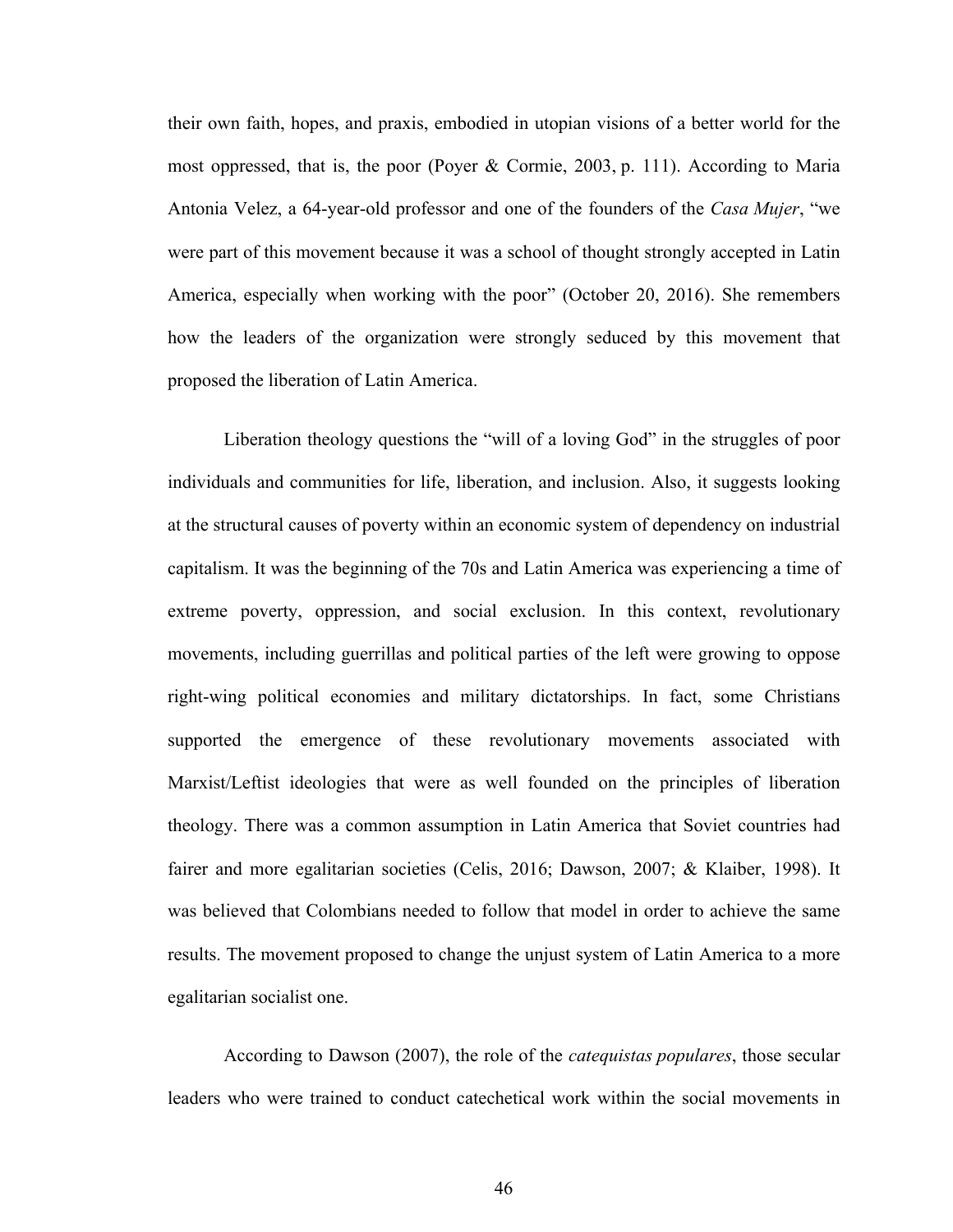their own faith, hopes, and praxis, embodied in utopian visions of a better world for the most oppressed, that is, the poor (Poyer & Cormie, 2003, p. 111). According to Maria Antonia Velez, a 64-year-old professor and one of the founders of the *Casa Mujer*, "we were part of this movement because it was a school of thought strongly accepted in Latin America, especially when working with the poor" (October 20, 2016). She remembers how the leaders of the organization were strongly seduced by this movement that proposed the liberation of Latin America.

Liberation theology questions the "will of a loving God" in the struggles of poor individuals and communities for life, liberation, and inclusion. Also, it suggests looking at the structural causes of poverty within an economic system of dependency on industrial capitalism. It was the beginning of the 70s and Latin America was experiencing a time of extreme poverty, oppression, and social exclusion. In this context, revolutionary movements, including guerrillas and political parties of the left were growing to oppose right-wing political economies and military dictatorships. In fact, some Christians supported the emergence of these revolutionary movements associated with Marxist/Leftist ideologies that were as well founded on the principles of liberation theology. There was a common assumption in Latin America that Soviet countries had fairer and more egalitarian societies (Celis, 2016; Dawson, 2007; & Klaiber, 1998). It was believed that Colombians needed to follow that model in order to achieve the same results. The movement proposed to change the unjust system of Latin America to a more egalitarian socialist one.

According to Dawson (2007), the role of the *catequistas populares*, those secular leaders who were trained to conduct catechetical work within the social movements in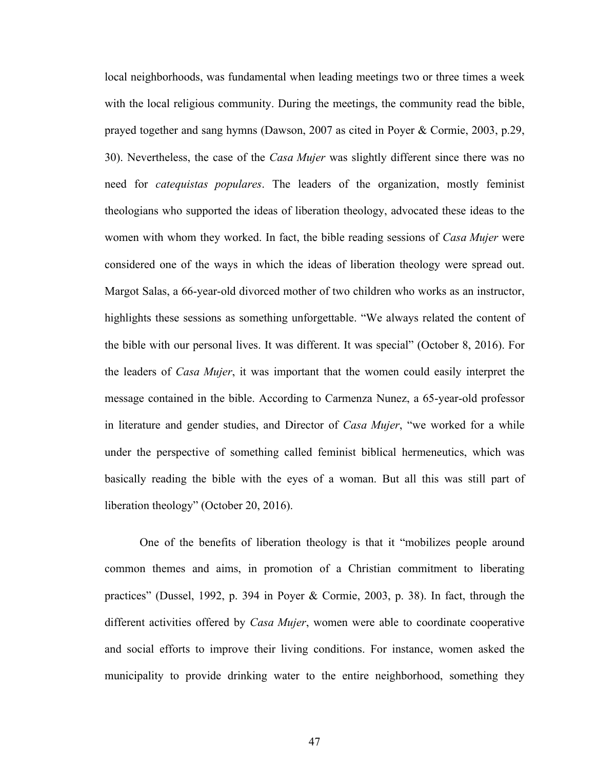local neighborhoods, was fundamental when leading meetings two or three times a week with the local religious community. During the meetings, the community read the bible, prayed together and sang hymns (Dawson, 2007 as cited in Poyer & Cormie, 2003, p.29, 30). Nevertheless, the case of the *Casa Mujer* was slightly different since there was no need for *catequistas populares*. The leaders of the organization, mostly feminist theologians who supported the ideas of liberation theology, advocated these ideas to the women with whom they worked. In fact, the bible reading sessions of *Casa Mujer* were considered one of the ways in which the ideas of liberation theology were spread out. Margot Salas, a 66-year-old divorced mother of two children who works as an instructor, highlights these sessions as something unforgettable. "We always related the content of the bible with our personal lives. It was different. It was special" (October 8, 2016). For the leaders of *Casa Mujer*, it was important that the women could easily interpret the message contained in the bible. According to Carmenza Nunez, a 65-year-old professor in literature and gender studies, and Director of *Casa Mujer*, "we worked for a while under the perspective of something called feminist biblical hermeneutics, which was basically reading the bible with the eyes of a woman. But all this was still part of liberation theology" (October 20, 2016).

One of the benefits of liberation theology is that it "mobilizes people around common themes and aims, in promotion of a Christian commitment to liberating practices" (Dussel, 1992, p. 394 in Poyer & Cormie, 2003, p. 38). In fact, through the different activities offered by *Casa Mujer*, women were able to coordinate cooperative and social efforts to improve their living conditions. For instance, women asked the municipality to provide drinking water to the entire neighborhood, something they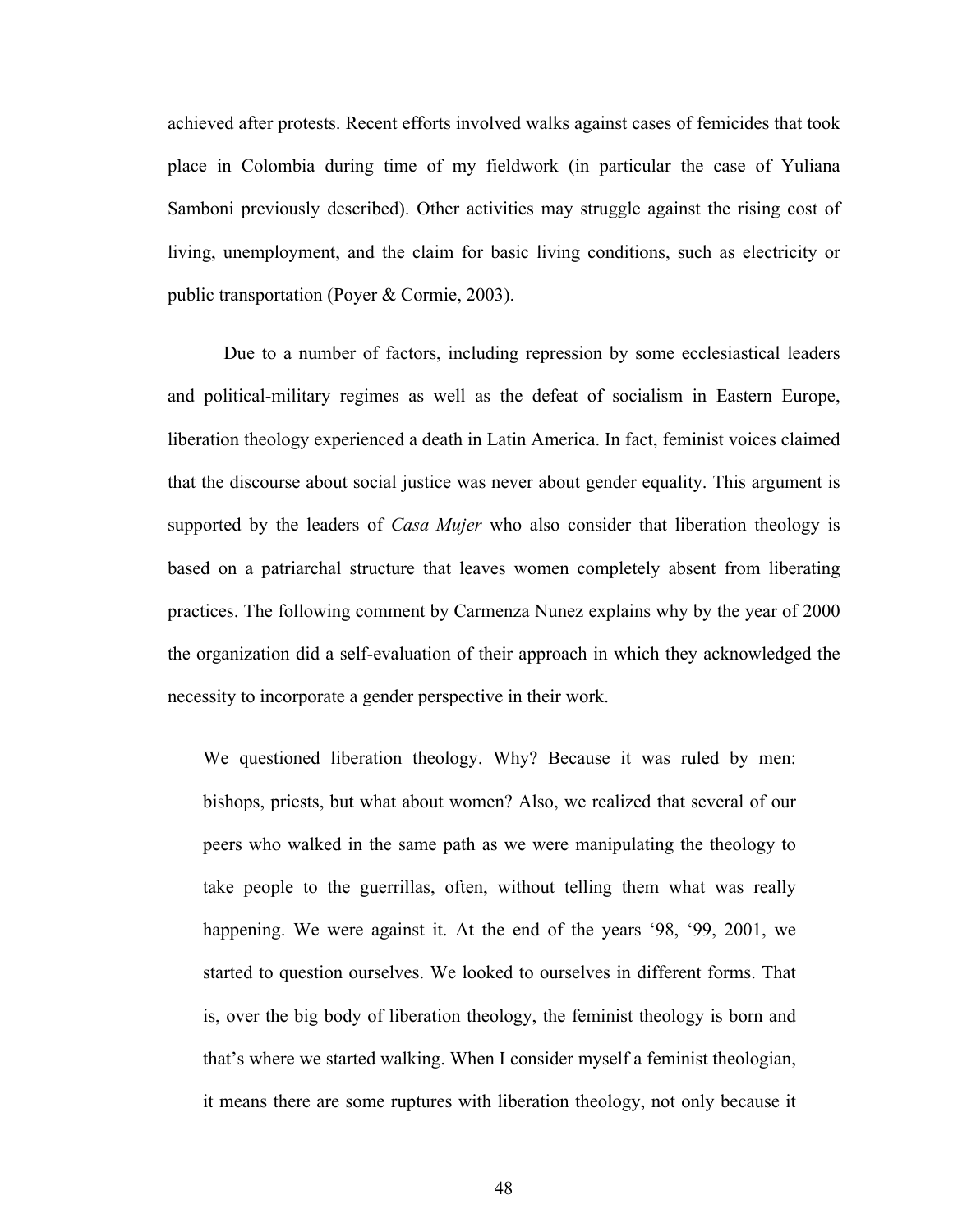achieved after protests. Recent efforts involved walks against cases of femicides that took place in Colombia during time of my fieldwork (in particular the case of Yuliana Samboni previously described). Other activities may struggle against the rising cost of living, unemployment, and the claim for basic living conditions, such as electricity or public transportation (Poyer & Cormie, 2003).

Due to a number of factors, including repression by some ecclesiastical leaders and political-military regimes as well as the defeat of socialism in Eastern Europe, liberation theology experienced a death in Latin America. In fact, feminist voices claimed that the discourse about social justice was never about gender equality. This argument is supported by the leaders of *Casa Mujer* who also consider that liberation theology is based on a patriarchal structure that leaves women completely absent from liberating practices. The following comment by Carmenza Nunez explains why by the year of 2000 the organization did a self-evaluation of their approach in which they acknowledged the necessity to incorporate a gender perspective in their work.

> We questioned liberation theology. Why? Because it was ruled by men: bishops, priests, but what about women? Also, we realized that several of our peers who walked in the same path as we were manipulating the theology to take people to the guerrillas, often, without telling them what was really happening. We were against it. At the end of the years '98, '99, 2001, we started to question ourselves. We looked to ourselves in different forms. That is, over the big body of liberation theology, the feminist theology is born and that's where we started walking. When I consider myself a feminist theologian, it means there are some ruptures with liberation theology, not only because it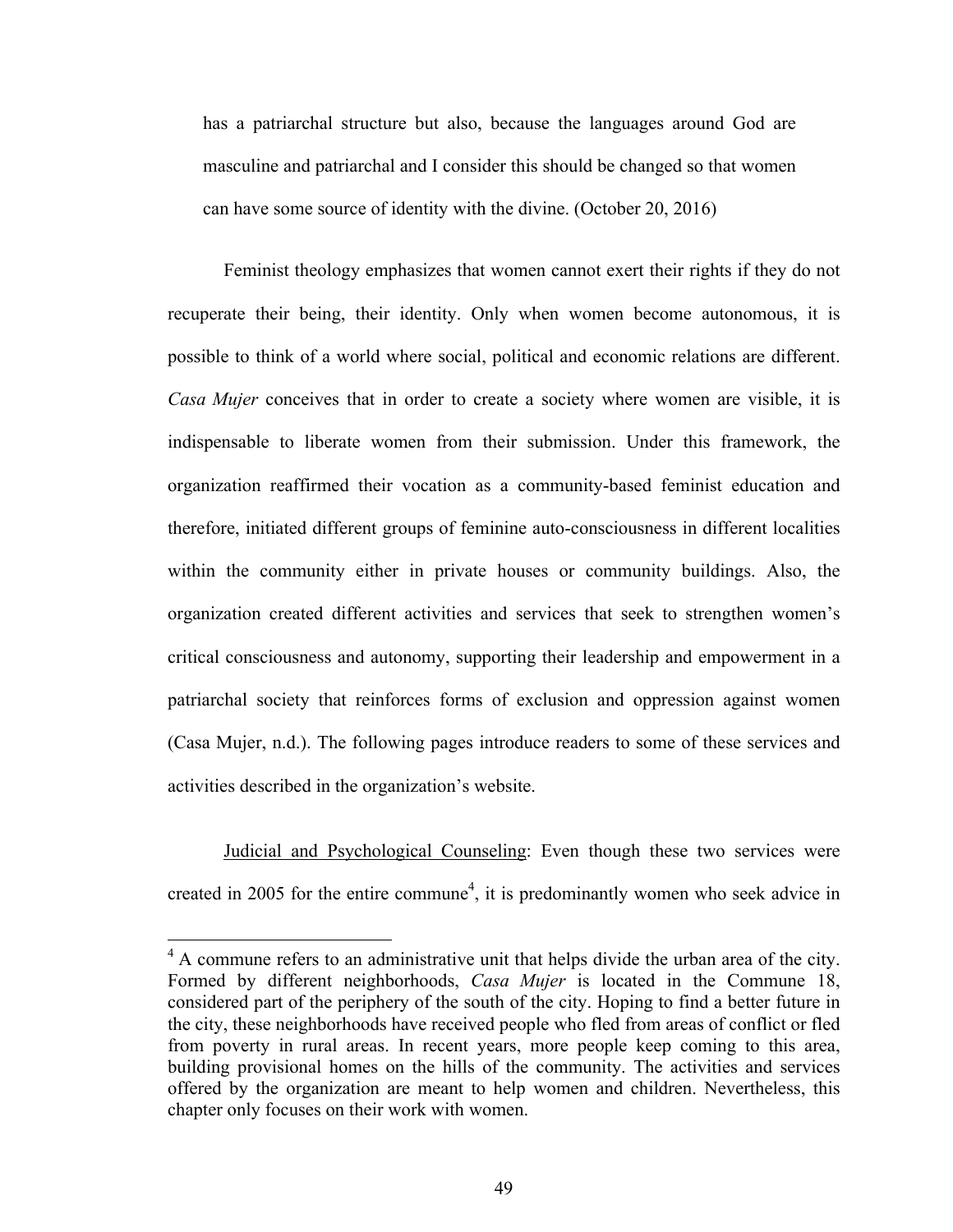> has a patriarchal structure but also, because the languages around God are masculine and patriarchal and I consider this should be changed so that women can have some source of identity with the divine. (October 20, 2016)

Feminist theology emphasizes that women cannot exert their rights if they do not recuperate their being, their identity. Only when women become autonomous, it is possible to think of a world where social, political and economic relations are different. *Casa Mujer* conceives that in order to create a society where women are visible, it is indispensable to liberate women from their submission. Under this framework, the organization reaffirmed their vocation as a community-based feminist education and therefore, initiated different groups of feminine auto-consciousness in different localities within the community either in private houses or community buildings. Also, the organization created different activities and services that seek to strengthen women's critical consciousness and autonomy, supporting their leadership and empowerment in a patriarchal society that reinforces forms of exclusion and oppression against women (Casa Mujer, n.d.). The following pages introduce readers to some of these services and activities described in the organization's website.

<u>Judicial and Psychological Counseling</u>: Even though these two services were created in 2005 for the entire commune[4], it is predominantly women who seek advice in

---

[4] A commune refers to an administrative unit that helps divide the urban area of the city. Formed by different neighborhoods, *Casa Mujer* is located in the Commune 18, considered part of the periphery of the south of the city. Hoping to find a better future in the city, these neighborhoods have received people who fled from areas of conflict or fled from poverty in rural areas. In recent years, more people keep coming to this area, building provisional homes on the hills of the community. The activities and services offered by the organization are meant to help women and children. Nevertheless, this chapter only focuses on their work with women.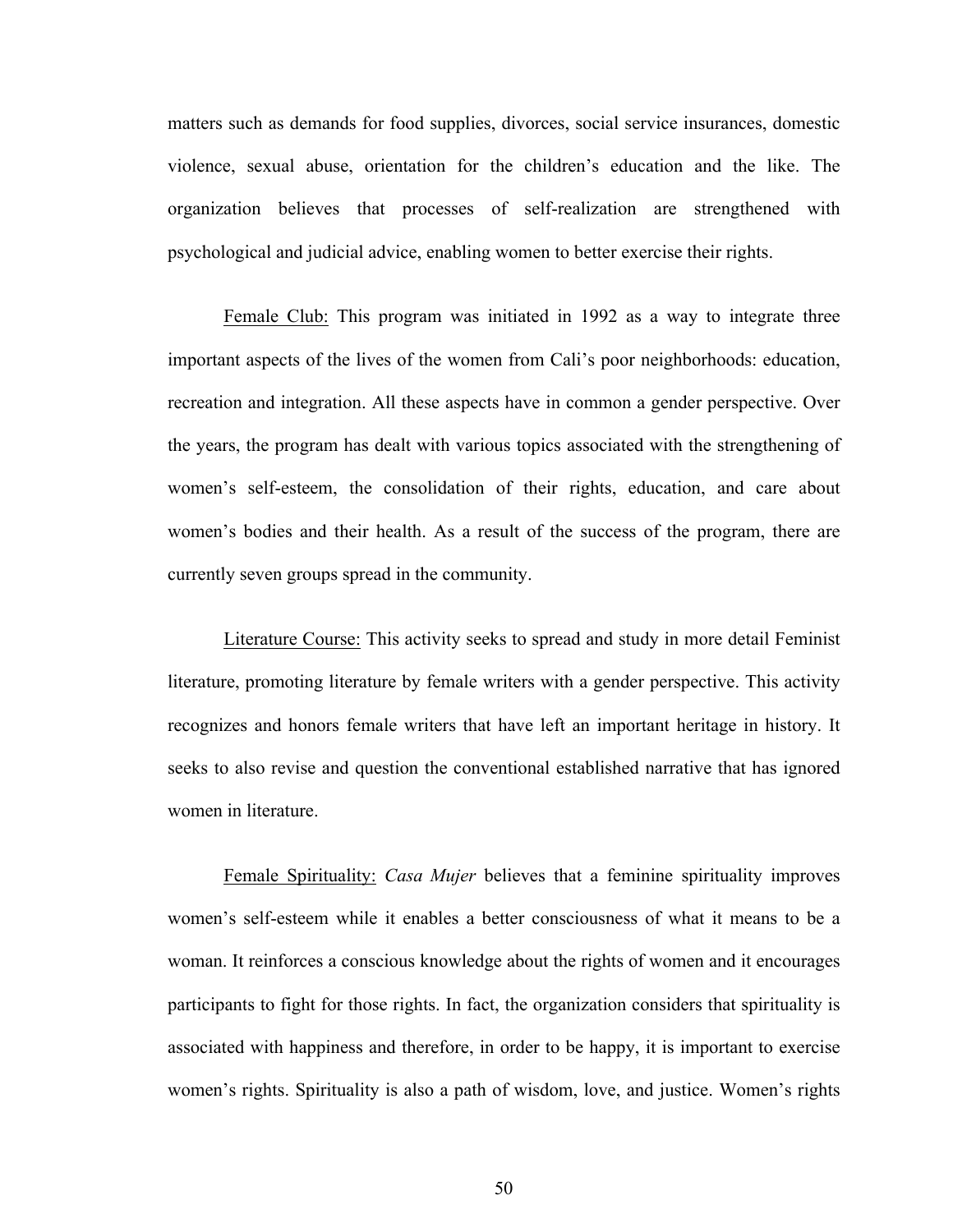matters such as demands for food supplies, divorces, social service insurances, domestic violence, sexual abuse, orientation for the children's education and the like. The organization believes that processes of self-realization are strengthened with psychological and judicial advice, enabling women to better exercise their rights.

Female Club: This program was initiated in 1992 as a way to integrate three important aspects of the lives of the women from Cali's poor neighborhoods: education, recreation and integration. All these aspects have in common a gender perspective. Over the years, the program has dealt with various topics associated with the strengthening of women's self-esteem, the consolidation of their rights, education, and care about women's bodies and their health. As a result of the success of the program, there are currently seven groups spread in the community.

Literature Course: This activity seeks to spread and study in more detail Feminist literature, promoting literature by female writers with a gender perspective. This activity recognizes and honors female writers that have left an important heritage in history. It seeks to also revise and question the conventional established narrative that has ignored women in literature.

Female Spirituality: *Casa Mujer* believes that a feminine spirituality improves women's self-esteem while it enables a better consciousness of what it means to be a woman. It reinforces a conscious knowledge about the rights of women and it encourages participants to fight for those rights. In fact, the organization considers that spirituality is associated with happiness and therefore, in order to be happy, it is important to exercise women's rights. Spirituality is also a path of wisdom, love, and justice. Women's rights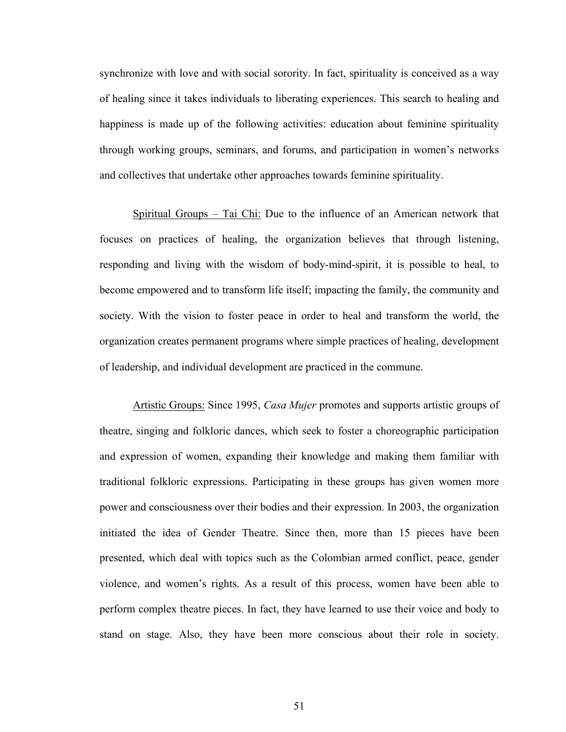synchronize with love and with social sorority. In fact, spirituality is conceived as a way of healing since it takes individuals to liberating experiences. This search to healing and happiness is made up of the following activities: education about feminine spirituality through working groups, seminars, and forums, and participation in women's networks and collectives that undertake other approaches towards feminine spirituality.

<u>Spiritual Groups – Tai Chi:</u> Due to the influence of an American network that focuses on practices of healing, the organization believes that through listening, responding and living with the wisdom of body-mind-spirit, it is possible to heal, to become empowered and to transform life itself; impacting the family, the community and society. With the vision to foster peace in order to heal and transform the world, the organization creates permanent programs where simple practices of healing, development of leadership, and individual development are practiced in the commune.

<u>Artistic Groups:</u> Since 1995, *Casa Mujer* promotes and supports artistic groups of theatre, singing and folkloric dances, which seek to foster a choreographic participation and expression of women, expanding their knowledge and making them familiar with traditional folkloric expressions. Participating in these groups has given women more power and consciousness over their bodies and their expression. In 2003, the organization initiated the idea of Gender Theatre. Since then, more than 15 pieces have been presented, which deal with topics such as the Colombian armed conflict, peace, gender violence, and women's rights. As a result of this process, women have been able to perform complex theatre pieces. In fact, they have learned to use their voice and body to stand on stage. Also, they have been more conscious about their role in society.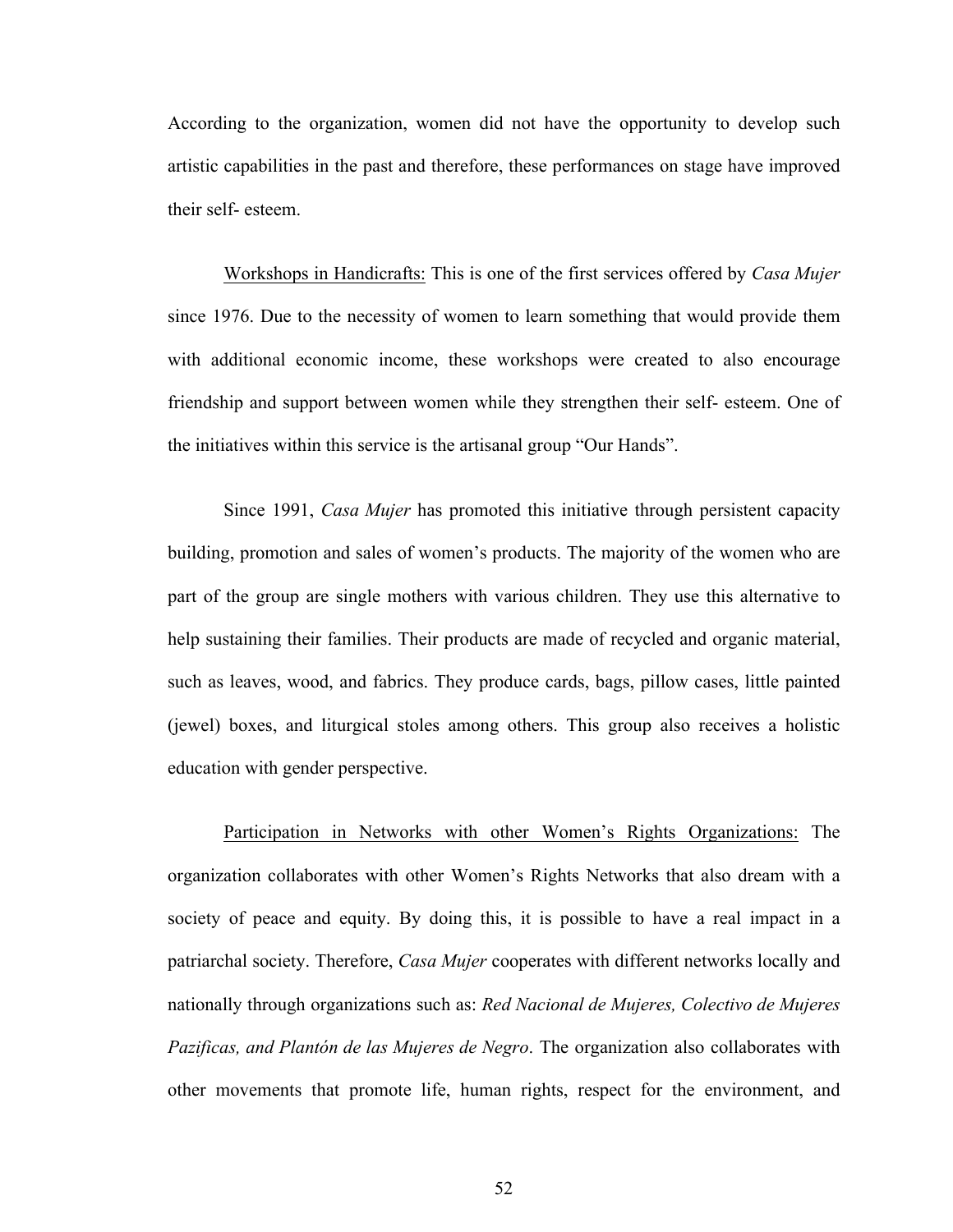According to the organization, women did not have the opportunity to develop such artistic capabilities in the past and therefore, these performances on stage have improved their self- esteem.

Workshops in Handicrafts: This is one of the first services offered by *Casa Mujer* since 1976. Due to the necessity of women to learn something that would provide them with additional economic income, these workshops were created to also encourage friendship and support between women while they strengthen their self- esteem. One of the initiatives within this service is the artisanal group "Our Hands".

Since 1991, *Casa Mujer* has promoted this initiative through persistent capacity building, promotion and sales of women's products. The majority of the women who are part of the group are single mothers with various children. They use this alternative to help sustaining their families. Their products are made of recycled and organic material, such as leaves, wood, and fabrics. They produce cards, bags, pillow cases, little painted (jewel) boxes, and liturgical stoles among others. This group also receives a holistic education with gender perspective.

Participation in Networks with other Women's Rights Organizations: The organization collaborates with other Women's Rights Networks that also dream with a society of peace and equity. By doing this, it is possible to have a real impact in a patriarchal society. Therefore, *Casa Mujer* cooperates with different networks locally and nationally through organizations such as: *Red Nacional de Mujeres, Colectivo de Mujeres Pazíficas, and Plantón de las Mujeres de Negro*. The organization also collaborates with other movements that promote life, human rights, respect for the environment, and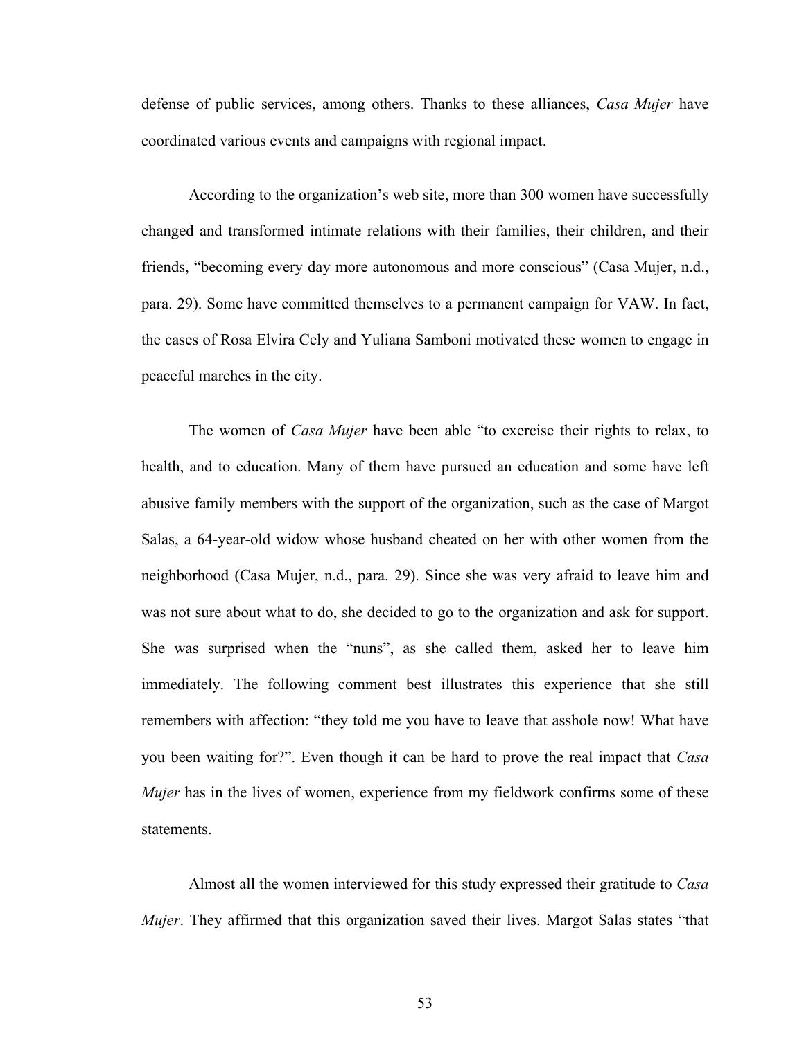defense of public services, among others. Thanks to these alliances, *Casa Mujer* have coordinated various events and campaigns with regional impact.

According to the organization's web site, more than 300 women have successfully changed and transformed intimate relations with their families, their children, and their friends, "becoming every day more autonomous and more conscious" (Casa Mujer, n.d., para. 29). Some have committed themselves to a permanent campaign for VAW. In fact, the cases of Rosa Elvira Cely and Yuliana Samboni motivated these women to engage in peaceful marches in the city.

The women of *Casa Mujer* have been able "to exercise their rights to relax, to health, and to education. Many of them have pursued an education and some have left abusive family members with the support of the organization, such as the case of Margot Salas, a 64-year-old widow whose husband cheated on her with other women from the neighborhood (Casa Mujer, n.d., para. 29). Since she was very afraid to leave him and was not sure about what to do, she decided to go to the organization and ask for support. She was surprised when the "nuns", as she called them, asked her to leave him immediately. The following comment best illustrates this experience that she still remembers with affection: "they told me you have to leave that asshole now! What have you been waiting for?". Even though it can be hard to prove the real impact that *Casa Mujer* has in the lives of women, experience from my fieldwork confirms some of these statements.

Almost all the women interviewed for this study expressed their gratitude to *Casa Mujer*. They affirmed that this organization saved their lives. Margot Salas states "that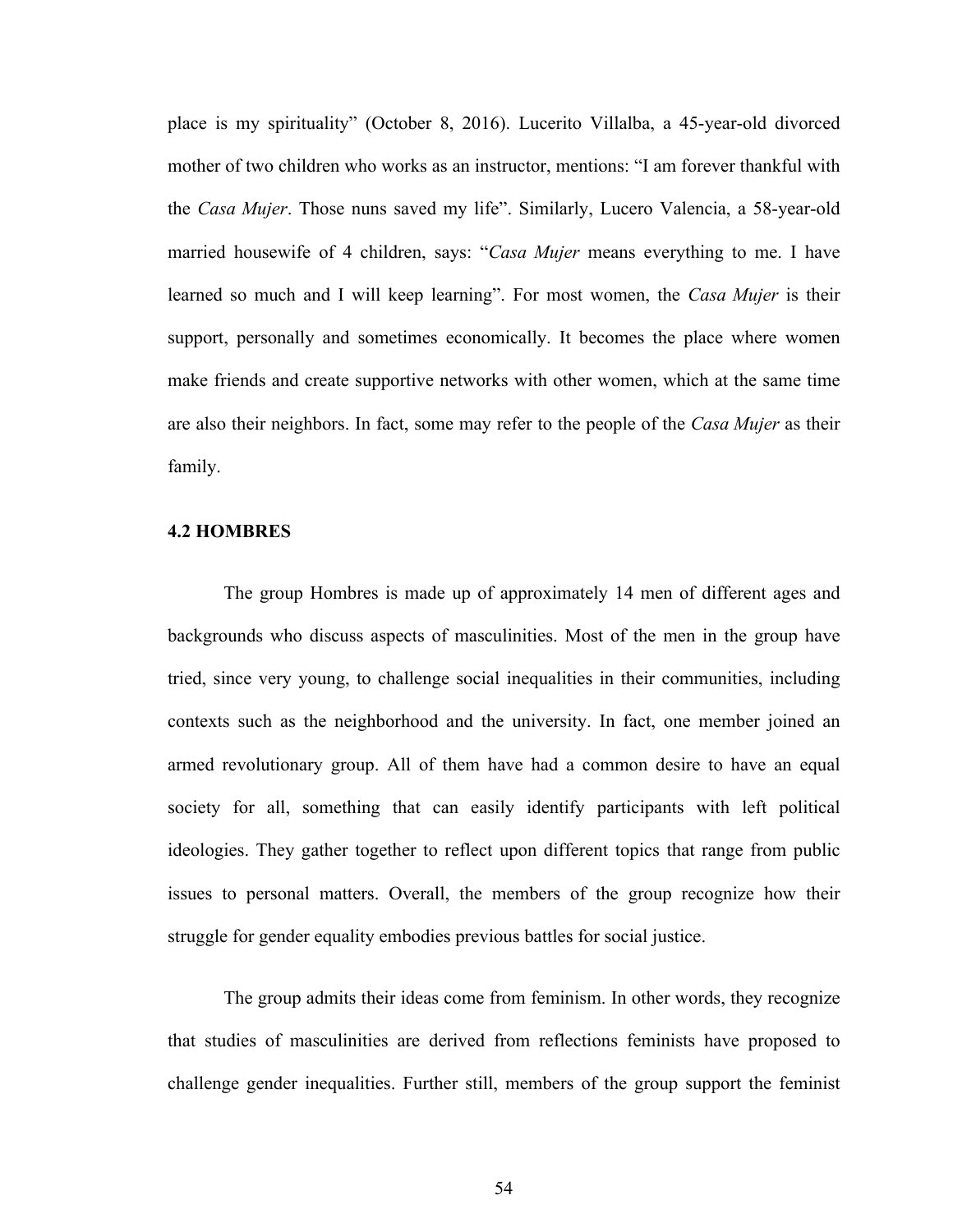place is my spirituality" (October 8, 2016). Lucerito Villalba, a 45-year-old divorced mother of two children who works as an instructor, mentions: "I am forever thankful with the *Casa Mujer*. Those nuns saved my life". Similarly, Lucero Valencia, a 58-year-old married housewife of 4 children, says: "*Casa Mujer* means everything to me. I have learned so much and I will keep learning". For most women, the *Casa Mujer* is their support, personally and sometimes economically. It becomes the place where women make friends and create supportive networks with other women, which at the same time are also their neighbors. In fact, some may refer to the people of the *Casa Mujer* as their family.

### 4.2 HOMBRES

The group Hombres is made up of approximately 14 men of different ages and backgrounds who discuss aspects of masculinities. Most of the men in the group have tried, since very young, to challenge social inequalities in their communities, including contexts such as the neighborhood and the university. In fact, one member joined an armed revolutionary group. All of them have had a common desire to have an equal society for all, something that can easily identify participants with left political ideologies. They gather together to reflect upon different topics that range from public issues to personal matters. Overall, the members of the group recognize how their struggle for gender equality embodies previous battles for social justice.

The group admits their ideas come from feminism. In other words, they recognize that studies of masculinities are derived from reflections feminists have proposed to challenge gender inequalities. Further still, members of the group support the feminist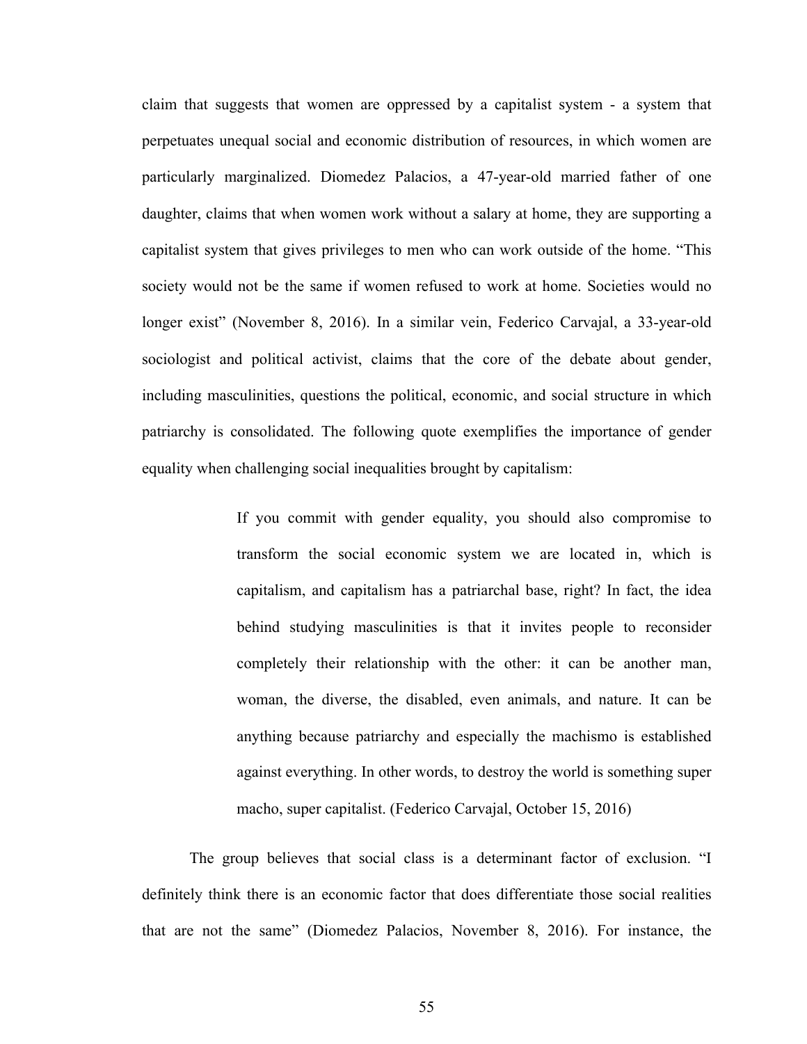claim that suggests that women are oppressed by a capitalist system - a system that perpetuates unequal social and economic distribution of resources, in which women are particularly marginalized. Diomedez Palacios, a 47-year-old married father of one daughter, claims that when women work without a salary at home, they are supporting a capitalist system that gives privileges to men who can work outside of the home. "This society would not be the same if women refused to work at home. Societies would no longer exist" (November 8, 2016). In a similar vein, Federico Carvajal, a 33-year-old sociologist and political activist, claims that the core of the debate about gender, including masculinities, questions the political, economic, and social structure in which patriarchy is consolidated. The following quote exemplifies the importance of gender equality when challenging social inequalities brought by capitalism:

> If you commit with gender equality, you should also compromise to transform the social economic system we are located in, which is capitalism, and capitalism has a patriarchal base, right? In fact, the idea behind studying masculinities is that it invites people to reconsider completely their relationship with the other: it can be another man, woman, the diverse, the disabled, even animals, and nature. It can be anything because patriarchy and especially the machismo is established against everything. In other words, to destroy the world is something super macho, super capitalist. (Federico Carvajal, October 15, 2016)

The group believes that social class is a determinant factor of exclusion. "I definitely think there is an economic factor that does differentiate those social realities that are not the same" (Diomedez Palacios, November 8, 2016). For instance, the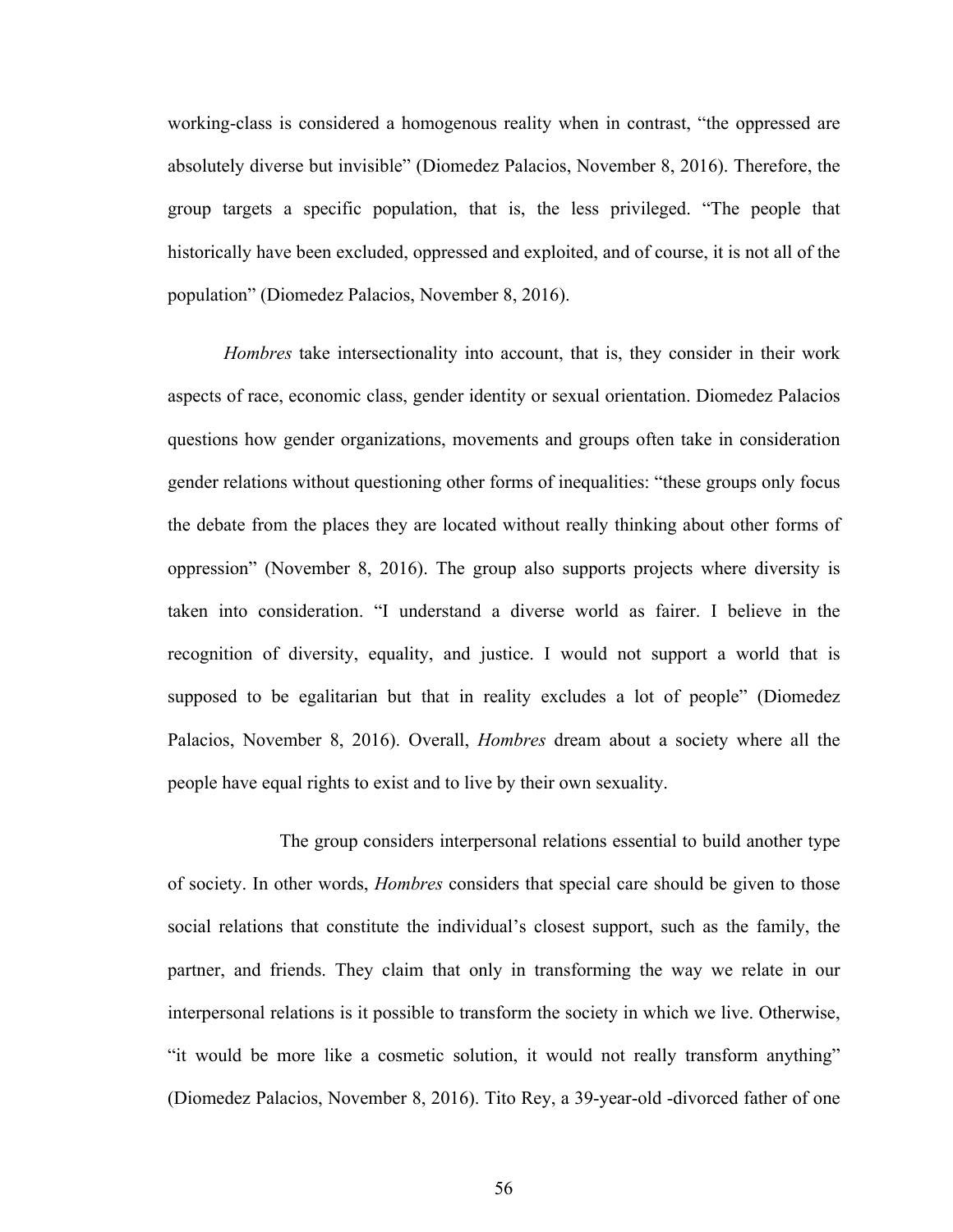working-class is considered a homogenous reality when in contrast, "the oppressed are absolutely diverse but invisible" (Diomedez Palacios, November 8, 2016). Therefore, the group targets a specific population, that is, the less privileged. "The people that historically have been excluded, oppressed and exploited, and of course, it is not all of the population" (Diomedez Palacios, November 8, 2016).

*Hombres* take intersectionality into account, that is, they consider in their work aspects of race, economic class, gender identity or sexual orientation. Diomedez Palacios questions how gender organizations, movements and groups often take in consideration gender relations without questioning other forms of inequalities: "these groups only focus the debate from the places they are located without really thinking about other forms of oppression" (November 8, 2016). The group also supports projects where diversity is taken into consideration. "I understand a diverse world as fairer. I believe in the recognition of diversity, equality, and justice. I would not support a world that is supposed to be egalitarian but that in reality excludes a lot of people" (Diomedez Palacios, November 8, 2016). Overall, *Hombres* dream about a society where all the people have equal rights to exist and to live by their own sexuality.

The group considers interpersonal relations essential to build another type of society. In other words, *Hombres* considers that special care should be given to those social relations that constitute the individual's closest support, such as the family, the partner, and friends. They claim that only in transforming the way we relate in our interpersonal relations is it possible to transform the society in which we live. Otherwise, "it would be more like a cosmetic solution, it would not really transform anything" (Diomedez Palacios, November 8, 2016). Tito Rey, a 39-year-old -divorced father of one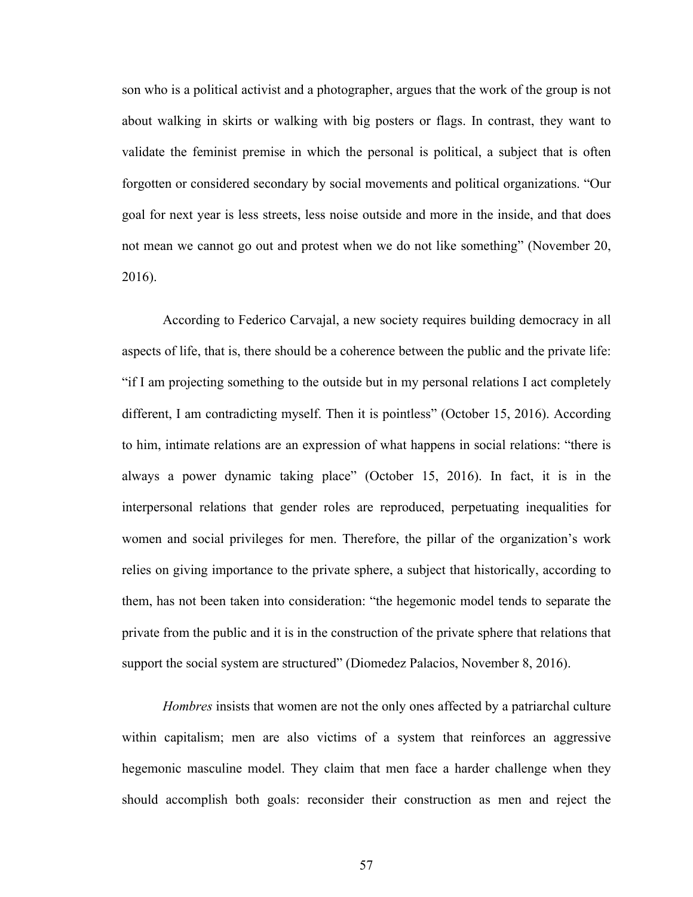son who is a political activist and a photographer, argues that the work of the group is not about walking in skirts or walking with big posters or flags. In contrast, they want to validate the feminist premise in which the personal is political, a subject that is often forgotten or considered secondary by social movements and political organizations. "Our goal for next year is less streets, less noise outside and more in the inside, and that does not mean we cannot go out and protest when we do not like something" (November 20, 2016).

According to Federico Carvajal, a new society requires building democracy in all aspects of life, that is, there should be a coherence between the public and the private life: "if I am projecting something to the outside but in my personal relations I act completely different, I am contradicting myself. Then it is pointless" (October 15, 2016). According to him, intimate relations are an expression of what happens in social relations: "there is always a power dynamic taking place" (October 15, 2016). In fact, it is in the interpersonal relations that gender roles are reproduced, perpetuating inequalities for women and social privileges for men. Therefore, the pillar of the organization's work relies on giving importance to the private sphere, a subject that historically, according to them, has not been taken into consideration: "the hegemonic model tends to separate the private from the public and it is in the construction of the private sphere that relations that support the social system are structured" (Diomedez Palacios, November 8, 2016).

*Hombres* insists that women are not the only ones affected by a patriarchal culture within capitalism; men are also victims of a system that reinforces an aggressive hegemonic masculine model. They claim that men face a harder challenge when they should accomplish both goals: reconsider their construction as men and reject the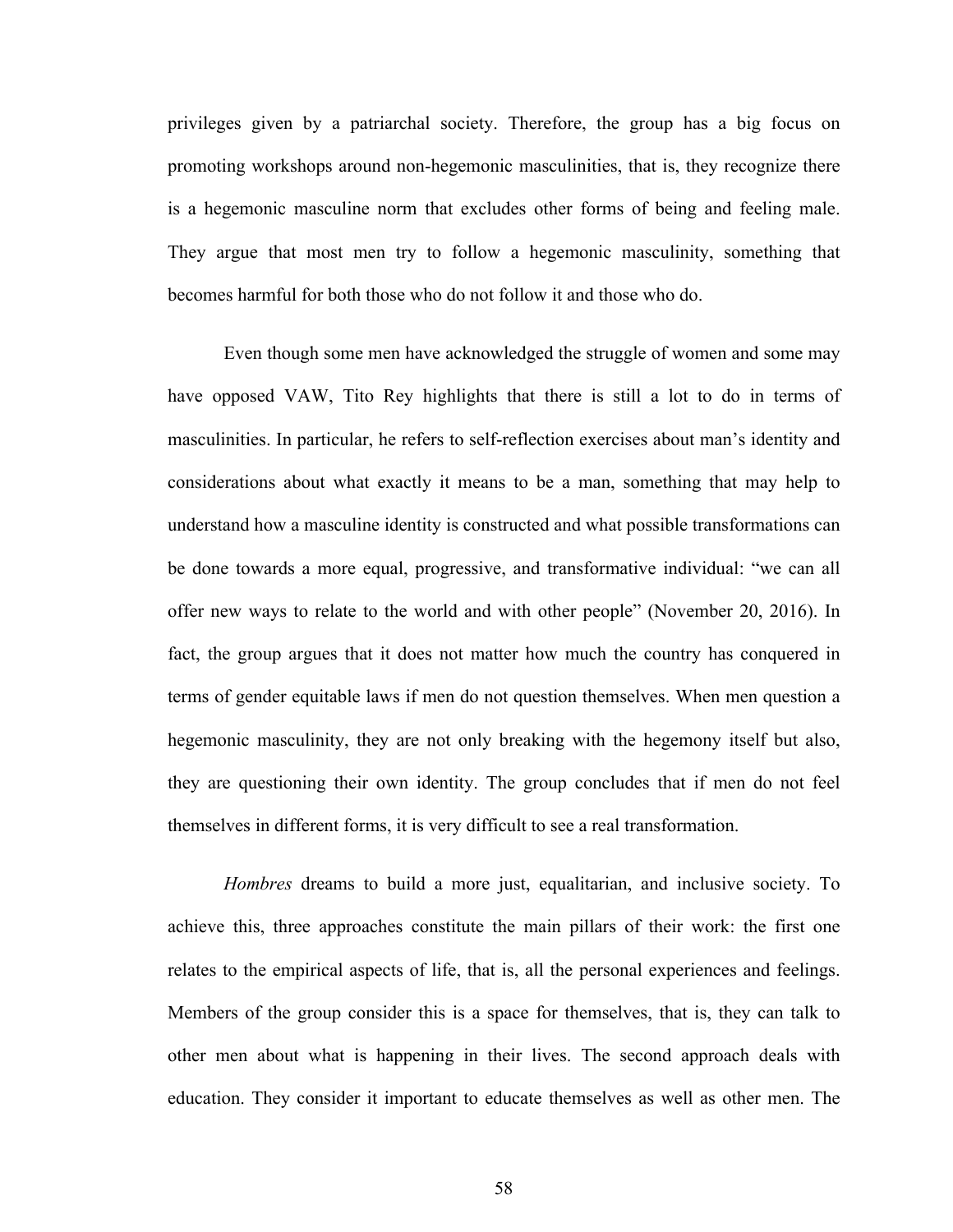privileges given by a patriarchal society. Therefore, the group has a big focus on promoting workshops around non-hegemonic masculinities, that is, they recognize there is a hegemonic masculine norm that excludes other forms of being and feeling male. They argue that most men try to follow a hegemonic masculinity, something that becomes harmful for both those who do not follow it and those who do.

Even though some men have acknowledged the struggle of women and some may have opposed VAW, Tito Rey highlights that there is still a lot to do in terms of masculinities. In particular, he refers to self-reflection exercises about man's identity and considerations about what exactly it means to be a man, something that may help to understand how a masculine identity is constructed and what possible transformations can be done towards a more equal, progressive, and transformative individual: "we can all offer new ways to relate to the world and with other people" (November 20, 2016). In fact, the group argues that it does not matter how much the country has conquered in terms of gender equitable laws if men do not question themselves. When men question a hegemonic masculinity, they are not only breaking with the hegemony itself but also, they are questioning their own identity. The group concludes that if men do not feel themselves in different forms, it is very difficult to see a real transformation.

*Hombres* dreams to build a more just, equalitarian, and inclusive society. To achieve this, three approaches constitute the main pillars of their work: the first one relates to the empirical aspects of life, that is, all the personal experiences and feelings. Members of the group consider this is a space for themselves, that is, they can talk to other men about what is happening in their lives. The second approach deals with education. They consider it important to educate themselves as well as other men. The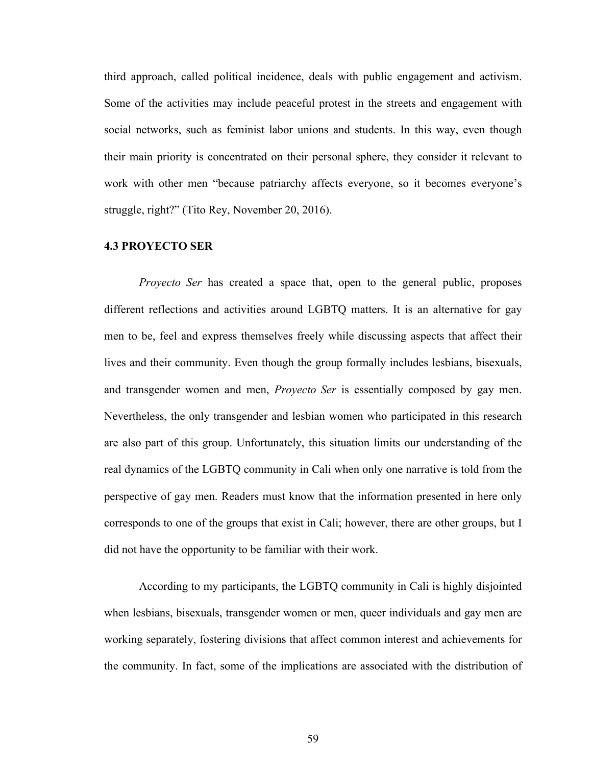third approach, called political incidence, deals with public engagement and activism. Some of the activities may include peaceful protest in the streets and engagement with social networks, such as feminist labor unions and students. In this way, even though their main priority is concentrated on their personal sphere, they consider it relevant to work with other men "because patriarchy affects everyone, so it becomes everyone's struggle, right?" (Tito Rey, November 20, 2016).

### 4.3 PROYECTO SER

*Proyecto Ser* has created a space that, open to the general public, proposes different reflections and activities around LGBTQ matters. It is an alternative for gay men to be, feel and express themselves freely while discussing aspects that affect their lives and their community. Even though the group formally includes lesbians, bisexuals, and transgender women and men, *Proyecto Ser* is essentially composed by gay men. Nevertheless, the only transgender and lesbian women who participated in this research are also part of this group. Unfortunately, this situation limits our understanding of the real dynamics of the LGBTQ community in Cali when only one narrative is told from the perspective of gay men. Readers must know that the information presented in here only corresponds to one of the groups that exist in Cali; however, there are other groups, but I did not have the opportunity to be familiar with their work.

According to my participants, the LGBTQ community in Cali is highly disjointed when lesbians, bisexuals, transgender women or men, queer individuals and gay men are working separately, fostering divisions that affect common interest and achievements for the community. In fact, some of the implications are associated with the distribution of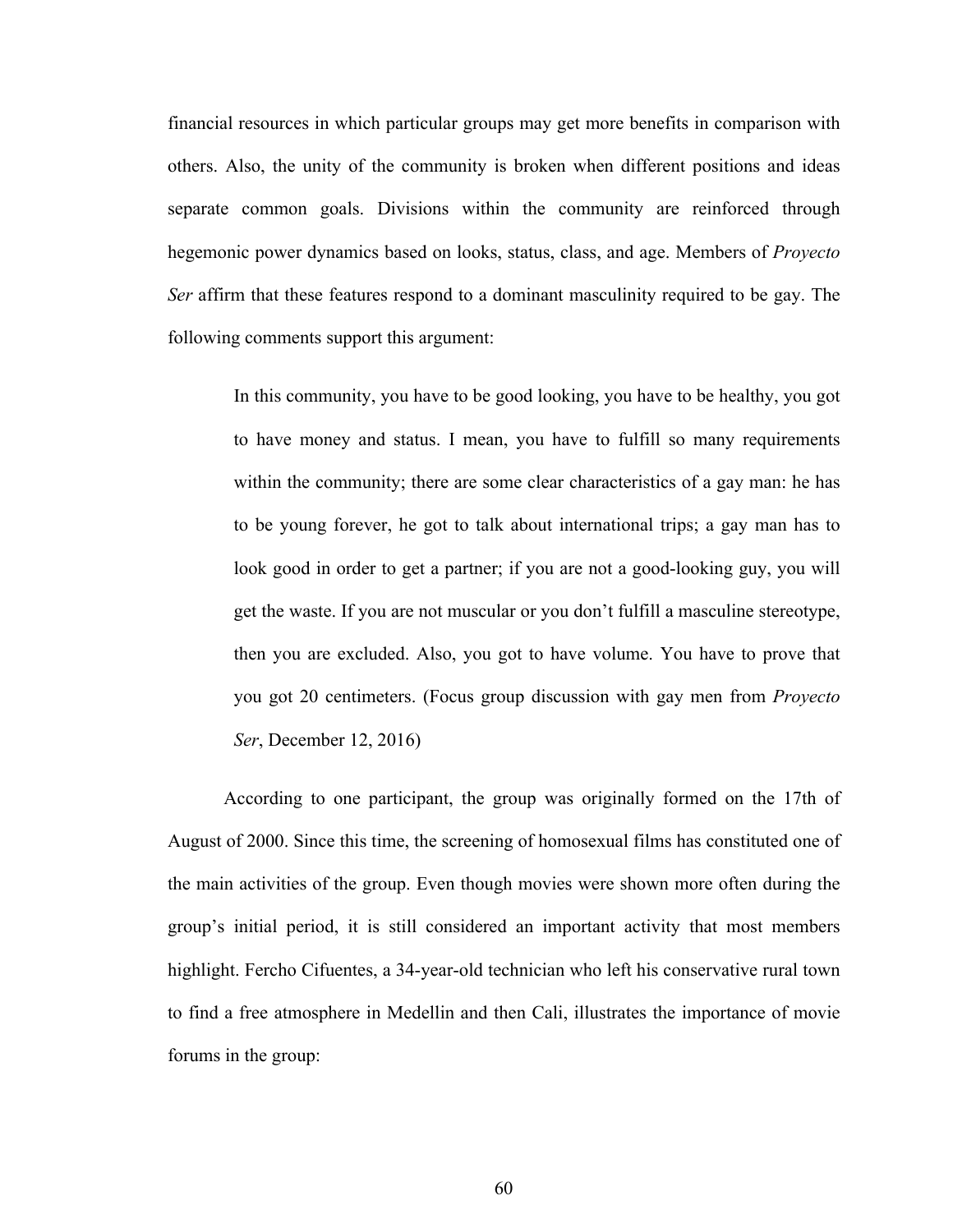financial resources in which particular groups may get more benefits in comparison with others. Also, the unity of the community is broken when different positions and ideas separate common goals. Divisions within the community are reinforced through hegemonic power dynamics based on looks, status, class, and age. Members of *Proyecto Ser* affirm that these features respond to a dominant masculinity required to be gay. The following comments support this argument:

> In this community, you have to be good looking, you have to be healthy, you got to have money and status. I mean, you have to fulfill so many requirements within the community; there are some clear characteristics of a gay man: he has to be young forever, he got to talk about international trips; a gay man has to look good in order to get a partner; if you are not a good-looking guy, you will get the waste. If you are not muscular or you don't fulfill a masculine stereotype, then you are excluded. Also, you got to have volume. You have to prove that you got 20 centimeters. (Focus group discussion with gay men from *Proyecto Ser*, December 12, 2016)

According to one participant, the group was originally formed on the 17th of August of 2000. Since this time, the screening of homosexual films has constituted one of the main activities of the group. Even though movies were shown more often during the group's initial period, it is still considered an important activity that most members highlight. Fercho Cifuentes, a 34-year-old technician who left his conservative rural town to find a free atmosphere in Medellin and then Cali, illustrates the importance of movie forums in the group: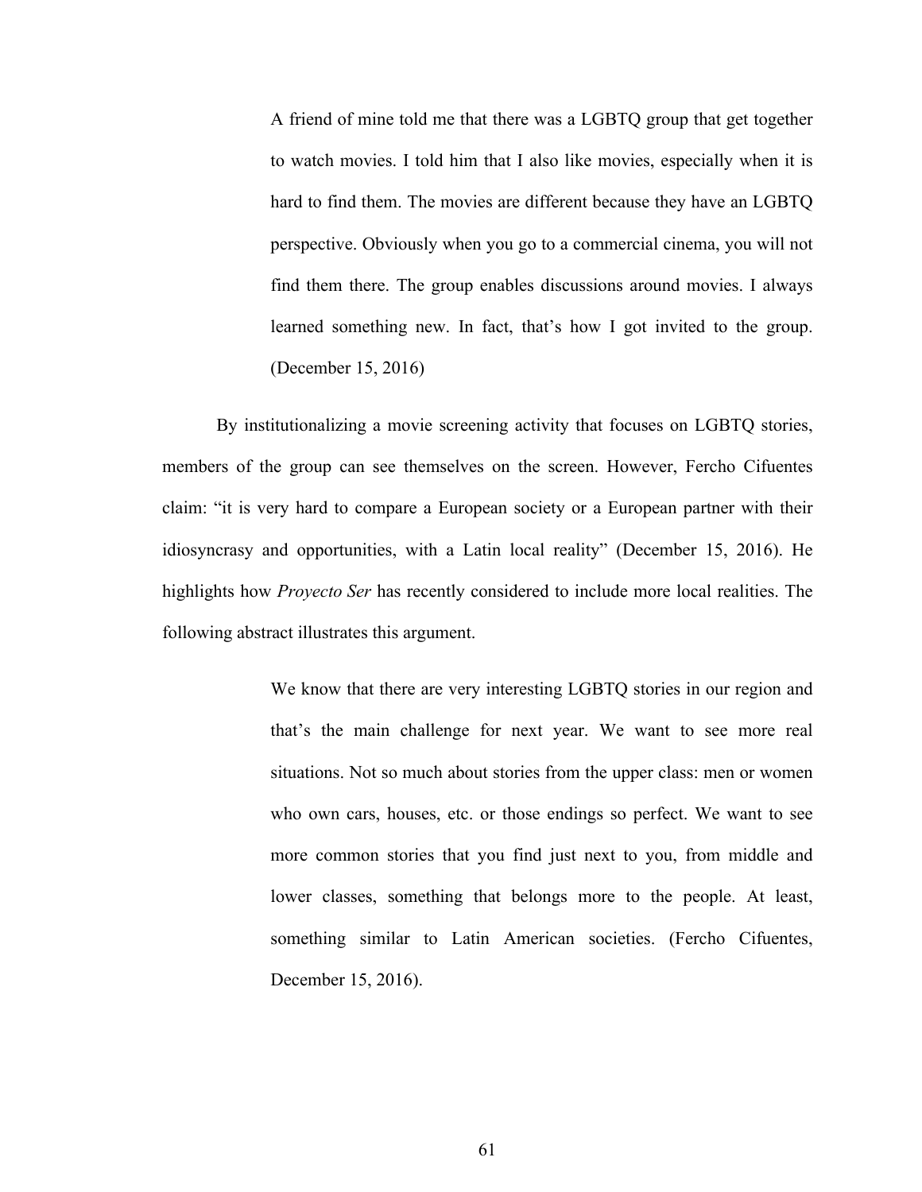> A friend of mine told me that there was a LGBTQ group that get together to watch movies. I told him that I also like movies, especially when it is hard to find them. The movies are different because they have an LGBTQ perspective. Obviously when you go to a commercial cinema, you will not find them there. The group enables discussions around movies. I always learned something new. In fact, that's how I got invited to the group. (December 15, 2016)

By institutionalizing a movie screening activity that focuses on LGBTQ stories, members of the group can see themselves on the screen. However, Fercho Cifuentes claim: "it is very hard to compare a European society or a European partner with their idiosyncrasy and opportunities, with a Latin local reality" (December 15, 2016). He highlights how *Proyecto Ser* has recently considered to include more local realities. The following abstract illustrates this argument.

> We know that there are very interesting LGBTQ stories in our region and that's the main challenge for next year. We want to see more real situations. Not so much about stories from the upper class: men or women who own cars, houses, etc. or those endings so perfect. We want to see more common stories that you find just next to you, from middle and lower classes, something that belongs more to the people. At least, something similar to Latin American societies. (Fercho Cifuentes, December 15, 2016).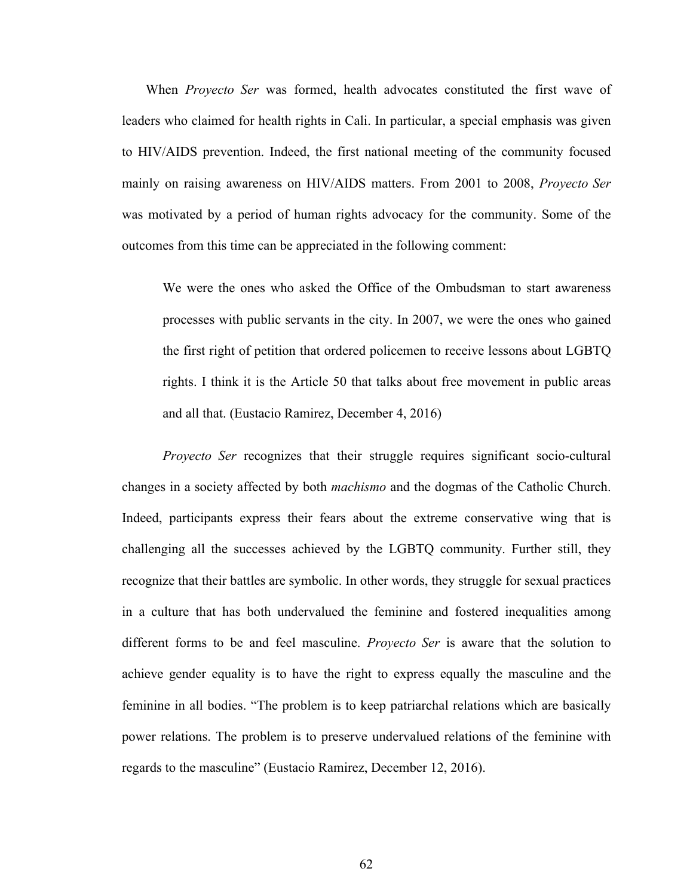When *Proyecto Ser* was formed, health advocates constituted the first wave of leaders who claimed for health rights in Cali. In particular, a special emphasis was given to HIV/AIDS prevention. Indeed, the first national meeting of the community focused mainly on raising awareness on HIV/AIDS matters. From 2001 to 2008, *Proyecto Ser* was motivated by a period of human rights advocacy for the community. Some of the outcomes from this time can be appreciated in the following comment:

> We were the ones who asked the Office of the Ombudsman to start awareness processes with public servants in the city. In 2007, we were the ones who gained the first right of petition that ordered policemen to receive lessons about LGBTQ rights. I think it is the Article 50 that talks about free movement in public areas and all that. (Eustacio Ramirez, December 4, 2016)

*Proyecto Ser* recognizes that their struggle requires significant socio-cultural changes in a society affected by both *machismo* and the dogmas of the Catholic Church. Indeed, participants express their fears about the extreme conservative wing that is challenging all the successes achieved by the LGBTQ community. Further still, they recognize that their battles are symbolic. In other words, they struggle for sexual practices in a culture that has both undervalued the feminine and fostered inequalities among different forms to be and feel masculine. *Proyecto Ser* is aware that the solution to achieve gender equality is to have the right to express equally the masculine and the feminine in all bodies. "The problem is to keep patriarchal relations which are basically power relations. The problem is to preserve undervalued relations of the feminine with regards to the masculine" (Eustacio Ramirez, December 12, 2016).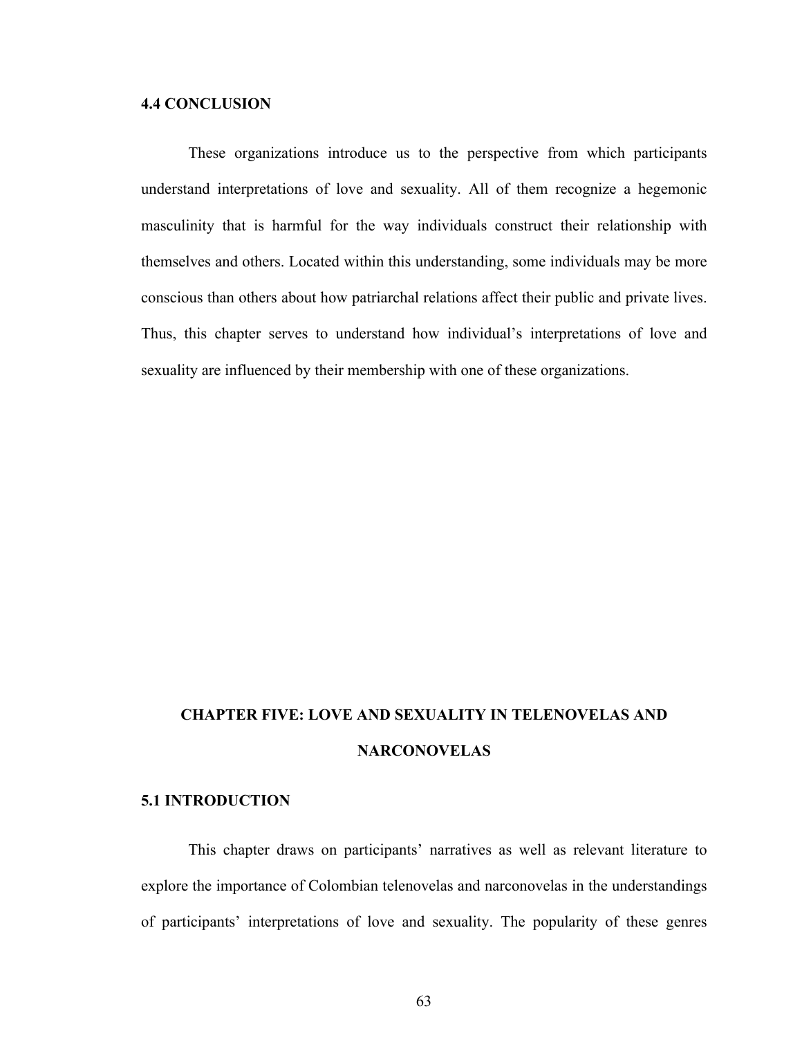### 4.4 CONCLUSION

These organizations introduce us to the perspective from which participants understand interpretations of love and sexuality. All of them recognize a hegemonic masculinity that is harmful for the way individuals construct their relationship with themselves and others. Located within this understanding, some individuals may be more conscious than others about how patriarchal relations affect their public and private lives. Thus, this chapter serves to understand how individual's interpretations of love and sexuality are influenced by their membership with one of these organizations.

## CHAPTER FIVE: LOVE AND SEXUALITY IN TELENOVELAS AND NARCONOVELAS

### 5.1 INTRODUCTION

This chapter draws on participants' narratives as well as relevant literature to explore the importance of Colombian telenovelas and narconovelas in the understandings of participants' interpretations of love and sexuality. The popularity of these genres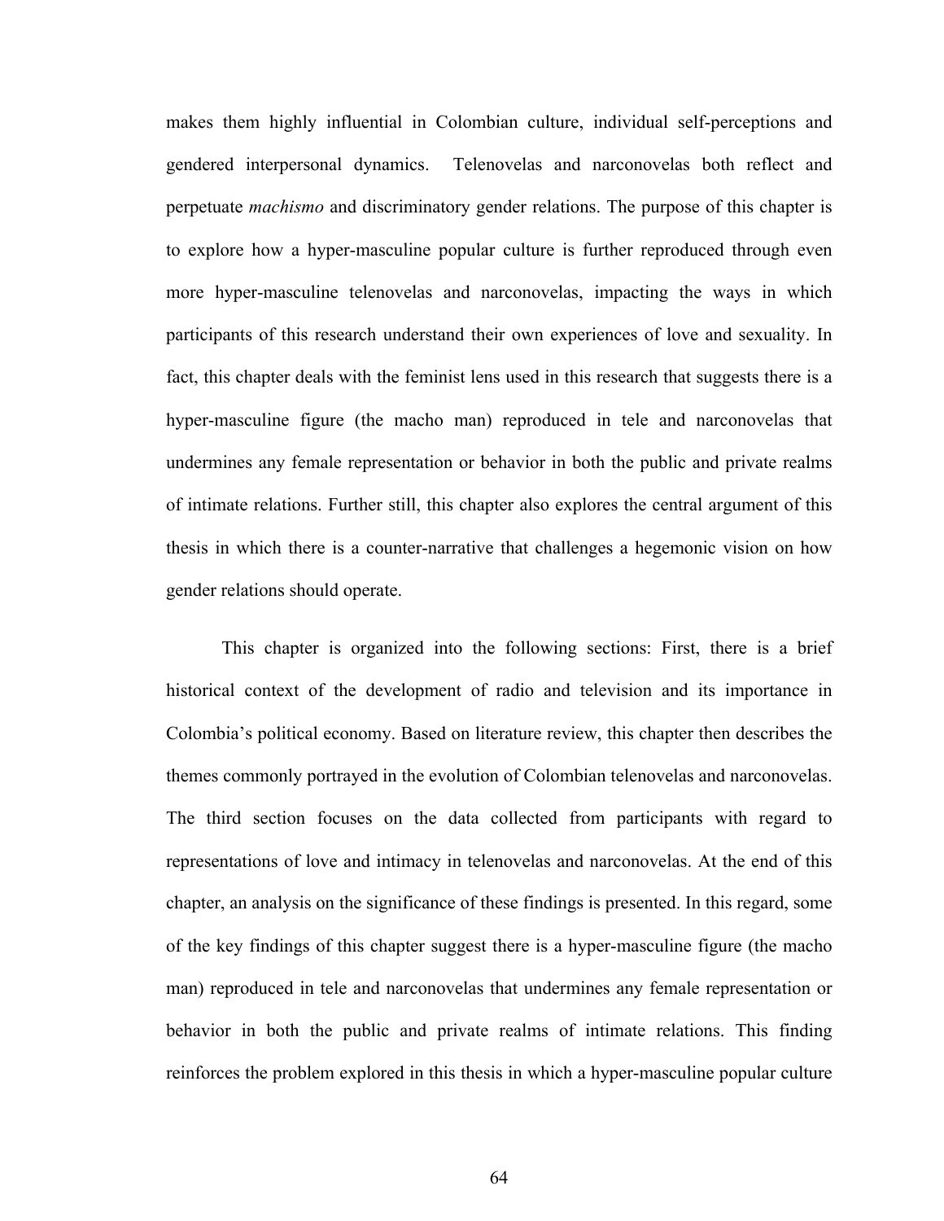makes them highly influential in Colombian culture, individual self-perceptions and gendered interpersonal dynamics. Telenovelas and narconovelas both reflect and perpetuate *machismo* and discriminatory gender relations. The purpose of this chapter is to explore how a hyper-masculine popular culture is further reproduced through even more hyper-masculine telenovelas and narconovelas, impacting the ways in which participants of this research understand their own experiences of love and sexuality. In fact, this chapter deals with the feminist lens used in this research that suggests there is a hyper-masculine figure (the macho man) reproduced in tele and narconovelas that undermines any female representation or behavior in both the public and private realms of intimate relations. Further still, this chapter also explores the central argument of this thesis in which there is a counter-narrative that challenges a hegemonic vision on how gender relations should operate.

This chapter is organized into the following sections: First, there is a brief historical context of the development of radio and television and its importance in Colombia's political economy. Based on literature review, this chapter then describes the themes commonly portrayed in the evolution of Colombian telenovelas and narconovelas. The third section focuses on the data collected from participants with regard to representations of love and intimacy in telenovelas and narconovelas. At the end of this chapter, an analysis on the significance of these findings is presented. In this regard, some of the key findings of this chapter suggest there is a hyper-masculine figure (the macho man) reproduced in tele and narconovelas that undermines any female representation or behavior in both the public and private realms of intimate relations. This finding reinforces the problem explored in this thesis in which a hyper-masculine popular culture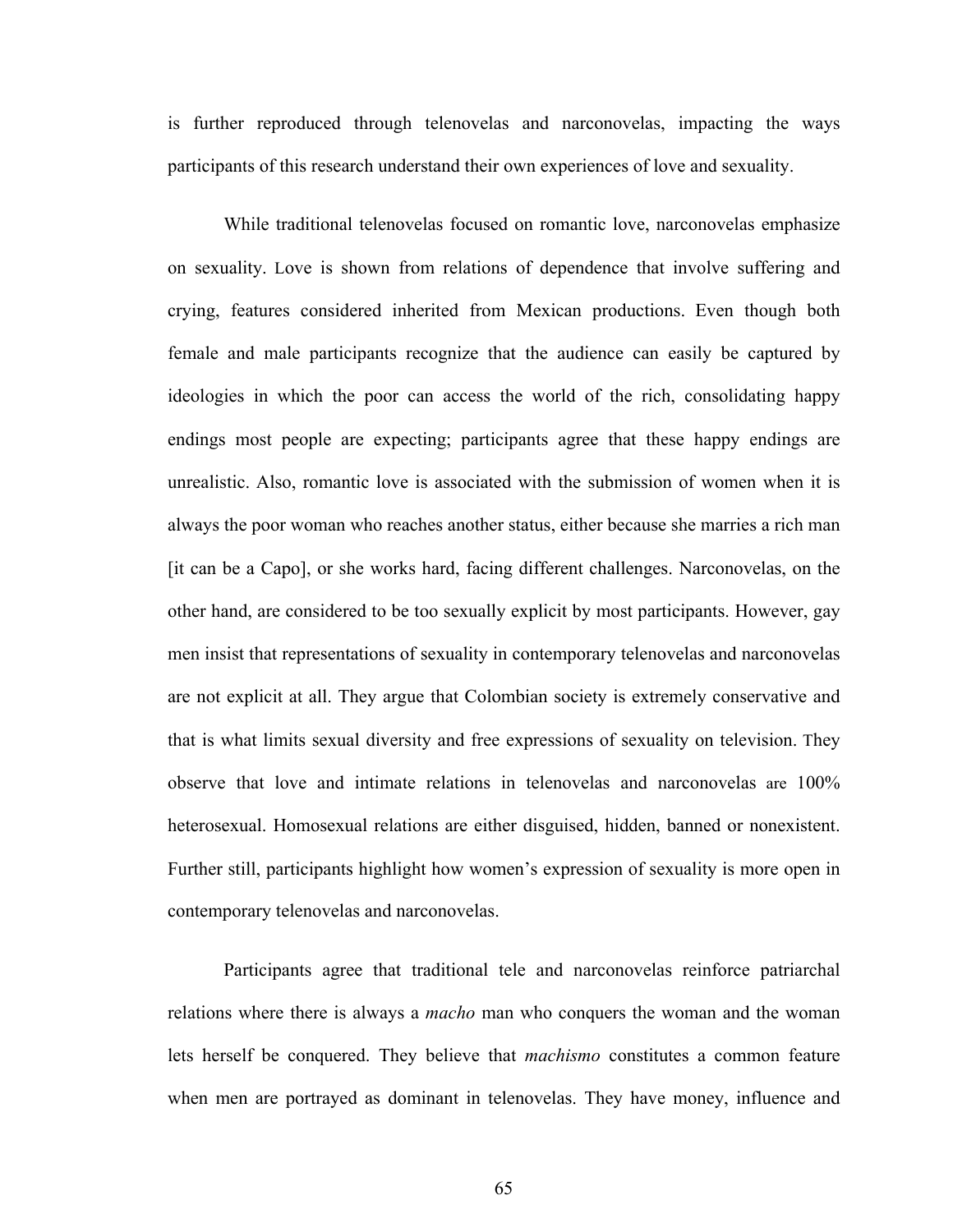is further reproduced through telenovelas and narconovelas, impacting the ways participants of this research understand their own experiences of love and sexuality.

While traditional telenovelas focused on romantic love, narconovelas emphasize on sexuality. Love is shown from relations of dependence that involve suffering and crying, features considered inherited from Mexican productions. Even though both female and male participants recognize that the audience can easily be captured by ideologies in which the poor can access the world of the rich, consolidating happy endings most people are expecting; participants agree that these happy endings are unrealistic. Also, romantic love is associated with the submission of women when it is always the poor woman who reaches another status, either because she marries a rich man [it can be a Capo], or she works hard, facing different challenges. Narconovelas, on the other hand, are considered to be too sexually explicit by most participants. However, gay men insist that representations of sexuality in contemporary telenovelas and narconovelas are not explicit at all. They argue that Colombian society is extremely conservative and that is what limits sexual diversity and free expressions of sexuality on television. They observe that love and intimate relations in telenovelas and narconovelas are 100% heterosexual. Homosexual relations are either disguised, hidden, banned or nonexistent. Further still, participants highlight how women's expression of sexuality is more open in contemporary telenovelas and narconovelas.

Participants agree that traditional tele and narconovelas reinforce patriarchal relations where there is always a *macho* man who conquers the woman and the woman lets herself be conquered. They believe that *machismo* constitutes a common feature when men are portrayed as dominant in telenovelas. They have money, influence and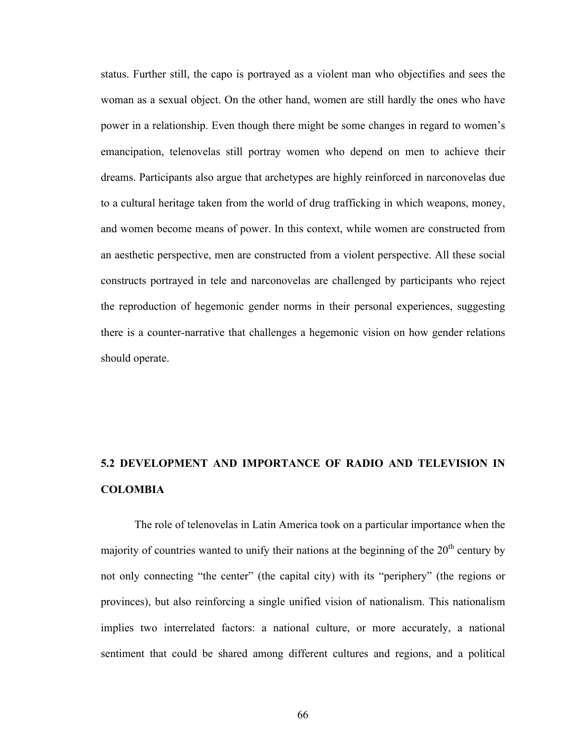status. Further still, the capo is portrayed as a violent man who objectifies and sees the woman as a sexual object. On the other hand, women are still hardly the ones who have power in a relationship. Even though there might be some changes in regard to women's emancipation, telenovelas still portray women who depend on men to achieve their dreams. Participants also argue that archetypes are highly reinforced in narconovelas due to a cultural heritage taken from the world of drug trafficking in which weapons, money, and women become means of power. In this context, while women are constructed from an aesthetic perspective, men are constructed from a violent perspective. All these social constructs portrayed in tele and narconovelas are challenged by participants who reject the reproduction of hegemonic gender norms in their personal experiences, suggesting there is a counter-narrative that challenges a hegemonic vision on how gender relations should operate.

## 5.2 DEVELOPMENT AND IMPORTANCE OF RADIO AND TELEVISION IN COLOMBIA

The role of telenovelas in Latin America took on a particular importance when the majority of countries wanted to unify their nations at the beginning of the 20th century by not only connecting "the center" (the capital city) with its "periphery" (the regions or provinces), but also reinforcing a single unified vision of nationalism. This nationalism implies two interrelated factors: a national culture, or more accurately, a national sentiment that could be shared among different cultures and regions, and a political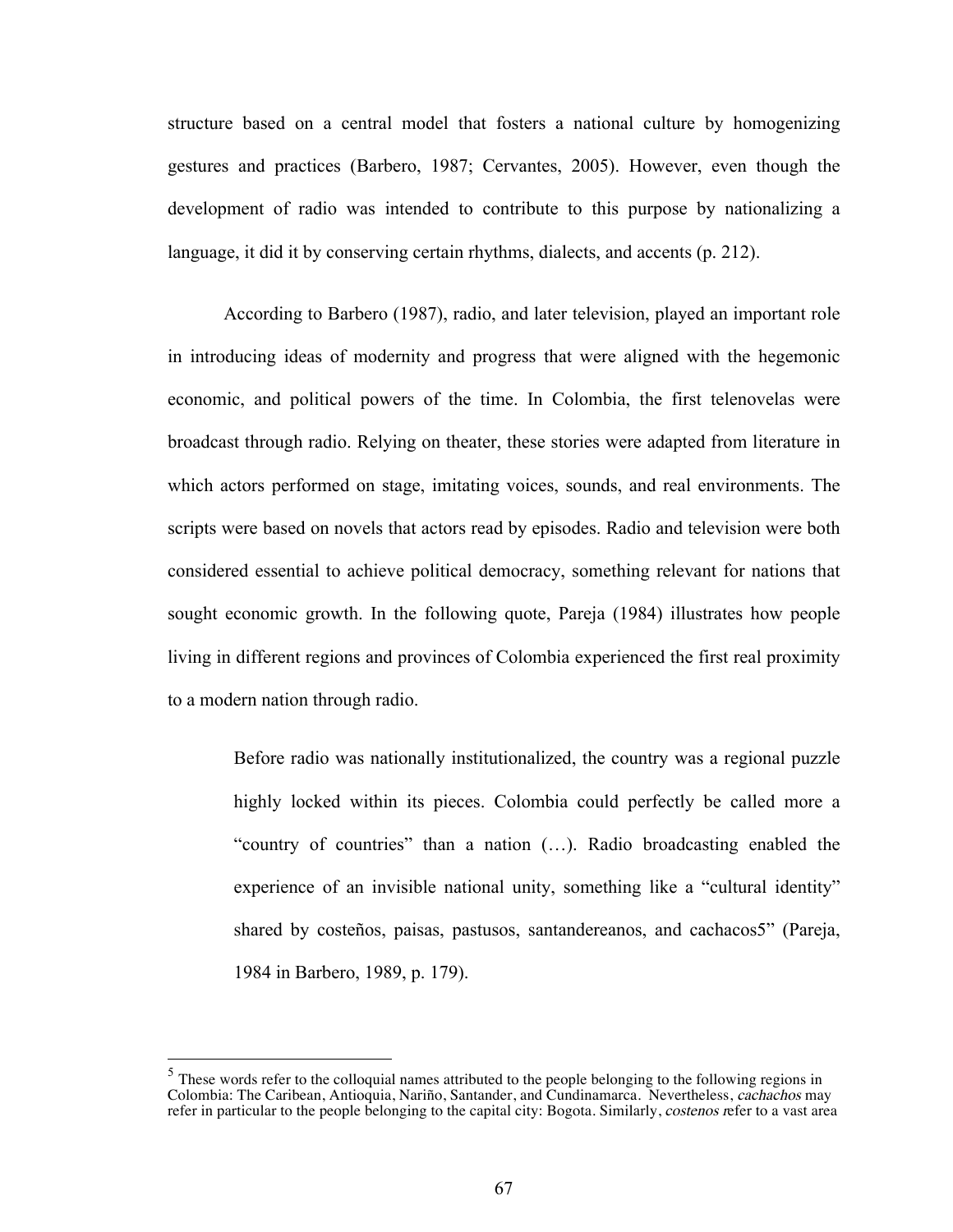structure based on a central model that fosters a national culture by homogenizing gestures and practices (Barbero, 1987; Cervantes, 2005). However, even though the development of radio was intended to contribute to this purpose by nationalizing a language, it did it by conserving certain rhythms, dialects, and accents (p. 212).

According to Barbero (1987), radio, and later television, played an important role in introducing ideas of modernity and progress that were aligned with the hegemonic economic, and political powers of the time. In Colombia, the first telenovelas were broadcast through radio. Relying on theater, these stories were adapted from literature in which actors performed on stage, imitating voices, sounds, and real environments. The scripts were based on novels that actors read by episodes. Radio and television were both considered essential to achieve political democracy, something relevant for nations that sought economic growth. In the following quote, Pareja (1984) illustrates how people living in different regions and provinces of Colombia experienced the first real proximity to a modern nation through radio.

> Before radio was nationally institutionalized, the country was a regional puzzle highly locked within its pieces. Colombia could perfectly be called more a "country of countries" than a nation (…). Radio broadcasting enabled the experience of an invisible national unity, something like a "cultural identity" shared by costeños, paisas, pastusos, santandereanos, and cachacos[5]" (Pareja, 1984 in Barbero, 1989, p. 179).

[5] These words refer to the colloquial names attributed to the people belonging to the following regions in Colombia: The Caribean, Antioquia, Nariño, Santander, and Cundinamarca. Nevertheless, *cachachos* may refer in particular to the people belonging to the capital city: Bogota. Similarly, *costenos* refer to a vast area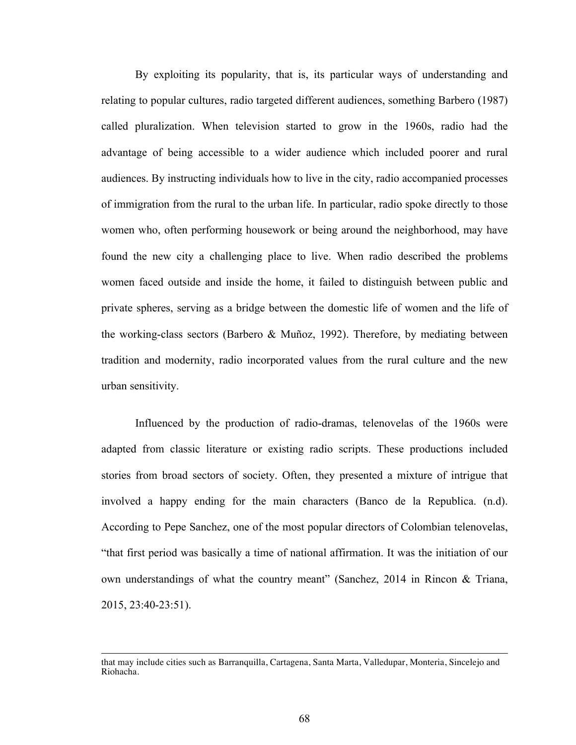By exploiting its popularity, that is, its particular ways of understanding and relating to popular cultures, radio targeted different audiences, something Barbero (1987) called pluralization. When television started to grow in the 1960s, radio had the advantage of being accessible to a wider audience which included poorer and rural audiences. By instructing individuals how to live in the city, radio accompanied processes of immigration from the rural to the urban life. In particular, radio spoke directly to those women who, often performing housework or being around the neighborhood, may have found the new city a challenging place to live. When radio described the problems women faced outside and inside the home, it failed to distinguish between public and private spheres, serving as a bridge between the domestic life of women and the life of the working-class sectors (Barbero & Muñoz, 1992). Therefore, by mediating between tradition and modernity, radio incorporated values from the rural culture and the new urban sensitivity.

Influenced by the production of radio-dramas, telenovelas of the 1960s were adapted from classic literature or existing radio scripts. These productions included stories from broad sectors of society. Often, they presented a mixture of intrigue that involved a happy ending for the main characters (Banco de la Republica. (n.d). According to Pepe Sanchez, one of the most popular directors of Colombian telenovelas, "that first period was basically a time of national affirmation. It was the initiation of our own understandings of what the country meant" (Sanchez, 2014 in Rincon & Triana, 2015, 23:40-23:51).

---

that may include cities such as Barranquilla, Cartagena, Santa Marta, Valledupar, Monteria, Sincelejo and Riohacha.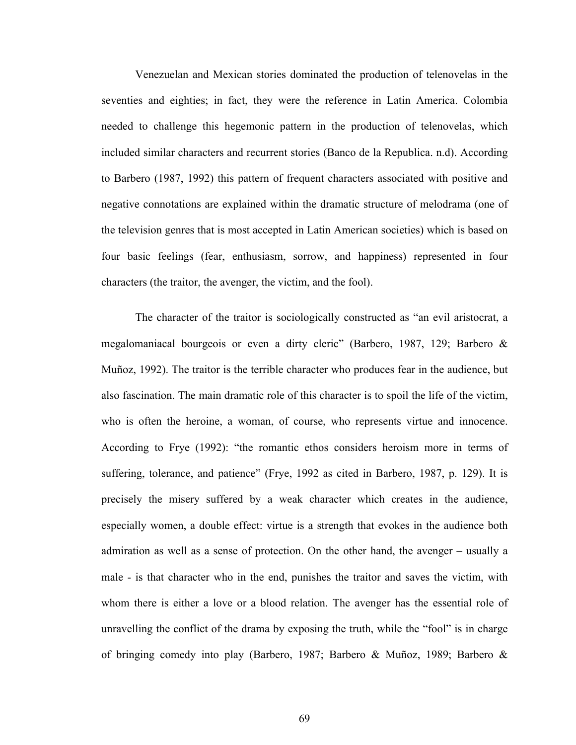Venezuelan and Mexican stories dominated the production of telenovelas in the seventies and eighties; in fact, they were the reference in Latin America. Colombia needed to challenge this hegemonic pattern in the production of telenovelas, which included similar characters and recurrent stories (Banco de la Republica. n.d). According to Barbero (1987, 1992) this pattern of frequent characters associated with positive and negative connotations are explained within the dramatic structure of melodrama (one of the television genres that is most accepted in Latin American societies) which is based on four basic feelings (fear, enthusiasm, sorrow, and happiness) represented in four characters (the traitor, the avenger, the victim, and the fool).

The character of the traitor is sociologically constructed as "an evil aristocrat, a megalomaniacal bourgeois or even a dirty cleric" (Barbero, 1987, 129; Barbero & Muñoz, 1992). The traitor is the terrible character who produces fear in the audience, but also fascination. The main dramatic role of this character is to spoil the life of the victim, who is often the heroine, a woman, of course, who represents virtue and innocence. According to Frye (1992): "the romantic ethos considers heroism more in terms of suffering, tolerance, and patience" (Frye, 1992 as cited in Barbero, 1987, p. 129). It is precisely the misery suffered by a weak character which creates in the audience, especially women, a double effect: virtue is a strength that evokes in the audience both admiration as well as a sense of protection. On the other hand, the avenger – usually a male - is that character who in the end, punishes the traitor and saves the victim, with whom there is either a love or a blood relation. The avenger has the essential role of unravelling the conflict of the drama by exposing the truth, while the "fool" is in charge of bringing comedy into play (Barbero, 1987; Barbero & Muñoz, 1989; Barbero &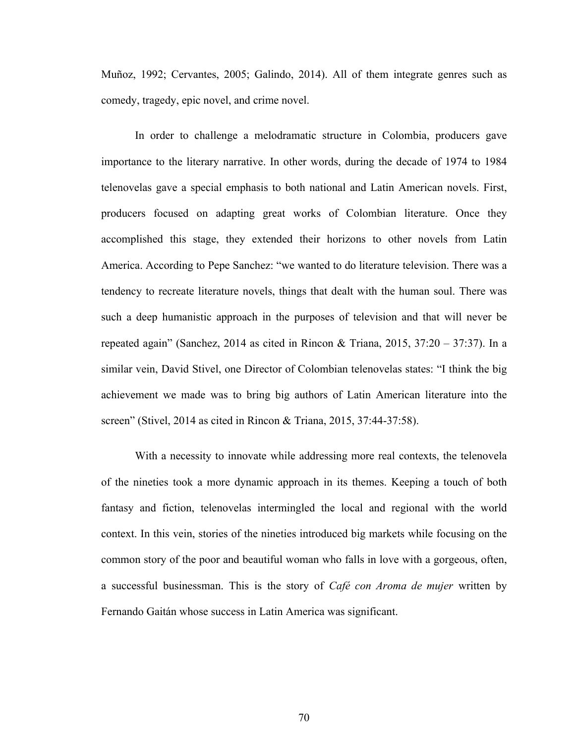Muñoz, 1992; Cervantes, 2005; Galindo, 2014). All of them integrate genres such as comedy, tragedy, epic novel, and crime novel.

In order to challenge a melodramatic structure in Colombia, producers gave importance to the literary narrative. In other words, during the decade of 1974 to 1984 telenovelas gave a special emphasis to both national and Latin American novels. First, producers focused on adapting great works of Colombian literature. Once they accomplished this stage, they extended their horizons to other novels from Latin America. According to Pepe Sanchez: "we wanted to do literature television. There was a tendency to recreate literature novels, things that dealt with the human soul. There was such a deep humanistic approach in the purposes of television and that will never be repeated again" (Sanchez, 2014 as cited in Rincon & Triana, 2015, 37:20 – 37:37). In a similar vein, David Stivel, one Director of Colombian telenovelas states: "I think the big achievement we made was to bring big authors of Latin American literature into the screen" (Stivel, 2014 as cited in Rincon & Triana, 2015, 37:44-37:58).

With a necessity to innovate while addressing more real contexts, the telenovela of the nineties took a more dynamic approach in its themes. Keeping a touch of both fantasy and fiction, telenovelas intermingled the local and regional with the world context. In this vein, stories of the nineties introduced big markets while focusing on the common story of the poor and beautiful woman who falls in love with a gorgeous, often, a successful businessman. This is the story of *Café con Aroma de mujer* written by Fernando Gaitán whose success in Latin America was significant.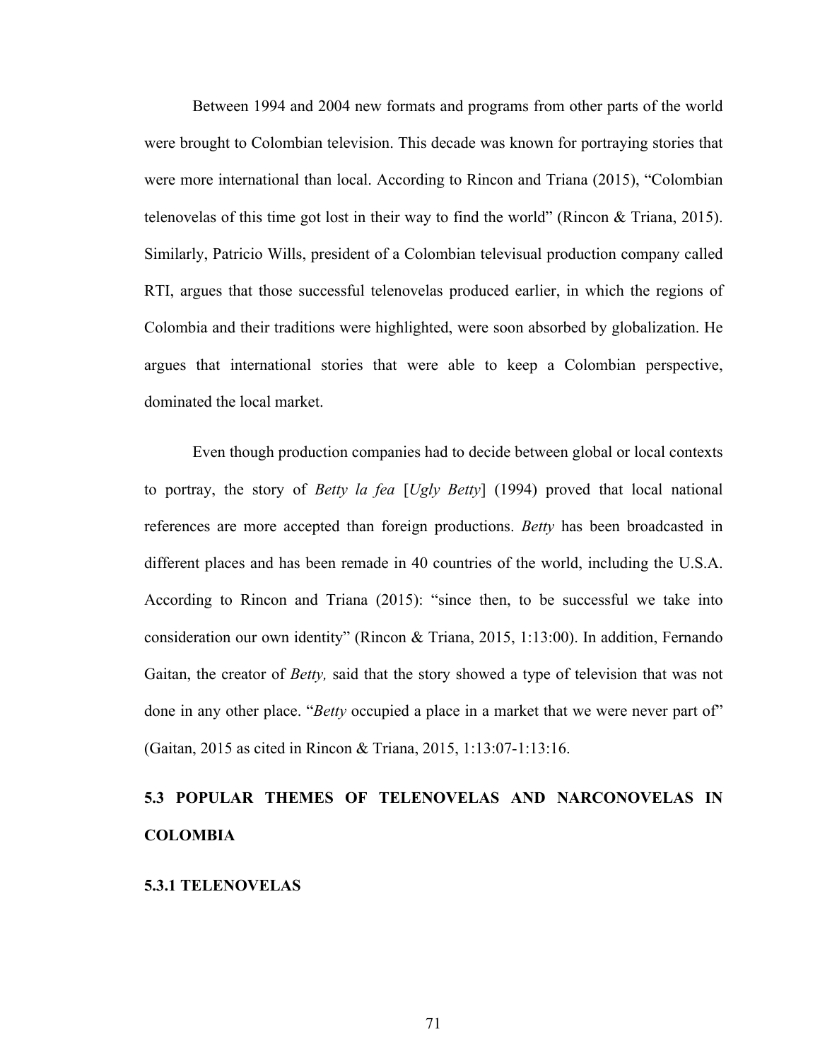Between 1994 and 2004 new formats and programs from other parts of the world were brought to Colombian television. This decade was known for portraying stories that were more international than local. According to Rincon and Triana (2015), “Colombian telenovelas of this time got lost in their way to find the world” (Rincon & Triana, 2015). Similarly, Patricio Wills, president of a Colombian televisual production company called RTI, argues that those successful telenovelas produced earlier, in which the regions of Colombia and their traditions were highlighted, were soon absorbed by globalization. He argues that international stories that were able to keep a Colombian perspective, dominated the local market.

Even though production companies had to decide between global or local contexts to portray, the story of *Betty la fea* [*Ugly Betty*] (1994) proved that local national references are more accepted than foreign productions. *Betty* has been broadcasted in different places and has been remade in 40 countries of the world, including the U.S.A. According to Rincon and Triana (2015): “since then, to be successful we take into consideration our own identity” (Rincon & Triana, 2015, 1:13:00). In addition, Fernando Gaitan, the creator of *Betty,* said that the story showed a type of television that was not done in any other place. “*Betty* occupied a place in a market that we were never part of” (Gaitan, 2015 as cited in Rincon & Triana, 2015, 1:13:07-1:13:16.

## 5.3 POPULAR THEMES OF TELENOVELAS AND NARCONOVELAS IN COLOMBIA

### 5.3.1 TELENOVELAS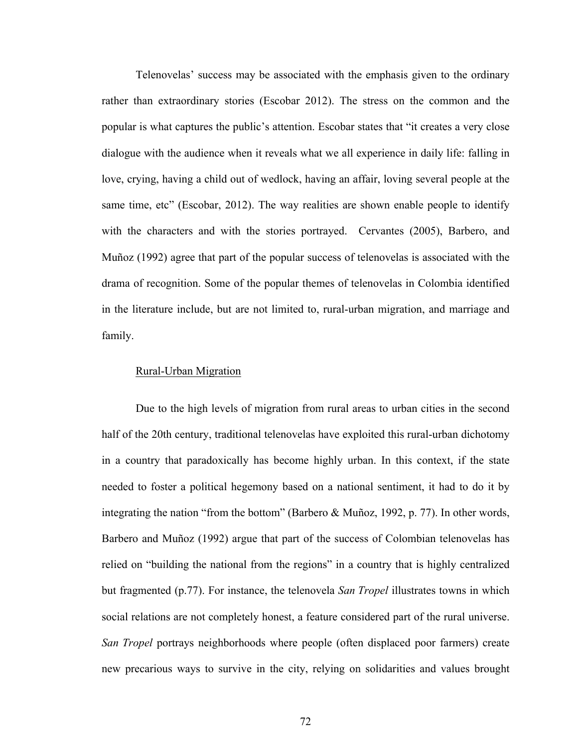Telenovelas' success may be associated with the emphasis given to the ordinary rather than extraordinary stories (Escobar 2012). The stress on the common and the popular is what captures the public's attention. Escobar states that "it creates a very close dialogue with the audience when it reveals what we all experience in daily life: falling in love, crying, having a child out of wedlock, having an affair, loving several people at the same time, etc" (Escobar, 2012). The way realities are shown enable people to identify with the characters and with the stories portrayed. Cervantes (2005), Barbero, and Muñoz (1992) agree that part of the popular success of telenovelas is associated with the drama of recognition. Some of the popular themes of telenovelas in Colombia identified in the literature include, but are not limited to, rural-urban migration, and marriage and family.

<u>Rural-Urban Migration</u>

Due to the high levels of migration from rural areas to urban cities in the second half of the 20th century, traditional telenovelas have exploited this rural-urban dichotomy in a country that paradoxically has become highly urban. In this context, if the state needed to foster a political hegemony based on a national sentiment, it had to do it by integrating the nation "from the bottom" (Barbero & Muñoz, 1992, p. 77). In other words, Barbero and Muñoz (1992) argue that part of the success of Colombian telenovelas has relied on "building the national from the regions" in a country that is highly centralized but fragmented (p.77). For instance, the telenovela *San Tropel* illustrates towns in which social relations are not completely honest, a feature considered part of the rural universe. *San Tropel* portrays neighborhoods where people (often displaced poor farmers) create new precarious ways to survive in the city, relying on solidarities and values brought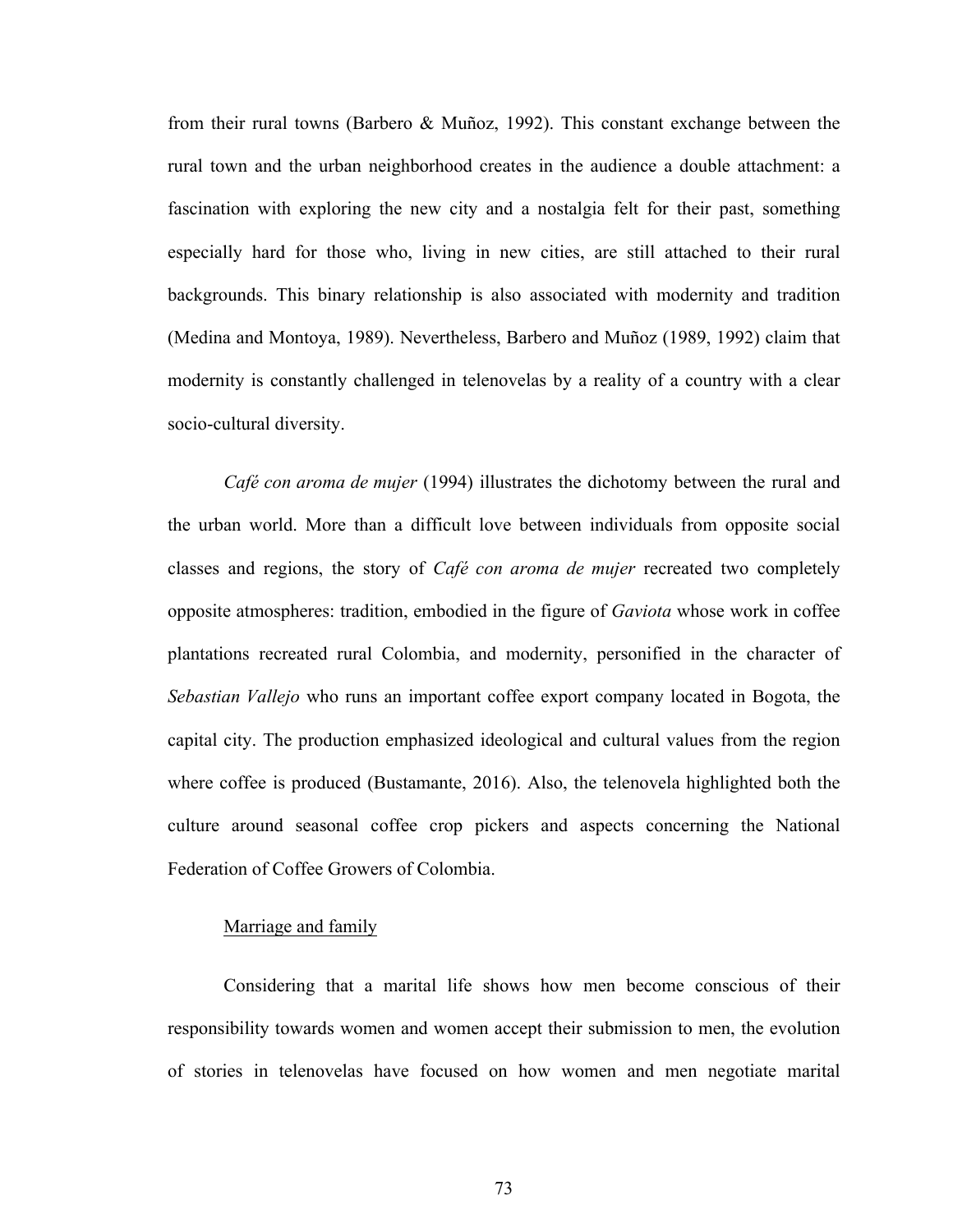from their rural towns (Barbero & Muñoz, 1992). This constant exchange between the rural town and the urban neighborhood creates in the audience a double attachment: a fascination with exploring the new city and a nostalgia felt for their past, something especially hard for those who, living in new cities, are still attached to their rural backgrounds. This binary relationship is also associated with modernity and tradition (Medina and Montoya, 1989). Nevertheless, Barbero and Muñoz (1989, 1992) claim that modernity is constantly challenged in telenovelas by a reality of a country with a clear socio-cultural diversity.

*Café con aroma de mujer* (1994) illustrates the dichotomy between the rural and the urban world. More than a difficult love between individuals from opposite social classes and regions, the story of *Café con aroma de mujer* recreated two completely opposite atmospheres: tradition, embodied in the figure of *Gaviota* whose work in coffee plantations recreated rural Colombia, and modernity, personified in the character of *Sebastian Vallejo* who runs an important coffee export company located in Bogota, the capital city. The production emphasized ideological and cultural values from the region where coffee is produced (Bustamante, 2016). Also, the telenovela highlighted both the culture around seasonal coffee crop pickers and aspects concerning the National Federation of Coffee Growers of Colombia.

Marriage and family

Considering that a marital life shows how men become conscious of their responsibility towards women and women accept their submission to men, the evolution of stories in telenovelas have focused on how women and men negotiate marital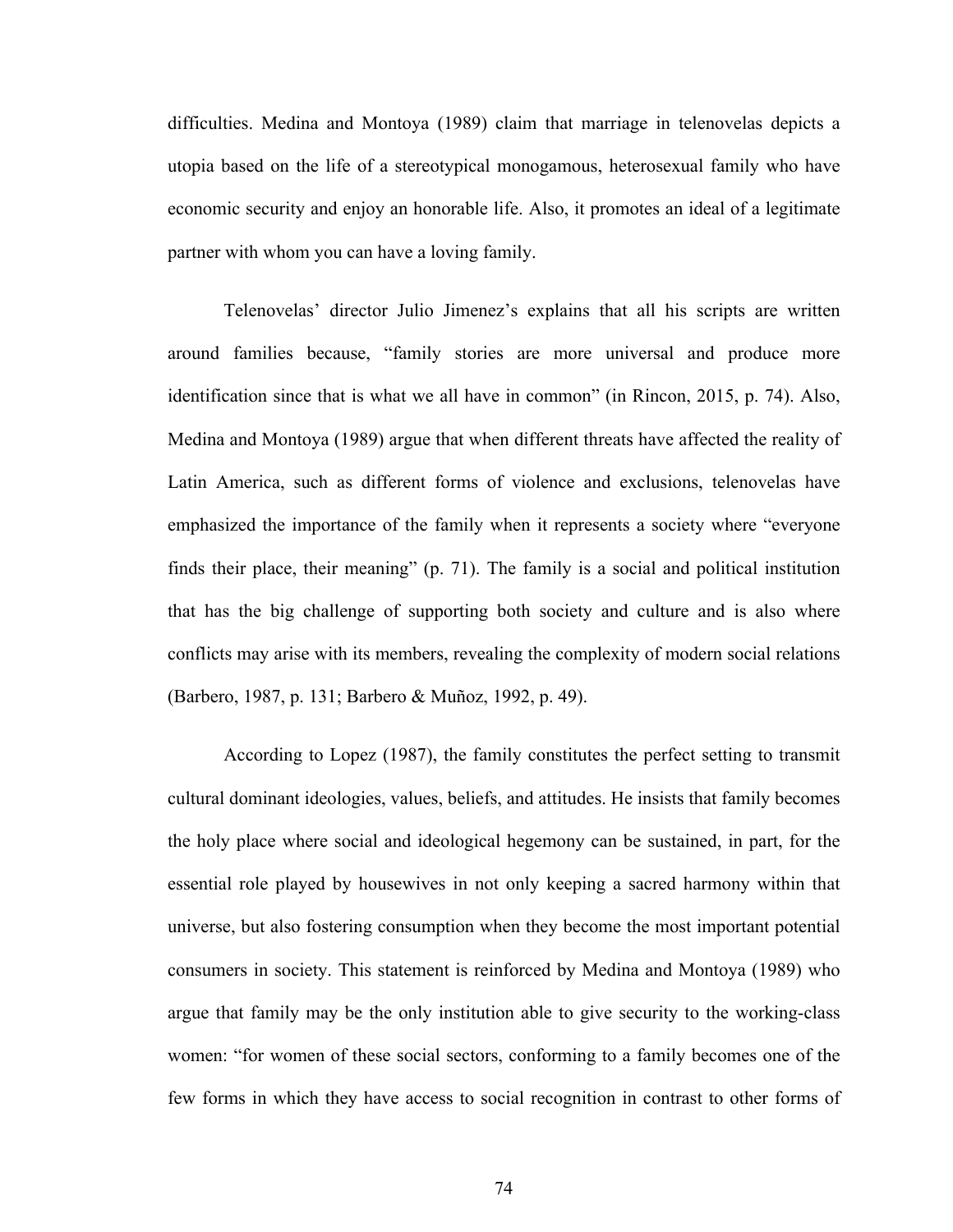difficulties. Medina and Montoya (1989) claim that marriage in telenovelas depicts a utopia based on the life of a stereotypical monogamous, heterosexual family who have economic security and enjoy an honorable life. Also, it promotes an ideal of a legitimate partner with whom you can have a loving family.

Telenovelas' director Julio Jimenez's explains that all his scripts are written around families because, "family stories are more universal and produce more identification since that is what we all have in common" (in Rincon, 2015, p. 74). Also, Medina and Montoya (1989) argue that when different threats have affected the reality of Latin America, such as different forms of violence and exclusions, telenovelas have emphasized the importance of the family when it represents a society where "everyone finds their place, their meaning" (p. 71). The family is a social and political institution that has the big challenge of supporting both society and culture and is also where conflicts may arise with its members, revealing the complexity of modern social relations (Barbero, 1987, p. 131; Barbero & Muñoz, 1992, p. 49).

According to Lopez (1987), the family constitutes the perfect setting to transmit cultural dominant ideologies, values, beliefs, and attitudes. He insists that family becomes the holy place where social and ideological hegemony can be sustained, in part, for the essential role played by housewives in not only keeping a sacred harmony within that universe, but also fostering consumption when they become the most important potential consumers in society. This statement is reinforced by Medina and Montoya (1989) who argue that family may be the only institution able to give security to the working-class women: "for women of these social sectors, conforming to a family becomes one of the few forms in which they have access to social recognition in contrast to other forms of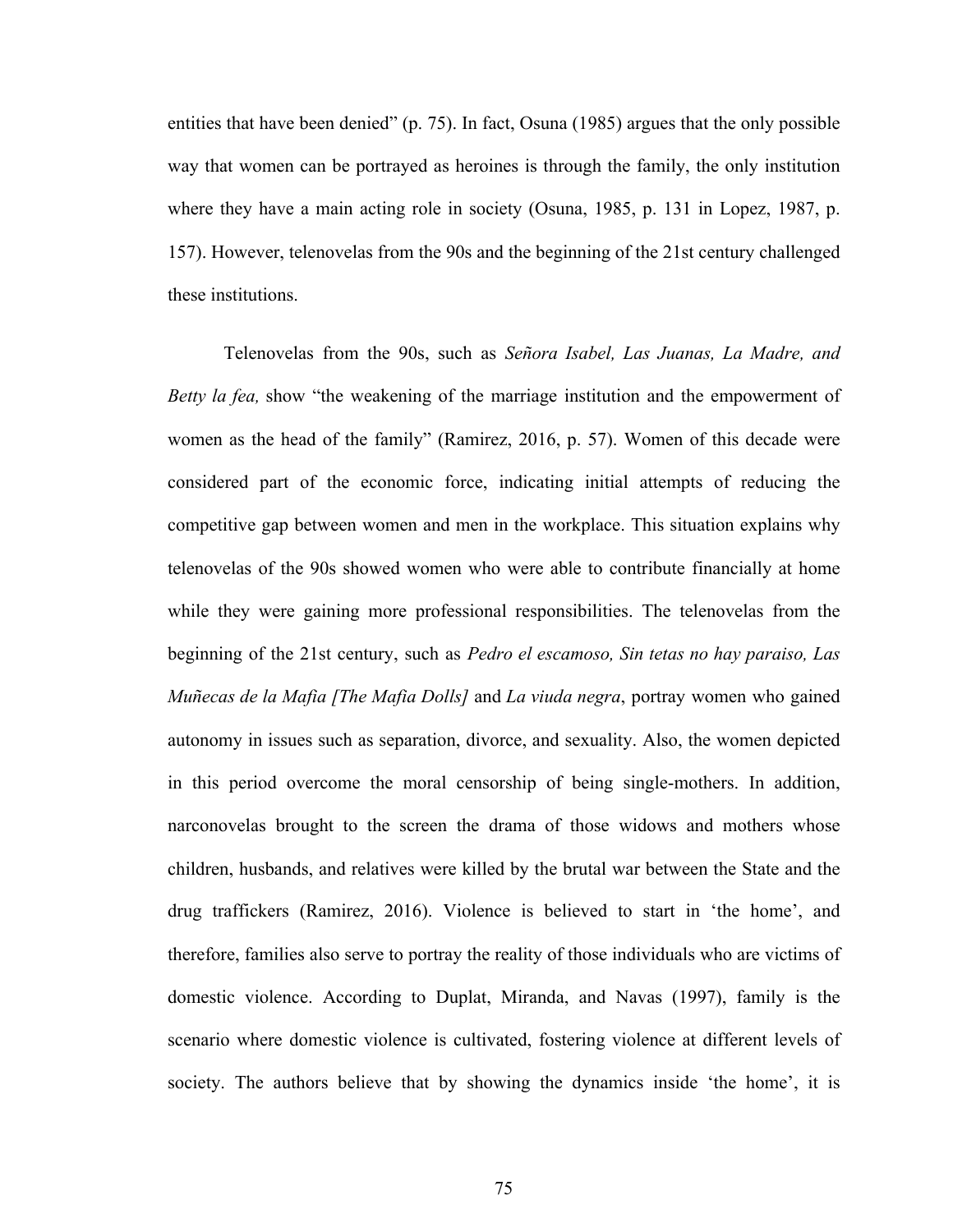entities that have been denied" (p. 75). In fact, Osuna (1985) argues that the only possible way that women can be portrayed as heroines is through the family, the only institution where they have a main acting role in society (Osuna, 1985, p. 131 in Lopez, 1987, p. 157). However, telenovelas from the 90s and the beginning of the 21st century challenged these institutions.

Telenovelas from the 90s, such as *Señora Isabel, Las Juanas, La Madre, and Betty la fea,* show "the weakening of the marriage institution and the empowerment of women as the head of the family" (Ramirez, 2016, p. 57). Women of this decade were considered part of the economic force, indicating initial attempts of reducing the competitive gap between women and men in the workplace. This situation explains why telenovelas of the 90s showed women who were able to contribute financially at home while they were gaining more professional responsibilities. The telenovelas from the beginning of the 21st century, such as *Pedro el escamoso, Sin tetas no hay paraiso, Las Muñecas de la Mafia [The Mafia Dolls]* and *La viuda negra*, portray women who gained autonomy in issues such as separation, divorce, and sexuality. Also, the women depicted in this period overcome the moral censorship of being single-mothers. In addition, narconovelas brought to the screen the drama of those widows and mothers whose children, husbands, and relatives were killed by the brutal war between the State and the drug traffickers (Ramirez, 2016). Violence is believed to start in 'the home', and therefore, families also serve to portray the reality of those individuals who are victims of domestic violence. According to Duplat, Miranda, and Navas (1997), family is the scenario where domestic violence is cultivated, fostering violence at different levels of society. The authors believe that by showing the dynamics inside 'the home', it is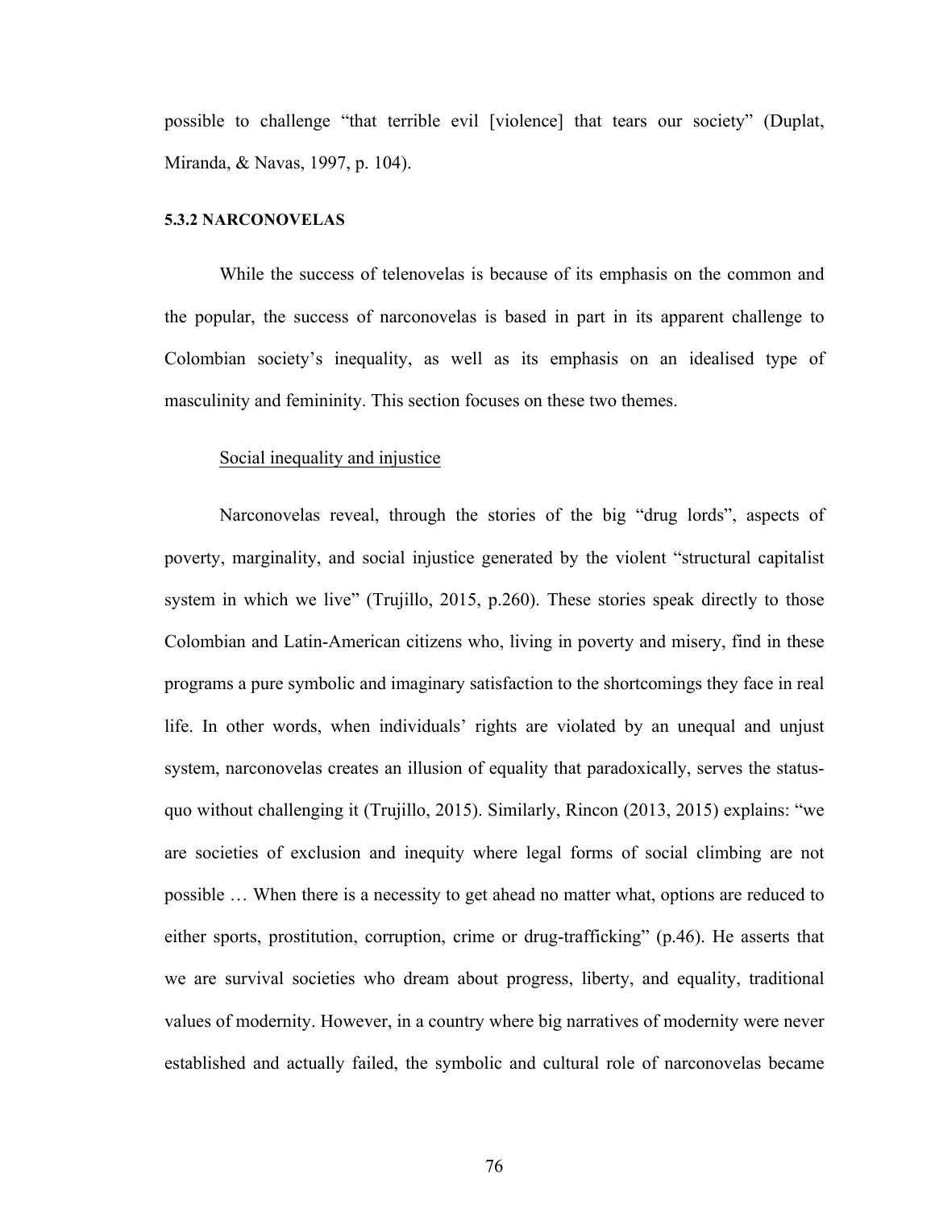possible to challenge "that terrible evil [violence] that tears our society" (Duplat, Miranda, & Navas, 1997, p. 104).

### 5.3.2 NARCONOVELAS

While the success of telenovelas is because of its emphasis on the common and the popular, the success of narconovelas is based in part in its apparent challenge to Colombian society's inequality, as well as its emphasis on an idealised type of masculinity and femininity. This section focuses on these two themes.

<u>Social inequality and injustice</u>

Narconovelas reveal, through the stories of the big "drug lords", aspects of poverty, marginality, and social injustice generated by the violent "structural capitalist system in which we live" (Trujillo, 2015, p.260). These stories speak directly to those Colombian and Latin-American citizens who, living in poverty and misery, find in these programs a pure symbolic and imaginary satisfaction to the shortcomings they face in real life. In other words, when individuals' rights are violated by an unequal and unjust system, narconovelas creates an illusion of equality that paradoxically, serves the status-quo without challenging it (Trujillo, 2015). Similarly, Rincon (2013, 2015) explains: "we are societies of exclusion and inequity where legal forms of social climbing are not possible … When there is a necessity to get ahead no matter what, options are reduced to either sports, prostitution, corruption, crime or drug-trafficking" (p.46). He asserts that we are survival societies who dream about progress, liberty, and equality, traditional values of modernity. However, in a country where big narratives of modernity were never established and actually failed, the symbolic and cultural role of narconovelas became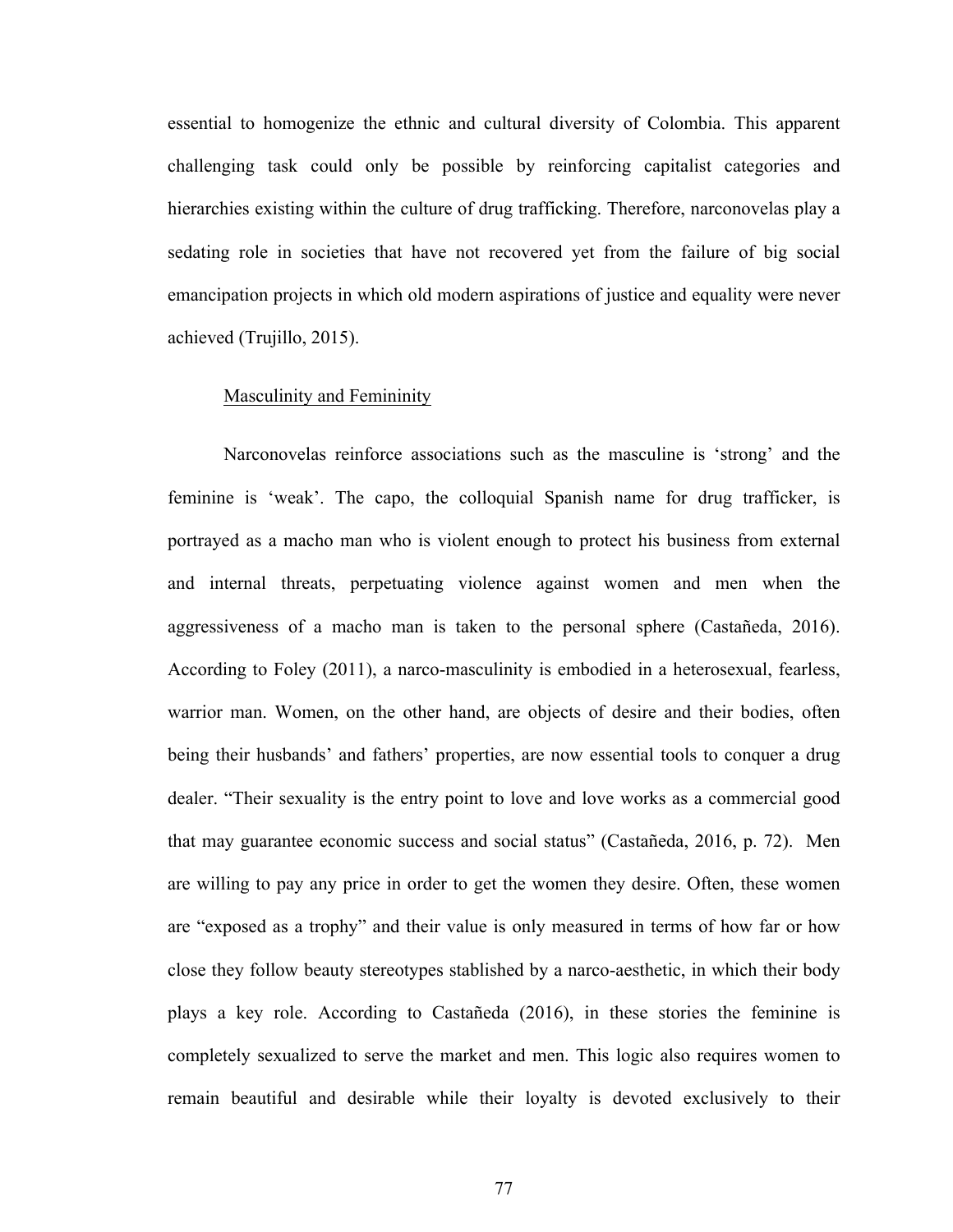essential to homogenize the ethnic and cultural diversity of Colombia. This apparent challenging task could only be possible by reinforcing capitalist categories and hierarchies existing within the culture of drug trafficking. Therefore, narconovelas play a sedating role in societies that have not recovered yet from the failure of big social emancipation projects in which old modern aspirations of justice and equality were never achieved (Trujillo, 2015).

### Masculinity and Femininity

Narconovelas reinforce associations such as the masculine is 'strong' and the feminine is 'weak'. The capo, the colloquial Spanish name for drug trafficker, is portrayed as a macho man who is violent enough to protect his business from external and internal threats, perpetuating violence against women and men when the aggressiveness of a macho man is taken to the personal sphere (Castañeda, 2016). According to Foley (2011), a narco-masculinity is embodied in a heterosexual, fearless, warrior man. Women, on the other hand, are objects of desire and their bodies, often being their husbands' and fathers' properties, are now essential tools to conquer a drug dealer. "Their sexuality is the entry point to love and love works as a commercial good that may guarantee economic success and social status" (Castañeda, 2016, p. 72). Men are willing to pay any price in order to get the women they desire. Often, these women are "exposed as a trophy" and their value is only measured in terms of how far or how close they follow beauty stereotypes stablished by a narco-aesthetic, in which their body plays a key role. According to Castañeda (2016), in these stories the feminine is completely sexualized to serve the market and men. This logic also requires women to remain beautiful and desirable while their loyalty is devoted exclusively to their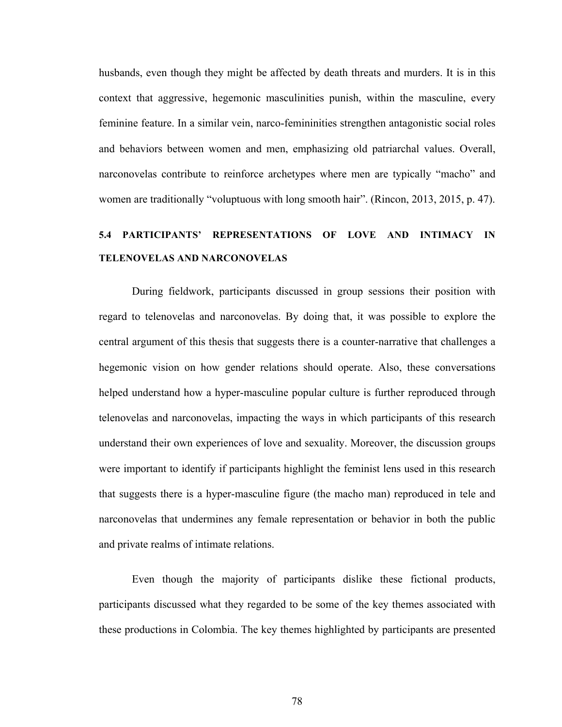husbands, even though they might be affected by death threats and murders. It is in this context that aggressive, hegemonic masculinities punish, within the masculine, every feminine feature. In a similar vein, narco-femininities strengthen antagonistic social roles and behaviors between women and men, emphasizing old patriarchal values. Overall, narconovelas contribute to reinforce archetypes where men are typically "macho" and women are traditionally "voluptuous with long smooth hair". (Rincon, 2013, 2015, p. 47).

## 5.4 PARTICIPANTS' REPRESENTATIONS OF LOVE AND INTIMACY IN TELENOVELAS AND NARCONOVELAS

During fieldwork, participants discussed in group sessions their position with regard to telenovelas and narconovelas. By doing that, it was possible to explore the central argument of this thesis that suggests there is a counter-narrative that challenges a hegemonic vision on how gender relations should operate. Also, these conversations helped understand how a hyper-masculine popular culture is further reproduced through telenovelas and narconovelas, impacting the ways in which participants of this research understand their own experiences of love and sexuality. Moreover, the discussion groups were important to identify if participants highlight the feminist lens used in this research that suggests there is a hyper-masculine figure (the macho man) reproduced in tele and narconovelas that undermines any female representation or behavior in both the public and private realms of intimate relations.

Even though the majority of participants dislike these fictional products, participants discussed what they regarded to be some of the key themes associated with these productions in Colombia. The key themes highlighted by participants are presented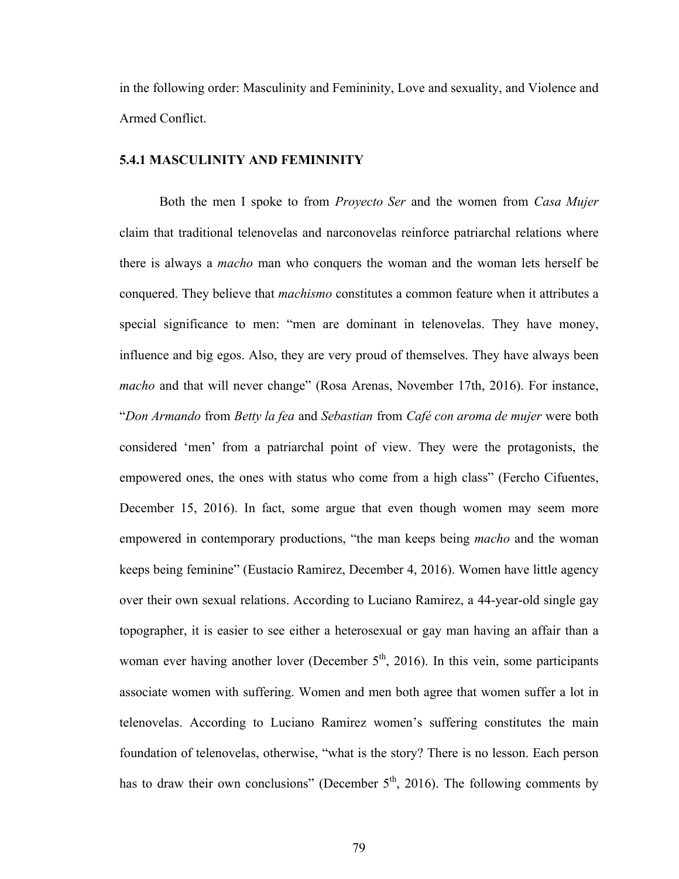in the following order: Masculinity and Femininity, Love and sexuality, and Violence and Armed Conflict.

### 5.4.1 MASCULINITY AND FEMININITY

Both the men I spoke to from *Proyecto Ser* and the women from *Casa Mujer* claim that traditional telenovelas and narconovelas reinforce patriarchal relations where there is always a *macho* man who conquers the woman and the woman lets herself be conquered. They believe that *machismo* constitutes a common feature when it attributes a special significance to men: "men are dominant in telenovelas. They have money, influence and big egos. Also, they are very proud of themselves. They have always been *macho* and that will never change" (Rosa Arenas, November 17th, 2016). For instance, "*Don Armando* from *Betty la fea* and *Sebastian* from *Café con aroma de mujer* were both considered 'men' from a patriarchal point of view. They were the protagonists, the empowered ones, the ones with status who come from a high class" (Fercho Cifuentes, December 15, 2016). In fact, some argue that even though women may seem more empowered in contemporary productions, "the man keeps being *macho* and the woman keeps being feminine" (Eustacio Ramirez, December 4, 2016). Women have little agency over their own sexual relations. According to Luciano Ramirez, a 44-year-old single gay topographer, it is easier to see either a heterosexual or gay man having an affair than a woman ever having another lover (December 5th, 2016). In this vein, some participants associate women with suffering. Women and men both agree that women suffer a lot in telenovelas. According to Luciano Ramirez women's suffering constitutes the main foundation of telenovelas, otherwise, "what is the story? There is no lesson. Each person has to draw their own conclusions" (December 5th, 2016). The following comments by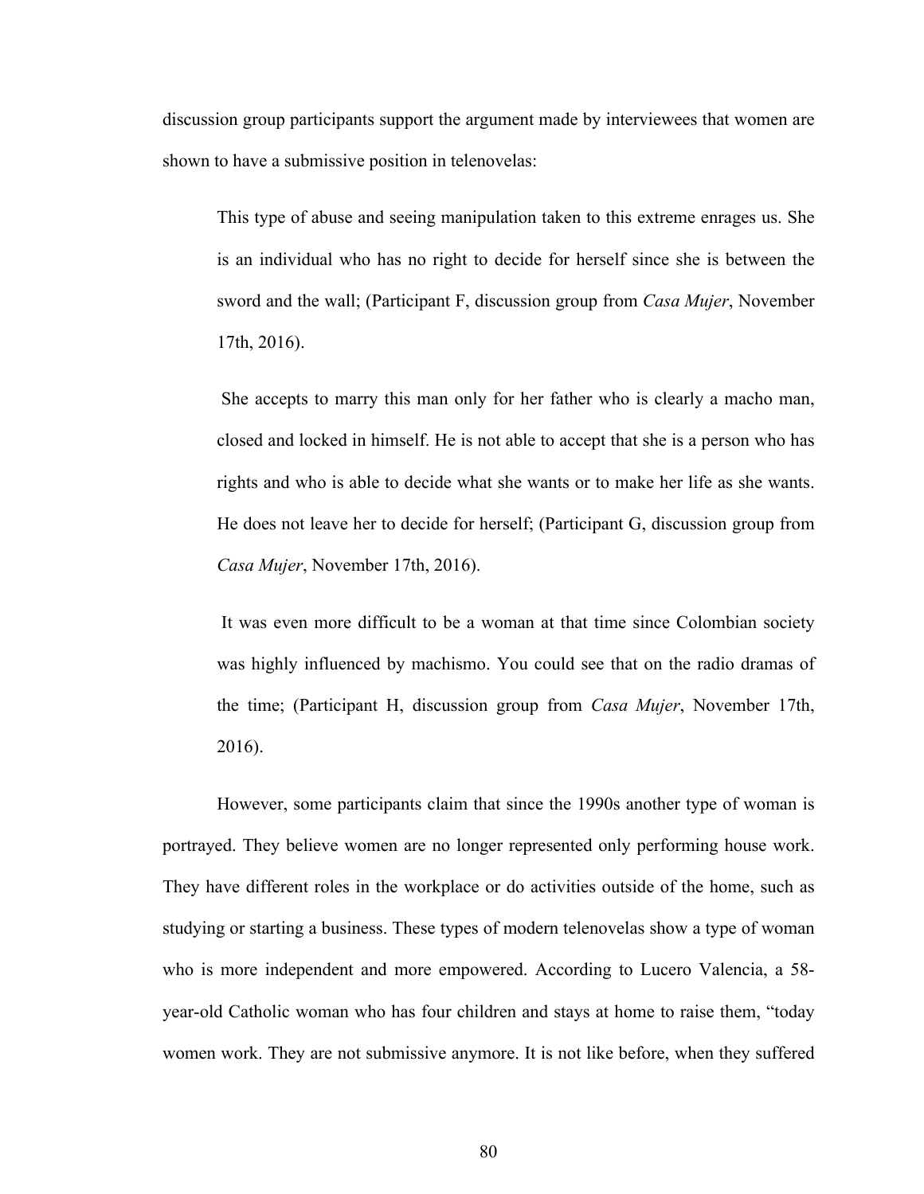discussion group participants support the argument made by interviewees that women are shown to have a submissive position in telenovelas:

> This type of abuse and seeing manipulation taken to this extreme enrages us. She is an individual who has no right to decide for herself since she is between the sword and the wall; (Participant F, discussion group from *Casa Mujer*, November 17th, 2016).
>
> She accepts to marry this man only for her father who is clearly a macho man, closed and locked in himself. He is not able to accept that she is a person who has rights and who is able to decide what she wants or to make her life as she wants. He does not leave her to decide for herself; (Participant G, discussion group from *Casa Mujer*, November 17th, 2016).
>
> It was even more difficult to be a woman at that time since Colombian society was highly influenced by machismo. You could see that on the radio dramas of the time; (Participant H, discussion group from *Casa Mujer*, November 17th, 2016).

However, some participants claim that since the 1990s another type of woman is portrayed. They believe women are no longer represented only performing house work. They have different roles in the workplace or do activities outside of the home, such as studying or starting a business. These types of modern telenovelas show a type of woman who is more independent and more empowered. According to Lucero Valencia, a 58-year-old Catholic woman who has four children and stays at home to raise them, "today women work. They are not submissive anymore. It is not like before, when they suffered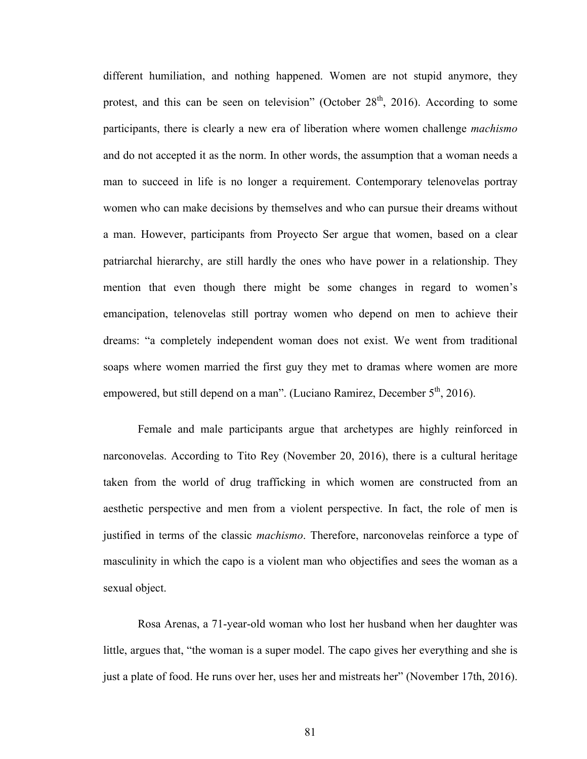different humiliation, and nothing happened. Women are not stupid anymore, they protest, and this can be seen on television" (October 28th, 2016). According to some participants, there is clearly a new era of liberation where women challenge *machismo* and do not accepted it as the norm. In other words, the assumption that a woman needs a man to succeed in life is no longer a requirement. Contemporary telenovelas portray women who can make decisions by themselves and who can pursue their dreams without a man. However, participants from Proyecto Ser argue that women, based on a clear patriarchal hierarchy, are still hardly the ones who have power in a relationship. They mention that even though there might be some changes in regard to women's emancipation, telenovelas still portray women who depend on men to achieve their dreams: "a completely independent woman does not exist. We went from traditional soaps where women married the first guy they met to dramas where women are more empowered, but still depend on a man". (Luciano Ramirez, December 5th, 2016).

Female and male participants argue that archetypes are highly reinforced in narconovelas. According to Tito Rey (November 20, 2016), there is a cultural heritage taken from the world of drug trafficking in which women are constructed from an aesthetic perspective and men from a violent perspective. In fact, the role of men is justified in terms of the classic *machismo*. Therefore, narconovelas reinforce a type of masculinity in which the capo is a violent man who objectifies and sees the woman as a sexual object.

Rosa Arenas, a 71-year-old woman who lost her husband when her daughter was little, argues that, "the woman is a super model. The capo gives her everything and she is just a plate of food. He runs over her, uses her and mistreats her" (November 17th, 2016).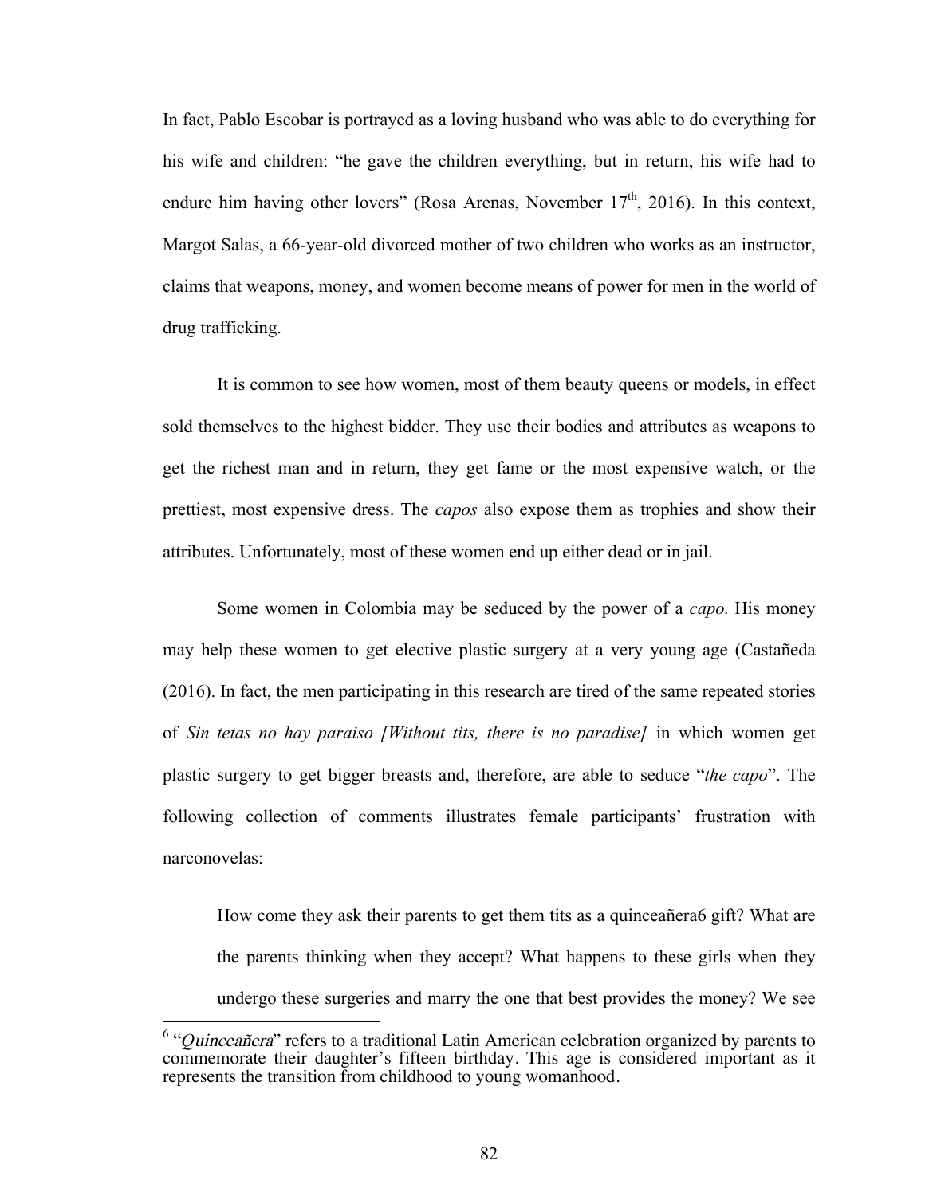In fact, Pablo Escobar is portrayed as a loving husband who was able to do everything for his wife and children: "he gave the children everything, but in return, his wife had to endure him having other lovers" (Rosa Arenas, November 17th, 2016). In this context, Margot Salas, a 66-year-old divorced mother of two children who works as an instructor, claims that weapons, money, and women become means of power for men in the world of drug trafficking.

It is common to see how women, most of them beauty queens or models, in effect sold themselves to the highest bidder. They use their bodies and attributes as weapons to get the richest man and in return, they get fame or the most expensive watch, or the prettiest, most expensive dress. The *capos* also expose them as trophies and show their attributes. Unfortunately, most of these women end up either dead or in jail.

Some women in Colombia may be seduced by the power of a *capo.* His money may help these women to get elective plastic surgery at a very young age (Castañeda (2016). In fact, the men participating in this research are tired of the same repeated stories of *Sin tetas no hay paraiso [Without tits, there is no paradise]* in which women get plastic surgery to get bigger breasts and, therefore, are able to seduce "*the capo*". The following collection of comments illustrates female participants' frustration with narconovelas:

> How come they ask their parents to get them tits as a quinceañera[6] gift? What are the parents thinking when they accept? What happens to these girls when they undergo these surgeries and marry the one that best provides the money? We see

[6] "*Quinceañera*" refers to a traditional Latin American celebration organized by parents to commemorate their daughter's fifteen birthday. This age is considered important as it represents the transition from childhood to young womanhood.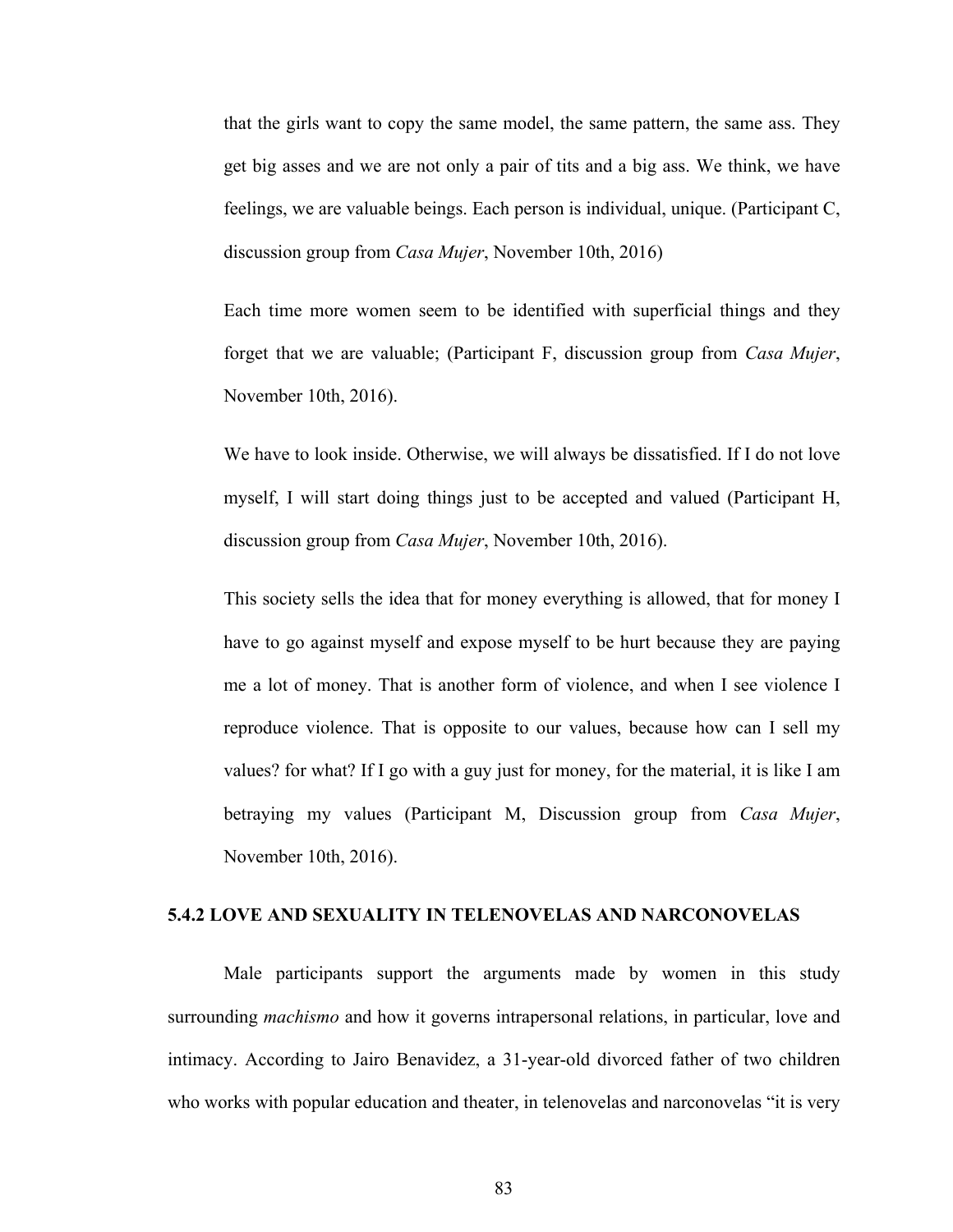> that the girls want to copy the same model, the same pattern, the same ass. They get big asses and we are not only a pair of tits and a big ass. We think, we have feelings, we are valuable beings. Each person is individual, unique. (Participant C, discussion group from *Casa Mujer*, November 10th, 2016)

> Each time more women seem to be identified with superficial things and they forget that we are valuable; (Participant F, discussion group from *Casa Mujer*, November 10th, 2016).

> We have to look inside. Otherwise, we will always be dissatisfied. If I do not love myself, I will start doing things just to be accepted and valued (Participant H, discussion group from *Casa Mujer*, November 10th, 2016).

> This society sells the idea that for money everything is allowed, that for money I have to go against myself and expose myself to be hurt because they are paying me a lot of money. That is another form of violence, and when I see violence I reproduce violence. That is opposite to our values, because how can I sell my values? for what? If I go with a guy just for money, for the material, it is like I am betraying my values (Participant M, Discussion group from *Casa Mujer*, November 10th, 2016).

### 5.4.2 LOVE AND SEXUALITY IN TELENOVELAS AND NARCONOVELAS

Male participants support the arguments made by women in this study surrounding *machismo* and how it governs intrapersonal relations, in particular, love and intimacy. According to Jairo Benavidez, a 31-year-old divorced father of two children who works with popular education and theater, in telenovelas and narconovelas "it is very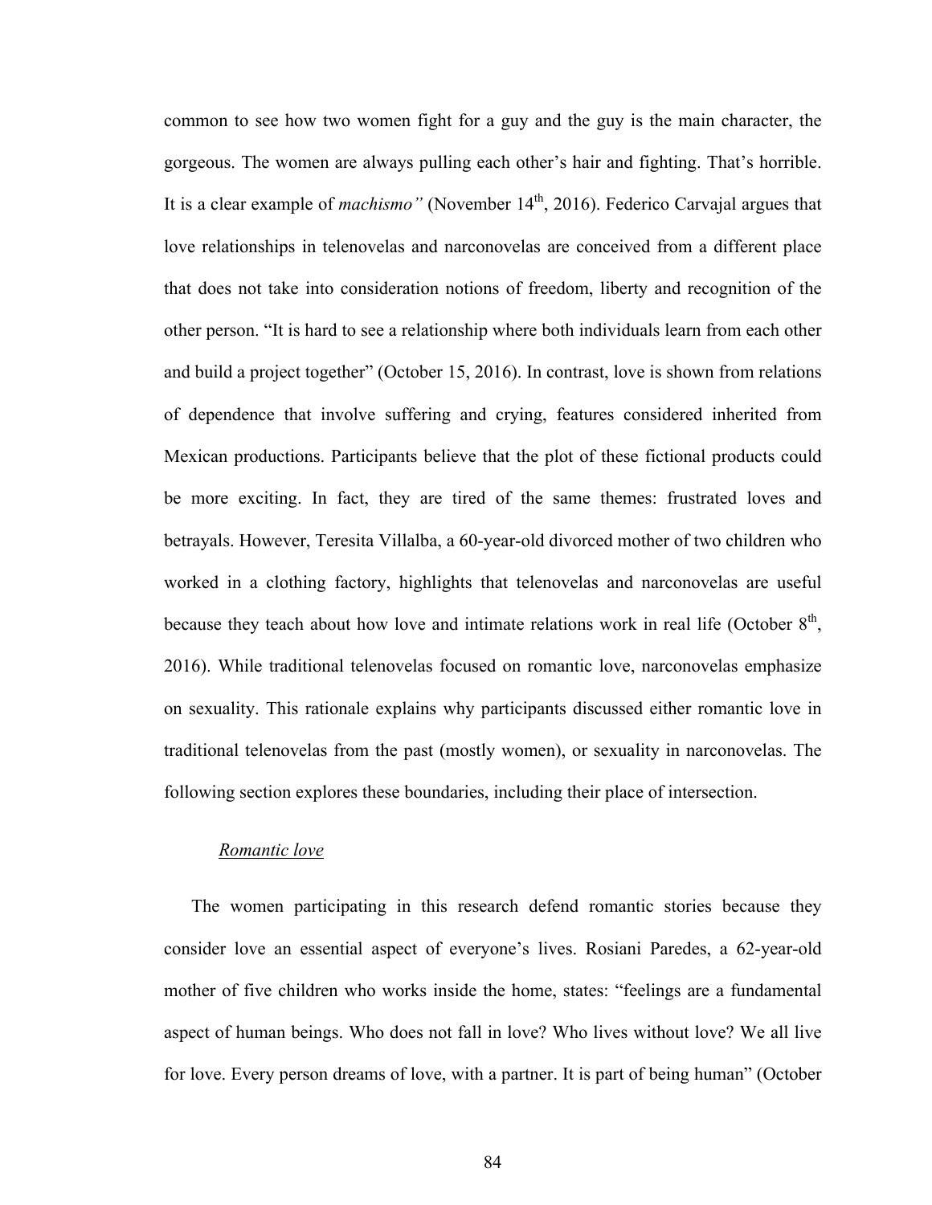common to see how two women fight for a guy and the guy is the main character, the gorgeous. The women are always pulling each other's hair and fighting. That's horrible. It is a clear example of *machismo"* (November 14th, 2016). Federico Carvajal argues that love relationships in telenovelas and narconovelas are conceived from a different place that does not take into consideration notions of freedom, liberty and recognition of the other person. "It is hard to see a relationship where both individuals learn from each other and build a project together" (October 15, 2016). In contrast, love is shown from relations of dependence that involve suffering and crying, features considered inherited from Mexican productions. Participants believe that the plot of these fictional products could be more exciting. In fact, they are tired of the same themes: frustrated loves and betrayals. However, Teresita Villalba, a 60-year-old divorced mother of two children who worked in a clothing factory, highlights that telenovelas and narconovelas are useful because they teach about how love and intimate relations work in real life (October 8th, 2016). While traditional telenovelas focused on romantic love, narconovelas emphasize on sexuality. This rationale explains why participants discussed either romantic love in traditional telenovelas from the past (mostly women), or sexuality in narconovelas. The following section explores these boundaries, including their place of intersection.

<u>*Romantic love*</u>

The women participating in this research defend romantic stories because they consider love an essential aspect of everyone's lives. Rosiani Paredes, a 62-year-old mother of five children who works inside the home, states: "feelings are a fundamental aspect of human beings. Who does not fall in love? Who lives without love? We all live for love. Every person dreams of love, with a partner. It is part of being human" (October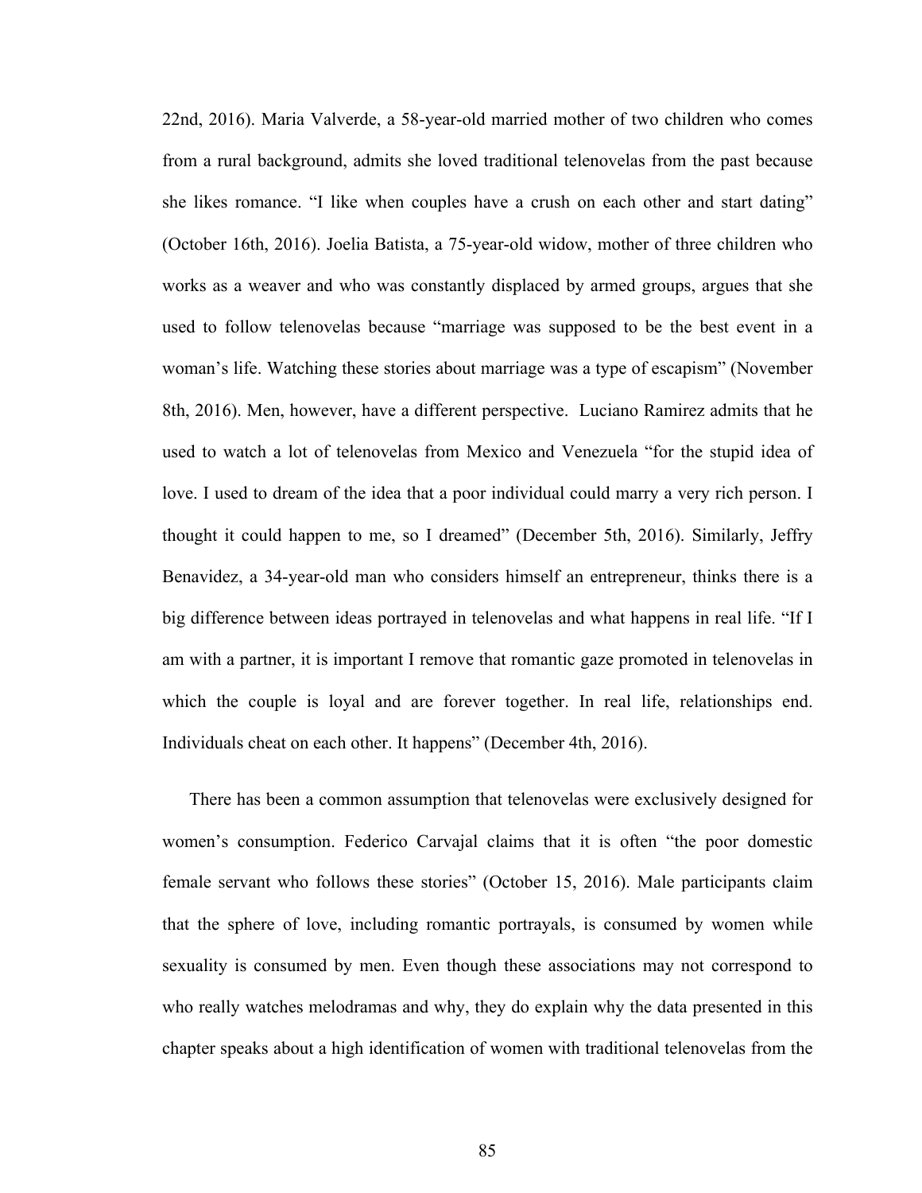22nd, 2016). Maria Valverde, a 58-year-old married mother of two children who comes from a rural background, admits she loved traditional telenovelas from the past because she likes romance. "I like when couples have a crush on each other and start dating" (October 16th, 2016). Joelia Batista, a 75-year-old widow, mother of three children who works as a weaver and who was constantly displaced by armed groups, argues that she used to follow telenovelas because "marriage was supposed to be the best event in a woman's life. Watching these stories about marriage was a type of escapism" (November 8th, 2016). Men, however, have a different perspective. Luciano Ramirez admits that he used to watch a lot of telenovelas from Mexico and Venezuela "for the stupid idea of love. I used to dream of the idea that a poor individual could marry a very rich person. I thought it could happen to me, so I dreamed" (December 5th, 2016). Similarly, Jeffry Benavidez, a 34-year-old man who considers himself an entrepreneur, thinks there is a big difference between ideas portrayed in telenovelas and what happens in real life. "If I am with a partner, it is important I remove that romantic gaze promoted in telenovelas in which the couple is loyal and are forever together. In real life, relationships end. Individuals cheat on each other. It happens" (December 4th, 2016).

There has been a common assumption that telenovelas were exclusively designed for women's consumption. Federico Carvajal claims that it is often "the poor domestic female servant who follows these stories" (October 15, 2016). Male participants claim that the sphere of love, including romantic portrayals, is consumed by women while sexuality is consumed by men. Even though these associations may not correspond to who really watches melodramas and why, they do explain why the data presented in this chapter speaks about a high identification of women with traditional telenovelas from the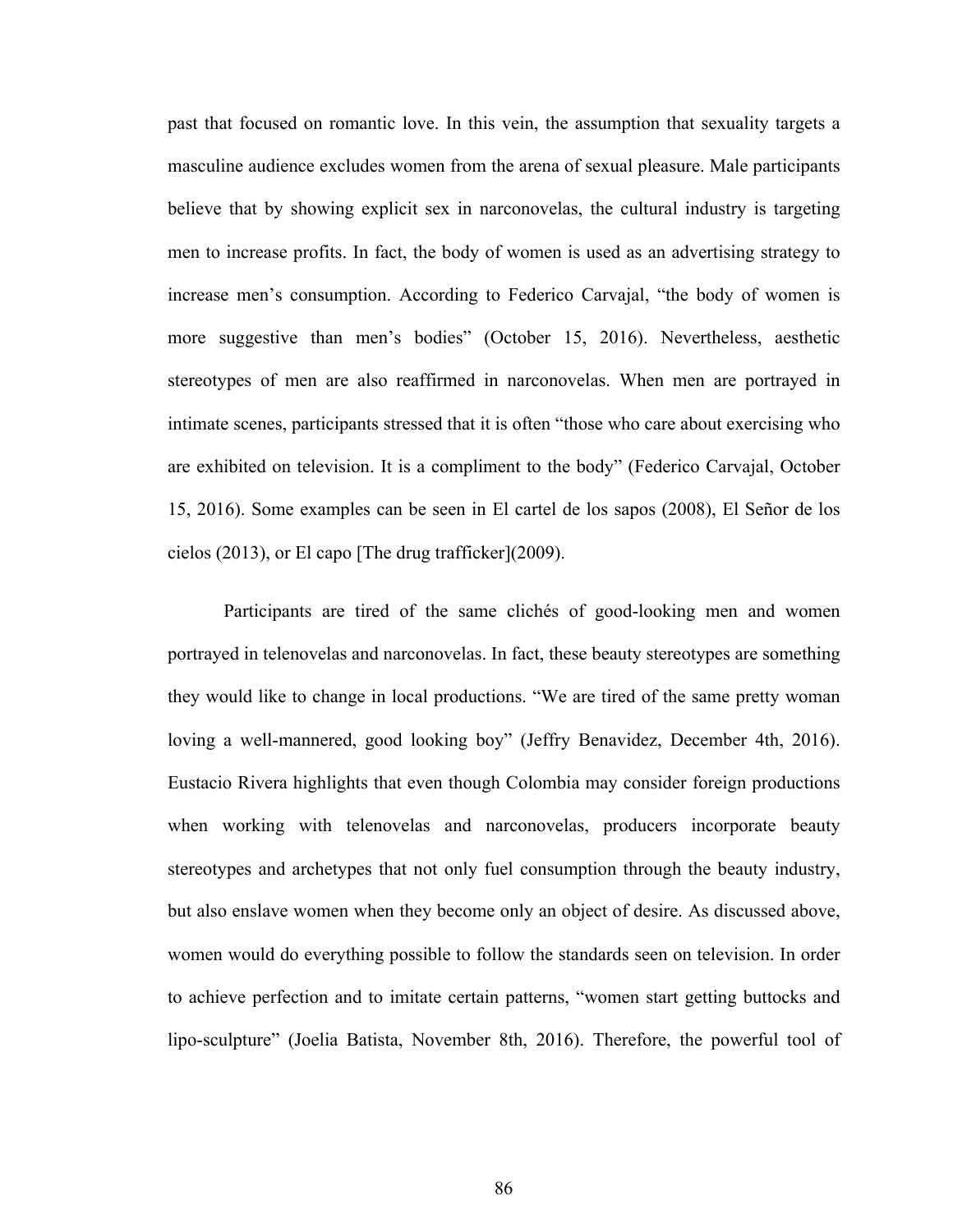past that focused on romantic love. In this vein, the assumption that sexuality targets a masculine audience excludes women from the arena of sexual pleasure. Male participants believe that by showing explicit sex in narconovelas, the cultural industry is targeting men to increase profits. In fact, the body of women is used as an advertising strategy to increase men's consumption. According to Federico Carvajal, "the body of women is more suggestive than men's bodies" (October 15, 2016). Nevertheless, aesthetic stereotypes of men are also reaffirmed in narconovelas. When men are portrayed in intimate scenes, participants stressed that it is often "those who care about exercising who are exhibited on television. It is a compliment to the body" (Federico Carvajal, October 15, 2016). Some examples can be seen in El cartel de los sapos (2008), El Señor de los cielos (2013), or El capo [The drug trafficker](2009).

Participants are tired of the same clichés of good-looking men and women portrayed in telenovelas and narconovelas. In fact, these beauty stereotypes are something they would like to change in local productions. "We are tired of the same pretty woman loving a well-mannered, good looking boy" (Jeffry Benavidez, December 4th, 2016). Eustacio Rivera highlights that even though Colombia may consider foreign productions when working with telenovelas and narconovelas, producers incorporate beauty stereotypes and archetypes that not only fuel consumption through the beauty industry, but also enslave women when they become only an object of desire. As discussed above, women would do everything possible to follow the standards seen on television. In order to achieve perfection and to imitate certain patterns, "women start getting buttocks and lipo-sculpture" (Joelia Batista, November 8th, 2016). Therefore, the powerful tool of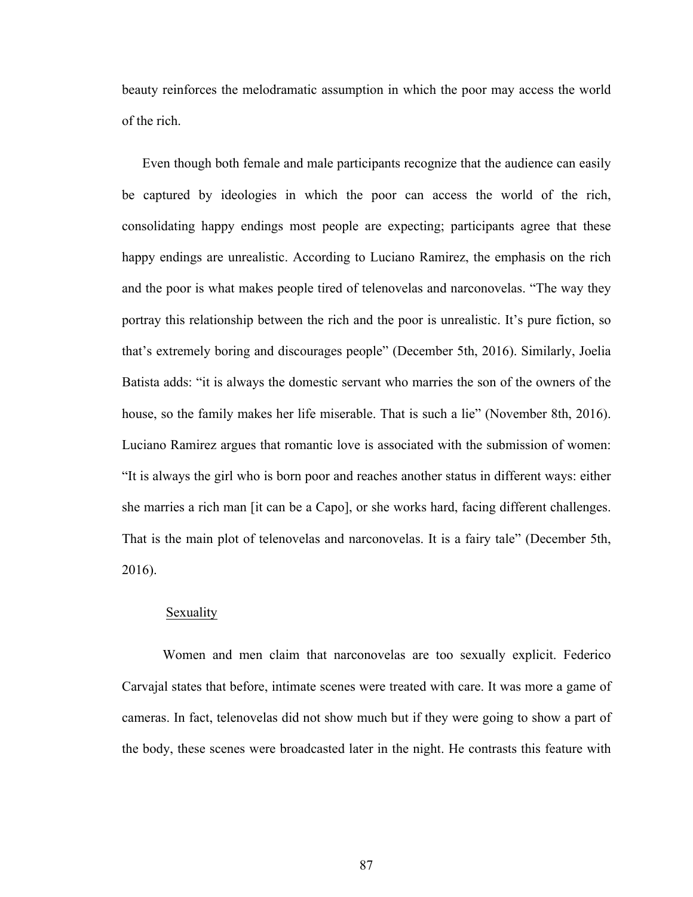beauty reinforces the melodramatic assumption in which the poor may access the world of the rich.

Even though both female and male participants recognize that the audience can easily be captured by ideologies in which the poor can access the world of the rich, consolidating happy endings most people are expecting; participants agree that these happy endings are unrealistic. According to Luciano Ramirez, the emphasis on the rich and the poor is what makes people tired of telenovelas and narconovelas. "The way they portray this relationship between the rich and the poor is unrealistic. It's pure fiction, so that's extremely boring and discourages people" (December 5th, 2016). Similarly, Joelia Batista adds: "it is always the domestic servant who marries the son of the owners of the house, so the family makes her life miserable. That is such a lie" (November 8th, 2016). Luciano Ramirez argues that romantic love is associated with the submission of women: "It is always the girl who is born poor and reaches another status in different ways: either she marries a rich man [it can be a Capo], or she works hard, facing different challenges. That is the main plot of telenovelas and narconovelas. It is a fairy tale" (December 5th, 2016).

Sexuality

Women and men claim that narconovelas are too sexually explicit. Federico Carvajal states that before, intimate scenes were treated with care. It was more a game of cameras. In fact, telenovelas did not show much but if they were going to show a part of the body, these scenes were broadcasted later in the night. He contrasts this feature with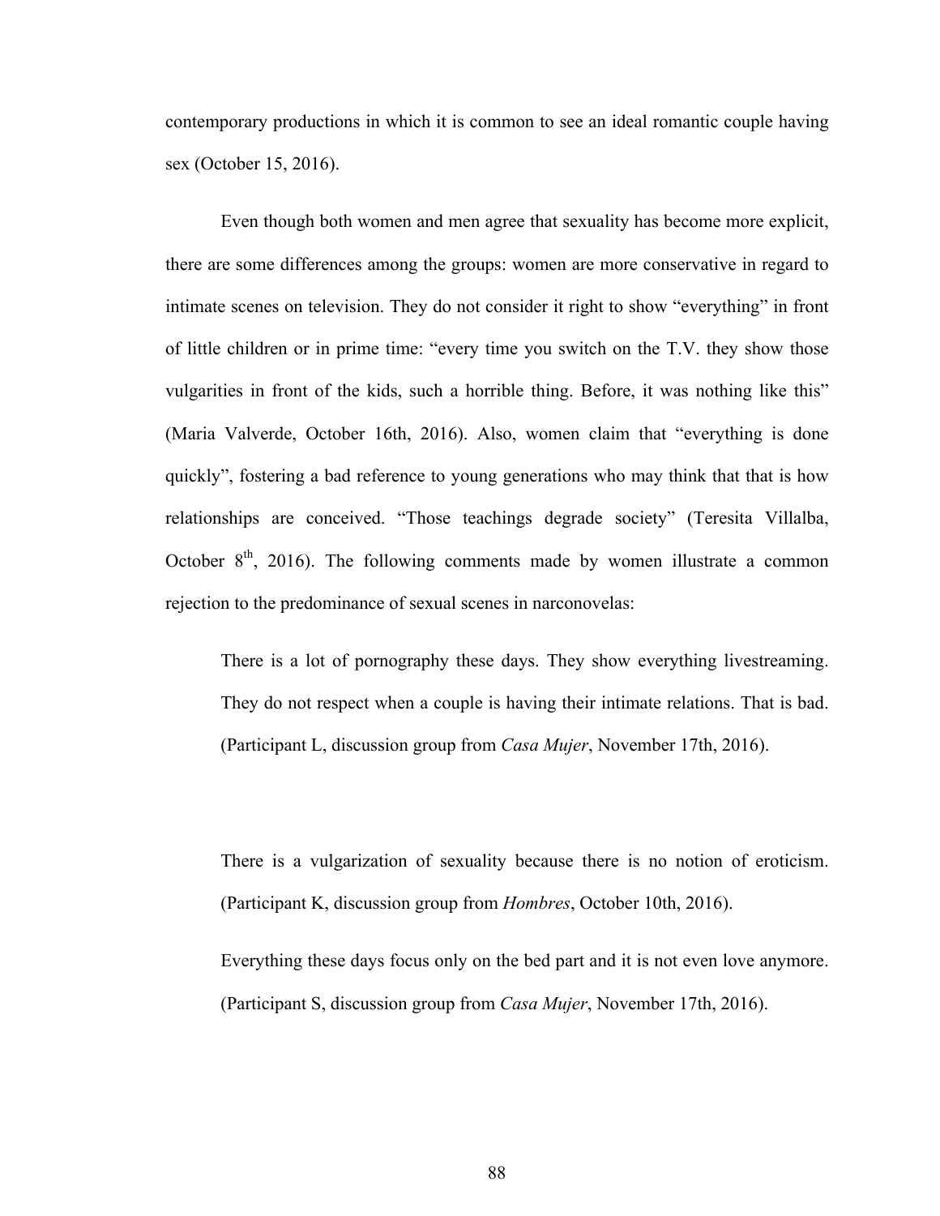contemporary productions in which it is common to see an ideal romantic couple having sex (October 15, 2016).

Even though both women and men agree that sexuality has become more explicit, there are some differences among the groups: women are more conservative in regard to intimate scenes on television. They do not consider it right to show "everything" in front of little children or in prime time: "every time you switch on the T.V. they show those vulgarities in front of the kids, such a horrible thing. Before, it was nothing like this" (Maria Valverde, October 16th, 2016). Also, women claim that "everything is done quickly", fostering a bad reference to young generations who may think that that is how relationships are conceived. "Those teachings degrade society" (Teresita Villalba, October 8th, 2016). The following comments made by women illustrate a common rejection to the predominance of sexual scenes in narconovelas:

> There is a lot of pornography these days. They show everything livestreaming. They do not respect when a couple is having their intimate relations. That is bad. (Participant L, discussion group from *Casa Mujer*, November 17th, 2016).

> There is a vulgarization of sexuality because there is no notion of eroticism. (Participant K, discussion group from *Hombres*, October 10th, 2016).

> Everything these days focus only on the bed part and it is not even love anymore. (Participant S, discussion group from *Casa Mujer*, November 17th, 2016).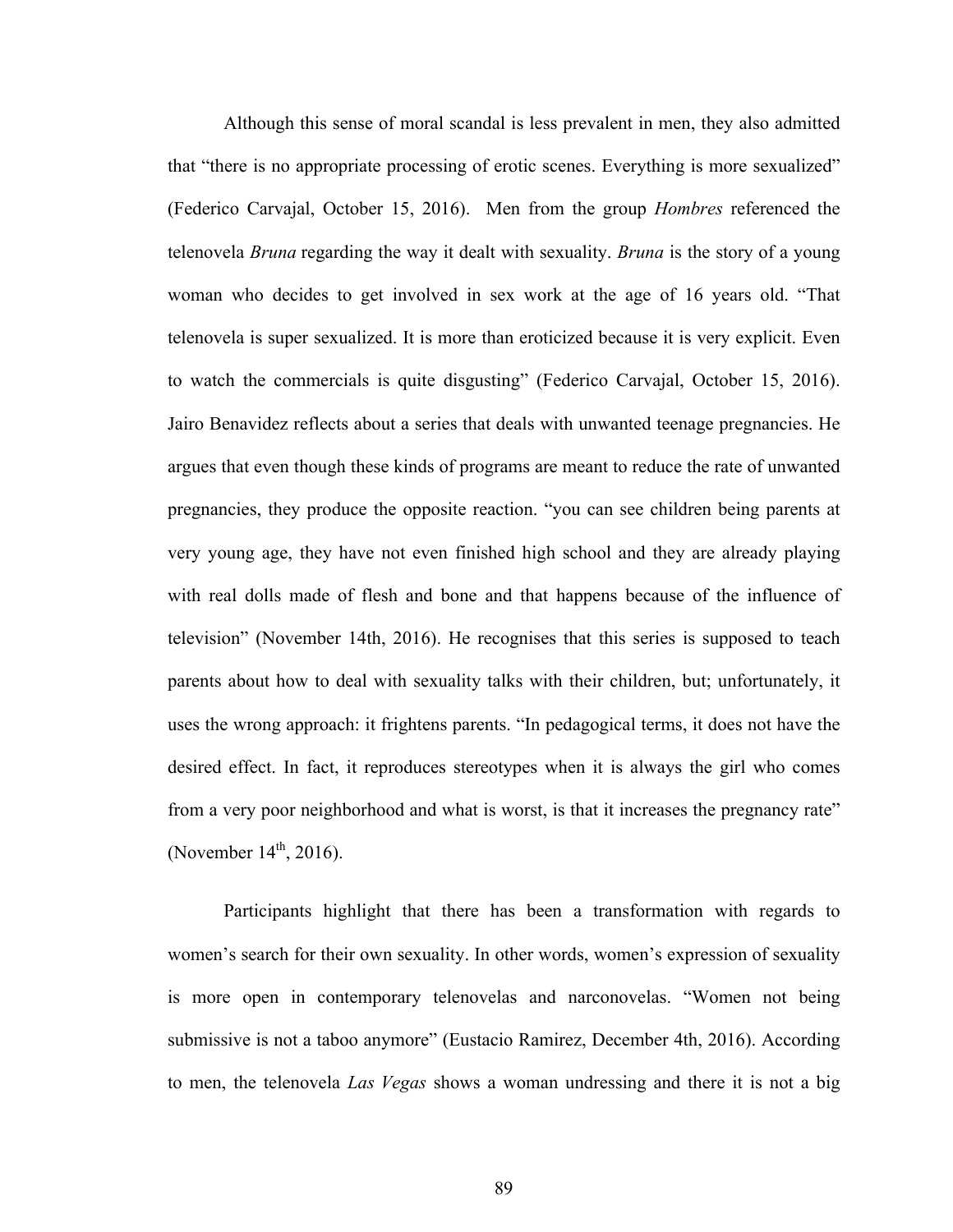Although this sense of moral scandal is less prevalent in men, they also admitted that "there is no appropriate processing of erotic scenes. Everything is more sexualized" (Federico Carvajal, October 15, 2016). Men from the group *Hombres* referenced the telenovela *Bruna* regarding the way it dealt with sexuality. *Bruna* is the story of a young woman who decides to get involved in sex work at the age of 16 years old. "That telenovela is super sexualized. It is more than eroticized because it is very explicit. Even to watch the commercials is quite disgusting" (Federico Carvajal, October 15, 2016). Jairo Benavidez reflects about a series that deals with unwanted teenage pregnancies. He argues that even though these kinds of programs are meant to reduce the rate of unwanted pregnancies, they produce the opposite reaction. "you can see children being parents at very young age, they have not even finished high school and they are already playing with real dolls made of flesh and bone and that happens because of the influence of television" (November 14th, 2016). He recognises that this series is supposed to teach parents about how to deal with sexuality talks with their children, but; unfortunately, it uses the wrong approach: it frightens parents. "In pedagogical terms, it does not have the desired effect. In fact, it reproduces stereotypes when it is always the girl who comes from a very poor neighborhood and what is worst, is that it increases the pregnancy rate" (November 14th, 2016).

Participants highlight that there has been a transformation with regards to women's search for their own sexuality. In other words, women's expression of sexuality is more open in contemporary telenovelas and narconovelas. "Women not being submissive is not a taboo anymore" (Eustacio Ramirez, December 4th, 2016). According to men, the telenovela *Las Vegas* shows a woman undressing and there it is not a big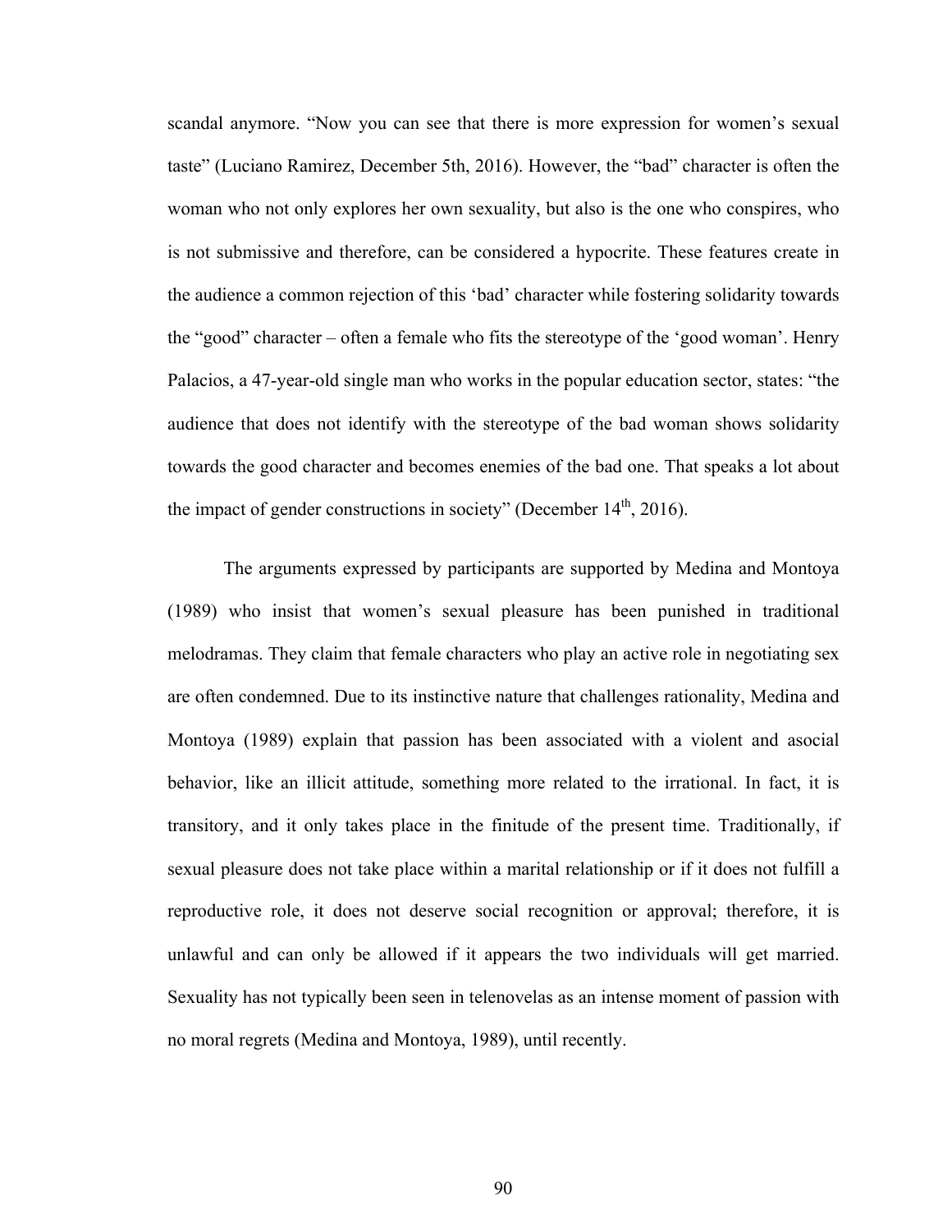scandal anymore. “Now you can see that there is more expression for women’s sexual taste” (Luciano Ramirez, December 5th, 2016). However, the “bad” character is often the woman who not only explores her own sexuality, but also is the one who conspires, who is not submissive and therefore, can be considered a hypocrite. These features create in the audience a common rejection of this ‘bad’ character while fostering solidarity towards the “good” character – often a female who fits the stereotype of the ‘good woman’. Henry Palacios, a 47-year-old single man who works in the popular education sector, states: “the audience that does not identify with the stereotype of the bad woman shows solidarity towards the good character and becomes enemies of the bad one. That speaks a lot about the impact of gender constructions in society” (December 14th, 2016).

The arguments expressed by participants are supported by Medina and Montoya (1989) who insist that women’s sexual pleasure has been punished in traditional melodramas. They claim that female characters who play an active role in negotiating sex are often condemned. Due to its instinctive nature that challenges rationality, Medina and Montoya (1989) explain that passion has been associated with a violent and asocial behavior, like an illicit attitude, something more related to the irrational. In fact, it is transitory, and it only takes place in the finitude of the present time. Traditionally, if sexual pleasure does not take place within a marital relationship or if it does not fulfill a reproductive role, it does not deserve social recognition or approval; therefore, it is unlawful and can only be allowed if it appears the two individuals will get married. Sexuality has not typically been seen in telenovelas as an intense moment of passion with no moral regrets (Medina and Montoya, 1989), until recently.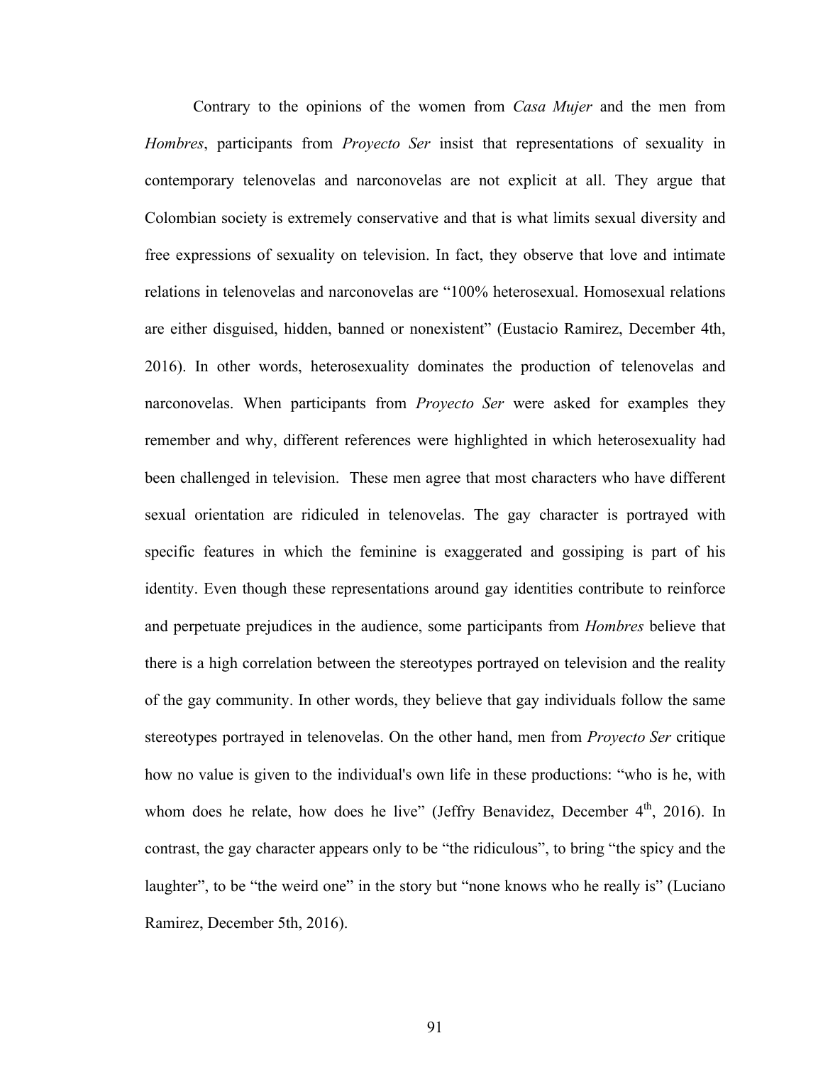Contrary to the opinions of the women from *Casa Mujer* and the men from *Hombres*, participants from *Proyecto Ser* insist that representations of sexuality in contemporary telenovelas and narconovelas are not explicit at all. They argue that Colombian society is extremely conservative and that is what limits sexual diversity and free expressions of sexuality on television. In fact, they observe that love and intimate relations in telenovelas and narconovelas are "100% heterosexual. Homosexual relations are either disguised, hidden, banned or nonexistent" (Eustacio Ramirez, December 4th, 2016). In other words, heterosexuality dominates the production of telenovelas and narconovelas. When participants from *Proyecto Ser* were asked for examples they remember and why, different references were highlighted in which heterosexuality had been challenged in television. These men agree that most characters who have different sexual orientation are ridiculed in telenovelas. The gay character is portrayed with specific features in which the feminine is exaggerated and gossiping is part of his identity. Even though these representations around gay identities contribute to reinforce and perpetuate prejudices in the audience, some participants from *Hombres* believe that there is a high correlation between the stereotypes portrayed on television and the reality of the gay community. In other words, they believe that gay individuals follow the same stereotypes portrayed in telenovelas. On the other hand, men from *Proyecto Ser* critique how no value is given to the individual's own life in these productions: "who is he, with whom does he relate, how does he live" (Jeffry Benavidez, December 4th, 2016). In contrast, the gay character appears only to be "the ridiculous", to bring "the spicy and the laughter", to be "the weird one" in the story but "none knows who he really is" (Luciano Ramirez, December 5th, 2016).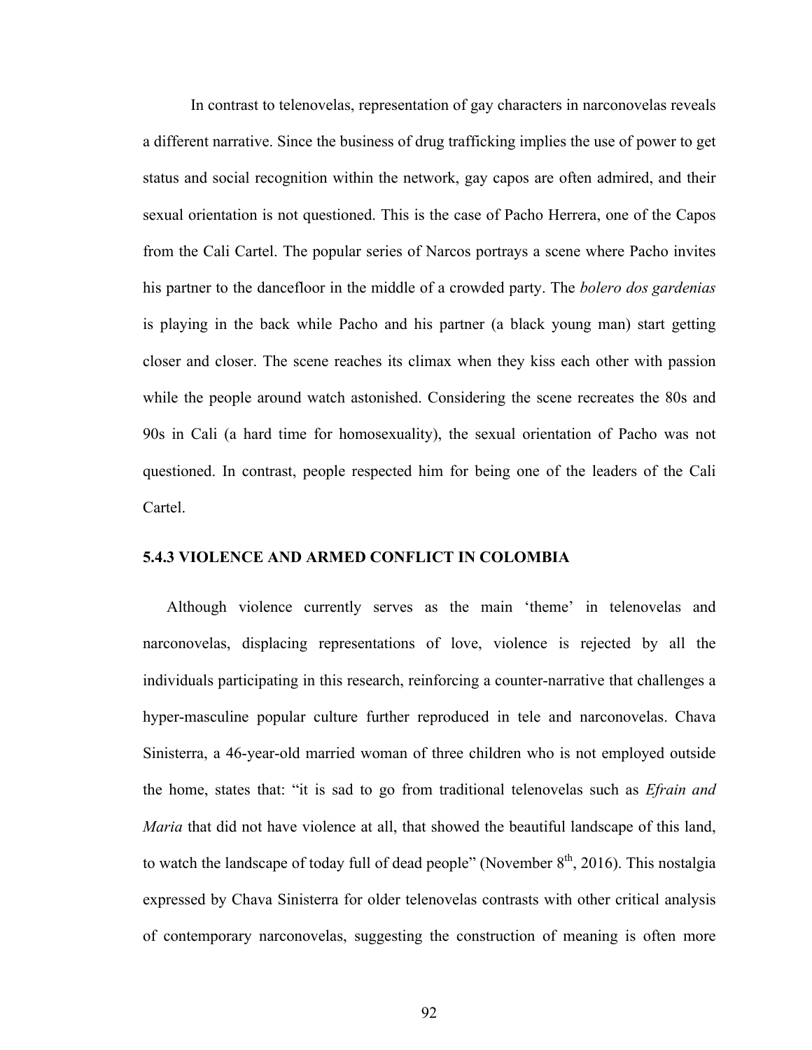In contrast to telenovelas, representation of gay characters in narconovelas reveals a different narrative. Since the business of drug trafficking implies the use of power to get status and social recognition within the network, gay capos are often admired, and their sexual orientation is not questioned. This is the case of Pacho Herrera, one of the Capos from the Cali Cartel. The popular series of Narcos portrays a scene where Pacho invites his partner to the dancefloor in the middle of a crowded party. The *bolero dos gardenias* is playing in the back while Pacho and his partner (a black young man) start getting closer and closer. The scene reaches its climax when they kiss each other with passion while the people around watch astonished. Considering the scene recreates the 80s and 90s in Cali (a hard time for homosexuality), the sexual orientation of Pacho was not questioned. In contrast, people respected him for being one of the leaders of the Cali Cartel.

### 5.4.3 VIOLENCE AND ARMED CONFLICT IN COLOMBIA

Although violence currently serves as the main 'theme' in telenovelas and narconovelas, displacing representations of love, violence is rejected by all the individuals participating in this research, reinforcing a counter-narrative that challenges a hyper-masculine popular culture further reproduced in tele and narconovelas. Chava Sinisterra, a 46-year-old married woman of three children who is not employed outside the home, states that: "it is sad to go from traditional telenovelas such as *Efrain and Maria* that did not have violence at all, that showed the beautiful landscape of this land, to watch the landscape of today full of dead people" (November 8th, 2016). This nostalgia expressed by Chava Sinisterra for older telenovelas contrasts with other critical analysis of contemporary narconovelas, suggesting the construction of meaning is often more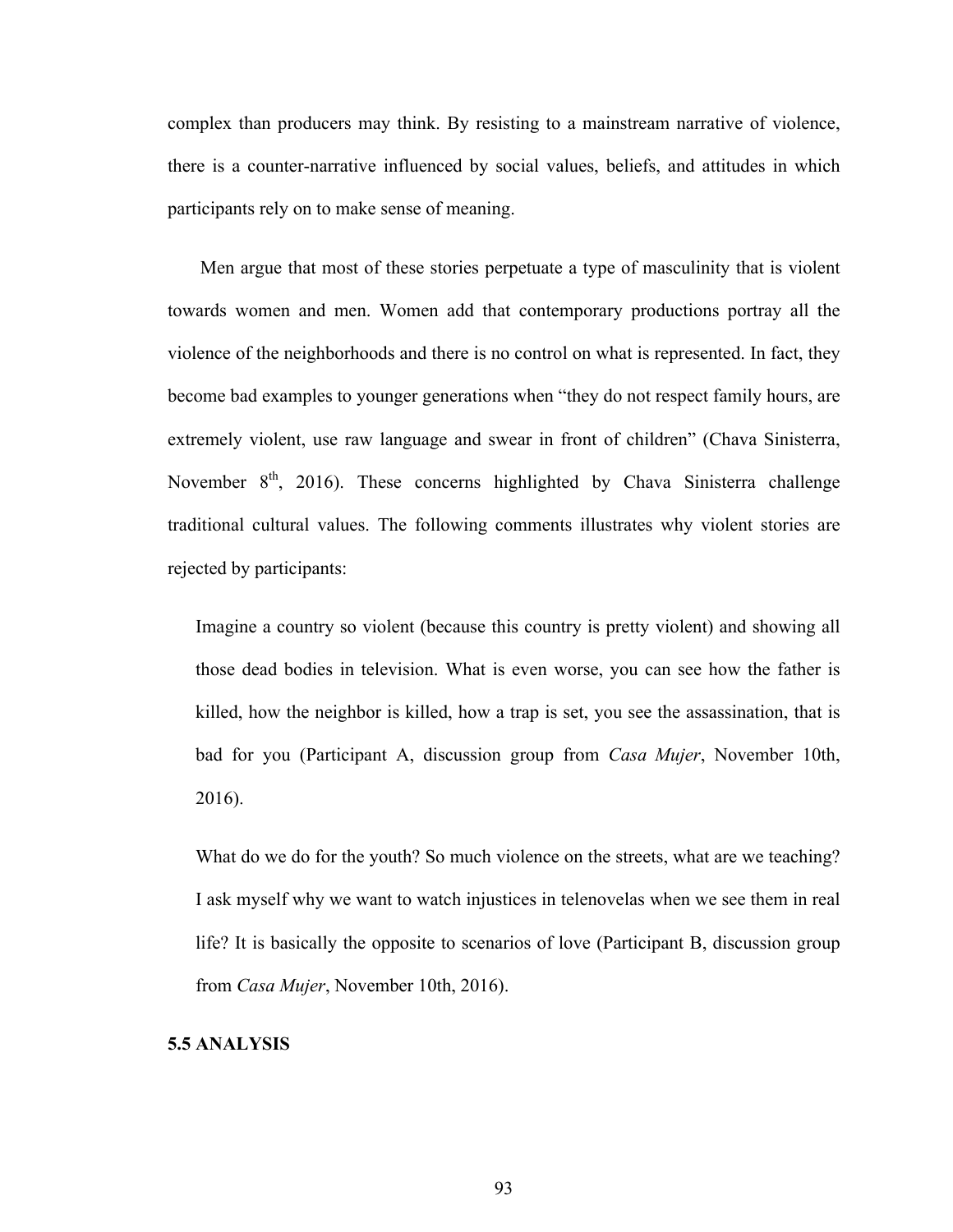complex than producers may think. By resisting to a mainstream narrative of violence, there is a counter-narrative influenced by social values, beliefs, and attitudes in which participants rely on to make sense of meaning.

Men argue that most of these stories perpetuate a type of masculinity that is violent towards women and men. Women add that contemporary productions portray all the violence of the neighborhoods and there is no control on what is represented. In fact, they become bad examples to younger generations when "they do not respect family hours, are extremely violent, use raw language and swear in front of children" (Chava Sinisterra, November 8th, 2016). These concerns highlighted by Chava Sinisterra challenge traditional cultural values. The following comments illustrates why violent stories are rejected by participants:

> Imagine a country so violent (because this country is pretty violent) and showing all those dead bodies in television. What is even worse, you can see how the father is killed, how the neighbor is killed, how a trap is set, you see the assassination, that is bad for you (Participant A, discussion group from *Casa Mujer*, November 10th, 2016).

> What do we do for the youth? So much violence on the streets, what are we teaching? I ask myself why we want to watch injustices in telenovelas when we see them in real life? It is basically the opposite to scenarios of love (Participant B, discussion group from *Casa Mujer*, November 10th, 2016).

## 5.5 ANALYSIS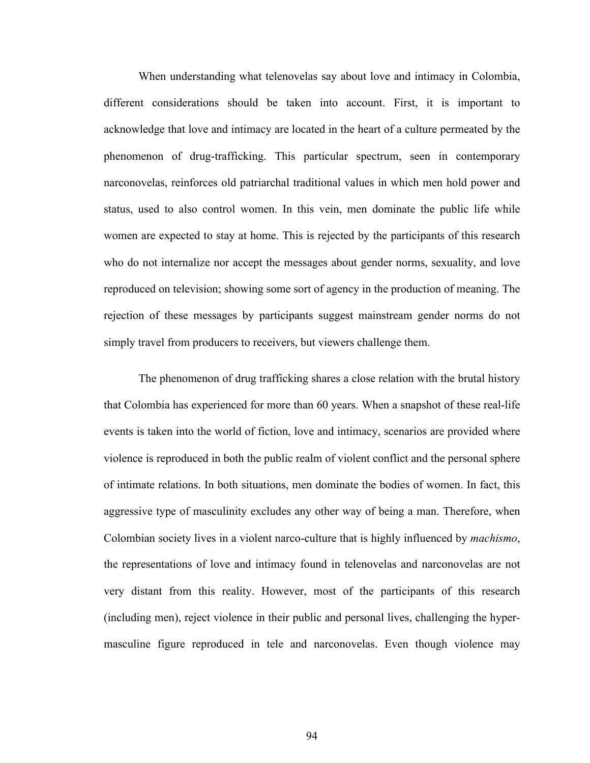When understanding what telenovelas say about love and intimacy in Colombia, different considerations should be taken into account. First, it is important to acknowledge that love and intimacy are located in the heart of a culture permeated by the phenomenon of drug-trafficking. This particular spectrum, seen in contemporary narconovelas, reinforces old patriarchal traditional values in which men hold power and status, used to also control women. In this vein, men dominate the public life while women are expected to stay at home. This is rejected by the participants of this research who do not internalize nor accept the messages about gender norms, sexuality, and love reproduced on television; showing some sort of agency in the production of meaning. The rejection of these messages by participants suggest mainstream gender norms do not simply travel from producers to receivers, but viewers challenge them.

The phenomenon of drug trafficking shares a close relation with the brutal history that Colombia has experienced for more than 60 years. When a snapshot of these real-life events is taken into the world of fiction, love and intimacy, scenarios are provided where violence is reproduced in both the public realm of violent conflict and the personal sphere of intimate relations. In both situations, men dominate the bodies of women. In fact, this aggressive type of masculinity excludes any other way of being a man. Therefore, when Colombian society lives in a violent narco-culture that is highly influenced by *machismo*, the representations of love and intimacy found in telenovelas and narconovelas are not very distant from this reality. However, most of the participants of this research (including men), reject violence in their public and personal lives, challenging the hyper-masculine figure reproduced in tele and narconovelas. Even though violence may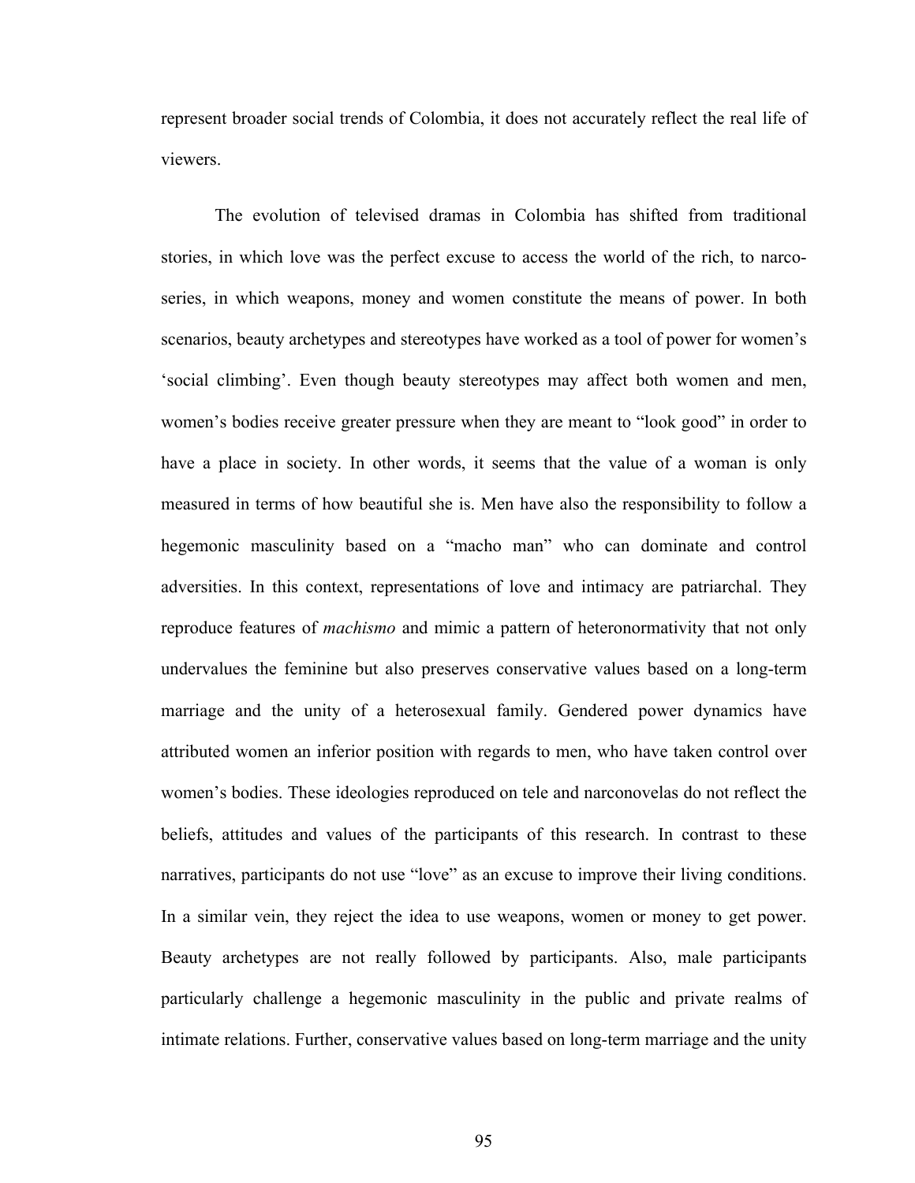represent broader social trends of Colombia, it does not accurately reflect the real life of viewers.

The evolution of televised dramas in Colombia has shifted from traditional stories, in which love was the perfect excuse to access the world of the rich, to narco-series, in which weapons, money and women constitute the means of power. In both scenarios, beauty archetypes and stereotypes have worked as a tool of power for women's 'social climbing'. Even though beauty stereotypes may affect both women and men, women's bodies receive greater pressure when they are meant to "look good" in order to have a place in society. In other words, it seems that the value of a woman is only measured in terms of how beautiful she is. Men have also the responsibility to follow a hegemonic masculinity based on a "macho man" who can dominate and control adversities. In this context, representations of love and intimacy are patriarchal. They reproduce features of *machismo* and mimic a pattern of heteronormativity that not only undervalues the feminine but also preserves conservative values based on a long-term marriage and the unity of a heterosexual family. Gendered power dynamics have attributed women an inferior position with regards to men, who have taken control over women's bodies. These ideologies reproduced on tele and narconovelas do not reflect the beliefs, attitudes and values of the participants of this research. In contrast to these narratives, participants do not use "love" as an excuse to improve their living conditions. In a similar vein, they reject the idea to use weapons, women or money to get power. Beauty archetypes are not really followed by participants. Also, male participants particularly challenge a hegemonic masculinity in the public and private realms of intimate relations. Further, conservative values based on long-term marriage and the unity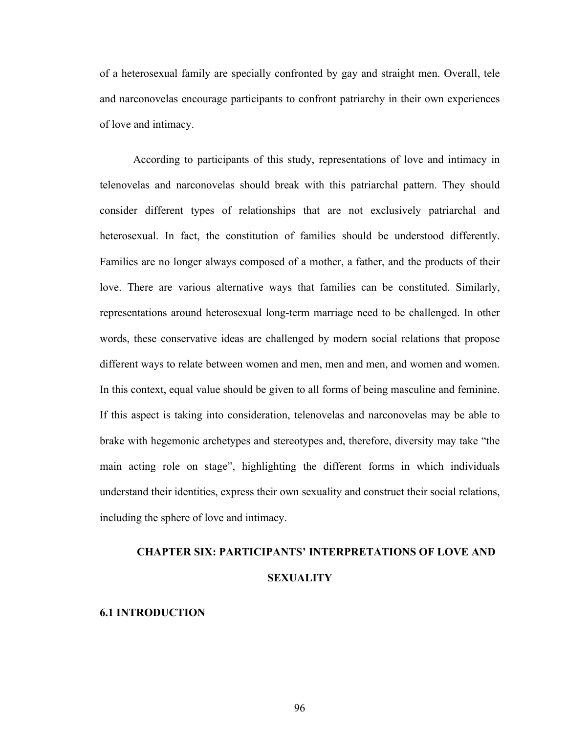of a heterosexual family are specially confronted by gay and straight men. Overall, tele and narconovelas encourage participants to confront patriarchy in their own experiences of love and intimacy.

According to participants of this study, representations of love and intimacy in telenovelas and narconovelas should break with this patriarchal pattern. They should consider different types of relationships that are not exclusively patriarchal and heterosexual. In fact, the constitution of families should be understood differently. Families are no longer always composed of a mother, a father, and the products of their love. There are various alternative ways that families can be constituted. Similarly, representations around heterosexual long-term marriage need to be challenged. In other words, these conservative ideas are challenged by modern social relations that propose different ways to relate between women and men, men and men, and women and women. In this context, equal value should be given to all forms of being masculine and feminine. If this aspect is taking into consideration, telenovelas and narconovelas may be able to brake with hegemonic archetypes and stereotypes and, therefore, diversity may take "the main acting role on stage", highlighting the different forms in which individuals understand their identities, express their own sexuality and construct their social relations, including the sphere of love and intimacy.

# CHAPTER SIX: PARTICIPANTS' INTERPRETATIONS OF LOVE AND SEXUALITY

## 6.1 INTRODUCTION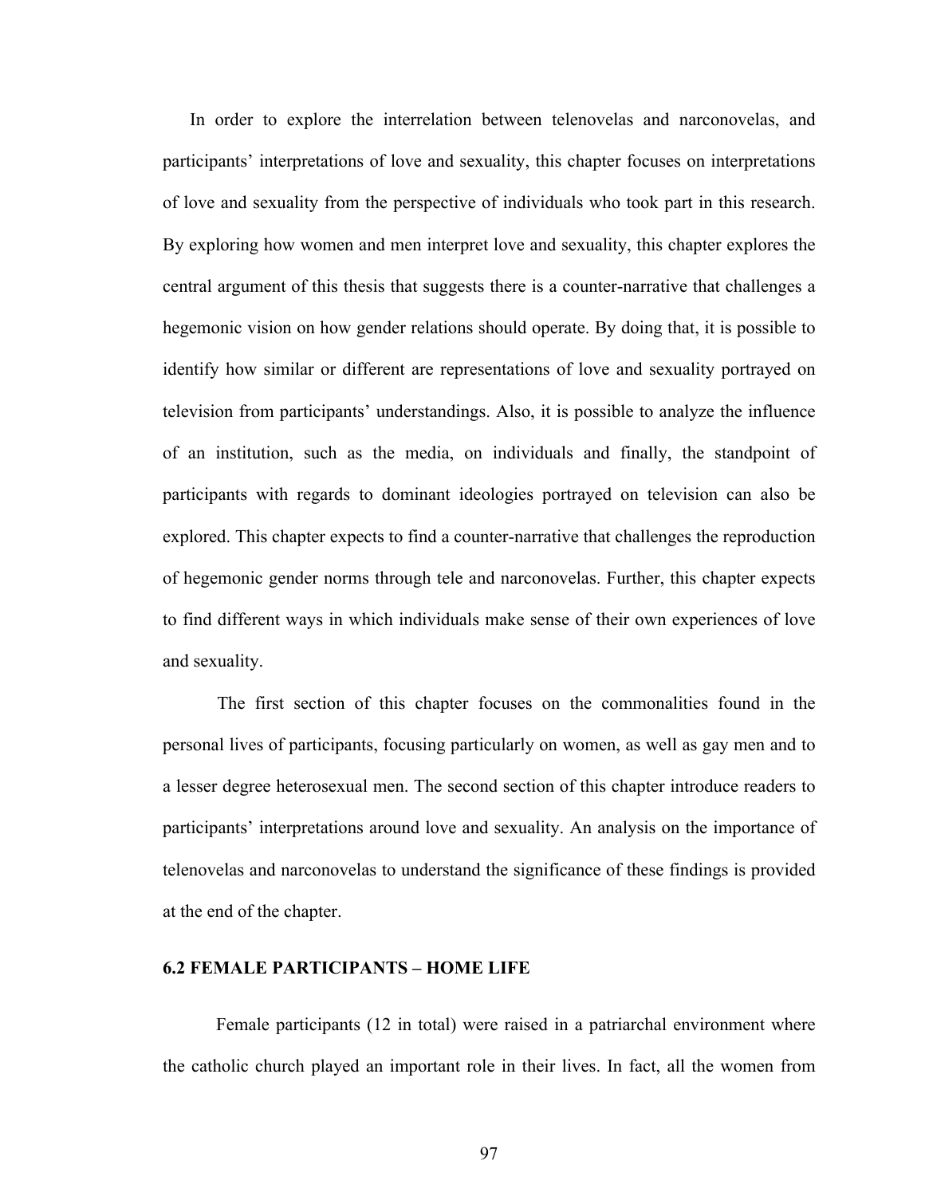In order to explore the interrelation between telenovelas and narconovelas, and participants' interpretations of love and sexuality, this chapter focuses on interpretations of love and sexuality from the perspective of individuals who took part in this research. By exploring how women and men interpret love and sexuality, this chapter explores the central argument of this thesis that suggests there is a counter-narrative that challenges a hegemonic vision on how gender relations should operate. By doing that, it is possible to identify how similar or different are representations of love and sexuality portrayed on television from participants' understandings. Also, it is possible to analyze the influence of an institution, such as the media, on individuals and finally, the standpoint of participants with regards to dominant ideologies portrayed on television can also be explored. This chapter expects to find a counter-narrative that challenges the reproduction of hegemonic gender norms through tele and narconovelas. Further, this chapter expects to find different ways in which individuals make sense of their own experiences of love and sexuality.

The first section of this chapter focuses on the commonalities found in the personal lives of participants, focusing particularly on women, as well as gay men and to a lesser degree heterosexual men. The second section of this chapter introduce readers to participants' interpretations around love and sexuality. An analysis on the importance of telenovelas and narconovelas to understand the significance of these findings is provided at the end of the chapter.

### 6.2 FEMALE PARTICIPANTS – HOME LIFE

Female participants (12 in total) were raised in a patriarchal environment where the catholic church played an important role in their lives. In fact, all the women from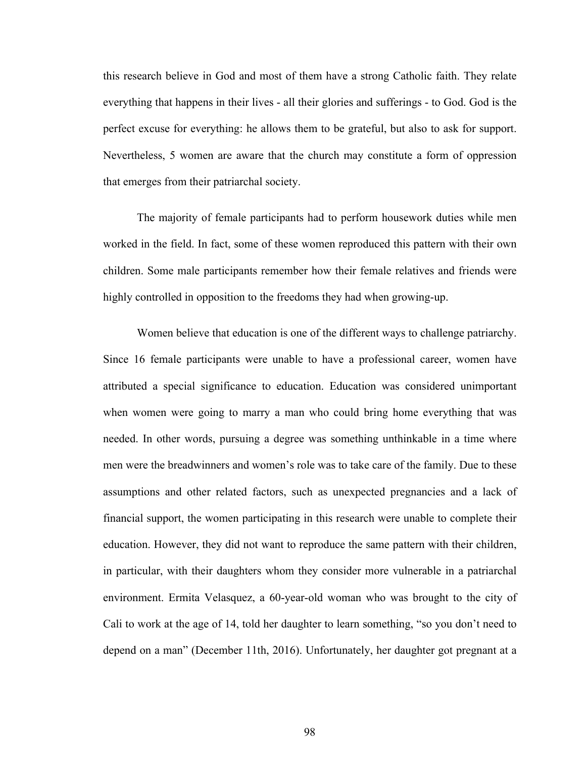this research believe in God and most of them have a strong Catholic faith. They relate everything that happens in their lives - all their glories and sufferings - to God. God is the perfect excuse for everything: he allows them to be grateful, but also to ask for support. Nevertheless, 5 women are aware that the church may constitute a form of oppression that emerges from their patriarchal society.

The majority of female participants had to perform housework duties while men worked in the field. In fact, some of these women reproduced this pattern with their own children. Some male participants remember how their female relatives and friends were highly controlled in opposition to the freedoms they had when growing-up.

Women believe that education is one of the different ways to challenge patriarchy. Since 16 female participants were unable to have a professional career, women have attributed a special significance to education. Education was considered unimportant when women were going to marry a man who could bring home everything that was needed. In other words, pursuing a degree was something unthinkable in a time where men were the breadwinners and women's role was to take care of the family. Due to these assumptions and other related factors, such as unexpected pregnancies and a lack of financial support, the women participating in this research were unable to complete their education. However, they did not want to reproduce the same pattern with their children, in particular, with their daughters whom they consider more vulnerable in a patriarchal environment. Ermita Velasquez, a 60-year-old woman who was brought to the city of Cali to work at the age of 14, told her daughter to learn something, "so you don't need to depend on a man" (December 11th, 2016). Unfortunately, her daughter got pregnant at a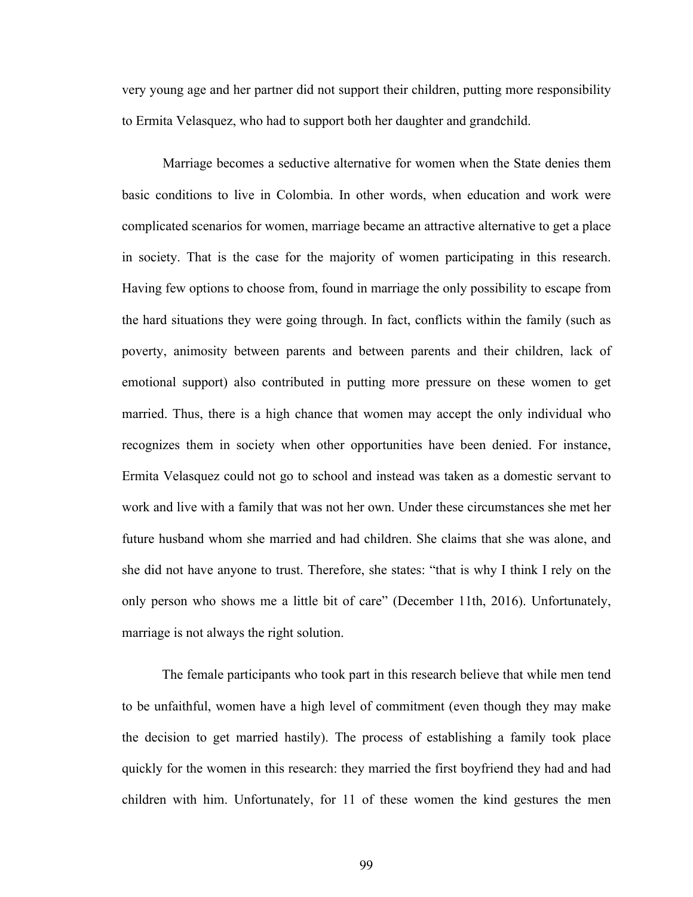very young age and her partner did not support their children, putting more responsibility to Ermita Velasquez, who had to support both her daughter and grandchild.

Marriage becomes a seductive alternative for women when the State denies them basic conditions to live in Colombia. In other words, when education and work were complicated scenarios for women, marriage became an attractive alternative to get a place in society. That is the case for the majority of women participating in this research. Having few options to choose from, found in marriage the only possibility to escape from the hard situations they were going through. In fact, conflicts within the family (such as poverty, animosity between parents and between parents and their children, lack of emotional support) also contributed in putting more pressure on these women to get married. Thus, there is a high chance that women may accept the only individual who recognizes them in society when other opportunities have been denied. For instance, Ermita Velasquez could not go to school and instead was taken as a domestic servant to work and live with a family that was not her own. Under these circumstances she met her future husband whom she married and had children. She claims that she was alone, and she did not have anyone to trust. Therefore, she states: "that is why I think I rely on the only person who shows me a little bit of care" (December 11th, 2016). Unfortunately, marriage is not always the right solution.

The female participants who took part in this research believe that while men tend to be unfaithful, women have a high level of commitment (even though they may make the decision to get married hastily). The process of establishing a family took place quickly for the women in this research: they married the first boyfriend they had and had children with him. Unfortunately, for 11 of these women the kind gestures the men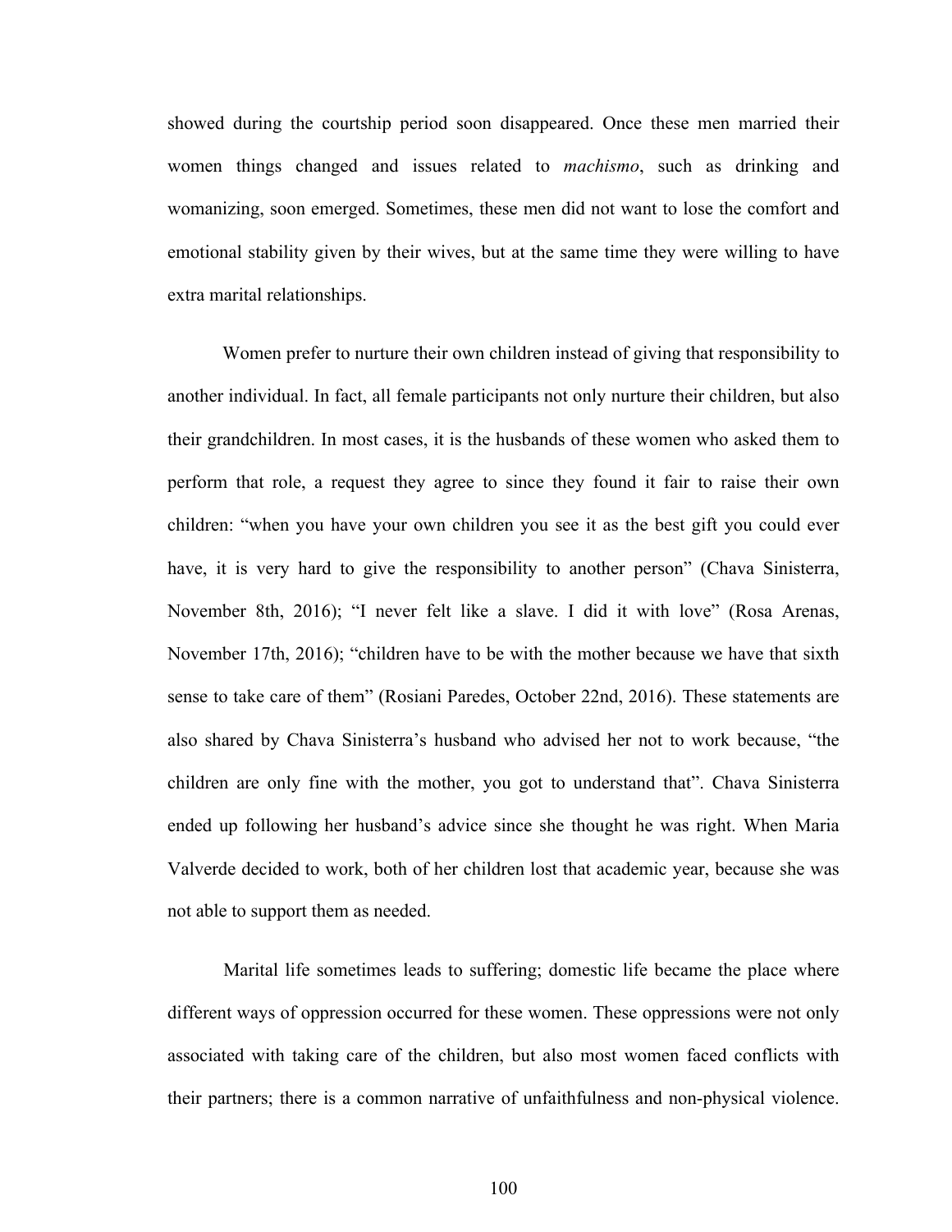showed during the courtship period soon disappeared. Once these men married their women things changed and issues related to *machismo*, such as drinking and womanizing, soon emerged. Sometimes, these men did not want to lose the comfort and emotional stability given by their wives, but at the same time they were willing to have extra marital relationships.

Women prefer to nurture their own children instead of giving that responsibility to another individual. In fact, all female participants not only nurture their children, but also their grandchildren. In most cases, it is the husbands of these women who asked them to perform that role, a request they agree to since they found it fair to raise their own children: "when you have your own children you see it as the best gift you could ever have, it is very hard to give the responsibility to another person" (Chava Sinisterra, November 8th, 2016); "I never felt like a slave. I did it with love" (Rosa Arenas, November 17th, 2016); "children have to be with the mother because we have that sixth sense to take care of them" (Rosiani Paredes, October 22nd, 2016). These statements are also shared by Chava Sinisterra's husband who advised her not to work because, "the children are only fine with the mother, you got to understand that". Chava Sinisterra ended up following her husband's advice since she thought he was right. When Maria Valverde decided to work, both of her children lost that academic year, because she was not able to support them as needed.

Marital life sometimes leads to suffering; domestic life became the place where different ways of oppression occurred for these women. These oppressions were not only associated with taking care of the children, but also most women faced conflicts with their partners; there is a common narrative of unfaithfulness and non-physical violence.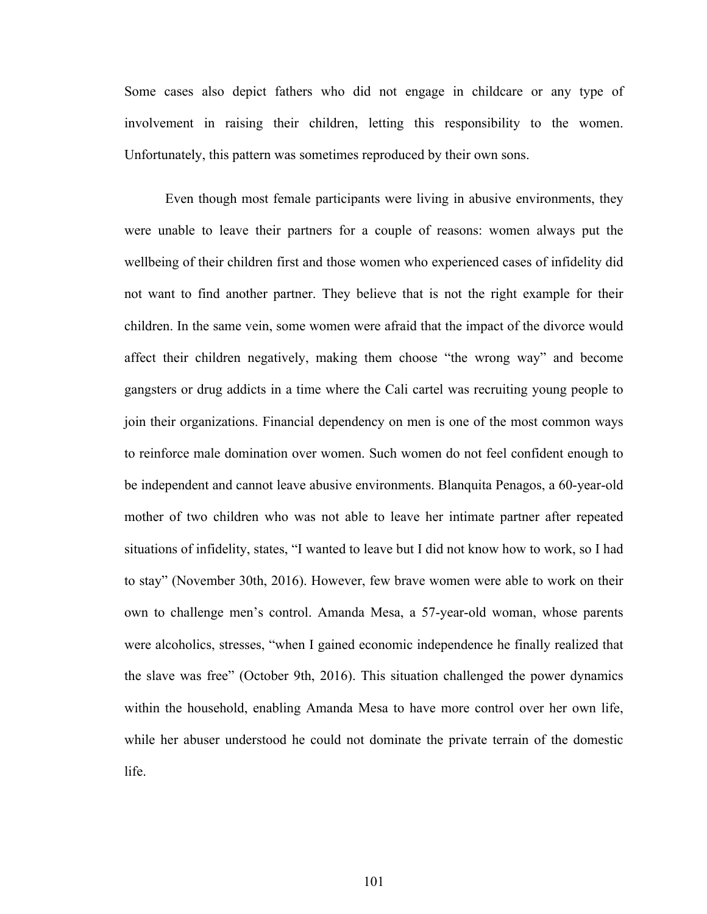Some cases also depict fathers who did not engage in childcare or any type of involvement in raising their children, letting this responsibility to the women. Unfortunately, this pattern was sometimes reproduced by their own sons.

Even though most female participants were living in abusive environments, they were unable to leave their partners for a couple of reasons: women always put the wellbeing of their children first and those women who experienced cases of infidelity did not want to find another partner. They believe that is not the right example for their children. In the same vein, some women were afraid that the impact of the divorce would affect their children negatively, making them choose "the wrong way" and become gangsters or drug addicts in a time where the Cali cartel was recruiting young people to join their organizations. Financial dependency on men is one of the most common ways to reinforce male domination over women. Such women do not feel confident enough to be independent and cannot leave abusive environments. Blanquita Penagos, a 60-year-old mother of two children who was not able to leave her intimate partner after repeated situations of infidelity, states, "I wanted to leave but I did not know how to work, so I had to stay" (November 30th, 2016). However, few brave women were able to work on their own to challenge men's control. Amanda Mesa, a 57-year-old woman, whose parents were alcoholics, stresses, "when I gained economic independence he finally realized that the slave was free" (October 9th, 2016). This situation challenged the power dynamics within the household, enabling Amanda Mesa to have more control over her own life, while her abuser understood he could not dominate the private terrain of the domestic life.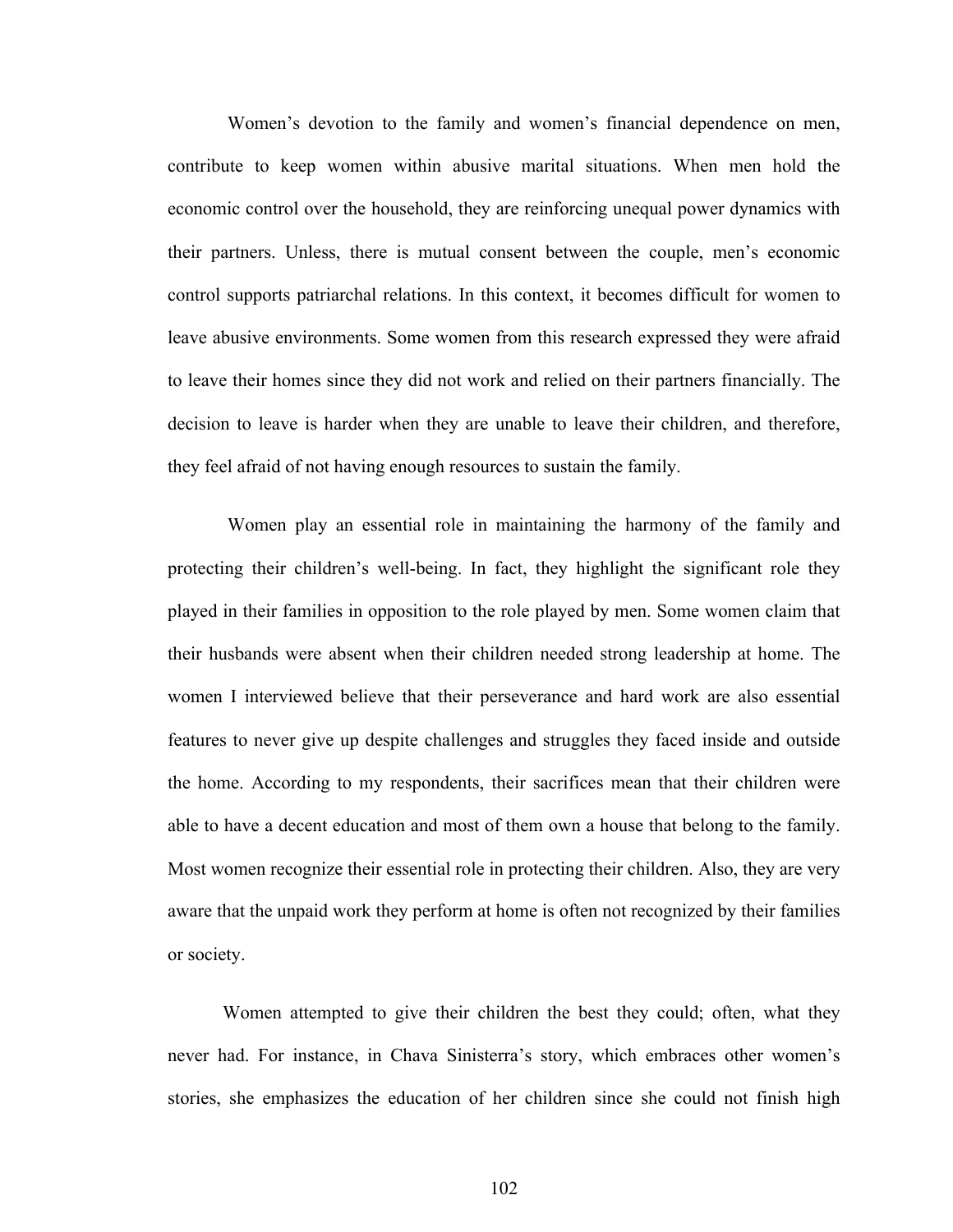Women's devotion to the family and women's financial dependence on men, contribute to keep women within abusive marital situations. When men hold the economic control over the household, they are reinforcing unequal power dynamics with their partners. Unless, there is mutual consent between the couple, men's economic control supports patriarchal relations. In this context, it becomes difficult for women to leave abusive environments. Some women from this research expressed they were afraid to leave their homes since they did not work and relied on their partners financially. The decision to leave is harder when they are unable to leave their children, and therefore, they feel afraid of not having enough resources to sustain the family.

Women play an essential role in maintaining the harmony of the family and protecting their children's well-being. In fact, they highlight the significant role they played in their families in opposition to the role played by men. Some women claim that their husbands were absent when their children needed strong leadership at home. The women I interviewed believe that their perseverance and hard work are also essential features to never give up despite challenges and struggles they faced inside and outside the home. According to my respondents, their sacrifices mean that their children were able to have a decent education and most of them own a house that belong to the family. Most women recognize their essential role in protecting their children. Also, they are very aware that the unpaid work they perform at home is often not recognized by their families or society.

Women attempted to give their children the best they could; often, what they never had. For instance, in Chava Sinisterra's story, which embraces other women's stories, she emphasizes the education of her children since she could not finish high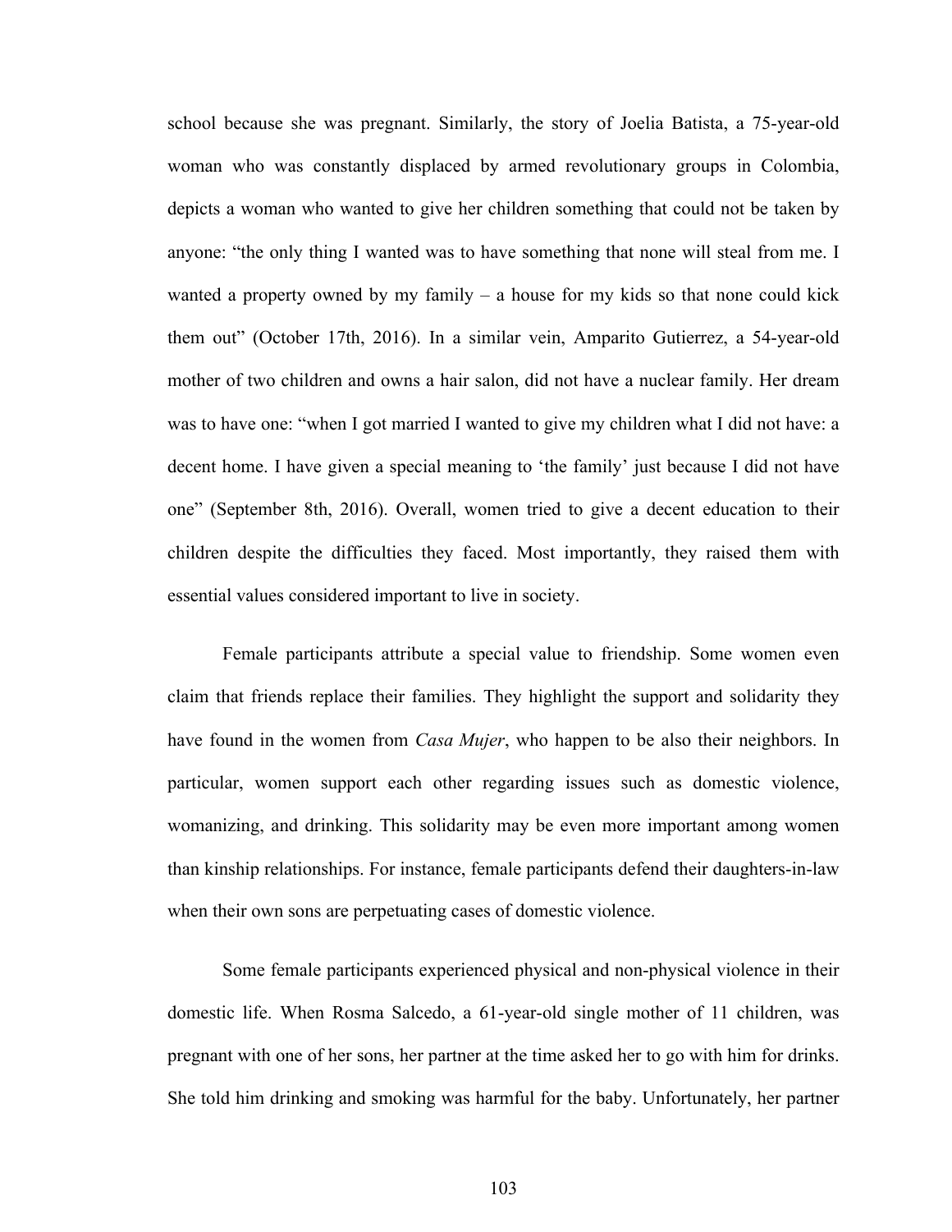school because she was pregnant. Similarly, the story of Joelia Batista, a 75-year-old woman who was constantly displaced by armed revolutionary groups in Colombia, depicts a woman who wanted to give her children something that could not be taken by anyone: "the only thing I wanted was to have something that none will steal from me. I wanted a property owned by my family – a house for my kids so that none could kick them out" (October 17th, 2016). In a similar vein, Amparito Gutierrez, a 54-year-old mother of two children and owns a hair salon, did not have a nuclear family. Her dream was to have one: "when I got married I wanted to give my children what I did not have: a decent home. I have given a special meaning to 'the family' just because I did not have one" (September 8th, 2016). Overall, women tried to give a decent education to their children despite the difficulties they faced. Most importantly, they raised them with essential values considered important to live in society.

Female participants attribute a special value to friendship. Some women even claim that friends replace their families. They highlight the support and solidarity they have found in the women from *Casa Mujer*, who happen to be also their neighbors. In particular, women support each other regarding issues such as domestic violence, womanizing, and drinking. This solidarity may be even more important among women than kinship relationships. For instance, female participants defend their daughters-in-law when their own sons are perpetuating cases of domestic violence.

Some female participants experienced physical and non-physical violence in their domestic life. When Rosma Salcedo, a 61-year-old single mother of 11 children, was pregnant with one of her sons, her partner at the time asked her to go with him for drinks. She told him drinking and smoking was harmful for the baby. Unfortunately, her partner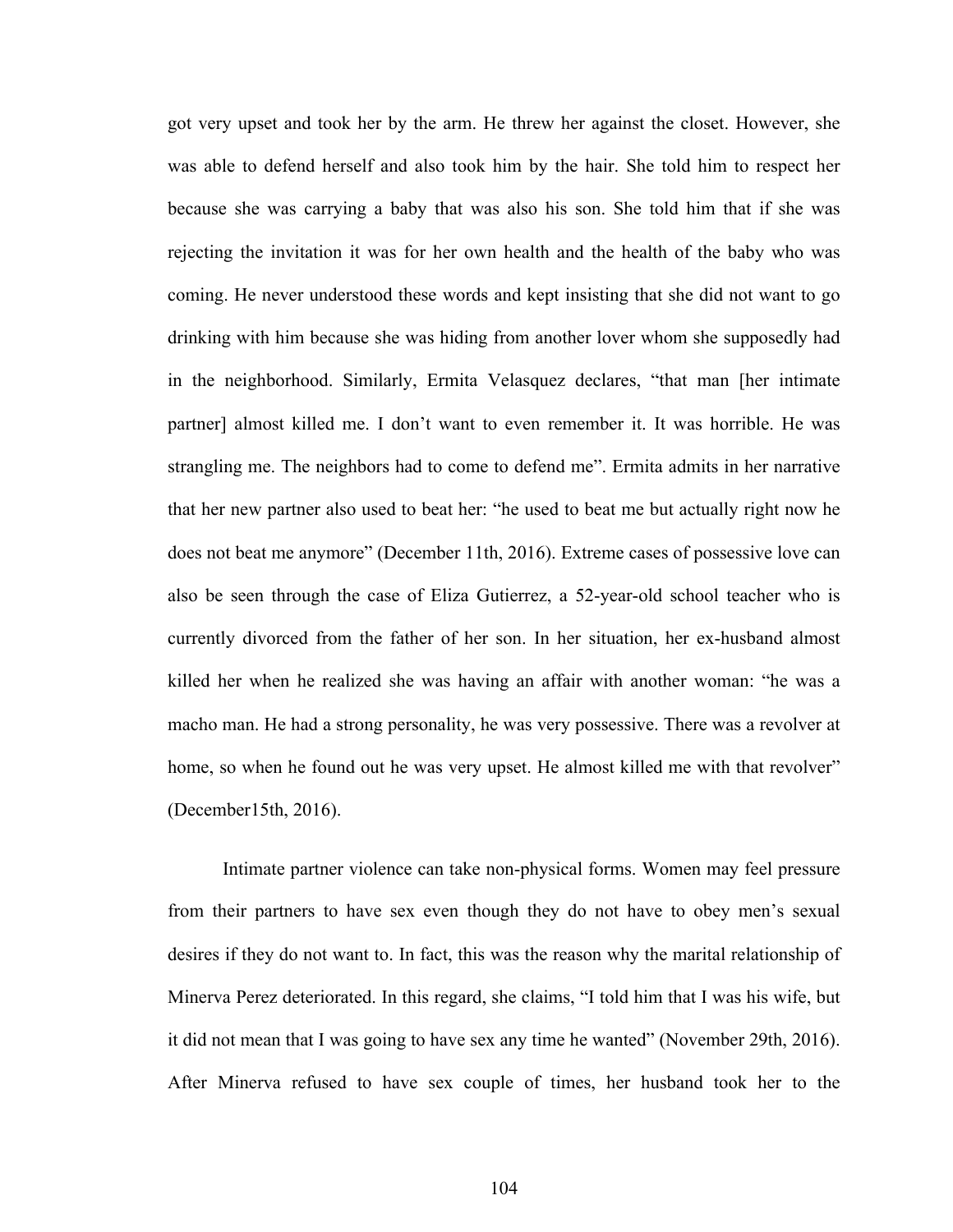got very upset and took her by the arm. He threw her against the closet. However, she was able to defend herself and also took him by the hair. She told him to respect her because she was carrying a baby that was also his son. She told him that if she was rejecting the invitation it was for her own health and the health of the baby who was coming. He never understood these words and kept insisting that she did not want to go drinking with him because she was hiding from another lover whom she supposedly had in the neighborhood. Similarly, Ermita Velasquez declares, "that man [her intimate partner] almost killed me. I don't want to even remember it. It was horrible. He was strangling me. The neighbors had to come to defend me". Ermita admits in her narrative that her new partner also used to beat her: "he used to beat me but actually right now he does not beat me anymore" (December 11th, 2016). Extreme cases of possessive love can also be seen through the case of Eliza Gutierrez, a 52-year-old school teacher who is currently divorced from the father of her son. In her situation, her ex-husband almost killed her when he realized she was having an affair with another woman: "he was a macho man. He had a strong personality, he was very possessive. There was a revolver at home, so when he found out he was very upset. He almost killed me with that revolver" (December15th, 2016).

Intimate partner violence can take non-physical forms. Women may feel pressure from their partners to have sex even though they do not have to obey men's sexual desires if they do not want to. In fact, this was the reason why the marital relationship of Minerva Perez deteriorated. In this regard, she claims, "I told him that I was his wife, but it did not mean that I was going to have sex any time he wanted" (November 29th, 2016). After Minerva refused to have sex couple of times, her husband took her to the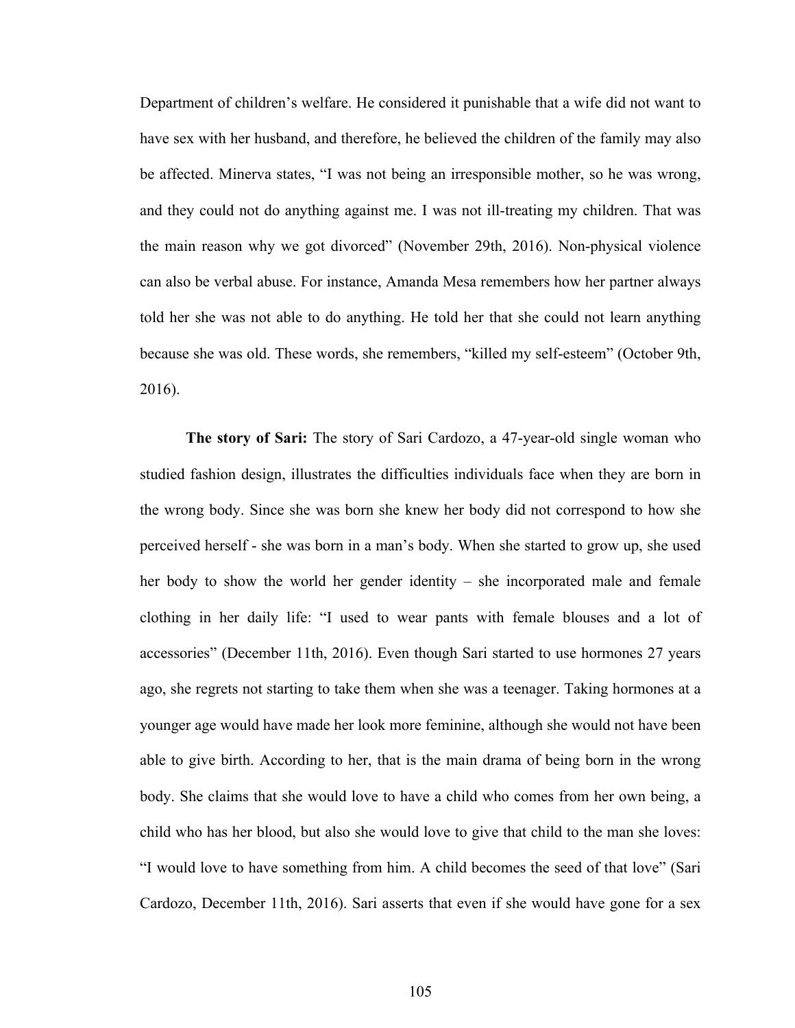Department of children's welfare. He considered it punishable that a wife did not want to have sex with her husband, and therefore, he believed the children of the family may also be affected. Minerva states, "I was not being an irresponsible mother, so he was wrong, and they could not do anything against me. I was not ill-treating my children. That was the main reason why we got divorced" (November 29th, 2016). Non-physical violence can also be verbal abuse. For instance, Amanda Mesa remembers how her partner always told her she was not able to do anything. He told her that she could not learn anything because she was old. These words, she remembers, "killed my self-esteem" (October 9th, 2016).

**The story of Sari:** The story of Sari Cardozo, a 47-year-old single woman who studied fashion design, illustrates the difficulties individuals face when they are born in the wrong body. Since she was born she knew her body did not correspond to how she perceived herself - she was born in a man's body. When she started to grow up, she used her body to show the world her gender identity – she incorporated male and female clothing in her daily life: "I used to wear pants with female blouses and a lot of accessories" (December 11th, 2016). Even though Sari started to use hormones 27 years ago, she regrets not starting to take them when she was a teenager. Taking hormones at a younger age would have made her look more feminine, although she would not have been able to give birth. According to her, that is the main drama of being born in the wrong body. She claims that she would love to have a child who comes from her own being, a child who has her blood, but also she would love to give that child to the man she loves: "I would love to have something from him. A child becomes the seed of that love" (Sari Cardozo, December 11th, 2016). Sari asserts that even if she would have gone for a sex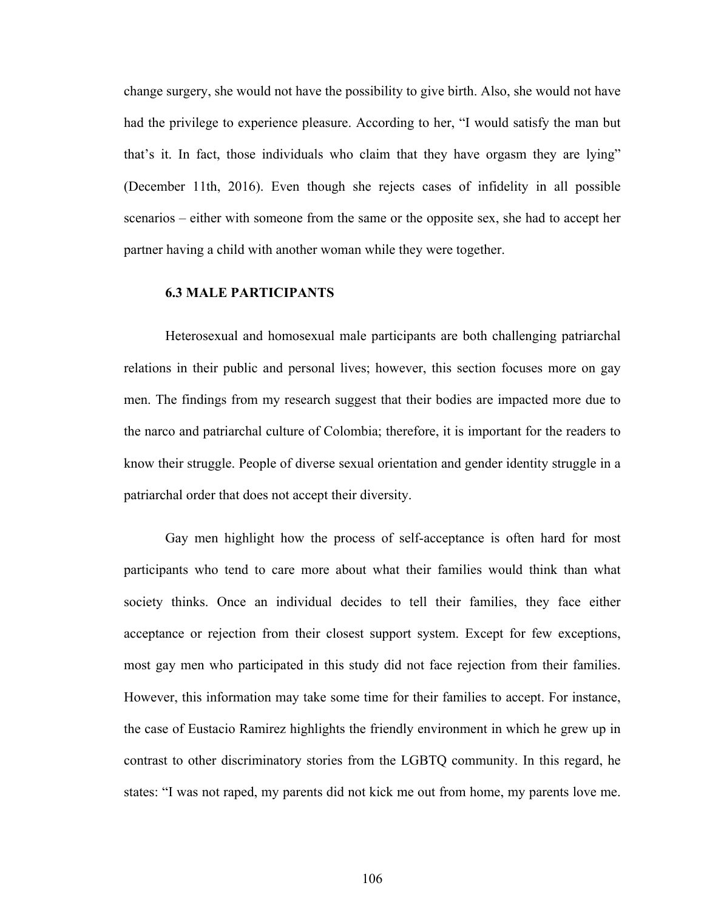change surgery, she would not have the possibility to give birth. Also, she would not have had the privilege to experience pleasure. According to her, "I would satisfy the man but that's it. In fact, those individuals who claim that they have orgasm they are lying" (December 11th, 2016). Even though she rejects cases of infidelity in all possible scenarios – either with someone from the same or the opposite sex, she had to accept her partner having a child with another woman while they were together.

### 6.3 MALE PARTICIPANTS

Heterosexual and homosexual male participants are both challenging patriarchal relations in their public and personal lives; however, this section focuses more on gay men. The findings from my research suggest that their bodies are impacted more due to the narco and patriarchal culture of Colombia; therefore, it is important for the readers to know their struggle. People of diverse sexual orientation and gender identity struggle in a patriarchal order that does not accept their diversity.

Gay men highlight how the process of self-acceptance is often hard for most participants who tend to care more about what their families would think than what society thinks. Once an individual decides to tell their families, they face either acceptance or rejection from their closest support system. Except for few exceptions, most gay men who participated in this study did not face rejection from their families. However, this information may take some time for their families to accept. For instance, the case of Eustacio Ramirez highlights the friendly environment in which he grew up in contrast to other discriminatory stories from the LGBTQ community. In this regard, he states: "I was not raped, my parents did not kick me out from home, my parents love me.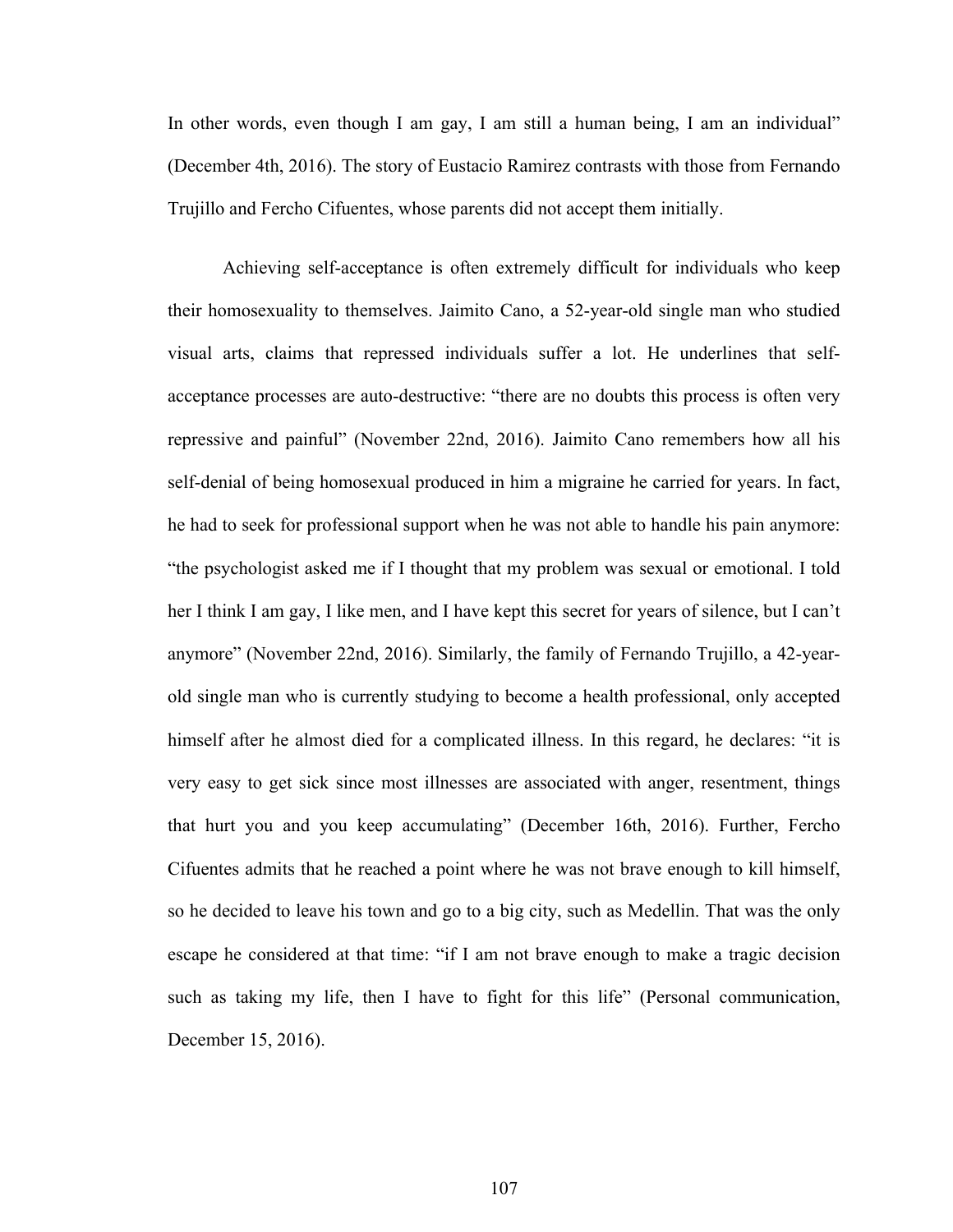In other words, even though I am gay, I am still a human being, I am an individual" (December 4th, 2016). The story of Eustacio Ramirez contrasts with those from Fernando Trujillo and Fercho Cifuentes, whose parents did not accept them initially.

Achieving self-acceptance is often extremely difficult for individuals who keep their homosexuality to themselves. Jaimito Cano, a 52-year-old single man who studied visual arts, claims that repressed individuals suffer a lot. He underlines that self-acceptance processes are auto-destructive: "there are no doubts this process is often very repressive and painful" (November 22nd, 2016). Jaimito Cano remembers how all his self-denial of being homosexual produced in him a migraine he carried for years. In fact, he had to seek for professional support when he was not able to handle his pain anymore: "the psychologist asked me if I thought that my problem was sexual or emotional. I told her I think I am gay, I like men, and I have kept this secret for years of silence, but I can't anymore" (November 22nd, 2016). Similarly, the family of Fernando Trujillo, a 42-year-old single man who is currently studying to become a health professional, only accepted himself after he almost died for a complicated illness. In this regard, he declares: "it is very easy to get sick since most illnesses are associated with anger, resentment, things that hurt you and you keep accumulating" (December 16th, 2016). Further, Fercho Cifuentes admits that he reached a point where he was not brave enough to kill himself, so he decided to leave his town and go to a big city, such as Medellin. That was the only escape he considered at that time: "if I am not brave enough to make a tragic decision such as taking my life, then I have to fight for this life" (Personal communication, December 15, 2016).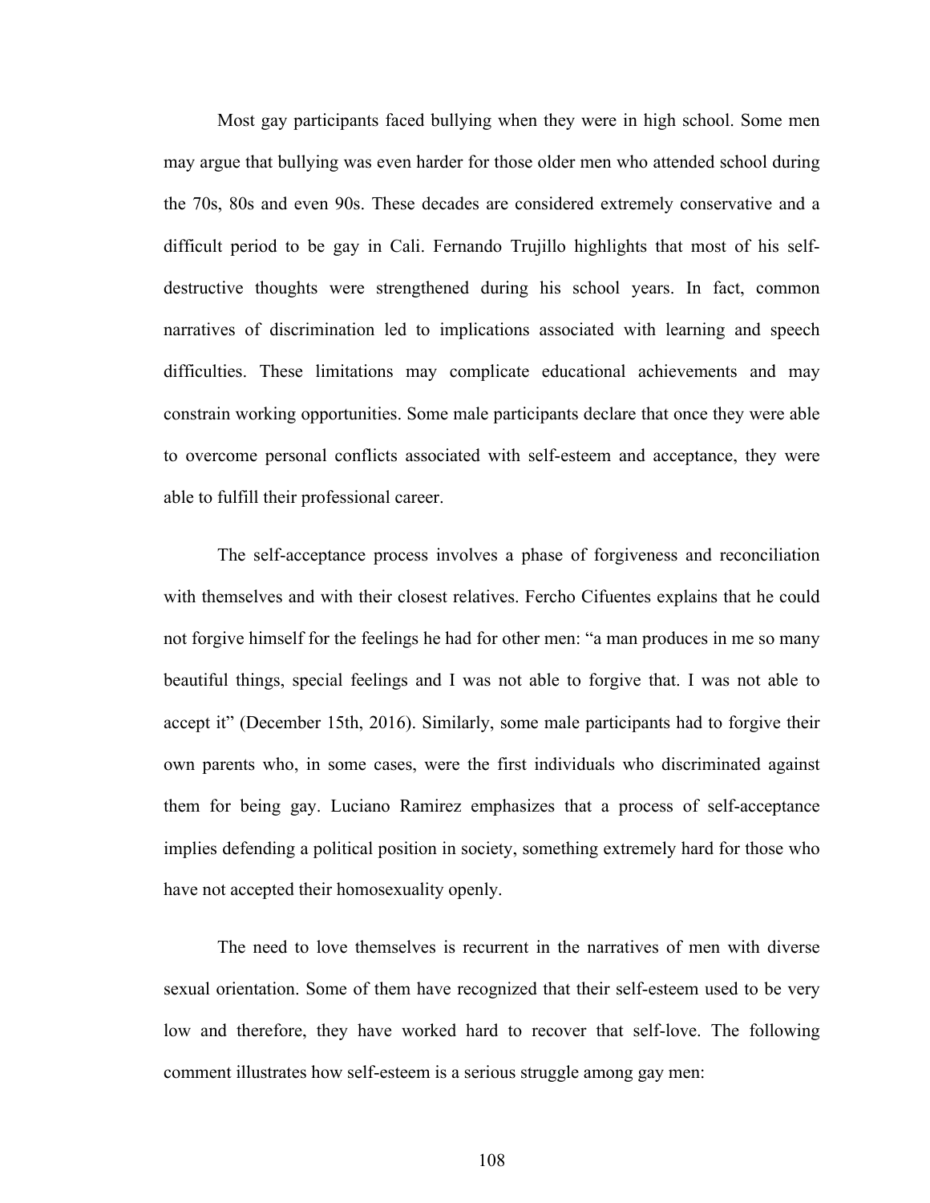Most gay participants faced bullying when they were in high school. Some men may argue that bullying was even harder for those older men who attended school during the 70s, 80s and even 90s. These decades are considered extremely conservative and a difficult period to be gay in Cali. Fernando Trujillo highlights that most of his self-destructive thoughts were strengthened during his school years. In fact, common narratives of discrimination led to implications associated with learning and speech difficulties. These limitations may complicate educational achievements and may constrain working opportunities. Some male participants declare that once they were able to overcome personal conflicts associated with self-esteem and acceptance, they were able to fulfill their professional career.

The self-acceptance process involves a phase of forgiveness and reconciliation with themselves and with their closest relatives. Fercho Cifuentes explains that he could not forgive himself for the feelings he had for other men: "a man produces in me so many beautiful things, special feelings and I was not able to forgive that. I was not able to accept it" (December 15th, 2016). Similarly, some male participants had to forgive their own parents who, in some cases, were the first individuals who discriminated against them for being gay. Luciano Ramirez emphasizes that a process of self-acceptance implies defending a political position in society, something extremely hard for those who have not accepted their homosexuality openly.

The need to love themselves is recurrent in the narratives of men with diverse sexual orientation. Some of them have recognized that their self-esteem used to be very low and therefore, they have worked hard to recover that self-love. The following comment illustrates how self-esteem is a serious struggle among gay men: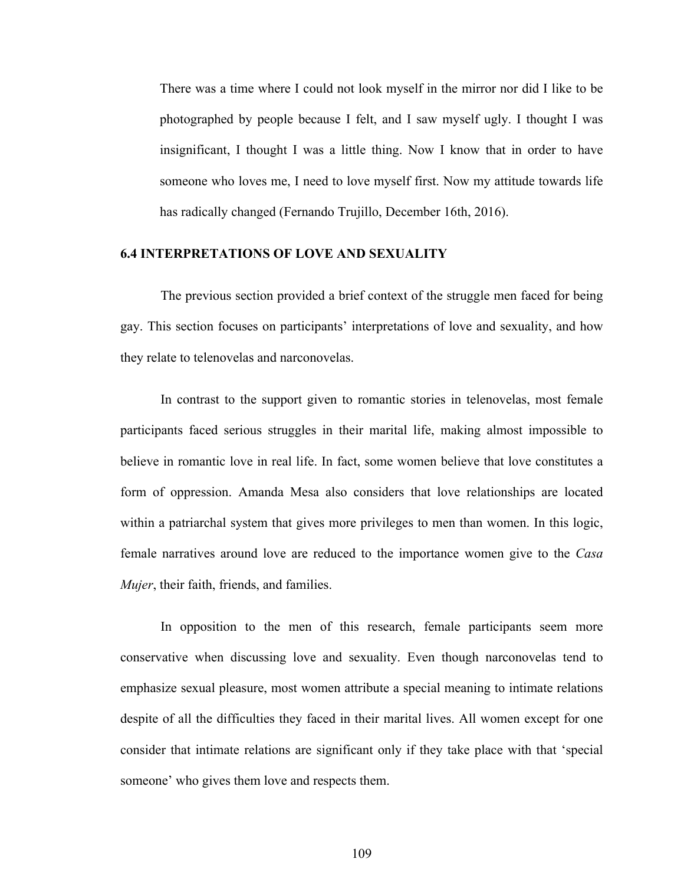> There was a time where I could not look myself in the mirror nor did I like to be photographed by people because I felt, and I saw myself ugly. I thought I was insignificant, I thought I was a little thing. Now I know that in order to have someone who loves me, I need to love myself first. Now my attitude towards life has radically changed (Fernando Trujillo, December 16th, 2016).

### 6.4 INTERPRETATIONS OF LOVE AND SEXUALITY

The previous section provided a brief context of the struggle men faced for being gay. This section focuses on participants' interpretations of love and sexuality, and how they relate to telenovelas and narconovelas.

In contrast to the support given to romantic stories in telenovelas, most female participants faced serious struggles in their marital life, making almost impossible to believe in romantic love in real life. In fact, some women believe that love constitutes a form of oppression. Amanda Mesa also considers that love relationships are located within a patriarchal system that gives more privileges to men than women. In this logic, female narratives around love are reduced to the importance women give to the *Casa Mujer*, their faith, friends, and families.

In opposition to the men of this research, female participants seem more conservative when discussing love and sexuality. Even though narconovelas tend to emphasize sexual pleasure, most women attribute a special meaning to intimate relations despite of all the difficulties they faced in their marital lives. All women except for one consider that intimate relations are significant only if they take place with that 'special someone' who gives them love and respects them.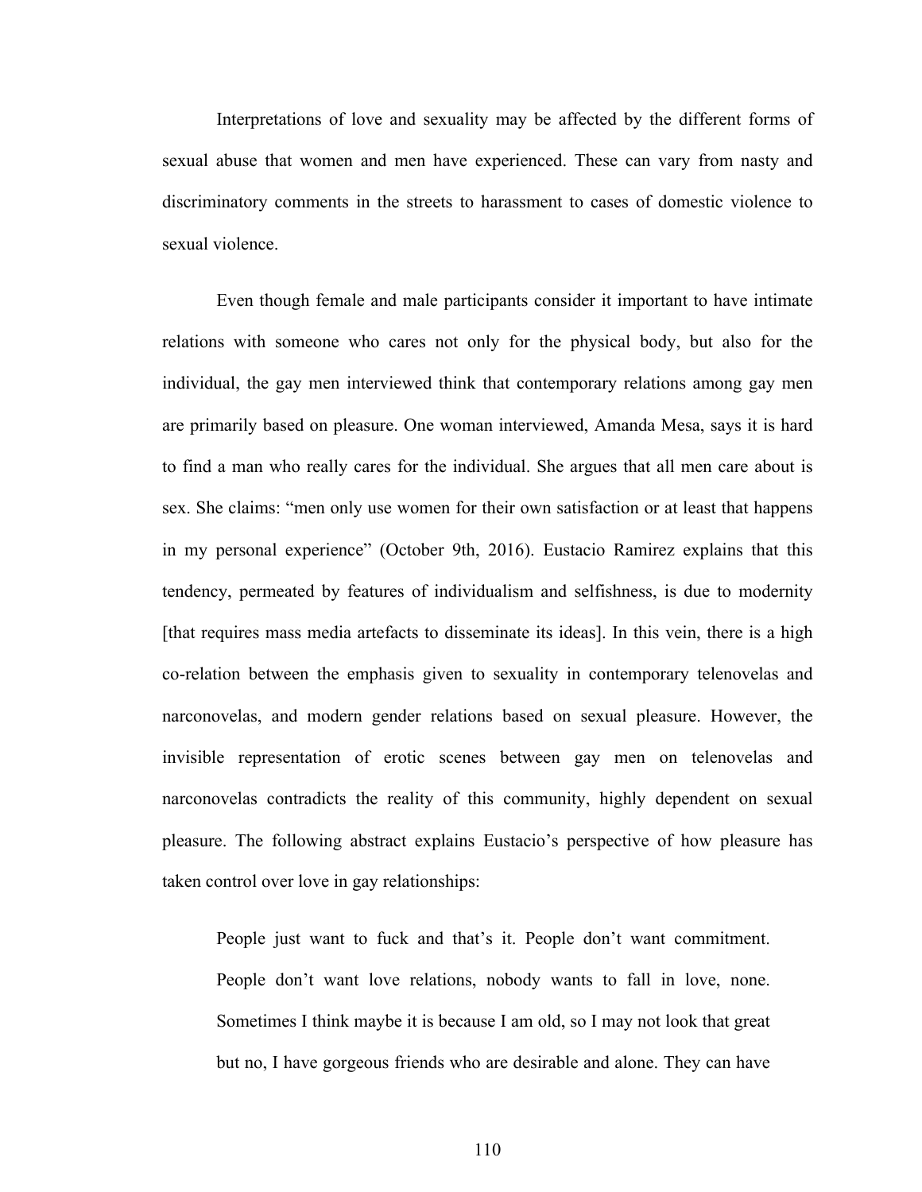Interpretations of love and sexuality may be affected by the different forms of sexual abuse that women and men have experienced. These can vary from nasty and discriminatory comments in the streets to harassment to cases of domestic violence to sexual violence.

Even though female and male participants consider it important to have intimate relations with someone who cares not only for the physical body, but also for the individual, the gay men interviewed think that contemporary relations among gay men are primarily based on pleasure. One woman interviewed, Amanda Mesa, says it is hard to find a man who really cares for the individual. She argues that all men care about is sex. She claims: "men only use women for their own satisfaction or at least that happens in my personal experience" (October 9th, 2016). Eustacio Ramirez explains that this tendency, permeated by features of individualism and selfishness, is due to modernity [that requires mass media artefacts to disseminate its ideas]. In this vein, there is a high co-relation between the emphasis given to sexuality in contemporary telenovelas and narconovelas, and modern gender relations based on sexual pleasure. However, the invisible representation of erotic scenes between gay men on telenovelas and narconovelas contradicts the reality of this community, highly dependent on sexual pleasure. The following abstract explains Eustacio's perspective of how pleasure has taken control over love in gay relationships:

> People just want to fuck and that's it. People don't want commitment. People don't want love relations, nobody wants to fall in love, none. Sometimes I think maybe it is because I am old, so I may not look that great but no, I have gorgeous friends who are desirable and alone. They can have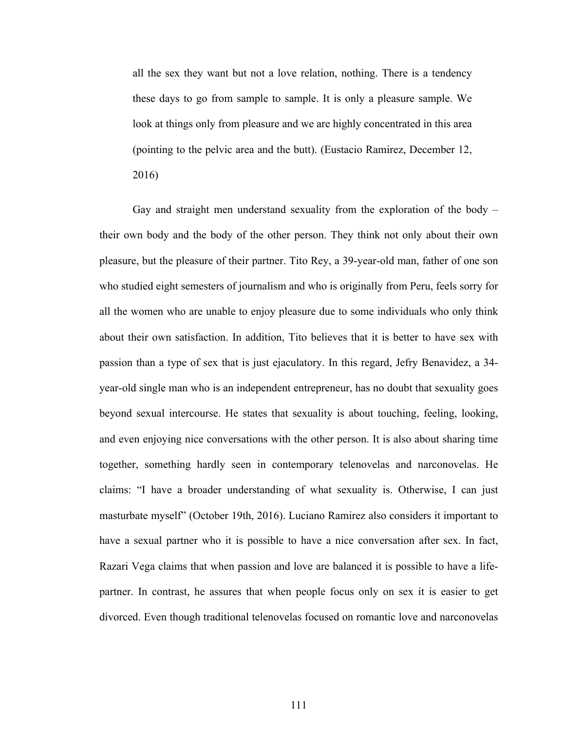> all the sex they want but not a love relation, nothing. There is a tendency these days to go from sample to sample. It is only a pleasure sample. We look at things only from pleasure and we are highly concentrated in this area (pointing to the pelvic area and the butt). (Eustacio Ramirez, December 12, 2016)

Gay and straight men understand sexuality from the exploration of the body – their own body and the body of the other person. They think not only about their own pleasure, but the pleasure of their partner. Tito Rey, a 39-year-old man, father of one son who studied eight semesters of journalism and who is originally from Peru, feels sorry for all the women who are unable to enjoy pleasure due to some individuals who only think about their own satisfaction. In addition, Tito believes that it is better to have sex with passion than a type of sex that is just ejaculatory. In this regard, Jefry Benavidez, a 34-year-old single man who is an independent entrepreneur, has no doubt that sexuality goes beyond sexual intercourse. He states that sexuality is about touching, feeling, looking, and even enjoying nice conversations with the other person. It is also about sharing time together, something hardly seen in contemporary telenovelas and narconovelas. He claims: "I have a broader understanding of what sexuality is. Otherwise, I can just masturbate myself" (October 19th, 2016). Luciano Ramirez also considers it important to have a sexual partner who it is possible to have a nice conversation after sex. In fact, Razari Vega claims that when passion and love are balanced it is possible to have a life-partner. In contrast, he assures that when people focus only on sex it is easier to get divorced. Even though traditional telenovelas focused on romantic love and narconovelas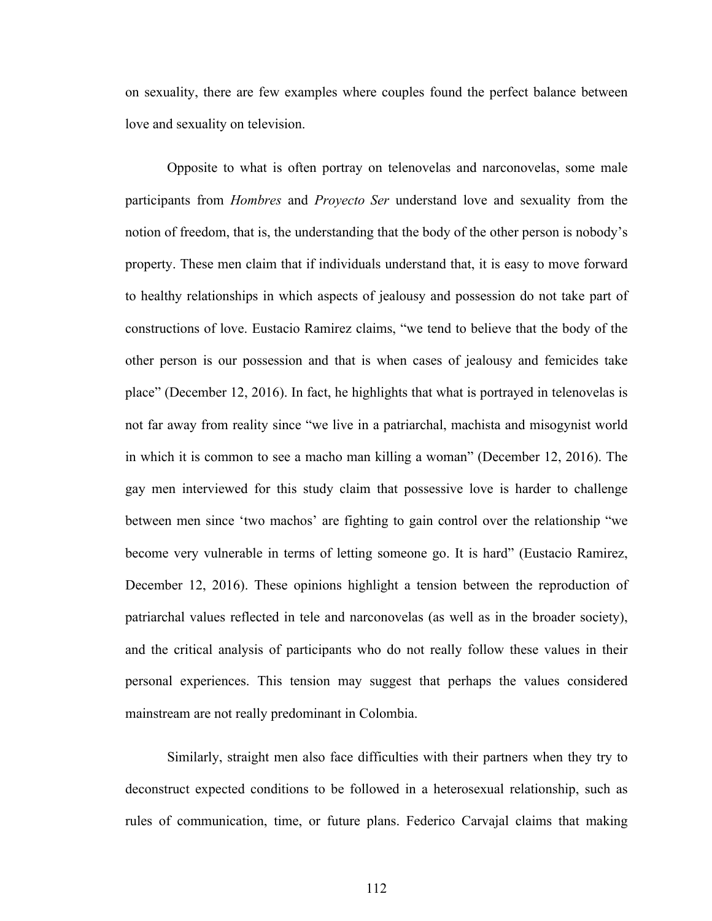on sexuality, there are few examples where couples found the perfect balance between love and sexuality on television.

Opposite to what is often portray on telenovelas and narconovelas, some male participants from *Hombres* and *Proyecto Ser* understand love and sexuality from the notion of freedom, that is, the understanding that the body of the other person is nobody's property. These men claim that if individuals understand that, it is easy to move forward to healthy relationships in which aspects of jealousy and possession do not take part of constructions of love. Eustacio Ramirez claims, "we tend to believe that the body of the other person is our possession and that is when cases of jealousy and femicides take place" (December 12, 2016). In fact, he highlights that what is portrayed in telenovelas is not far away from reality since "we live in a patriarchal, machista and misogynist world in which it is common to see a macho man killing a woman" (December 12, 2016). The gay men interviewed for this study claim that possessive love is harder to challenge between men since 'two machos' are fighting to gain control over the relationship "we become very vulnerable in terms of letting someone go. It is hard" (Eustacio Ramirez, December 12, 2016). These opinions highlight a tension between the reproduction of patriarchal values reflected in tele and narconovelas (as well as in the broader society), and the critical analysis of participants who do not really follow these values in their personal experiences. This tension may suggest that perhaps the values considered mainstream are not really predominant in Colombia.

Similarly, straight men also face difficulties with their partners when they try to deconstruct expected conditions to be followed in a heterosexual relationship, such as rules of communication, time, or future plans. Federico Carvajal claims that making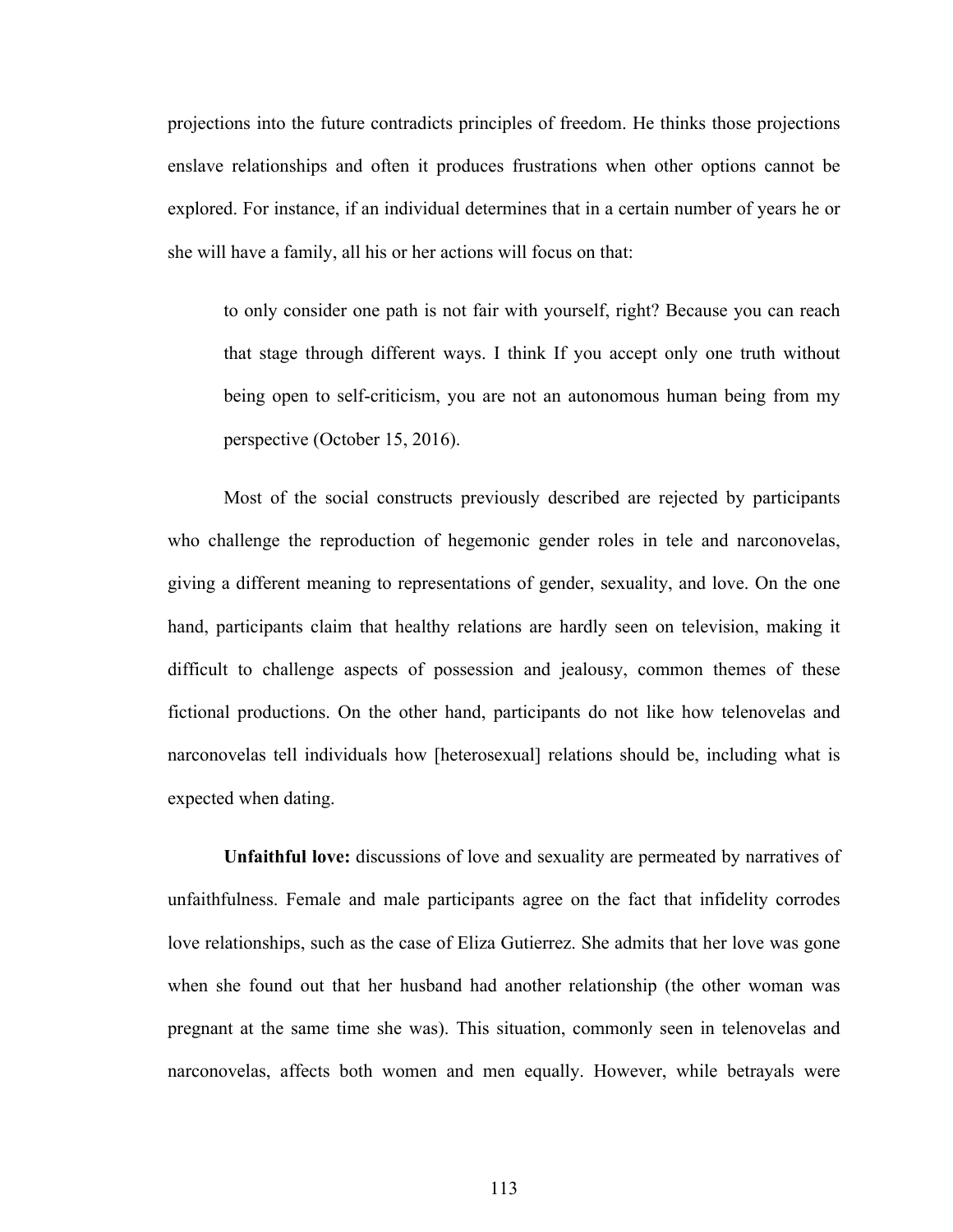projections into the future contradicts principles of freedom. He thinks those projections enslave relationships and often it produces frustrations when other options cannot be explored. For instance, if an individual determines that in a certain number of years he or she will have a family, all his or her actions will focus on that:

> to only consider one path is not fair with yourself, right? Because you can reach that stage through different ways. I think If you accept only one truth without being open to self-criticism, you are not an autonomous human being from my perspective (October 15, 2016).

Most of the social constructs previously described are rejected by participants who challenge the reproduction of hegemonic gender roles in tele and narconovelas, giving a different meaning to representations of gender, sexuality, and love. On the one hand, participants claim that healthy relations are hardly seen on television, making it difficult to challenge aspects of possession and jealousy, common themes of these fictional productions. On the other hand, participants do not like how telenovelas and narconovelas tell individuals how [heterosexual] relations should be, including what is expected when dating.

**Unfaithful love:** discussions of love and sexuality are permeated by narratives of unfaithfulness. Female and male participants agree on the fact that infidelity corrodes love relationships, such as the case of Eliza Gutierrez. She admits that her love was gone when she found out that her husband had another relationship (the other woman was pregnant at the same time she was). This situation, commonly seen in telenovelas and narconovelas, affects both women and men equally. However, while betrayals were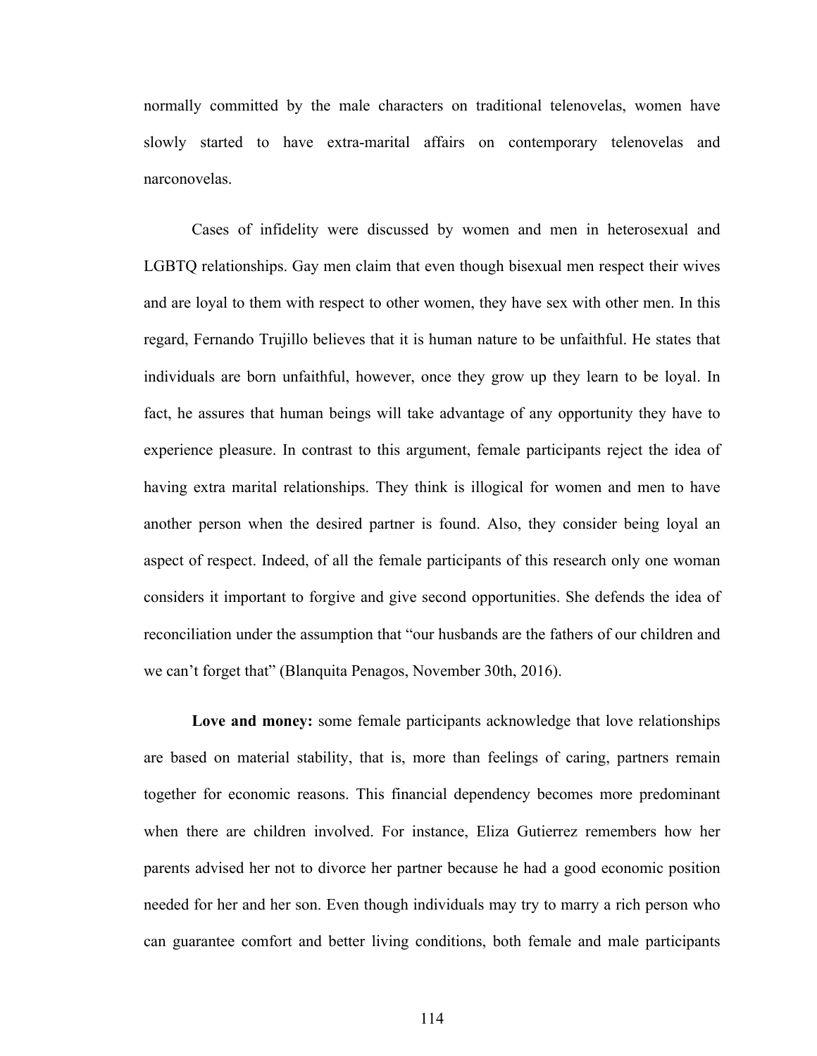normally committed by the male characters on traditional telenovelas, women have slowly started to have extra-marital affairs on contemporary telenovelas and narconovelas.

Cases of infidelity were discussed by women and men in heterosexual and LGBTQ relationships. Gay men claim that even though bisexual men respect their wives and are loyal to them with respect to other women, they have sex with other men. In this regard, Fernando Trujillo believes that it is human nature to be unfaithful. He states that individuals are born unfaithful, however, once they grow up they learn to be loyal. In fact, he assures that human beings will take advantage of any opportunity they have to experience pleasure. In contrast to this argument, female participants reject the idea of having extra marital relationships. They think is illogical for women and men to have another person when the desired partner is found. Also, they consider being loyal an aspect of respect. Indeed, of all the female participants of this research only one woman considers it important to forgive and give second opportunities. She defends the idea of reconciliation under the assumption that "our husbands are the fathers of our children and we can't forget that" (Blanquita Penagos, November 30th, 2016).

**Love and money:** some female participants acknowledge that love relationships are based on material stability, that is, more than feelings of caring, partners remain together for economic reasons. This financial dependency becomes more predominant when there are children involved. For instance, Eliza Gutierrez remembers how her parents advised her not to divorce her partner because he had a good economic position needed for her and her son. Even though individuals may try to marry a rich person who can guarantee comfort and better living conditions, both female and male participants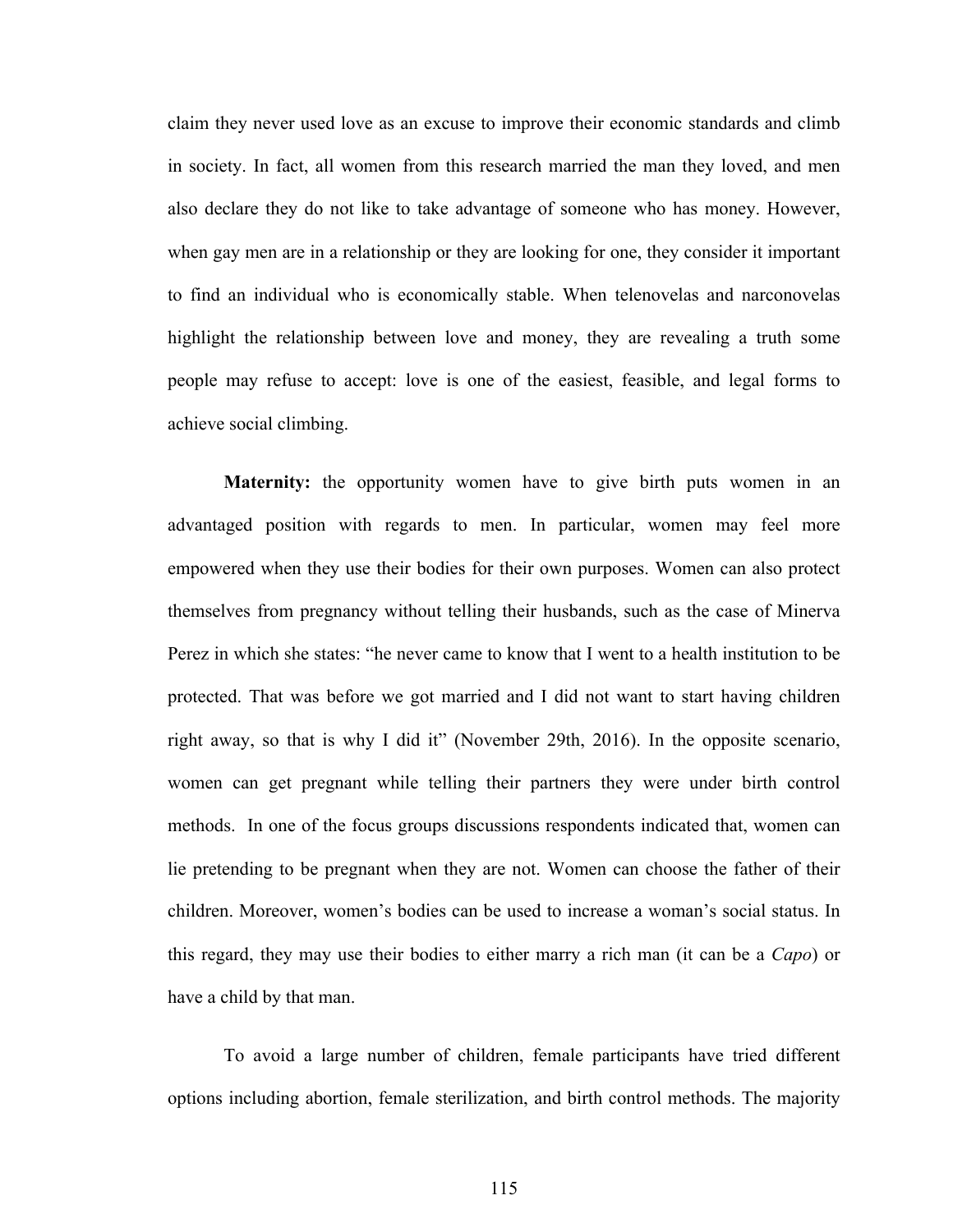claim they never used love as an excuse to improve their economic standards and climb in society. In fact, all women from this research married the man they loved, and men also declare they do not like to take advantage of someone who has money. However, when gay men are in a relationship or they are looking for one, they consider it important to find an individual who is economically stable. When telenovelas and narconovelas highlight the relationship between love and money, they are revealing a truth some people may refuse to accept: love is one of the easiest, feasible, and legal forms to achieve social climbing.

**Maternity:** the opportunity women have to give birth puts women in an advantaged position with regards to men. In particular, women may feel more empowered when they use their bodies for their own purposes. Women can also protect themselves from pregnancy without telling their husbands, such as the case of Minerva Perez in which she states: "he never came to know that I went to a health institution to be protected. That was before we got married and I did not want to start having children right away, so that is why I did it" (November 29th, 2016). In the opposite scenario, women can get pregnant while telling their partners they were under birth control methods. In one of the focus groups discussions respondents indicated that, women can lie pretending to be pregnant when they are not. Women can choose the father of their children. Moreover, women's bodies can be used to increase a woman's social status. In this regard, they may use their bodies to either marry a rich man (it can be a *Capo*) or have a child by that man.

To avoid a large number of children, female participants have tried different options including abortion, female sterilization, and birth control methods. The majority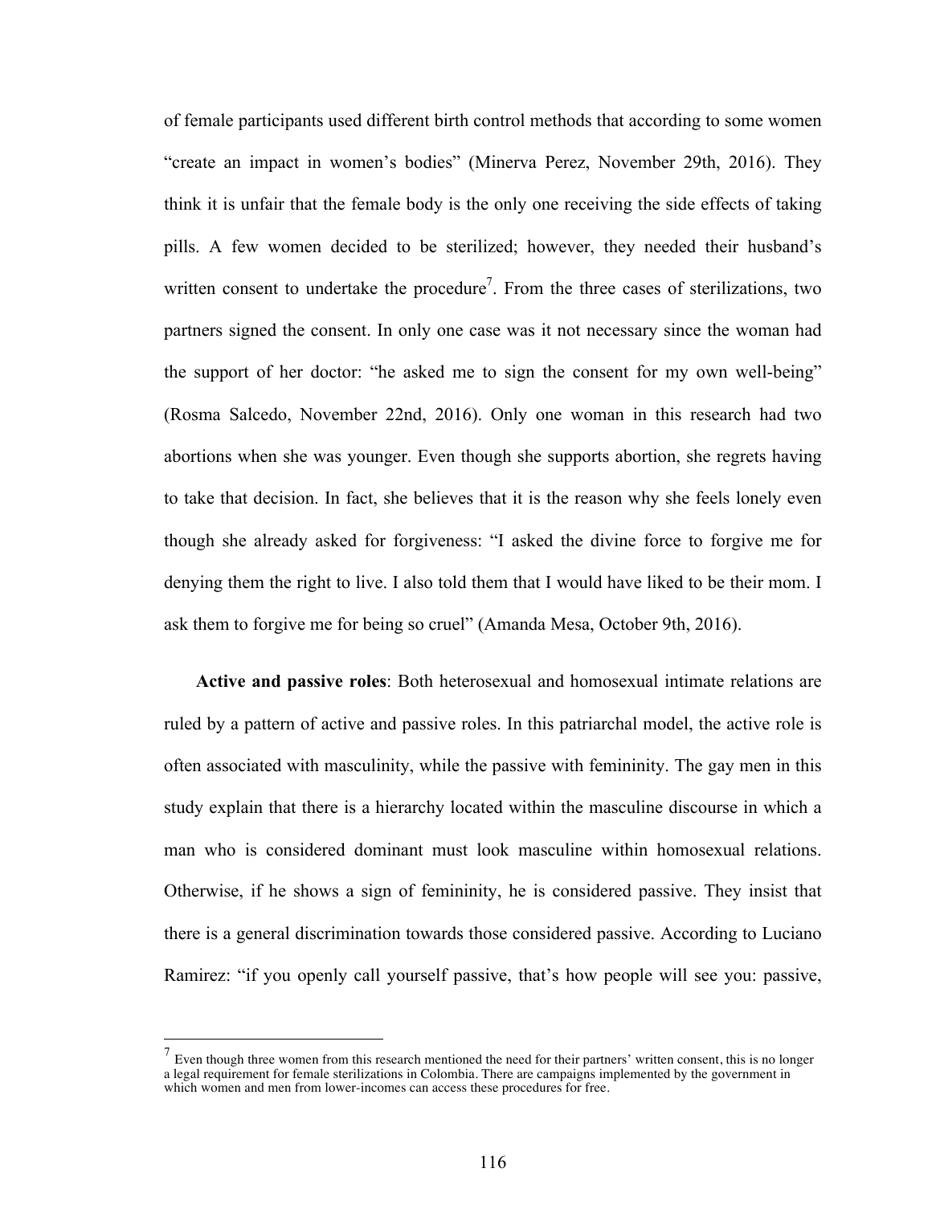of female participants used different birth control methods that according to some women "create an impact in women's bodies" (Minerva Perez, November 29th, 2016). They think it is unfair that the female body is the only one receiving the side effects of taking pills. A few women decided to be sterilized; however, they needed their husband's written consent to undertake the procedure[7]. From the three cases of sterilizations, two partners signed the consent. In only one case was it not necessary since the woman had the support of her doctor: "he asked me to sign the consent for my own well-being" (Rosma Salcedo, November 22nd, 2016). Only one woman in this research had two abortions when she was younger. Even though she supports abortion, she regrets having to take that decision. In fact, she believes that it is the reason why she feels lonely even though she already asked for forgiveness: "I asked the divine force to forgive me for denying them the right to live. I also told them that I would have liked to be their mom. I ask them to forgive me for being so cruel" (Amanda Mesa, October 9th, 2016).

**Active and passive roles**: Both heterosexual and homosexual intimate relations are ruled by a pattern of active and passive roles. In this patriarchal model, the active role is often associated with masculinity, while the passive with femininity. The gay men in this study explain that there is a hierarchy located within the masculine discourse in which a man who is considered dominant must look masculine within homosexual relations. Otherwise, if he shows a sign of femininity, he is considered passive. They insist that there is a general discrimination towards those considered passive. According to Luciano Ramirez: "if you openly call yourself passive, that's how people will see you: passive,

[7] Even though three women from this research mentioned the need for their partners' written consent, this is no longer a legal requirement for female sterilizations in Colombia. There are campaigns implemented by the government in which women and men from lower-incomes can access these procedures for free.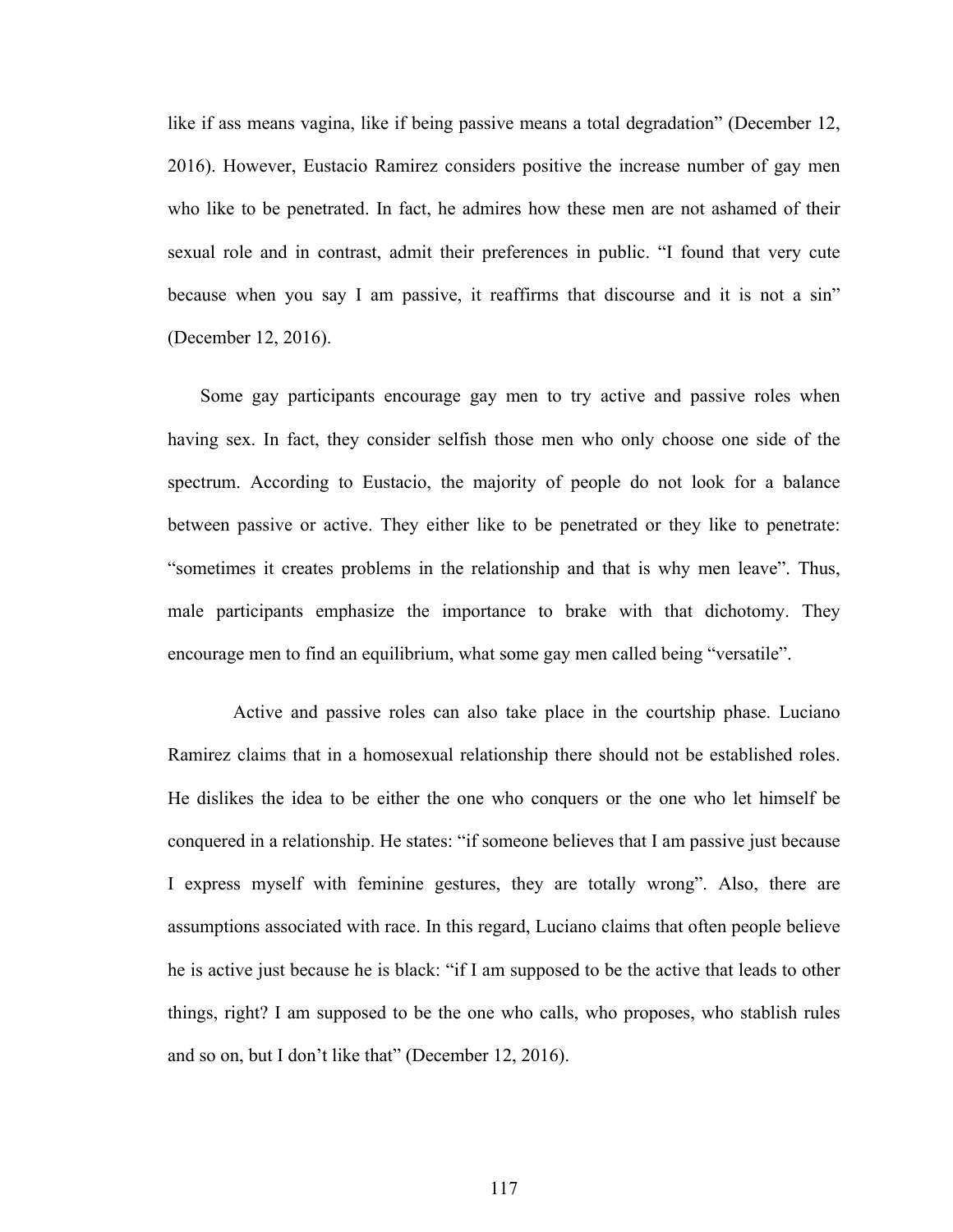like if ass means vagina, like if being passive means a total degradation" (December 12, 2016). However, Eustacio Ramirez considers positive the increase number of gay men who like to be penetrated. In fact, he admires how these men are not ashamed of their sexual role and in contrast, admit their preferences in public. "I found that very cute because when you say I am passive, it reaffirms that discourse and it is not a sin" (December 12, 2016).

Some gay participants encourage gay men to try active and passive roles when having sex. In fact, they consider selfish those men who only choose one side of the spectrum. According to Eustacio, the majority of people do not look for a balance between passive or active. They either like to be penetrated or they like to penetrate: "sometimes it creates problems in the relationship and that is why men leave". Thus, male participants emphasize the importance to brake with that dichotomy. They encourage men to find an equilibrium, what some gay men called being "versatile".

Active and passive roles can also take place in the courtship phase. Luciano Ramirez claims that in a homosexual relationship there should not be established roles. He dislikes the idea to be either the one who conquers or the one who let himself be conquered in a relationship. He states: "if someone believes that I am passive just because I express myself with feminine gestures, they are totally wrong". Also, there are assumptions associated with race. In this regard, Luciano claims that often people believe he is active just because he is black: "if I am supposed to be the active that leads to other things, right? I am supposed to be the one who calls, who proposes, who stablish rules and so on, but I don't like that" (December 12, 2016).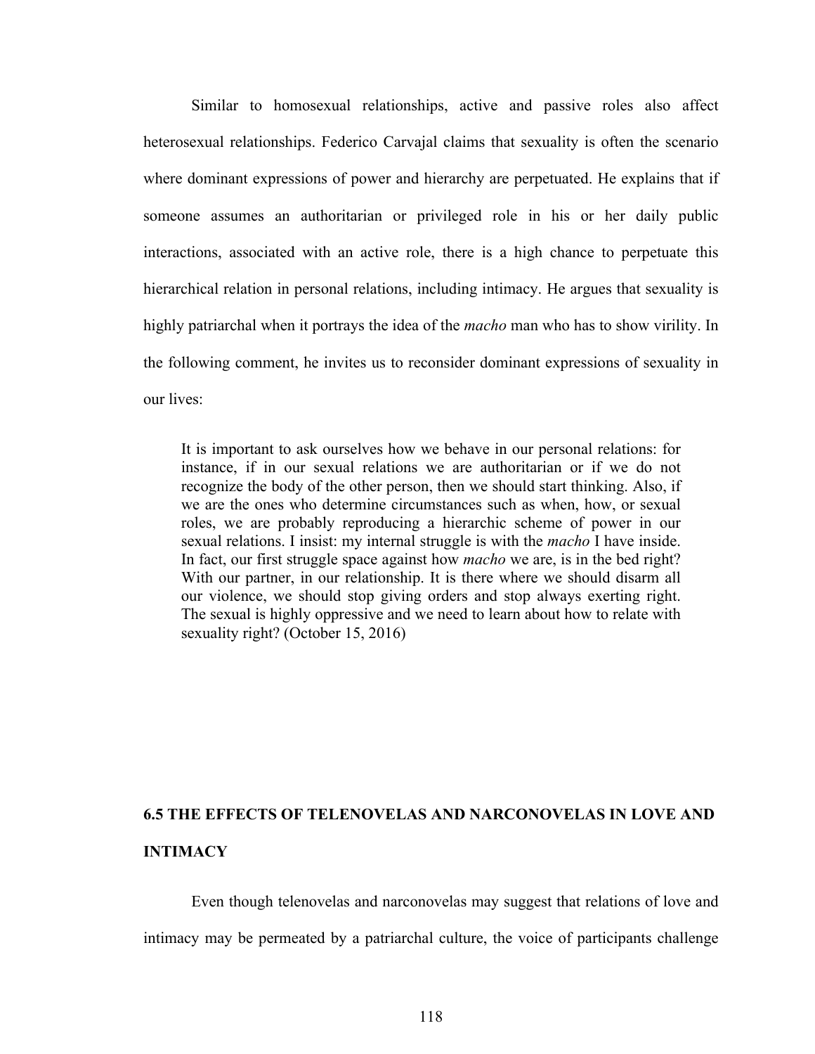Similar to homosexual relationships, active and passive roles also affect heterosexual relationships. Federico Carvajal claims that sexuality is often the scenario where dominant expressions of power and hierarchy are perpetuated. He explains that if someone assumes an authoritarian or privileged role in his or her daily public interactions, associated with an active role, there is a high chance to perpetuate this hierarchical relation in personal relations, including intimacy. He argues that sexuality is highly patriarchal when it portrays the idea of the *macho* man who has to show virility. In the following comment, he invites us to reconsider dominant expressions of sexuality in our lives:

> It is important to ask ourselves how we behave in our personal relations: for instance, if in our sexual relations we are authoritarian or if we do not recognize the body of the other person, then we should start thinking. Also, if we are the ones who determine circumstances such as when, how, or sexual roles, we are probably reproducing a hierarchic scheme of power in our sexual relations. I insist: my internal struggle is with the *macho* I have inside. In fact, our first struggle space against how *macho* we are, is in the bed right? With our partner, in our relationship. It is there where we should disarm all our violence, we should stop giving orders and stop always exerting right. The sexual is highly oppressive and we need to learn about how to relate with sexuality right? (October 15, 2016)

## 6.5 THE EFFECTS OF TELENOVELAS AND NARCONOVELAS IN LOVE AND INTIMACY

Even though telenovelas and narconovelas may suggest that relations of love and intimacy may be permeated by a patriarchal culture, the voice of participants challenge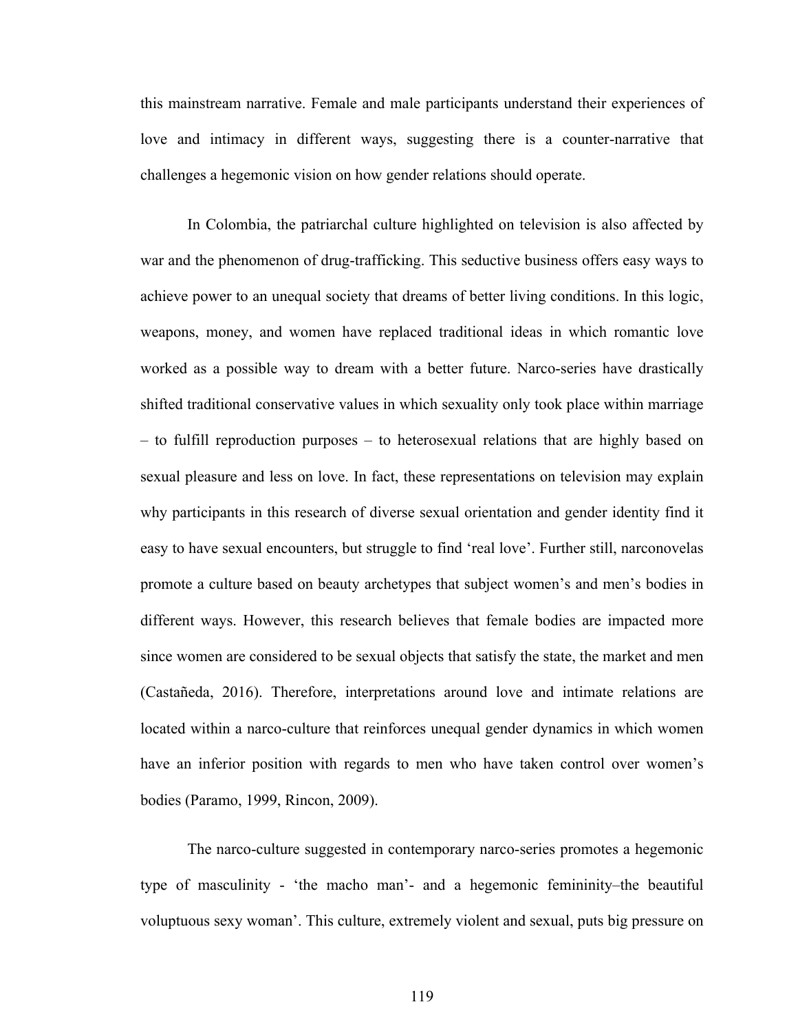this mainstream narrative. Female and male participants understand their experiences of love and intimacy in different ways, suggesting there is a counter-narrative that challenges a hegemonic vision on how gender relations should operate.

In Colombia, the patriarchal culture highlighted on television is also affected by war and the phenomenon of drug-trafficking. This seductive business offers easy ways to achieve power to an unequal society that dreams of better living conditions. In this logic, weapons, money, and women have replaced traditional ideas in which romantic love worked as a possible way to dream with a better future. Narco-series have drastically shifted traditional conservative values in which sexuality only took place within marriage – to fulfill reproduction purposes – to heterosexual relations that are highly based on sexual pleasure and less on love. In fact, these representations on television may explain why participants in this research of diverse sexual orientation and gender identity find it easy to have sexual encounters, but struggle to find 'real love'. Further still, narconovelas promote a culture based on beauty archetypes that subject women's and men's bodies in different ways. However, this research believes that female bodies are impacted more since women are considered to be sexual objects that satisfy the state, the market and men (Castañeda, 2016). Therefore, interpretations around love and intimate relations are located within a narco-culture that reinforces unequal gender dynamics in which women have an inferior position with regards to men who have taken control over women's bodies (Paramo, 1999, Rincon, 2009).

The narco-culture suggested in contemporary narco-series promotes a hegemonic type of masculinity - 'the macho man'- and a hegemonic femininity–the beautiful voluptuous sexy woman'. This culture, extremely violent and sexual, puts big pressure on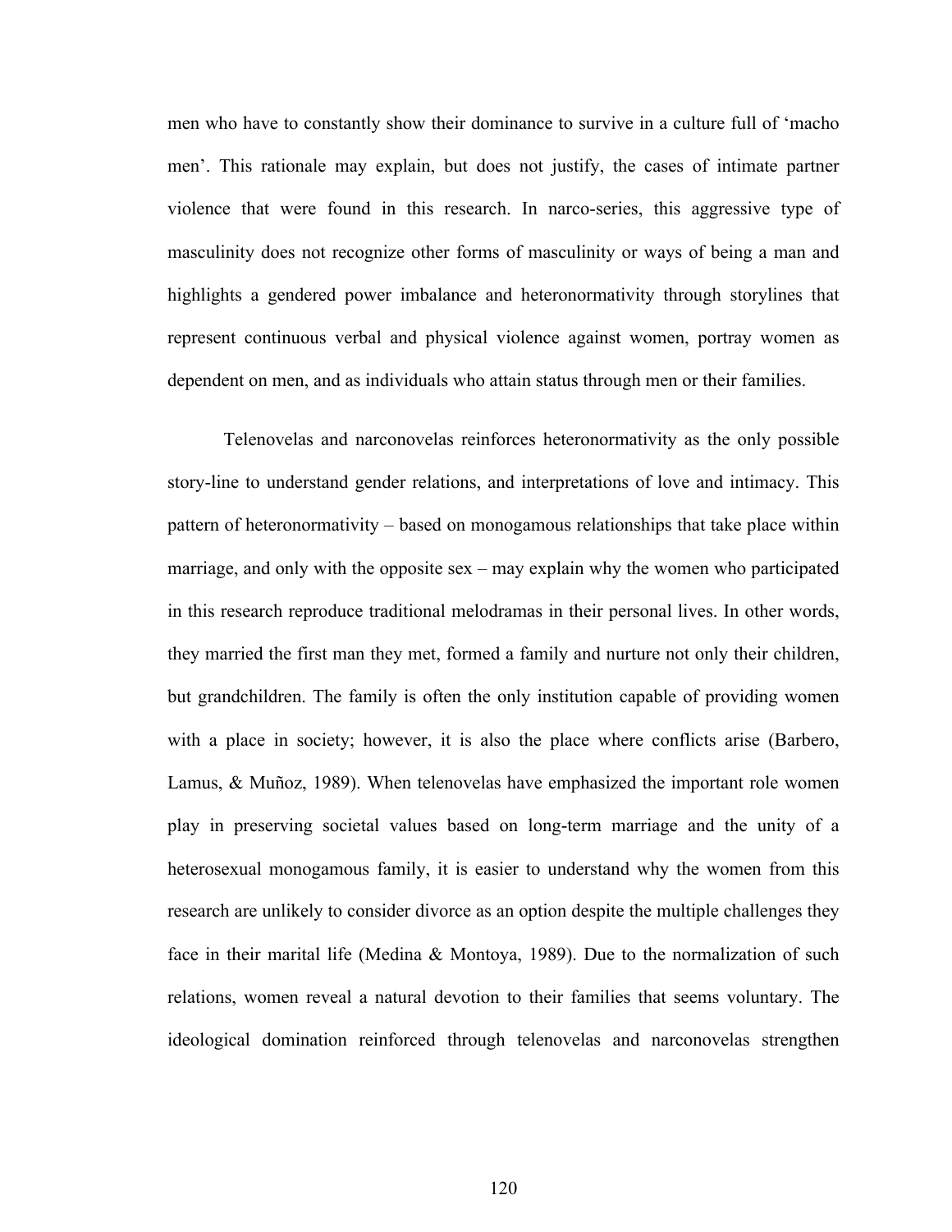men who have to constantly show their dominance to survive in a culture full of 'macho men'. This rationale may explain, but does not justify, the cases of intimate partner violence that were found in this research. In narco-series, this aggressive type of masculinity does not recognize other forms of masculinity or ways of being a man and highlights a gendered power imbalance and heteronormativity through storylines that represent continuous verbal and physical violence against women, portray women as dependent on men, and as individuals who attain status through men or their families.

Telenovelas and narconovelas reinforces heteronormativity as the only possible story-line to understand gender relations, and interpretations of love and intimacy. This pattern of heteronormativity – based on monogamous relationships that take place within marriage, and only with the opposite sex – may explain why the women who participated in this research reproduce traditional melodramas in their personal lives. In other words, they married the first man they met, formed a family and nurture not only their children, but grandchildren. The family is often the only institution capable of providing women with a place in society; however, it is also the place where conflicts arise (Barbero, Lamus, & Muñoz, 1989). When telenovelas have emphasized the important role women play in preserving societal values based on long-term marriage and the unity of a heterosexual monogamous family, it is easier to understand why the women from this research are unlikely to consider divorce as an option despite the multiple challenges they face in their marital life (Medina & Montoya, 1989). Due to the normalization of such relations, women reveal a natural devotion to their families that seems voluntary. The ideological domination reinforced through telenovelas and narconovelas strengthen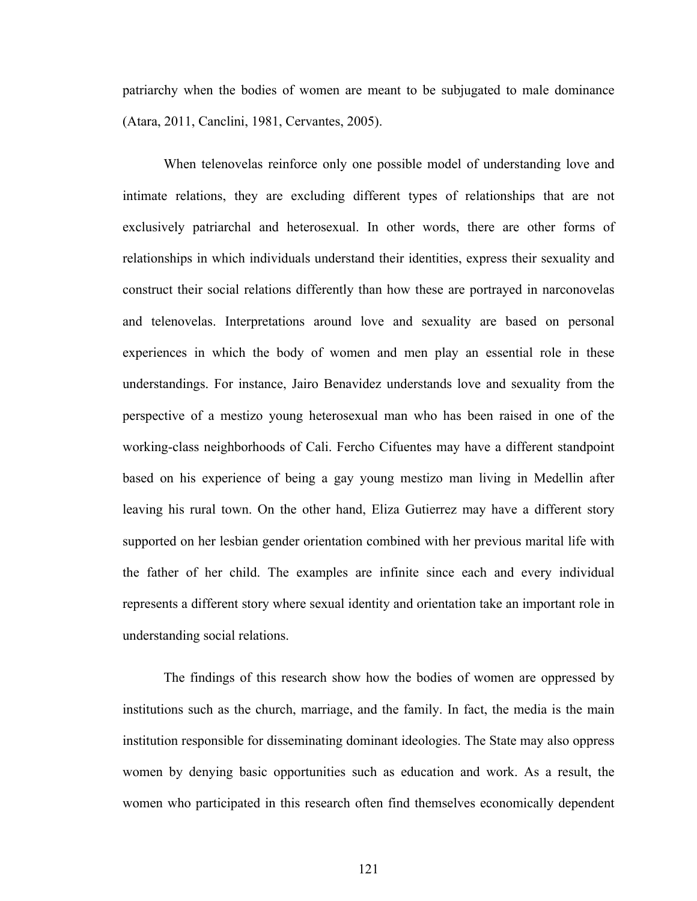patriarchy when the bodies of women are meant to be subjugated to male dominance (Atara, 2011, Canclini, 1981, Cervantes, 2005).

When telenovelas reinforce only one possible model of understanding love and intimate relations, they are excluding different types of relationships that are not exclusively patriarchal and heterosexual. In other words, there are other forms of relationships in which individuals understand their identities, express their sexuality and construct their social relations differently than how these are portrayed in narconovelas and telenovelas. Interpretations around love and sexuality are based on personal experiences in which the body of women and men play an essential role in these understandings. For instance, Jairo Benavidez understands love and sexuality from the perspective of a mestizo young heterosexual man who has been raised in one of the working-class neighborhoods of Cali. Fercho Cifuentes may have a different standpoint based on his experience of being a gay young mestizo man living in Medellin after leaving his rural town. On the other hand, Eliza Gutierrez may have a different story supported on her lesbian gender orientation combined with her previous marital life with the father of her child. The examples are infinite since each and every individual represents a different story where sexual identity and orientation take an important role in understanding social relations.

The findings of this research show how the bodies of women are oppressed by institutions such as the church, marriage, and the family. In fact, the media is the main institution responsible for disseminating dominant ideologies. The State may also oppress women by denying basic opportunities such as education and work. As a result, the women who participated in this research often find themselves economically dependent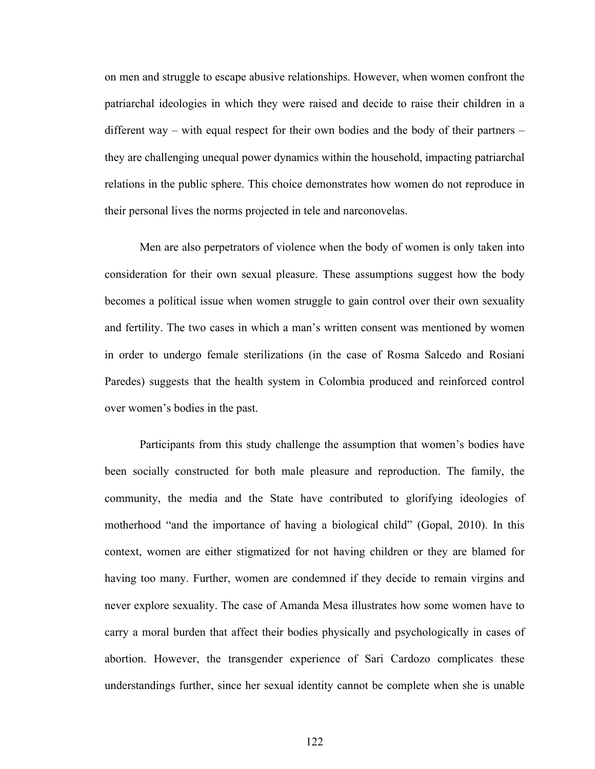on men and struggle to escape abusive relationships. However, when women confront the patriarchal ideologies in which they were raised and decide to raise their children in a different way – with equal respect for their own bodies and the body of their partners – they are challenging unequal power dynamics within the household, impacting patriarchal relations in the public sphere. This choice demonstrates how women do not reproduce in their personal lives the norms projected in tele and narconovelas.

Men are also perpetrators of violence when the body of women is only taken into consideration for their own sexual pleasure. These assumptions suggest how the body becomes a political issue when women struggle to gain control over their own sexuality and fertility. The two cases in which a man's written consent was mentioned by women in order to undergo female sterilizations (in the case of Rosma Salcedo and Rosiani Paredes) suggests that the health system in Colombia produced and reinforced control over women's bodies in the past.

Participants from this study challenge the assumption that women's bodies have been socially constructed for both male pleasure and reproduction. The family, the community, the media and the State have contributed to glorifying ideologies of motherhood "and the importance of having a biological child" (Gopal, 2010). In this context, women are either stigmatized for not having children or they are blamed for having too many. Further, women are condemned if they decide to remain virgins and never explore sexuality. The case of Amanda Mesa illustrates how some women have to carry a moral burden that affect their bodies physically and psychologically in cases of abortion. However, the transgender experience of Sari Cardozo complicates these understandings further, since her sexual identity cannot be complete when she is unable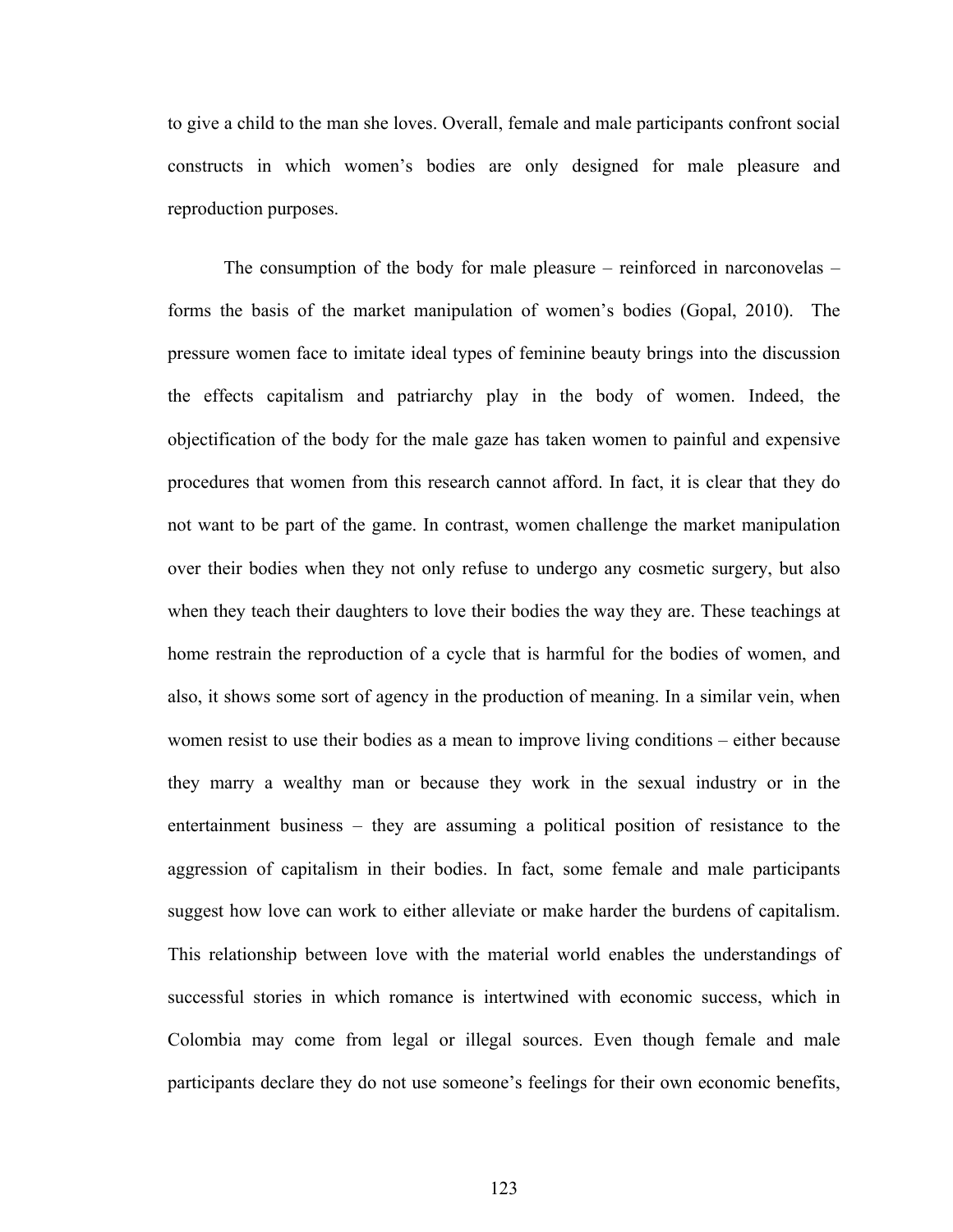to give a child to the man she loves. Overall, female and male participants confront social constructs in which women's bodies are only designed for male pleasure and reproduction purposes.

The consumption of the body for male pleasure – reinforced in narconovelas – forms the basis of the market manipulation of women's bodies (Gopal, 2010). The pressure women face to imitate ideal types of feminine beauty brings into the discussion the effects capitalism and patriarchy play in the body of women. Indeed, the objectification of the body for the male gaze has taken women to painful and expensive procedures that women from this research cannot afford. In fact, it is clear that they do not want to be part of the game. In contrast, women challenge the market manipulation over their bodies when they not only refuse to undergo any cosmetic surgery, but also when they teach their daughters to love their bodies the way they are. These teachings at home restrain the reproduction of a cycle that is harmful for the bodies of women, and also, it shows some sort of agency in the production of meaning. In a similar vein, when women resist to use their bodies as a mean to improve living conditions – either because they marry a wealthy man or because they work in the sexual industry or in the entertainment business – they are assuming a political position of resistance to the aggression of capitalism in their bodies. In fact, some female and male participants suggest how love can work to either alleviate or make harder the burdens of capitalism. This relationship between love with the material world enables the understandings of successful stories in which romance is intertwined with economic success, which in Colombia may come from legal or illegal sources. Even though female and male participants declare they do not use someone's feelings for their own economic benefits,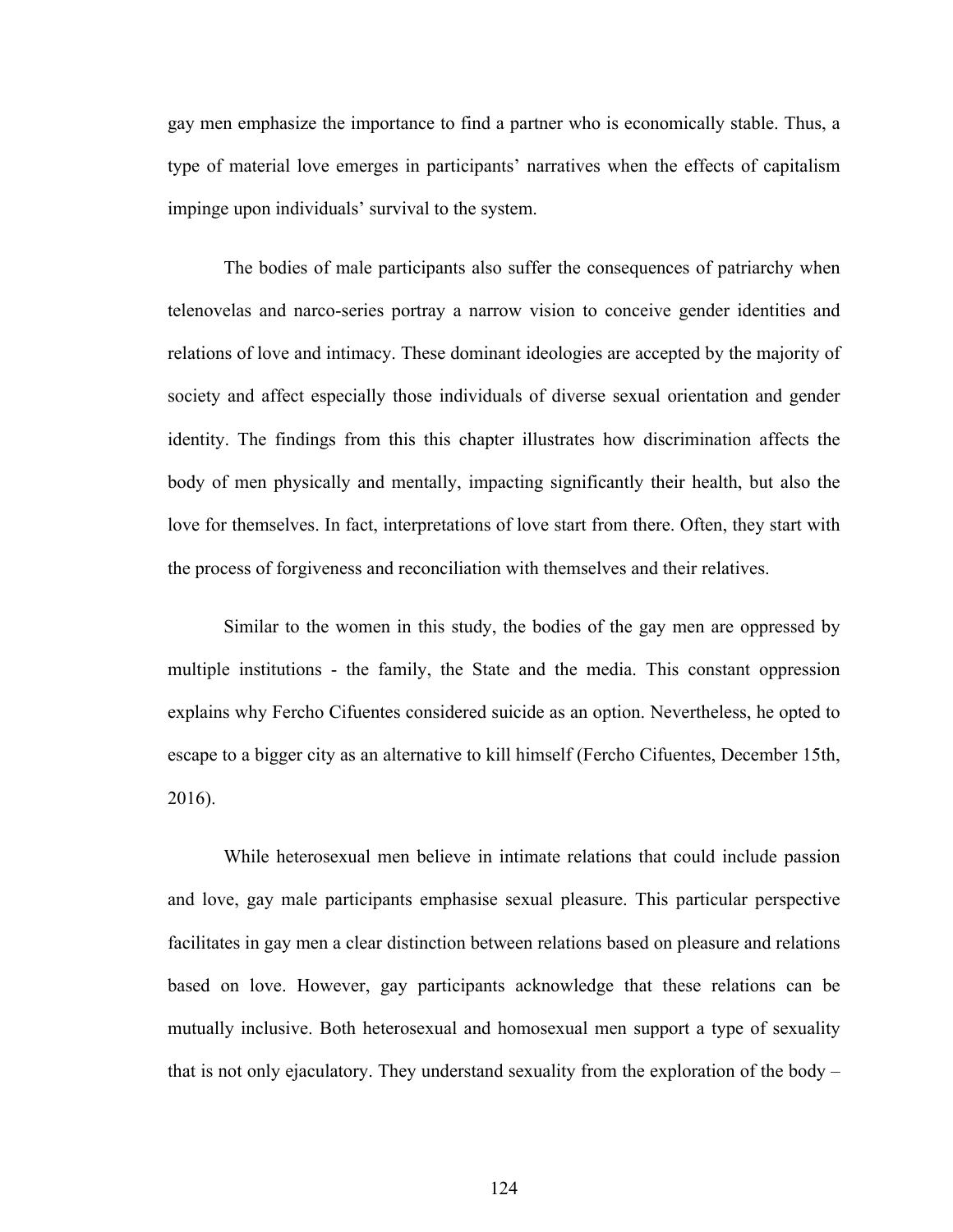gay men emphasize the importance to find a partner who is economically stable. Thus, a type of material love emerges in participants' narratives when the effects of capitalism impinge upon individuals' survival to the system.

The bodies of male participants also suffer the consequences of patriarchy when telenovelas and narco-series portray a narrow vision to conceive gender identities and relations of love and intimacy. These dominant ideologies are accepted by the majority of society and affect especially those individuals of diverse sexual orientation and gender identity. The findings from this this chapter illustrates how discrimination affects the body of men physically and mentally, impacting significantly their health, but also the love for themselves. In fact, interpretations of love start from there. Often, they start with the process of forgiveness and reconciliation with themselves and their relatives.

Similar to the women in this study, the bodies of the gay men are oppressed by multiple institutions - the family, the State and the media. This constant oppression explains why Fercho Cifuentes considered suicide as an option. Nevertheless, he opted to escape to a bigger city as an alternative to kill himself (Fercho Cifuentes, December 15th, 2016).

While heterosexual men believe in intimate relations that could include passion and love, gay male participants emphasise sexual pleasure. This particular perspective facilitates in gay men a clear distinction between relations based on pleasure and relations based on love. However, gay participants acknowledge that these relations can be mutually inclusive. Both heterosexual and homosexual men support a type of sexuality that is not only ejaculatory. They understand sexuality from the exploration of the body –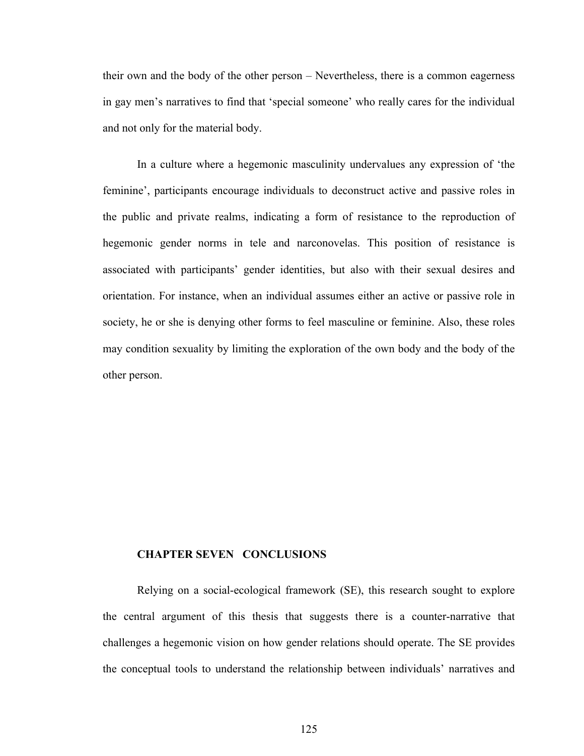their own and the body of the other person – Nevertheless, there is a common eagerness in gay men's narratives to find that 'special someone' who really cares for the individual and not only for the material body.

In a culture where a hegemonic masculinity undervalues any expression of 'the feminine', participants encourage individuals to deconstruct active and passive roles in the public and private realms, indicating a form of resistance to the reproduction of hegemonic gender norms in tele and narconovelas. This position of resistance is associated with participants' gender identities, but also with their sexual desires and orientation. For instance, when an individual assumes either an active or passive role in society, he or she is denying other forms to feel masculine or feminine. Also, these roles may condition sexuality by limiting the exploration of the own body and the body of the other person.

# CHAPTER SEVEN CONCLUSIONS

Relying on a social-ecological framework (SE), this research sought to explore the central argument of this thesis that suggests there is a counter-narrative that challenges a hegemonic vision on how gender relations should operate. The SE provides the conceptual tools to understand the relationship between individuals' narratives and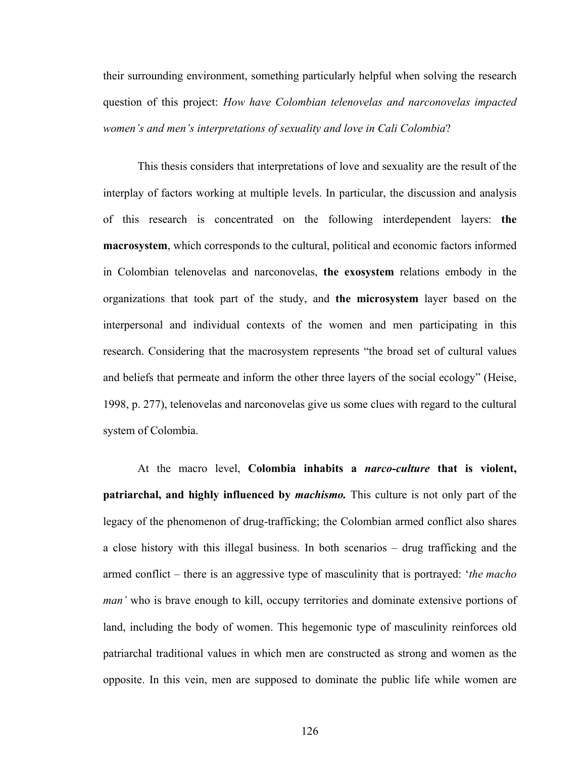their surrounding environment, something particularly helpful when solving the research question of this project: *How have Colombian telenovelas and narconovelas impacted women's and men's interpretations of sexuality and love in Cali Colombia*?

This thesis considers that interpretations of love and sexuality are the result of the interplay of factors working at multiple levels. In particular, the discussion and analysis of this research is concentrated on the following interdependent layers: **the macrosystem**, which corresponds to the cultural, political and economic factors informed in Colombian telenovelas and narconovelas, **the exosystem** relations embody in the organizations that took part of the study, and **the microsystem** layer based on the interpersonal and individual contexts of the women and men participating in this research. Considering that the macrosystem represents "the broad set of cultural values and beliefs that permeate and inform the other three layers of the social ecology" (Heise, 1998, p. 277), telenovelas and narconovelas give us some clues with regard to the cultural system of Colombia.

At the macro level, **Colombia inhabits a *narco-culture* that is violent, patriarchal, and highly influenced by *machismo.*** This culture is not only part of the legacy of the phenomenon of drug-trafficking; the Colombian armed conflict also shares a close history with this illegal business. In both scenarios – drug trafficking and the armed conflict – there is an aggressive type of masculinity that is portrayed: '*the macho man'* who is brave enough to kill, occupy territories and dominate extensive portions of land, including the body of women. This hegemonic type of masculinity reinforces old patriarchal traditional values in which men are constructed as strong and women as the opposite. In this vein, men are supposed to dominate the public life while women are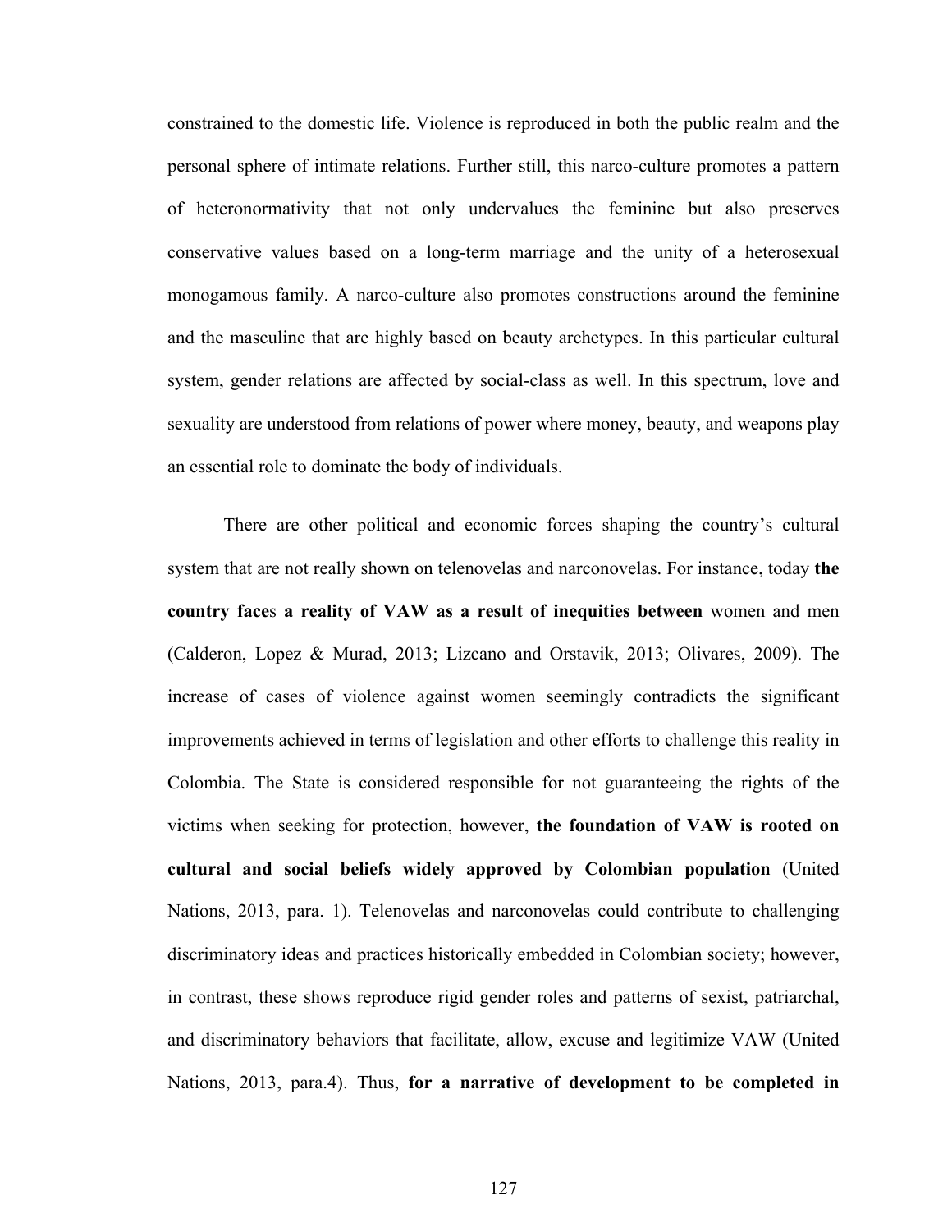constrained to the domestic life. Violence is reproduced in both the public realm and the personal sphere of intimate relations. Further still, this narco-culture promotes a pattern of heteronormativity that not only undervalues the feminine but also preserves conservative values based on a long-term marriage and the unity of a heterosexual monogamous family. A narco-culture also promotes constructions around the feminine and the masculine that are highly based on beauty archetypes. In this particular cultural system, gender relations are affected by social-class as well. In this spectrum, love and sexuality are understood from relations of power where money, beauty, and weapons play an essential role to dominate the body of individuals.

There are other political and economic forces shaping the country's cultural system that are not really shown on telenovelas and narconovelas. For instance, today **the country faces a reality of VAW as a result of inequities between** women and men (Calderon, Lopez & Murad, 2013; Lizcano and Orstavik, 2013; Olivares, 2009). The increase of cases of violence against women seemingly contradicts the significant improvements achieved in terms of legislation and other efforts to challenge this reality in Colombia. The State is considered responsible for not guaranteeing the rights of the victims when seeking for protection, however, **the foundation of VAW is rooted on cultural and social beliefs widely approved by Colombian population** (United Nations, 2013, para. 1). Telenovelas and narconovelas could contribute to challenging discriminatory ideas and practices historically embedded in Colombian society; however, in contrast, these shows reproduce rigid gender roles and patterns of sexist, patriarchal, and discriminatory behaviors that facilitate, allow, excuse and legitimize VAW (United Nations, 2013, para.4). Thus, **for a narrative of development to be completed in**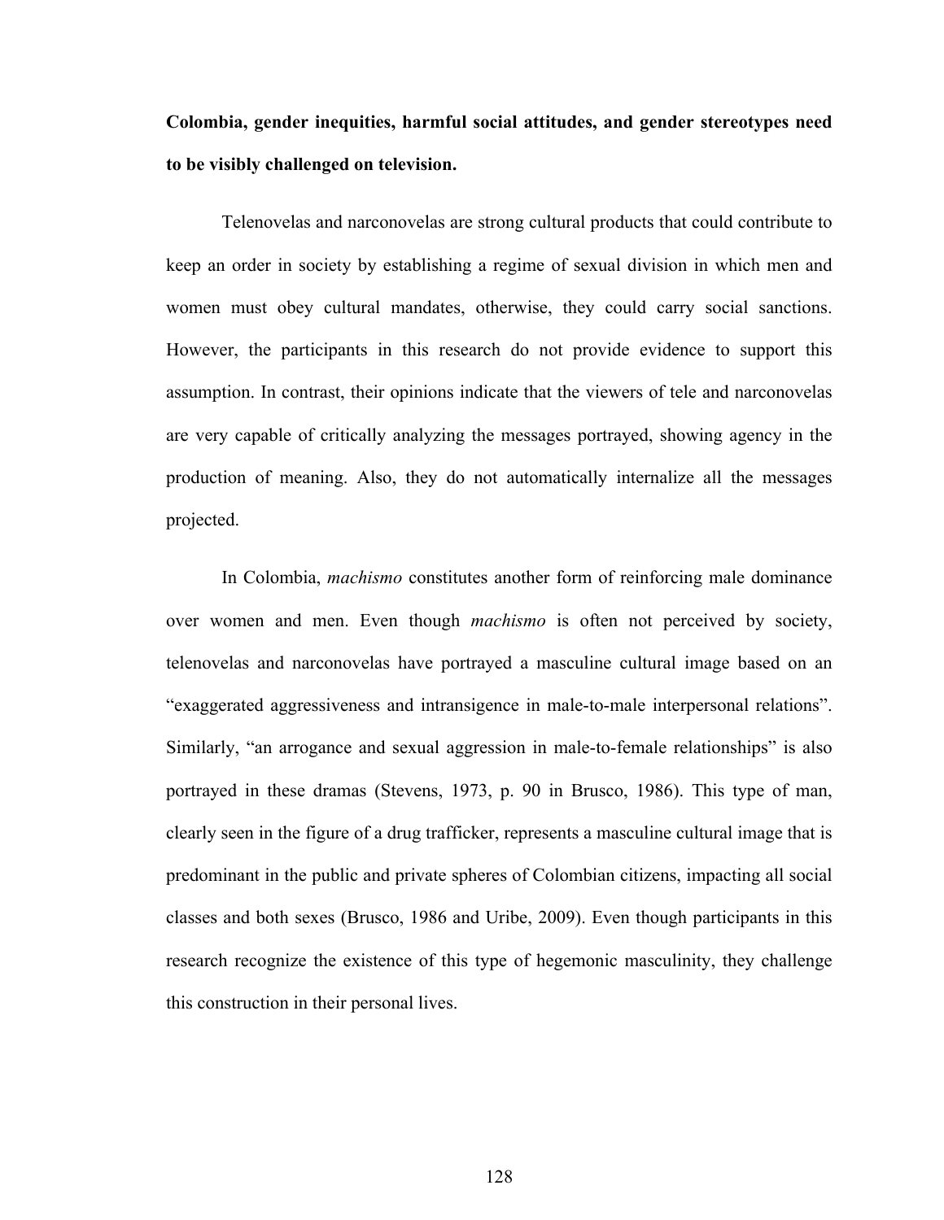**Colombia, gender inequities, harmful social attitudes, and gender stereotypes need to be visibly challenged on television.**

Telenovelas and narconovelas are strong cultural products that could contribute to keep an order in society by establishing a regime of sexual division in which men and women must obey cultural mandates, otherwise, they could carry social sanctions. However, the participants in this research do not provide evidence to support this assumption. In contrast, their opinions indicate that the viewers of tele and narconovelas are very capable of critically analyzing the messages portrayed, showing agency in the production of meaning. Also, they do not automatically internalize all the messages projected.

In Colombia, *machismo* constitutes another form of reinforcing male dominance over women and men. Even though *machismo* is often not perceived by society, telenovelas and narconovelas have portrayed a masculine cultural image based on an "exaggerated aggressiveness and intransigence in male-to-male interpersonal relations". Similarly, "an arrogance and sexual aggression in male-to-female relationships" is also portrayed in these dramas (Stevens, 1973, p. 90 in Brusco, 1986). This type of man, clearly seen in the figure of a drug trafficker, represents a masculine cultural image that is predominant in the public and private spheres of Colombian citizens, impacting all social classes and both sexes (Brusco, 1986 and Uribe, 2009). Even though participants in this research recognize the existence of this type of hegemonic masculinity, they challenge this construction in their personal lives.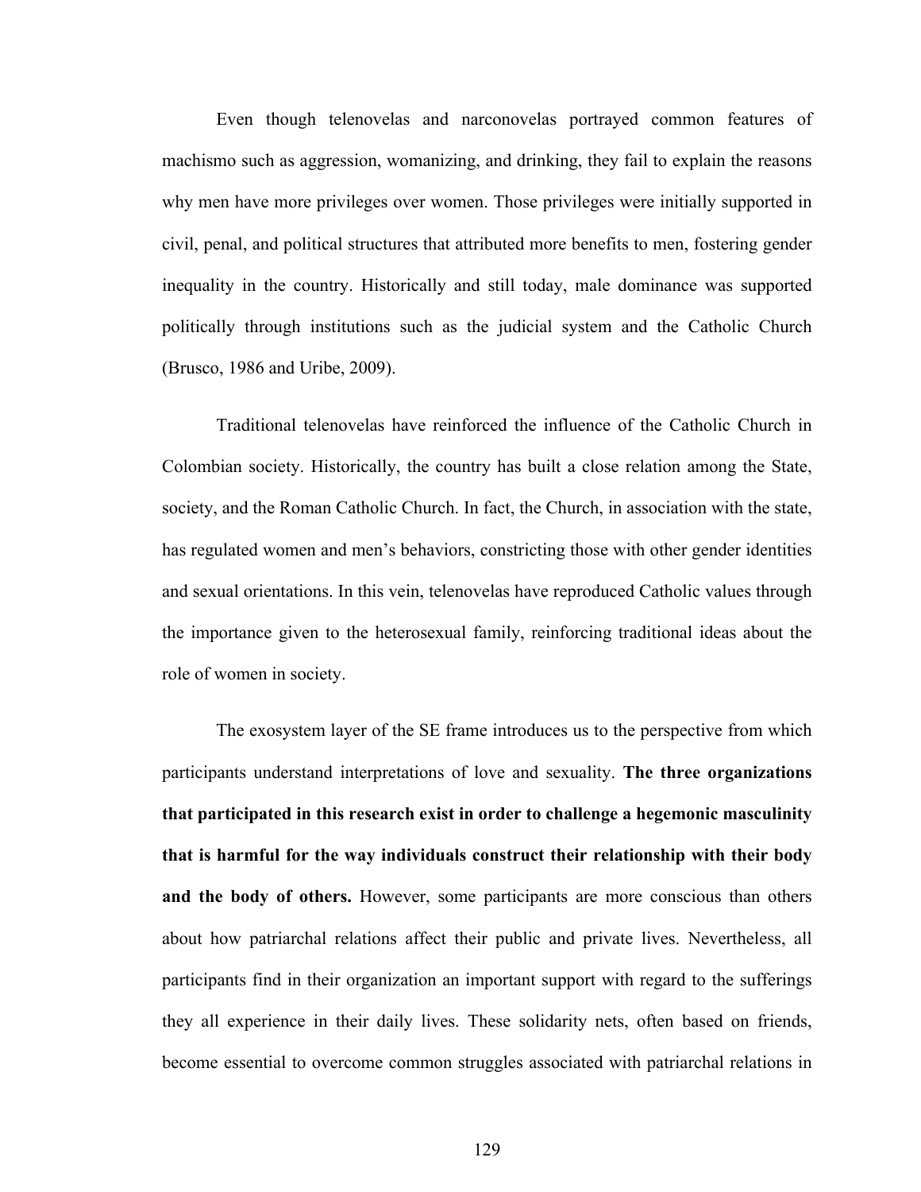Even though telenovelas and narconovelas portrayed common features of machismo such as aggression, womanizing, and drinking, they fail to explain the reasons why men have more privileges over women. Those privileges were initially supported in civil, penal, and political structures that attributed more benefits to men, fostering gender inequality in the country. Historically and still today, male dominance was supported politically through institutions such as the judicial system and the Catholic Church (Brusco, 1986 and Uribe, 2009).

Traditional telenovelas have reinforced the influence of the Catholic Church in Colombian society. Historically, the country has built a close relation among the State, society, and the Roman Catholic Church. In fact, the Church, in association with the state, has regulated women and men's behaviors, constricting those with other gender identities and sexual orientations. In this vein, telenovelas have reproduced Catholic values through the importance given to the heterosexual family, reinforcing traditional ideas about the role of women in society.

The exosystem layer of the SE frame introduces us to the perspective from which participants understand interpretations of love and sexuality. **The three organizations that participated in this research exist in order to challenge a hegemonic masculinity that is harmful for the way individuals construct their relationship with their body and the body of others.** However, some participants are more conscious than others about how patriarchal relations affect their public and private lives. Nevertheless, all participants find in their organization an important support with regard to the sufferings they all experience in their daily lives. These solidarity nets, often based on friends, become essential to overcome common struggles associated with patriarchal relations in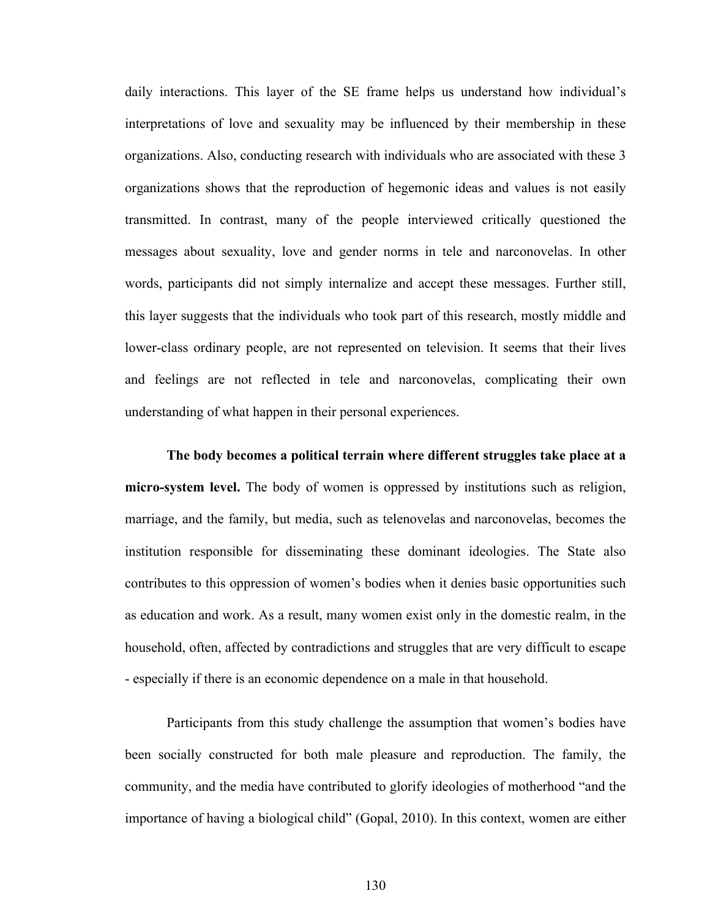daily interactions. This layer of the SE frame helps us understand how individual's interpretations of love and sexuality may be influenced by their membership in these organizations. Also, conducting research with individuals who are associated with these 3 organizations shows that the reproduction of hegemonic ideas and values is not easily transmitted. In contrast, many of the people interviewed critically questioned the messages about sexuality, love and gender norms in tele and narconovelas. In other words, participants did not simply internalize and accept these messages. Further still, this layer suggests that the individuals who took part of this research, mostly middle and lower-class ordinary people, are not represented on television. It seems that their lives and feelings are not reflected in tele and narconovelas, complicating their own understanding of what happen in their personal experiences.

**The body becomes a political terrain where different struggles take place at a micro-system level.** The body of women is oppressed by institutions such as religion, marriage, and the family, but media, such as telenovelas and narconovelas, becomes the institution responsible for disseminating these dominant ideologies. The State also contributes to this oppression of women's bodies when it denies basic opportunities such as education and work. As a result, many women exist only in the domestic realm, in the household, often, affected by contradictions and struggles that are very difficult to escape - especially if there is an economic dependence on a male in that household.

Participants from this study challenge the assumption that women's bodies have been socially constructed for both male pleasure and reproduction. The family, the community, and the media have contributed to glorify ideologies of motherhood "and the importance of having a biological child" (Gopal, 2010). In this context, women are either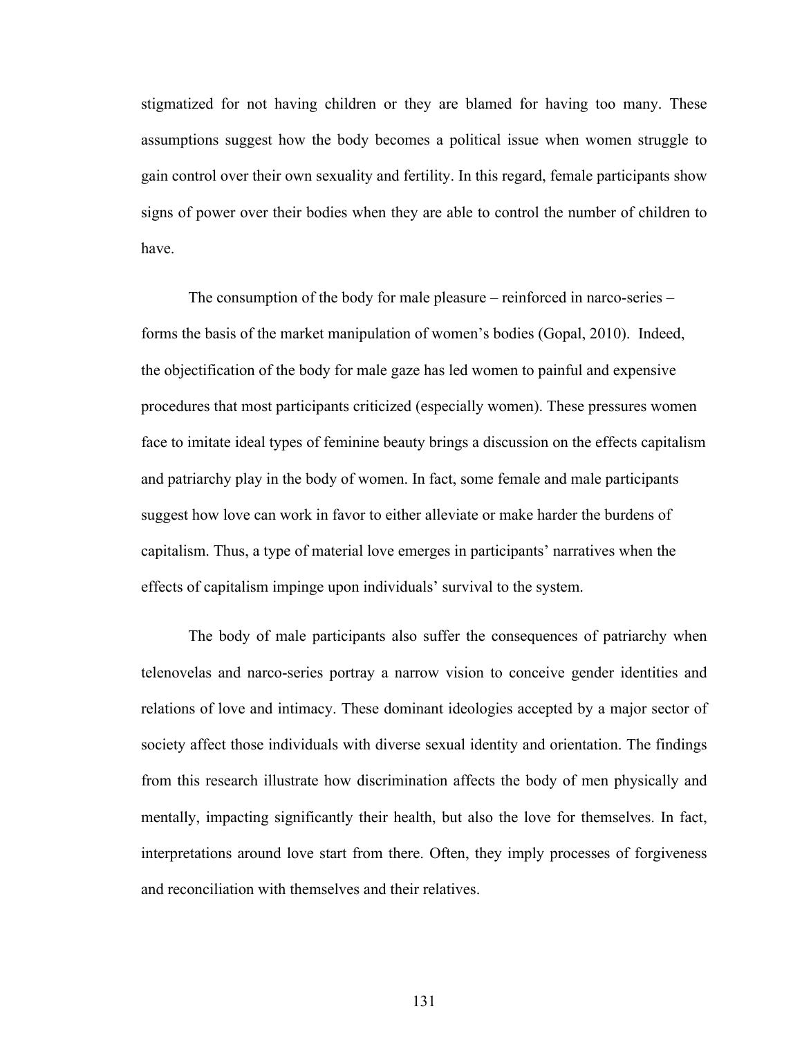stigmatized for not having children or they are blamed for having too many. These assumptions suggest how the body becomes a political issue when women struggle to gain control over their own sexuality and fertility. In this regard, female participants show signs of power over their bodies when they are able to control the number of children to have.

The consumption of the body for male pleasure – reinforced in narco-series – forms the basis of the market manipulation of women's bodies (Gopal, 2010). Indeed, the objectification of the body for male gaze has led women to painful and expensive procedures that most participants criticized (especially women). These pressures women face to imitate ideal types of feminine beauty brings a discussion on the effects capitalism and patriarchy play in the body of women. In fact, some female and male participants suggest how love can work in favor to either alleviate or make harder the burdens of capitalism. Thus, a type of material love emerges in participants' narratives when the effects of capitalism impinge upon individuals' survival to the system.

The body of male participants also suffer the consequences of patriarchy when telenovelas and narco-series portray a narrow vision to conceive gender identities and relations of love and intimacy. These dominant ideologies accepted by a major sector of society affect those individuals with diverse sexual identity and orientation. The findings from this research illustrate how discrimination affects the body of men physically and mentally, impacting significantly their health, but also the love for themselves. In fact, interpretations around love start from there. Often, they imply processes of forgiveness and reconciliation with themselves and their relatives.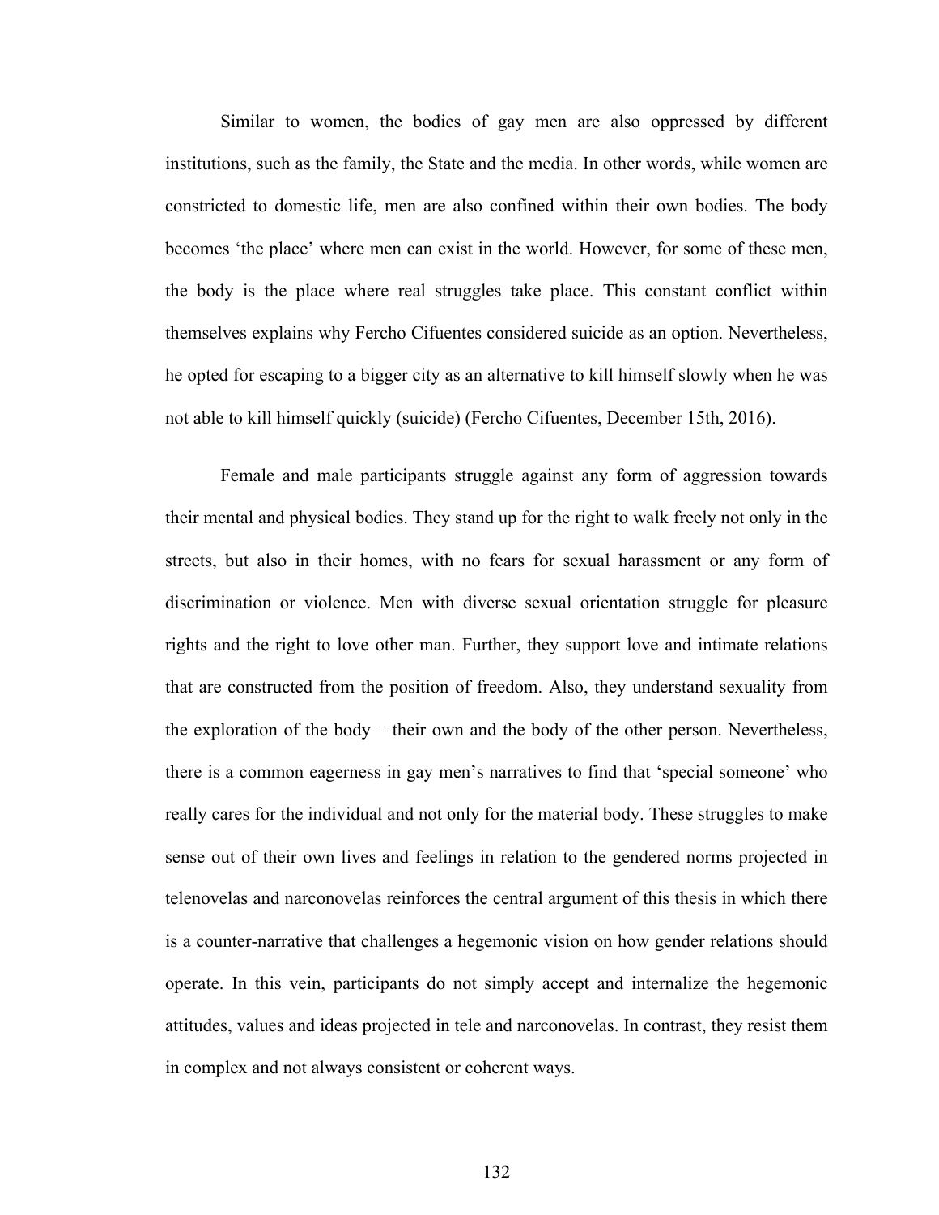Similar to women, the bodies of gay men are also oppressed by different institutions, such as the family, the State and the media. In other words, while women are constricted to domestic life, men are also confined within their own bodies. The body becomes ‘the place’ where men can exist in the world. However, for some of these men, the body is the place where real struggles take place. This constant conflict within themselves explains why Fercho Cifuentes considered suicide as an option. Nevertheless, he opted for escaping to a bigger city as an alternative to kill himself slowly when he was not able to kill himself quickly (suicide) (Fercho Cifuentes, December 15th, 2016).

Female and male participants struggle against any form of aggression towards their mental and physical bodies. They stand up for the right to walk freely not only in the streets, but also in their homes, with no fears for sexual harassment or any form of discrimination or violence. Men with diverse sexual orientation struggle for pleasure rights and the right to love other man. Further, they support love and intimate relations that are constructed from the position of freedom. Also, they understand sexuality from the exploration of the body – their own and the body of the other person. Nevertheless, there is a common eagerness in gay men’s narratives to find that ‘special someone’ who really cares for the individual and not only for the material body. These struggles to make sense out of their own lives and feelings in relation to the gendered norms projected in telenovelas and narconovelas reinforces the central argument of this thesis in which there is a counter-narrative that challenges a hegemonic vision on how gender relations should operate. In this vein, participants do not simply accept and internalize the hegemonic attitudes, values and ideas projected in tele and narconovelas. In contrast, they resist them in complex and not always consistent or coherent ways.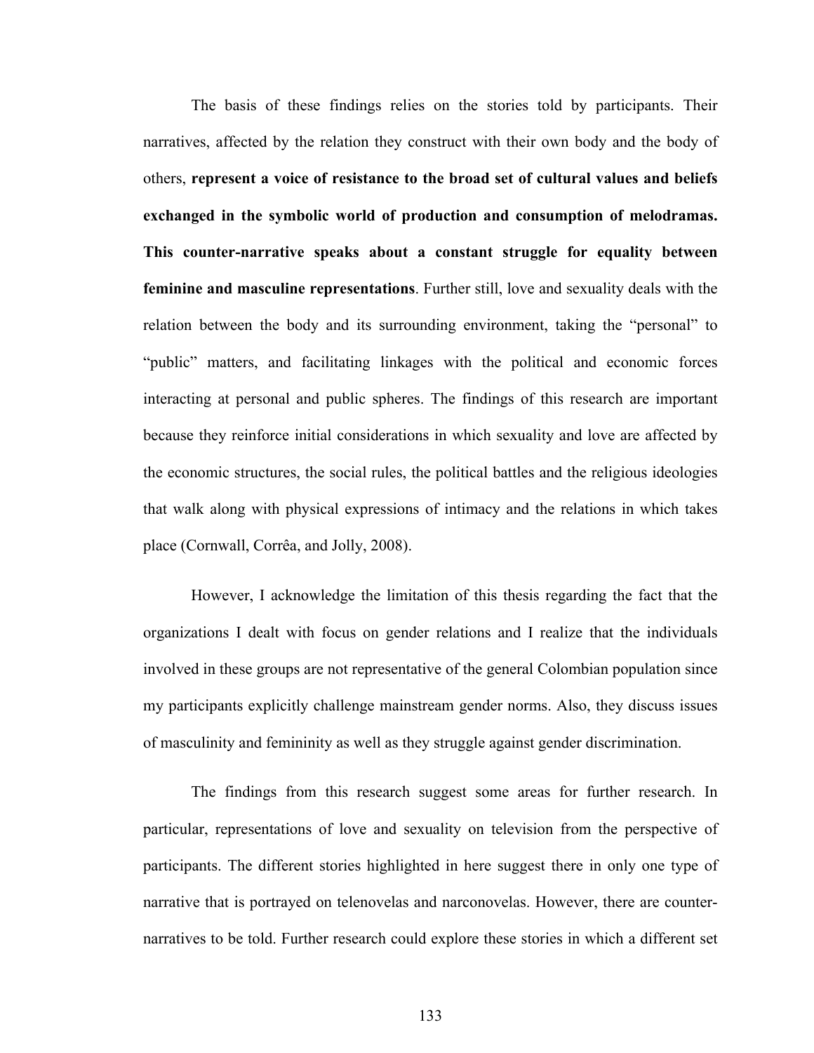The basis of these findings relies on the stories told by participants. Their narratives, affected by the relation they construct with their own body and the body of others, **represent a voice of resistance to the broad set of cultural values and beliefs exchanged in the symbolic world of production and consumption of melodramas. This counter-narrative speaks about a constant struggle for equality between feminine and masculine representations**. Further still, love and sexuality deals with the relation between the body and its surrounding environment, taking the "personal" to "public" matters, and facilitating linkages with the political and economic forces interacting at personal and public spheres. The findings of this research are important because they reinforce initial considerations in which sexuality and love are affected by the economic structures, the social rules, the political battles and the religious ideologies that walk along with physical expressions of intimacy and the relations in which takes place (Cornwall, Corrêa, and Jolly, 2008).

However, I acknowledge the limitation of this thesis regarding the fact that the organizations I dealt with focus on gender relations and I realize that the individuals involved in these groups are not representative of the general Colombian population since my participants explicitly challenge mainstream gender norms. Also, they discuss issues of masculinity and femininity as well as they struggle against gender discrimination.

The findings from this research suggest some areas for further research. In particular, representations of love and sexuality on television from the perspective of participants. The different stories highlighted in here suggest there in only one type of narrative that is portrayed on telenovelas and narconovelas. However, there are counter-narratives to be told. Further research could explore these stories in which a different set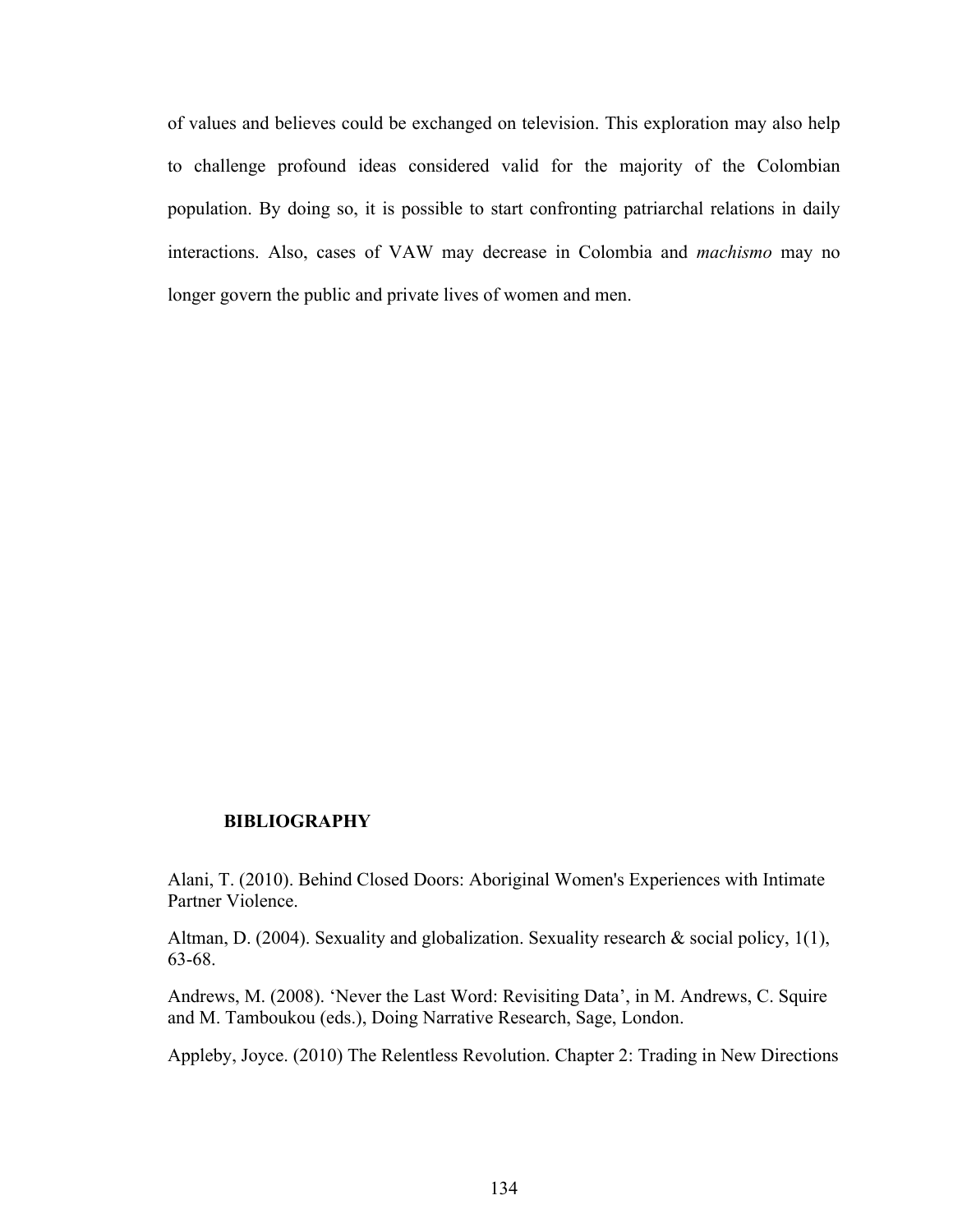of values and believes could be exchanged on television. This exploration may also help to challenge profound ideas considered valid for the majority of the Colombian population. By doing so, it is possible to start confronting patriarchal relations in daily interactions. Also, cases of VAW may decrease in Colombia and *machismo* may no longer govern the public and private lives of women and men.

## BIBLIOGRAPHY

Alani, T. (2010). Behind Closed Doors: Aboriginal Women's Experiences with Intimate Partner Violence.

Altman, D. (2004). Sexuality and globalization. Sexuality research & social policy, 1(1), 63-68.

Andrews, M. (2008). 'Never the Last Word: Revisiting Data', in M. Andrews, C. Squire and M. Tamboukou (eds.), Doing Narrative Research, Sage, London.

Appleby, Joyce. (2010) The Relentless Revolution. Chapter 2: Trading in New Directions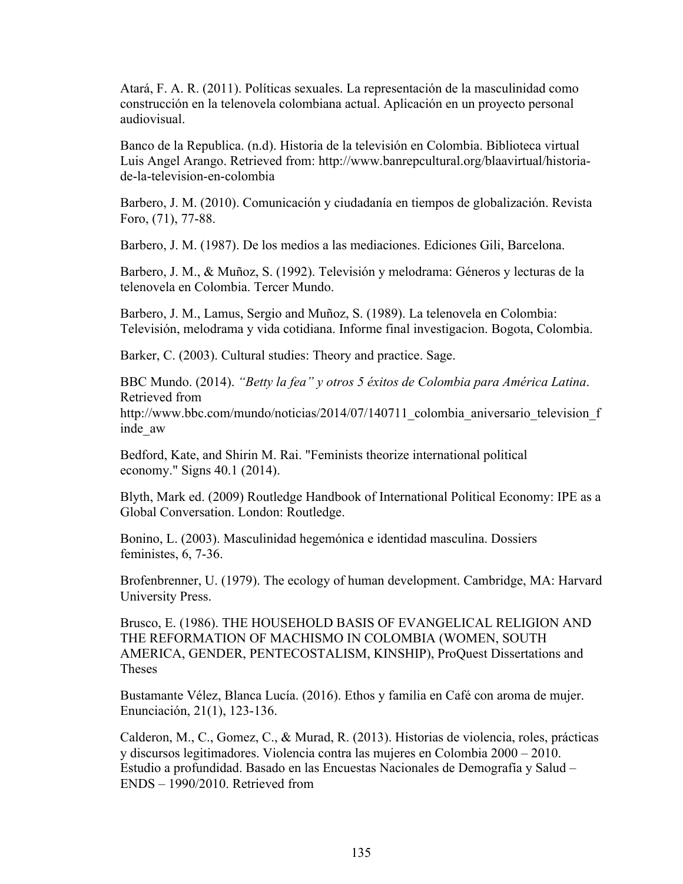Atará, F. A. R. (2011). Políticas sexuales. La representación de la masculinidad como construcción en la telenovela colombiana actual. Aplicación en un proyecto personal audiovisual.

Banco de la Republica. (n.d). Historia de la televisión en Colombia. Biblioteca virtual Luis Angel Arango. Retrieved from: http://www.banrepcultural.org/blaavirtual/historia-de-la-television-en-colombia

Barbero, J. M. (2010). Comunicación y ciudadanía en tiempos de globalización. Revista Foro, (71), 77-88.

Barbero, J. M. (1987). De los medios a las mediaciones. Ediciones Gili, Barcelona.

Barbero, J. M., & Muñoz, S. (1992). Televisión y melodrama: Géneros y lecturas de la telenovela en Colombia. Tercer Mundo.

Barbero, J. M., Lamus, Sergio and Muñoz, S. (1989). La telenovela en Colombia: Televisión, melodrama y vida cotidiana. Informe final investigacion. Bogota, Colombia.

Barker, C. (2003). Cultural studies: Theory and practice. Sage.

BBC Mundo. (2014). *"Betty la fea" y otros 5 éxitos de Colombia para América Latina*. Retrieved from http://www.bbc.com/mundo/noticias/2014/07/140711_colombia_aniversario_television_finde_aw

Bedford, Kate, and Shirin M. Rai. "Feminists theorize international political economy." Signs 40.1 (2014).

Blyth, Mark ed. (2009) Routledge Handbook of International Political Economy: IPE as a Global Conversation. London: Routledge.

Bonino, L. (2003). Masculinidad hegemónica e identidad masculina. Dossiers feministes, 6, 7-36.

Brofenbrenner, U. (1979). The ecology of human development. Cambridge, MA: Harvard University Press.

Brusco, E. (1986). THE HOUSEHOLD BASIS OF EVANGELICAL RELIGION AND THE REFORMATION OF MACHISMO IN COLOMBIA (WOMEN, SOUTH AMERICA, GENDER, PENTECOSTALISM, KINSHIP), ProQuest Dissertations and Theses

Bustamante Vélez, Blanca Lucía. (2016). Ethos y familia en Café con aroma de mujer. Enunciación, 21(1), 123-136.

Calderon, M., C., Gomez, C., & Murad, R. (2013). Historias de violencia, roles, prácticas y discursos legitimadores. Violencia contra las mujeres en Colombia 2000 – 2010. Estudio a profundidad. Basado en las Encuestas Nacionales de Demografía y Salud – ENDS – 1990/2010. Retrieved from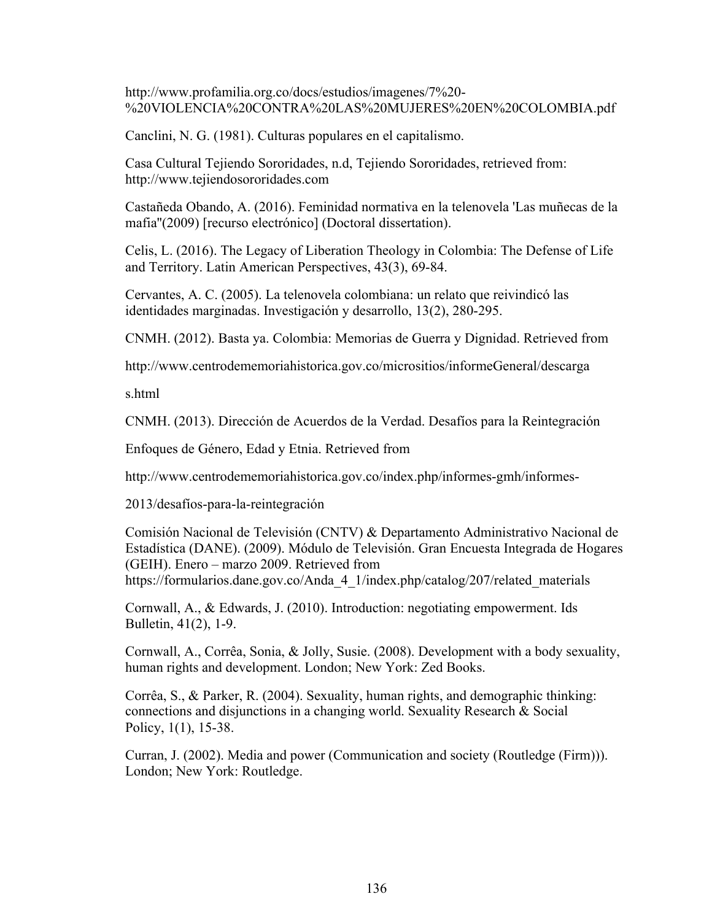http://www.profamilia.org.co/docs/estudios/imagenes/7%20-%20VIOLENCIA%20CONTRA%20LAS%20MUJERES%20EN%20COLOMBIA.pdf

Canclini, N. G. (1981). Culturas populares en el capitalismo.

Casa Cultural Tejiendo Sororidades, n.d, Tejiendo Sororidades, retrieved from: http://www.tejiendosororidades.com

Castañeda Obando, A. (2016). Feminidad normativa en la telenovela 'Las muñecas de la mafia''(2009) [recurso electrónico] (Doctoral dissertation).

Celis, L. (2016). The Legacy of Liberation Theology in Colombia: The Defense of Life and Territory. Latin American Perspectives, 43(3), 69-84.

Cervantes, A. C. (2005). La telenovela colombiana: un relato que reivindicó las identidades marginadas. Investigación y desarrollo, 13(2), 280-295.

CNMH. (2012). Basta ya. Colombia: Memorias de Guerra y Dignidad. Retrieved from

http://www.centrodememoriahistorica.gov.co/micrositios/informeGeneral/descarga

s.html

CNMH. (2013). Dirección de Acuerdos de la Verdad. Desafíos para la Reintegración

Enfoques de Género, Edad y Etnia. Retrieved from

http://www.centrodememoriahistorica.gov.co/index.php/informes-gmh/informes-

2013/desafios-para-la-reintegración

Comisión Nacional de Televisión (CNTV) & Departamento Administrativo Nacional de Estadística (DANE). (2009). Módulo de Televisión. Gran Encuesta Integrada de Hogares (GEIH). Enero – marzo 2009. Retrieved from https://formularios.dane.gov.co/Anda_4_1/index.php/catalog/207/related_materials

Cornwall, A., & Edwards, J. (2010). Introduction: negotiating empowerment. Ids Bulletin, 41(2), 1-9.

Cornwall, A., Corrêa, Sonia, & Jolly, Susie. (2008). Development with a body sexuality, human rights and development. London; New York: Zed Books.

Corrêa, S., & Parker, R. (2004). Sexuality, human rights, and demographic thinking: connections and disjunctions in a changing world. Sexuality Research & Social Policy, 1(1), 15-38.

Curran, J. (2002). Media and power (Communication and society (Routledge (Firm))). London; New York: Routledge.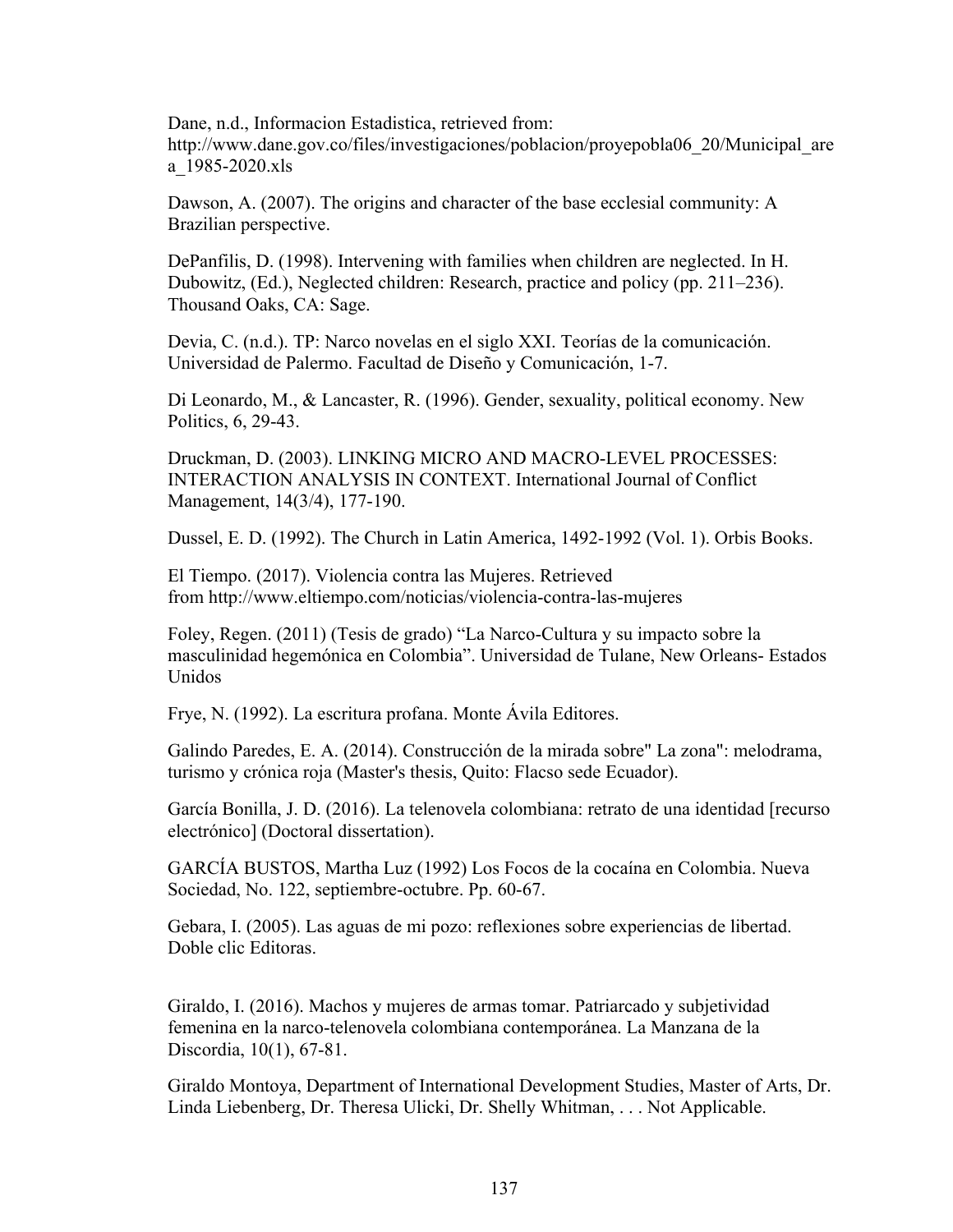Dane, n.d., Informacion Estadistica, retrieved from: http://www.dane.gov.co/files/investigaciones/poblacion/proyepobla06_20/Municipal_area_1985-2020.xls

Dawson, A. (2007). The origins and character of the base ecclesial community: A Brazilian perspective.

DePanfilis, D. (1998). Intervening with families when children are neglected. In H. Dubowitz, (Ed.), Neglected children: Research, practice and policy (pp. 211–236). Thousand Oaks, CA: Sage.

Devia, C. (n.d.). TP: Narco novelas en el siglo XXI. Teorías de la comunicación. Universidad de Palermo. Facultad de Diseño y Comunicación, 1-7.

Di Leonardo, M., & Lancaster, R. (1996). Gender, sexuality, political economy. New Politics, 6, 29-43.

Druckman, D. (2003). LINKING MICRO AND MACRO-LEVEL PROCESSES: INTERACTION ANALYSIS IN CONTEXT. International Journal of Conflict Management, 14(3/4), 177-190.

Dussel, E. D. (1992). The Church in Latin America, 1492-1992 (Vol. 1). Orbis Books.

El Tiempo. (2017). Violencia contra las Mujeres. Retrieved from http://www.eltiempo.com/noticias/violencia-contra-las-mujeres

Foley, Regen. (2011) (Tesis de grado) "La Narco-Cultura y su impacto sobre la masculinidad hegemónica en Colombia". Universidad de Tulane, New Orleans- Estados Unidos

Frye, N. (1992). La escritura profana. Monte Ávila Editores.

Galindo Paredes, E. A. (2014). Construcción de la mirada sobre" La zona": melodrama, turismo y crónica roja (Master's thesis, Quito: Flacso sede Ecuador).

García Bonilla, J. D. (2016). La telenovela colombiana: retrato de una identidad [recurso electrónico] (Doctoral dissertation).

GARCÍA BUSTOS, Martha Luz (1992) Los Focos de la cocaína en Colombia. Nueva Sociedad, No. 122, septiembre-octubre. Pp. 60-67.

Gebara, I. (2005). Las aguas de mi pozo: reflexiones sobre experiencias de libertad. Doble clic Editoras.

Giraldo, I. (2016). Machos y mujeres de armas tomar. Patriarcado y subjetividad femenina en la narco-telenovela colombiana contemporánea. La Manzana de la Discordia, 10(1), 67-81.

Giraldo Montoya, Department of International Development Studies, Master of Arts, Dr. Linda Liebenberg, Dr. Theresa Ulicki, Dr. Shelly Whitman, . . . Not Applicable.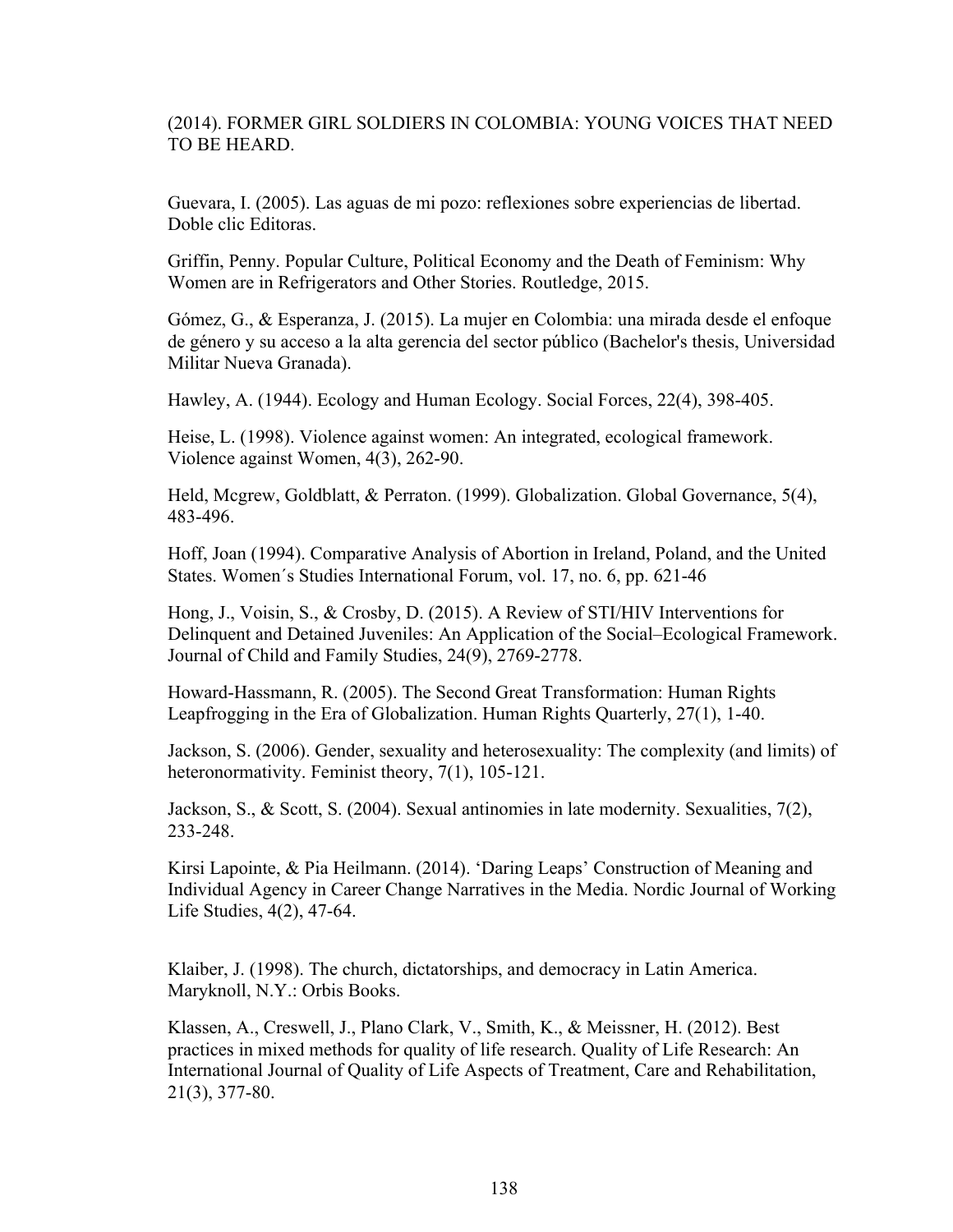(2014). FORMER GIRL SOLDIERS IN COLOMBIA: YOUNG VOICES THAT NEED TO BE HEARD.

Guevara, I. (2005). Las aguas de mi pozo: reflexiones sobre experiencias de libertad. Doble clic Editoras.

Griffin, Penny. Popular Culture, Political Economy and the Death of Feminism: Why Women are in Refrigerators and Other Stories. Routledge, 2015.

Gómez, G., & Esperanza, J. (2015). La mujer en Colombia: una mirada desde el enfoque de género y su acceso a la alta gerencia del sector público (Bachelor's thesis, Universidad Militar Nueva Granada).

Hawley, A. (1944). Ecology and Human Ecology. Social Forces, 22(4), 398-405.

Heise, L. (1998). Violence against women: An integrated, ecological framework. Violence against Women, 4(3), 262-90.

Held, Mcgrew, Goldblatt, & Perraton. (1999). Globalization. Global Governance, 5(4), 483-496.

Hoff, Joan (1994). Comparative Analysis of Abortion in Ireland, Poland, and the United States. Women´s Studies International Forum, vol. 17, no. 6, pp. 621-46

Hong, J., Voisin, S., & Crosby, D. (2015). A Review of STI/HIV Interventions for Delinquent and Detained Juveniles: An Application of the Social–Ecological Framework. Journal of Child and Family Studies, 24(9), 2769-2778.

Howard-Hassmann, R. (2005). The Second Great Transformation: Human Rights Leapfrogging in the Era of Globalization. Human Rights Quarterly, 27(1), 1-40.

Jackson, S. (2006). Gender, sexuality and heterosexuality: The complexity (and limits) of heteronormativity. Feminist theory, 7(1), 105-121.

Jackson, S., & Scott, S. (2004). Sexual antinomies in late modernity. Sexualities, 7(2), 233-248.

Kirsi Lapointe, & Pia Heilmann. (2014). 'Daring Leaps' Construction of Meaning and Individual Agency in Career Change Narratives in the Media. Nordic Journal of Working Life Studies, 4(2), 47-64.

Klaiber, J. (1998). The church, dictatorships, and democracy in Latin America. Maryknoll, N.Y.: Orbis Books.

Klassen, A., Creswell, J., Plano Clark, V., Smith, K., & Meissner, H. (2012). Best practices in mixed methods for quality of life research. Quality of Life Research: An International Journal of Quality of Life Aspects of Treatment, Care and Rehabilitation, 21(3), 377-80.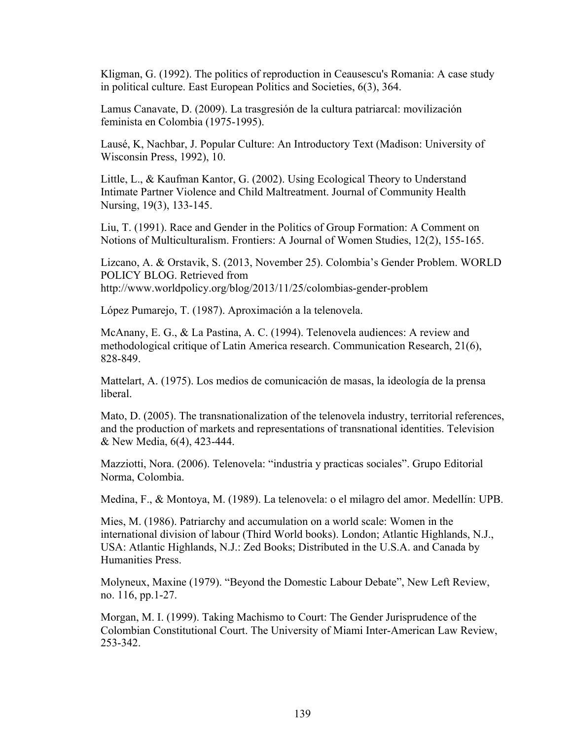Kligman, G. (1992). The politics of reproduction in Ceausescu's Romania: A case study in political culture. East European Politics and Societies, 6(3), 364.

Lamus Canavate, D. (2009). La trasgresión de la cultura patriarcal: movilización feminista en Colombia (1975-1995).

Lausé, K, Nachbar, J. Popular Culture: An Introductory Text (Madison: University of Wisconsin Press, 1992), 10.

Little, L., & Kaufman Kantor, G. (2002). Using Ecological Theory to Understand Intimate Partner Violence and Child Maltreatment. Journal of Community Health Nursing, 19(3), 133-145.

Liu, T. (1991). Race and Gender in the Politics of Group Formation: A Comment on Notions of Multiculturalism. Frontiers: A Journal of Women Studies, 12(2), 155-165.

Lizcano, A. & Orstavik, S. (2013, November 25). Colombia's Gender Problem. WORLD POLICY BLOG. Retrieved from http://www.worldpolicy.org/blog/2013/11/25/colombias-gender-problem

López Pumarejo, T. (1987). Aproximación a la telenovela.

McAnany, E. G., & La Pastina, A. C. (1994). Telenovela audiences: A review and methodological critique of Latin America research. Communication Research, 21(6), 828-849.

Mattelart, A. (1975). Los medios de comunicación de masas, la ideología de la prensa liberal.

Mato, D. (2005). The transnationalization of the telenovela industry, territorial references, and the production of markets and representations of transnational identities. Television & New Media, 6(4), 423-444.

Mazziotti, Nora. (2006). Telenovela: "industria y practicas sociales". Grupo Editorial Norma, Colombia.

Medina, F., & Montoya, M. (1989). La telenovela: o el milagro del amor. Medellín: UPB.

Mies, M. (1986). Patriarchy and accumulation on a world scale: Women in the international division of labour (Third World books). London; Atlantic Highlands, N.J., USA: Atlantic Highlands, N.J.: Zed Books; Distributed in the U.S.A. and Canada by Humanities Press.

Molyneux, Maxine (1979). "Beyond the Domestic Labour Debate", New Left Review, no. 116, pp.1-27.

Morgan, M. I. (1999). Taking Machismo to Court: The Gender Jurisprudence of the Colombian Constitutional Court. The University of Miami Inter-American Law Review, 253-342.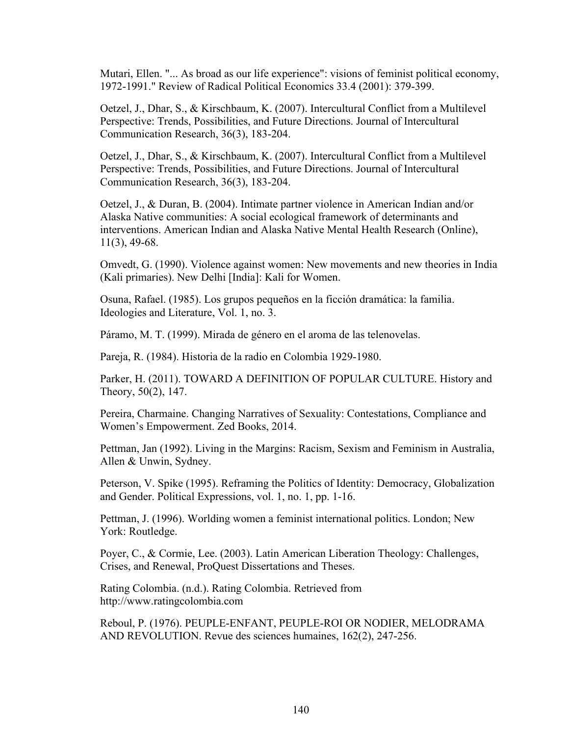Mutari, Ellen. "... As broad as our life experience": visions of feminist political economy, 1972-1991." Review of Radical Political Economics 33.4 (2001): 379-399.

Oetzel, J., Dhar, S., & Kirschbaum, K. (2007). Intercultural Conflict from a Multilevel Perspective: Trends, Possibilities, and Future Directions. Journal of Intercultural Communication Research, 36(3), 183-204.

Oetzel, J., Dhar, S., & Kirschbaum, K. (2007). Intercultural Conflict from a Multilevel Perspective: Trends, Possibilities, and Future Directions. Journal of Intercultural Communication Research, 36(3), 183-204.

Oetzel, J., & Duran, B. (2004). Intimate partner violence in American Indian and/or Alaska Native communities: A social ecological framework of determinants and interventions. American Indian and Alaska Native Mental Health Research (Online), 11(3), 49-68.

Omvedt, G. (1990). Violence against women: New movements and new theories in India (Kali primaries). New Delhi [India]: Kali for Women.

Osuna, Rafael. (1985). Los grupos pequeños en la ficción dramática: la familia. Ideologies and Literature, Vol. 1, no. 3.

Páramo, M. T. (1999). Mirada de género en el aroma de las telenovelas.

Pareja, R. (1984). Historia de la radio en Colombia 1929-1980.

Parker, H. (2011). TOWARD A DEFINITION OF POPULAR CULTURE. History and Theory, 50(2), 147.

Pereira, Charmaine. Changing Narratives of Sexuality: Contestations, Compliance and Women's Empowerment. Zed Books, 2014.

Pettman, Jan (1992). Living in the Margins: Racism, Sexism and Feminism in Australia, Allen & Unwin, Sydney.

Peterson, V. Spike (1995). Reframing the Politics of Identity: Democracy, Globalization and Gender. Political Expressions, vol. 1, no. 1, pp. 1-16.

Pettman, J. (1996). Worlding women a feminist international politics. London; New York: Routledge.

Poyer, C., & Cormie, Lee. (2003). Latin American Liberation Theology: Challenges, Crises, and Renewal, ProQuest Dissertations and Theses.

Rating Colombia. (n.d.). Rating Colombia. Retrieved from http://www.ratingcolombia.com

Reboul, P. (1976). PEUPLE-ENFANT, PEUPLE-ROI OR NODIER, MELODRAMA AND REVOLUTION. Revue des sciences humaines, 162(2), 247-256.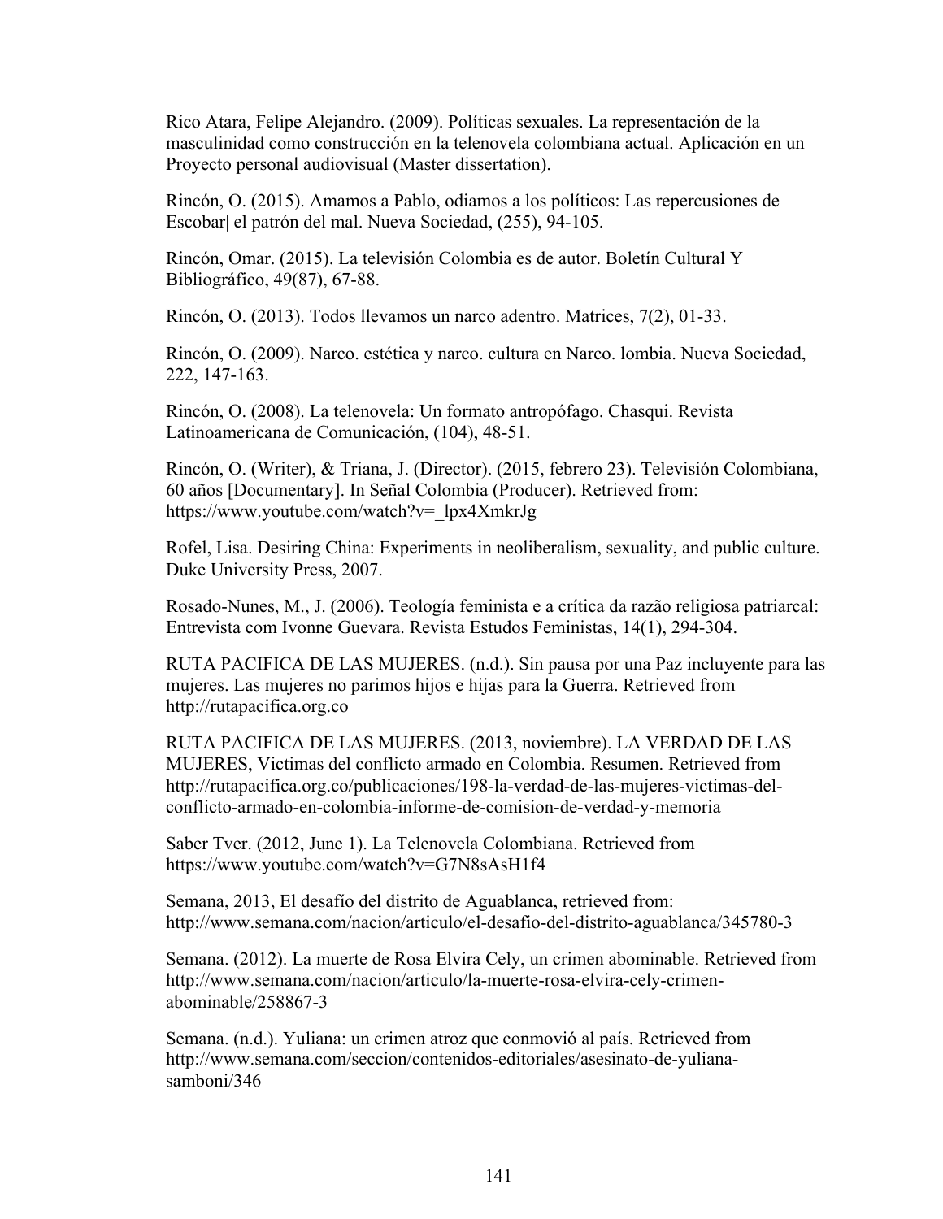Rico Atara, Felipe Alejandro. (2009). Políticas sexuales. La representación de la masculinidad como construcción en la telenovela colombiana actual. Aplicación en un Proyecto personal audiovisual (Master dissertation).

Rincón, O. (2015). Amamos a Pablo, odiamos a los políticos: Las repercusiones de Escobar| el patrón del mal. Nueva Sociedad, (255), 94-105.

Rincón, Omar. (2015). La televisión Colombia es de autor. Boletín Cultural Y Bibliográfico, 49(87), 67-88.

Rincón, O. (2013). Todos llevamos un narco adentro. Matrices, 7(2), 01-33.

Rincón, O. (2009). Narco. estética y narco. cultura en Narco. lombia. Nueva Sociedad, 222, 147-163.

Rincón, O. (2008). La telenovela: Un formato antropófago. Chasqui. Revista Latinoamericana de Comunicación, (104), 48-51.

Rincón, O. (Writer), & Triana, J. (Director). (2015, febrero 23). Televisión Colombiana, 60 años [Documentary]. In Señal Colombia (Producer). Retrieved from: https://www.youtube.com/watch?v=_lpx4XmkrJg

Rofel, Lisa. Desiring China: Experiments in neoliberalism, sexuality, and public culture. Duke University Press, 2007.

Rosado-Nunes, M., J. (2006). Teología feminista e a crítica da razão religiosa patriarcal: Entrevista com Ivonne Guevara. Revista Estudos Feministas, 14(1), 294-304.

RUTA PACIFICA DE LAS MUJERES. (n.d.). Sin pausa por una Paz incluyente para las mujeres. Las mujeres no parimos hijos e hijas para la Guerra. Retrieved from http://rutapacifica.org.co

RUTA PACIFICA DE LAS MUJERES. (2013, noviembre). LA VERDAD DE LAS MUJERES, Victimas del conflicto armado en Colombia. Resumen. Retrieved from http://rutapacifica.org.co/publicaciones/198-la-verdad-de-las-mujeres-victimas-del-conflicto-armado-en-colombia-informe-de-comision-de-verdad-y-memoria

Saber Tver. (2012, June 1). La Telenovela Colombiana. Retrieved from https://www.youtube.com/watch?v=G7N8sAsH1f4

Semana, 2013, El desafío del distrito de Aguablanca, retrieved from: http://www.semana.com/nacion/articulo/el-desafio-del-distrito-aguablanca/345780-3

Semana. (2012). La muerte de Rosa Elvira Cely, un crimen abominable. Retrieved from http://www.semana.com/nacion/articulo/la-muerte-rosa-elvira-cely-crimen-abominable/258867-3

Semana. (n.d.). Yuliana: un crimen atroz que conmovió al país. Retrieved from http://www.semana.com/seccion/contenidos-editoriales/asesinato-de-yuliana-samboni/346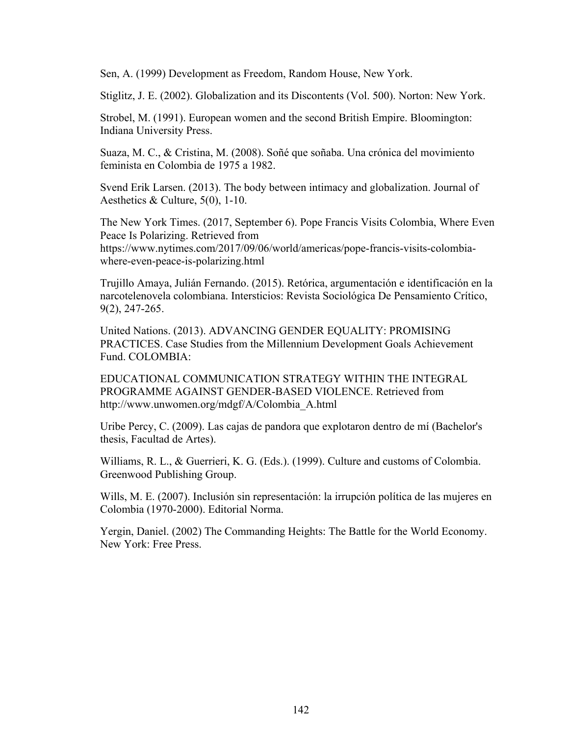Sen, A. (1999) Development as Freedom, Random House, New York.

Stiglitz, J. E. (2002). Globalization and its Discontents (Vol. 500). Norton: New York.

Strobel, M. (1991). European women and the second British Empire. Bloomington: Indiana University Press.

Suaza, M. C., & Cristina, M. (2008). Soñé que soñaba. Una crónica del movimiento feminista en Colombia de 1975 a 1982.

Svend Erik Larsen. (2013). The body between intimacy and globalization. Journal of Aesthetics & Culture, 5(0), 1-10.

The New York Times. (2017, September 6). Pope Francis Visits Colombia, Where Even Peace Is Polarizing. Retrieved from https://www.nytimes.com/2017/09/06/world/americas/pope-francis-visits-colombia-where-even-peace-is-polarizing.html

Trujillo Amaya, Julián Fernando. (2015). Retórica, argumentación e identificación en la narcotelenovela colombiana. Intersticios: Revista Sociológica De Pensamiento Crítico, 9(2), 247-265.

United Nations. (2013). ADVANCING GENDER EQUALITY: PROMISING PRACTICES. Case Studies from the Millennium Development Goals Achievement Fund. COLOMBIA:

EDUCATIONAL COMMUNICATION STRATEGY WITHIN THE INTEGRAL PROGRAMME AGAINST GENDER-BASED VIOLENCE. Retrieved from http://www.unwomen.org/mdgf/A/Colombia_A.html

Uribe Percy, C. (2009). Las cajas de pandora que explotaron dentro de mí (Bachelor's thesis, Facultad de Artes).

Williams, R. L., & Guerrieri, K. G. (Eds.). (1999). Culture and customs of Colombia. Greenwood Publishing Group.

Wills, M. E. (2007). Inclusión sin representación: la irrupción política de las mujeres en Colombia (1970-2000). Editorial Norma.

Yergin, Daniel. (2002) The Commanding Heights: The Battle for the World Economy. New York: Free Press.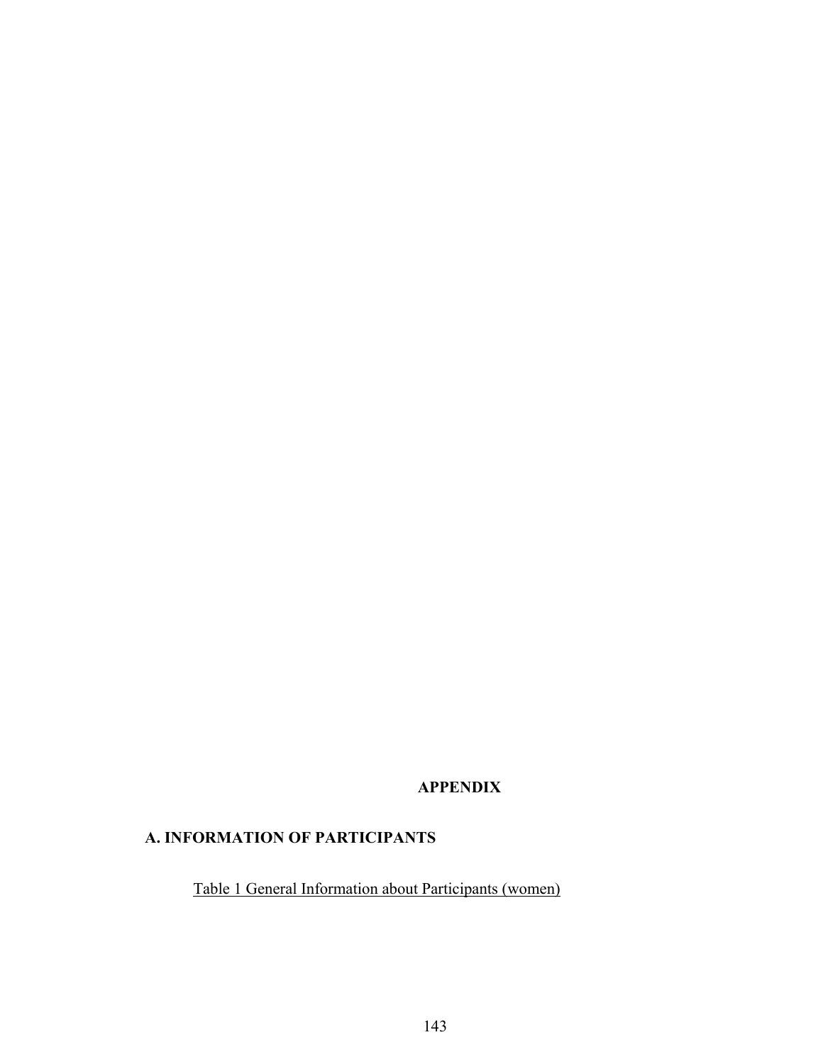# APPENDIX

## A. INFORMATION OF PARTICIPANTS

Table 1 General Information about Participants (women)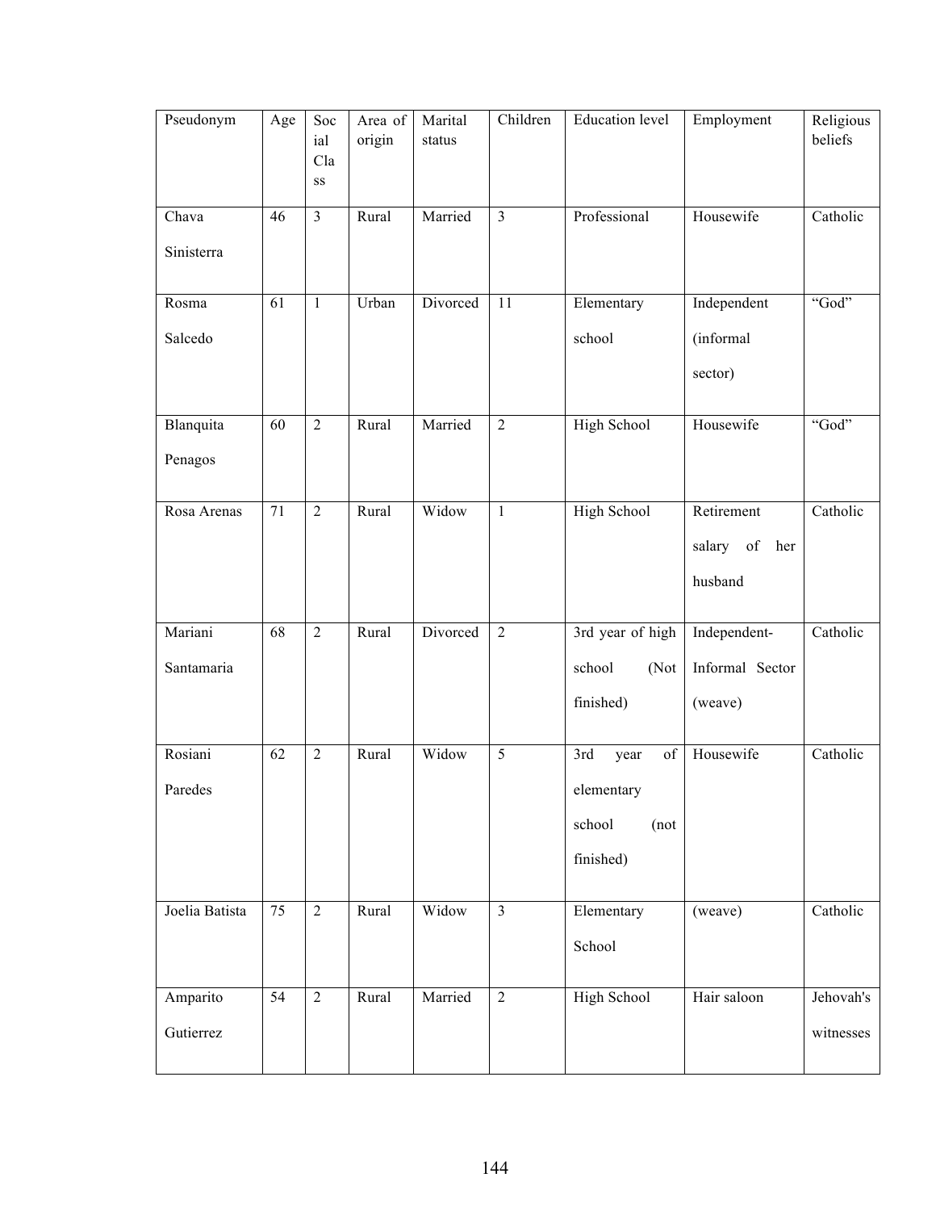| Pseudonym | Age | Social Class | Area of origin | Marital status | Children | Education level | Employment | Religious beliefs |
|---|---|---|---|---|---|---|---|---|
| Chava Sinisterra | 46 | 3 | Rural | Married | 3 | Professional | Housewife | Catholic |
| Rosma Salcedo | 61 | 1 | Urban | Divorced | 11 | Elementary school | Independent (informal sector) | "God" |
| Blanquita Penagos | 60 | 2 | Rural | Married | 2 | High School | Housewife | "God" |
| Rosa Arenas | 71 | 2 | Rural | Widow | 1 | High School | Retirement salary of her husband | Catholic |
| Mariani Santamaria | 68 | 2 | Rural | Divorced | 2 | 3rd year of high school (Not finished) | Independent-Informal Sector (weave) | Catholic |
| Rosiani Paredes | 62 | 2 | Rural | Widow | 5 | 3rd year of elementary school (not finished) | Housewife | Catholic |
| Joelia Batista | 75 | 2 | Rural | Widow | 3 | Elementary School | (weave) | Catholic |
| Amparito Gutierrez | 54 | 2 | Rural | Married | 2 | High School | Hair saloon | Jehovah's witnesses |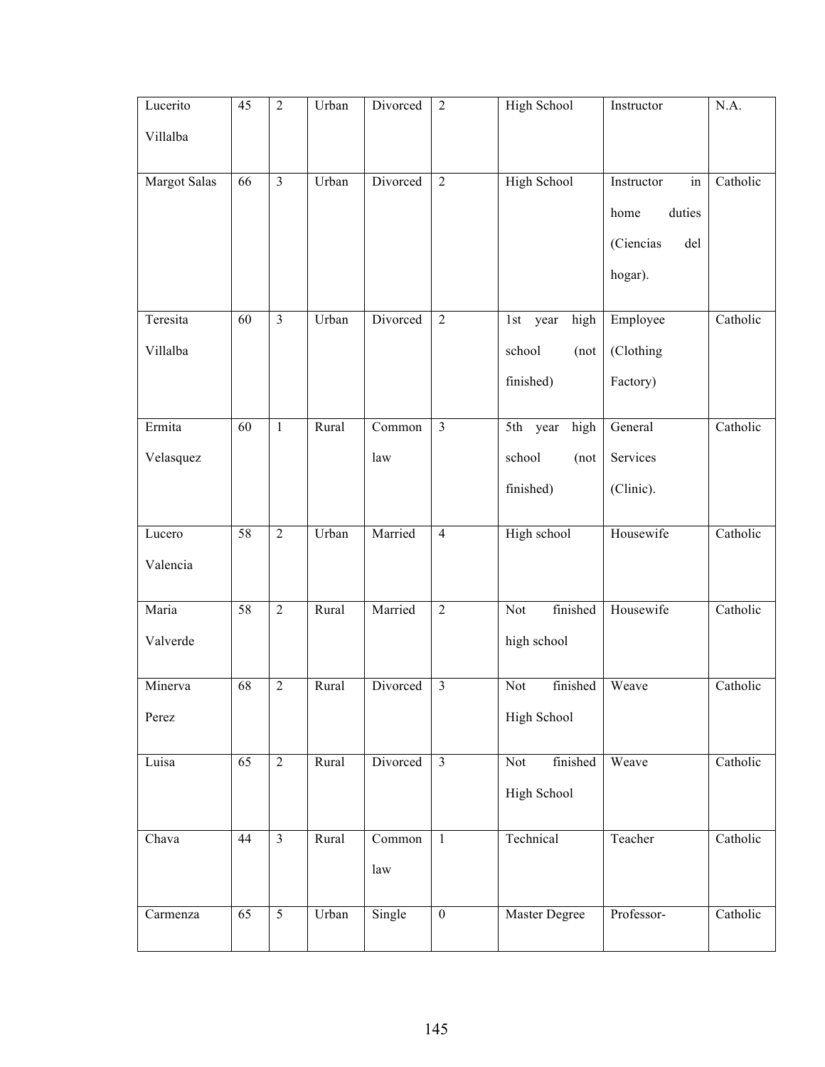| Lucerito Villalba | 45 | 2 | Urban | Divorced | 2 | High School | Instructor | N.A. |
|---|---|---|---|---|---|---|---|---|
| Margot Salas | 66 | 3 | Urban | Divorced | 2 | High School | Instructor in home duties (Ciencias del hogar). | Catholic |
| Teresita Villalba | 60 | 3 | Urban | Divorced | 2 | 1st year high school (not finished) | Employee (Clothing Factory) | Catholic |
| Ermita Velasquez | 60 | 1 | Rural | Common law | 3 | 5th year high school (not finished) | General Services (Clinic). | Catholic |
| Lucero Valencia | 58 | 2 | Urban | Married | 4 | High school | Housewife | Catholic |
| Maria Valverde | 58 | 2 | Rural | Married | 2 | Not finished high school | Housewife | Catholic |
| Minerva Perez | 68 | 2 | Rural | Divorced | 3 | Not finished High School | Weave | Catholic |
| Luisa | 65 | 2 | Rural | Divorced | 3 | Not finished High School | Weave | Catholic |
| Chava | 44 | 3 | Rural | Common law | 1 | Technical | Teacher | Catholic |
| Carmenza | 65 | 5 | Urban | Single | 0 | Master Degree | Professor- | Catholic |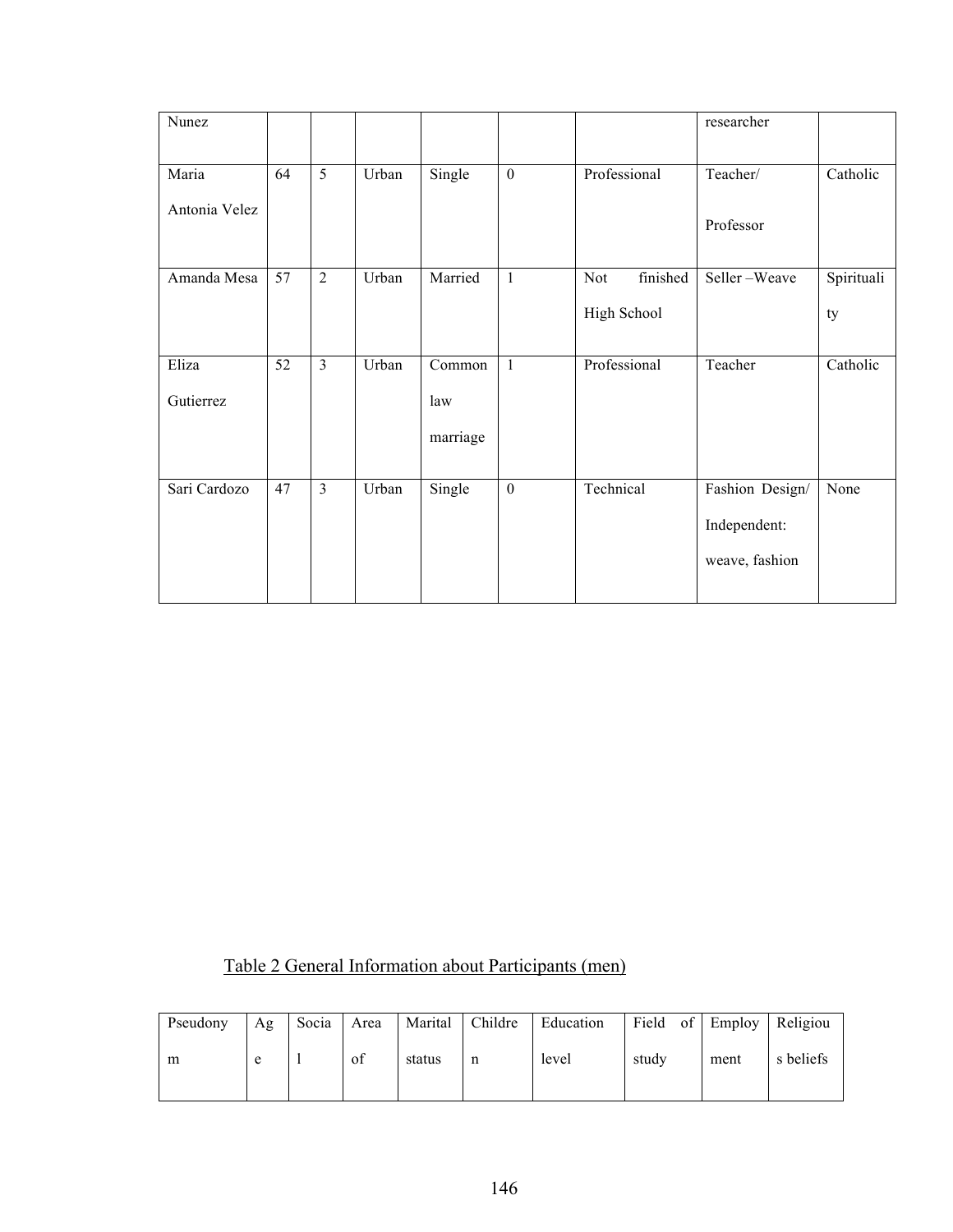| | | | | | | | | |
|---|---|---|---|---|---|---|---|---|
| Nunez | | | | | | | researcher | |
| Maria Antonia Velez | 64 | 5 | Urban | Single | 0 | Professional | Teacher/ Professor | Catholic |
| Amanda Mesa | 57 | 2 | Urban | Married | 1 | Not finished High School | Seller –Weave | Spirituality |
| Eliza Gutierrez | 52 | 3 | Urban | Common law marriage | 1 | Professional | Teacher | Catholic |
| Sari Cardozo | 47 | 3 | Urban | Single | 0 | Technical | Fashion Design/ Independent: weave, fashion | None |

Table 2 General Information about Participants (men)

| Pseudonym | Age | Social | Area of | Marital status | Children | Education level | Field of study | Employment | Religious beliefs |
|---|---|---|---|---|---|---|---|---|---|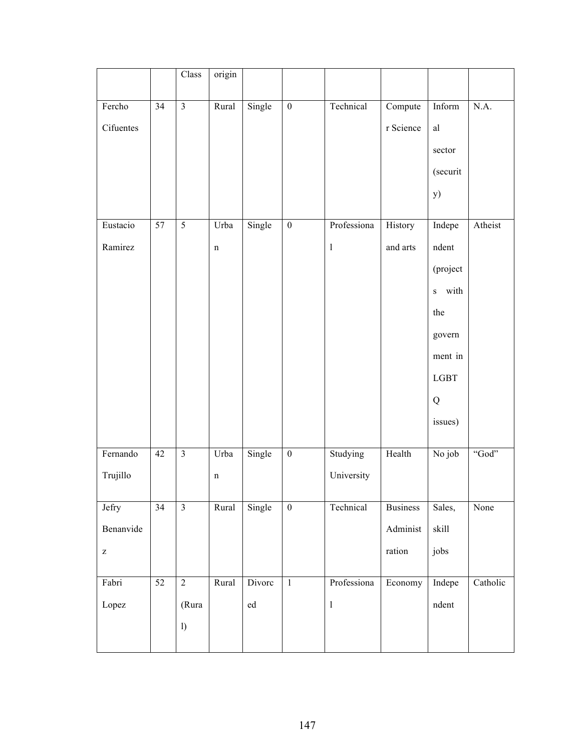| | | Class | origin | | | | | | |
|---|---|---|---|---|---|---|---|---|---|
| Fercho Cifuentes | 34 | 3 | Rural | Single | 0 | Technical | Computer Science | Informal sector (security) | N.A. |
| Eustacio Ramirez | 57 | 5 | Urban | Single | 0 | Professional | History and arts | Independent (projects with the government in LGBTQ issues) | Atheist |
| Fernando Trujillo | 42 | 3 | Urban | Single | 0 | Studying University | Health | No job | "God" |
| Jefry Benanvidez | 34 | 3 | Rural | Single | 0 | Technical | Business Administration | Sales, skill jobs | None |
| Fabri Lopez | 52 | 2 (Rural) | Rural | Divorced | 1 | Professional | Economy | Independent | Catholic |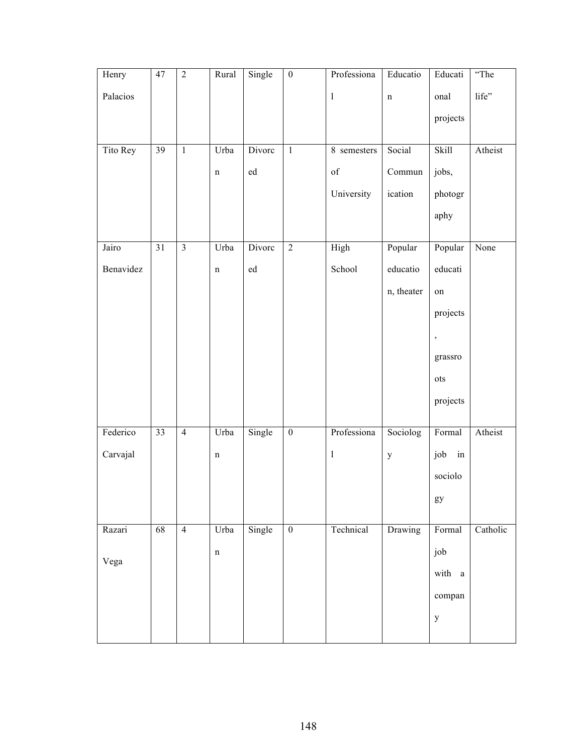| Henry Palacios | 47 | 2 | Rural | Single | 0 | Professional | Education | Educational projects | "The life" |
|---|---|---|---|---|---|---|---|---|---|
| Tito Rey | 39 | 1 | Urban | Divorced | 1 | 8 semesters of University | Social Communication | Skill jobs, photography | Atheist |
| Jairo Benavidez | 31 | 3 | Urban | Divorced | 2 | High School | Popular education, theater | Popular education projects, grassroots projects | None |
| Federico Carvajal | 33 | 4 | Urban | Single | 0 | Professional | Sociology | Formal job in sociology | Atheist |
| Razari Vega | 68 | 4 | Urban | Single | 0 | Technical | Drawing | Formal job with a company | Catholic |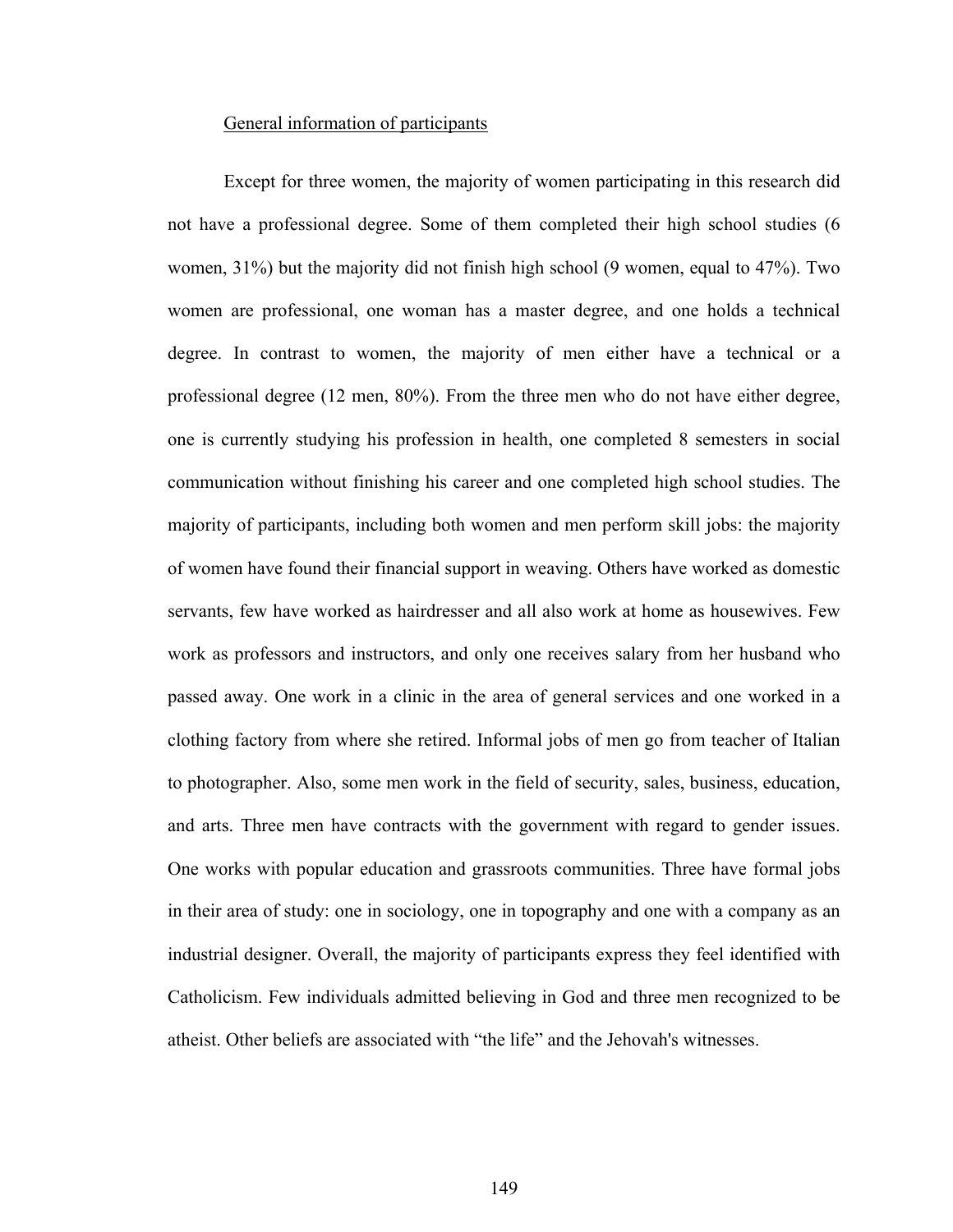General information of participants

Except for three women, the majority of women participating in this research did not have a professional degree. Some of them completed their high school studies (6 women, 31%) but the majority did not finish high school (9 women, equal to 47%). Two women are professional, one woman has a master degree, and one holds a technical degree. In contrast to women, the majority of men either have a technical or a professional degree (12 men, 80%). From the three men who do not have either degree, one is currently studying his profession in health, one completed 8 semesters in social communication without finishing his career and one completed high school studies. The majority of participants, including both women and men perform skill jobs: the majority of women have found their financial support in weaving. Others have worked as domestic servants, few have worked as hairdresser and all also work at home as housewives. Few work as professors and instructors, and only one receives salary from her husband who passed away. One work in a clinic in the area of general services and one worked in a clothing factory from where she retired. Informal jobs of men go from teacher of Italian to photographer. Also, some men work in the field of security, sales, business, education, and arts. Three men have contracts with the government with regard to gender issues. One works with popular education and grassroots communities. Three have formal jobs in their area of study: one in sociology, one in topography and one with a company as an industrial designer. Overall, the majority of participants express they feel identified with Catholicism. Few individuals admitted believing in God and three men recognized to be atheist. Other beliefs are associated with "the life" and the Jehovah's witnesses.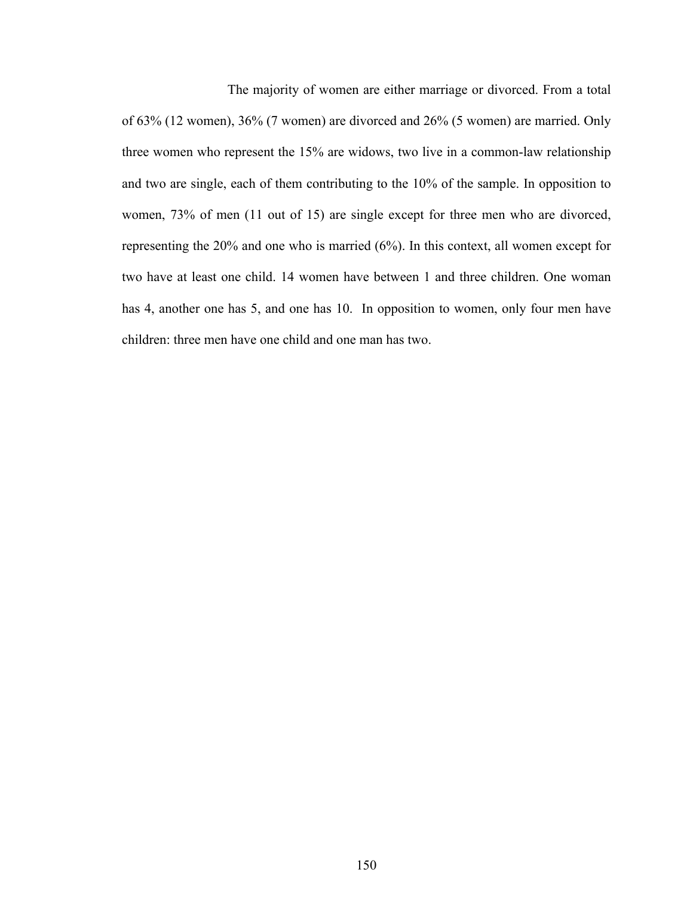The majority of women are either marriage or divorced. From a total of 63% (12 women), 36% (7 women) are divorced and 26% (5 women) are married. Only three women who represent the 15% are widows, two live in a common-law relationship and two are single, each of them contributing to the 10% of the sample. In opposition to women, 73% of men (11 out of 15) are single except for three men who are divorced, representing the 20% and one who is married (6%). In this context, all women except for two have at least one child. 14 women have between 1 and three children. One woman has 4, another one has 5, and one has 10. In opposition to women, only four men have children: three men have one child and one man has two.